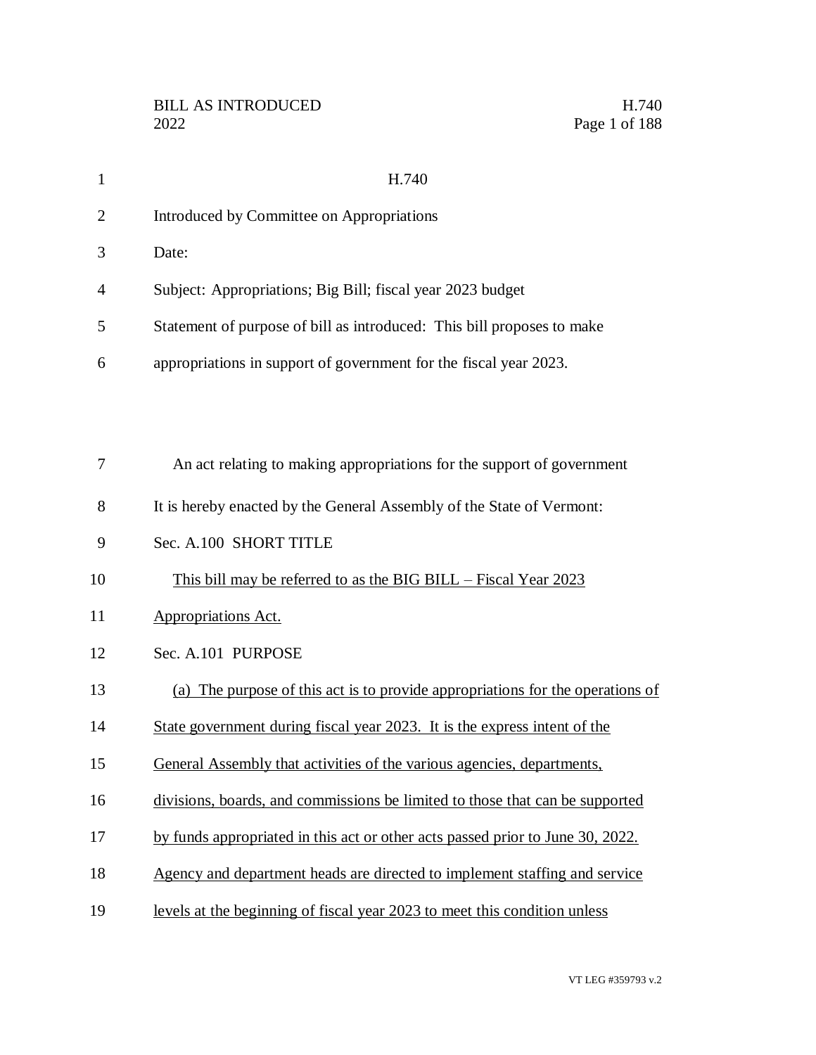BILL AS INTRODUCED H.740
2022

# H.740

Introduced by Committee on Appropriations

Date:

Subject: Appropriations; Big Bill; fiscal year 2023 budget

Statement of purpose of bill as introduced: This bill proposes to make appropriations in support of government for the fiscal year 2023.

An act relating to making appropriations for the support of government

It is hereby enacted by the General Assembly of the State of Vermont:

Sec. A.100 SHORT TITLE

This bill may be referred to as the BIG BILL – Fiscal Year 2023 Appropriations Act.

Sec. A.101 PURPOSE

(a) The purpose of this act is to provide appropriations for the operations of State government during fiscal year 2023. It is the express intent of the General Assembly that activities of the various agencies, departments, divisions, boards, and commissions be limited to those that can be supported by funds appropriated in this act or other acts passed prior to June 30, 2022. Agency and department heads are directed to implement staffing and service levels at the beginning of fiscal year 2023 to meet this condition unless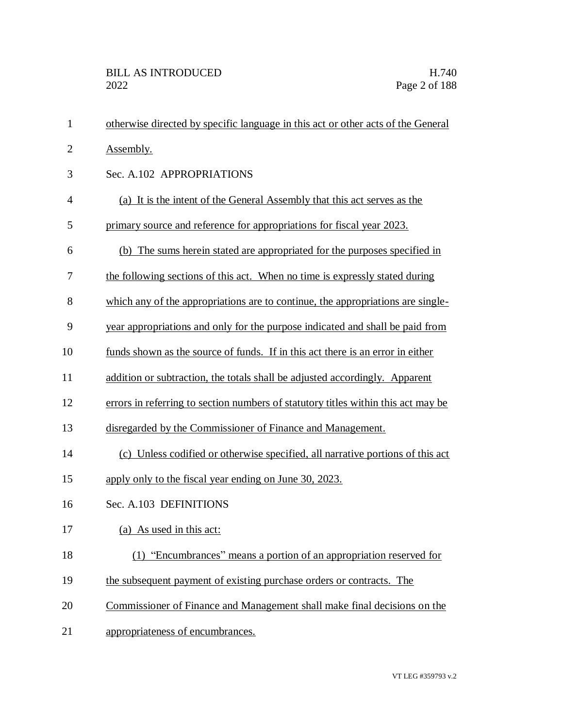otherwise directed by specific language in this act or other acts of the General Assembly.

Sec. A.102 APPROPRIATIONS

(a) It is the intent of the General Assembly that this act serves as the primary source and reference for appropriations for fiscal year 2023.

(b) The sums herein stated are appropriated for the purposes specified in the following sections of this act. When no time is expressly stated during which any of the appropriations are to continue, the appropriations are single-year appropriations and only for the purpose indicated and shall be paid from funds shown as the source of funds. If in this act there is an error in either addition or subtraction, the totals shall be adjusted accordingly. Apparent errors in referring to section numbers of statutory titles within this act may be disregarded by the Commissioner of Finance and Management.

(c) Unless codified or otherwise specified, all narrative portions of this act apply only to the fiscal year ending on June 30, 2023.

Sec. A.103 DEFINITIONS

(a) As used in this act:

(1) "Encumbrances" means a portion of an appropriation reserved for the subsequent payment of existing purchase orders or contracts. The Commissioner of Finance and Management shall make final decisions on the appropriateness of encumbrances.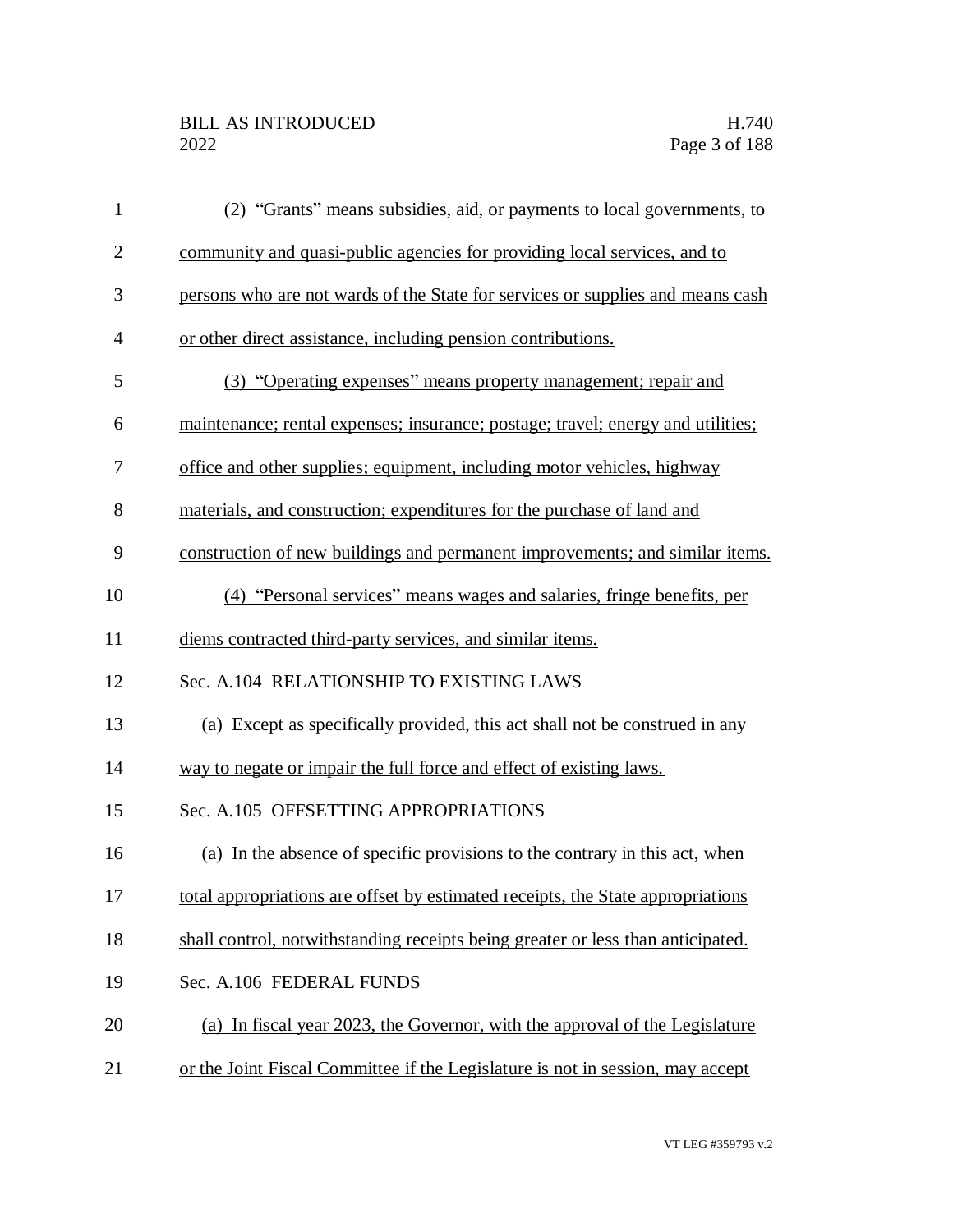(2) "Grants" means subsidies, aid, or payments to local governments, to community and quasi-public agencies for providing local services, and to persons who are not wards of the State for services or supplies and means cash or other direct assistance, including pension contributions.

(3) "Operating expenses" means property management; repair and maintenance; rental expenses; insurance; postage; travel; energy and utilities; office and other supplies; equipment, including motor vehicles, highway materials, and construction; expenditures for the purchase of land and construction of new buildings and permanent improvements; and similar items.

(4) "Personal services" means wages and salaries, fringe benefits, per diems contracted third-party services, and similar items.

Sec. A.104 RELATIONSHIP TO EXISTING LAWS

(a) Except as specifically provided, this act shall not be construed in any way to negate or impair the full force and effect of existing laws.

Sec. A.105 OFFSETTING APPROPRIATIONS

(a) In the absence of specific provisions to the contrary in this act, when total appropriations are offset by estimated receipts, the State appropriations shall control, notwithstanding receipts being greater or less than anticipated.

Sec. A.106 FEDERAL FUNDS

(a) In fiscal year 2023, the Governor, with the approval of the Legislature or the Joint Fiscal Committee if the Legislature is not in session, may accept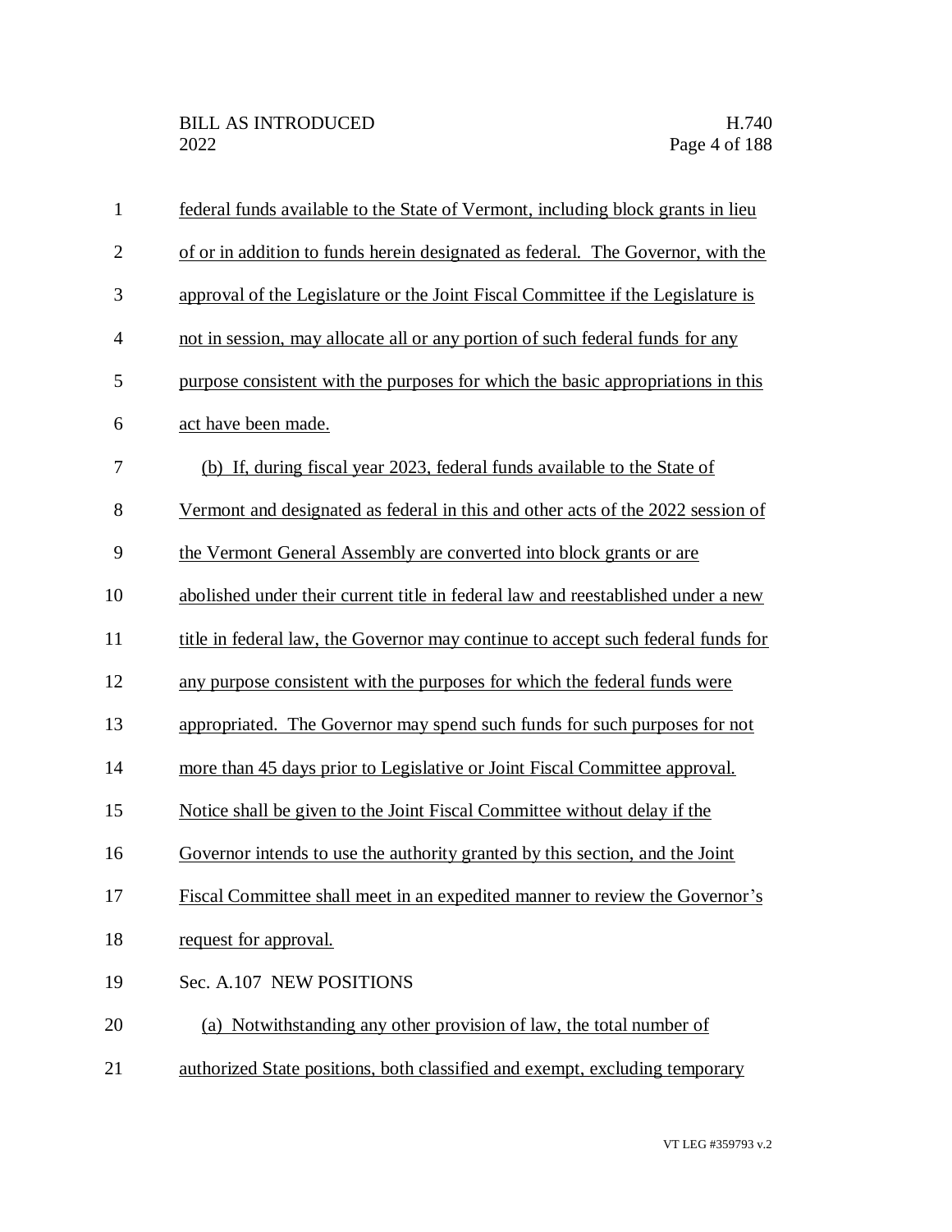federal funds available to the State of Vermont, including block grants in lieu of or in addition to funds herein designated as federal. The Governor, with the approval of the Legislature or the Joint Fiscal Committee if the Legislature is not in session, may allocate all or any portion of such federal funds for any purpose consistent with the purposes for which the basic appropriations in this act have been made.

(b) If, during fiscal year 2023, federal funds available to the State of Vermont and designated as federal in this and other acts of the 2022 session of the Vermont General Assembly are converted into block grants or are abolished under their current title in federal law and reestablished under a new title in federal law, the Governor may continue to accept such federal funds for any purpose consistent with the purposes for which the federal funds were appropriated. The Governor may spend such funds for such purposes for not more than 45 days prior to Legislative or Joint Fiscal Committee approval. Notice shall be given to the Joint Fiscal Committee without delay if the Governor intends to use the authority granted by this section, and the Joint Fiscal Committee shall meet in an expedited manner to review the Governor's request for approval.

Sec. A.107 NEW POSITIONS

(a) Notwithstanding any other provision of law, the total number of authorized State positions, both classified and exempt, excluding temporary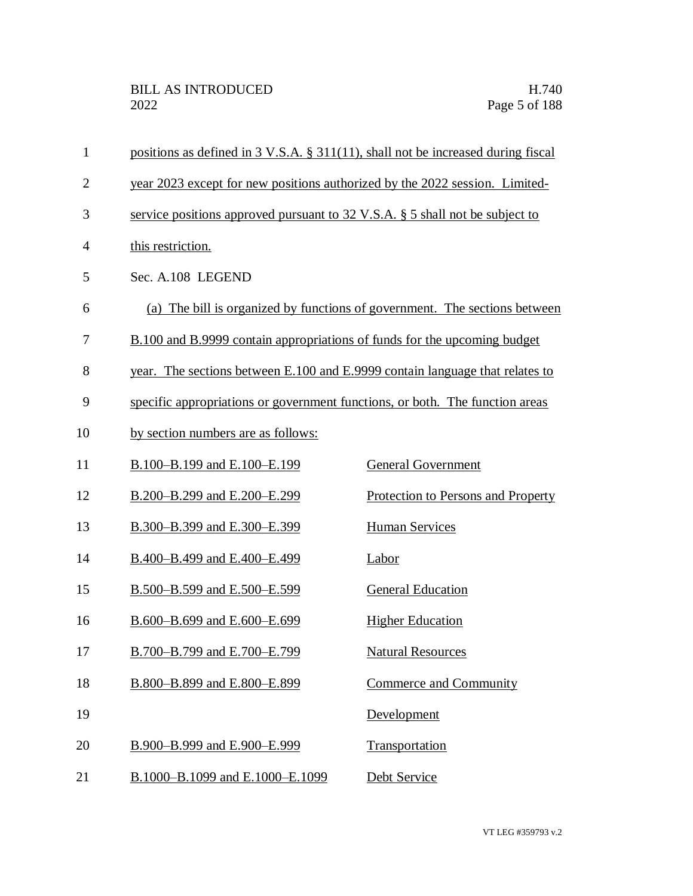positions as defined in 3 V.S.A. § 311(11), shall not be increased during fiscal year 2023 except for new positions authorized by the 2022 session. Limited-service positions approved pursuant to 32 V.S.A. § 5 shall not be subject to this restriction.

Sec. A.108 LEGEND

(a) The bill is organized by functions of government. The sections between B.100 and B.9999 contain appropriations of funds for the upcoming budget year. The sections between E.100 and E.9999 contain language that relates to specific appropriations or government functions, or both. The function areas by section numbers are as follows:

| | |
|---|---|
| B.100–B.199 and E.100–E.199 | General Government |
| B.200–B.299 and E.200–E.299 | Protection to Persons and Property |
| B.300–B.399 and E.300–E.399 | Human Services |
| B.400–B.499 and E.400–E.499 | Labor |
| B.500–B.599 and E.500–E.599 | General Education |
| B.600–B.699 and E.600–E.699 | Higher Education |
| B.700–B.799 and E.700–E.799 | Natural Resources |
| B.800–B.899 and E.800–E.899 | Commerce and Community Development |
| B.900–B.999 and E.900–E.999 | Transportation |
| B.1000–B.1099 and E.1000–E.1099 | Debt Service |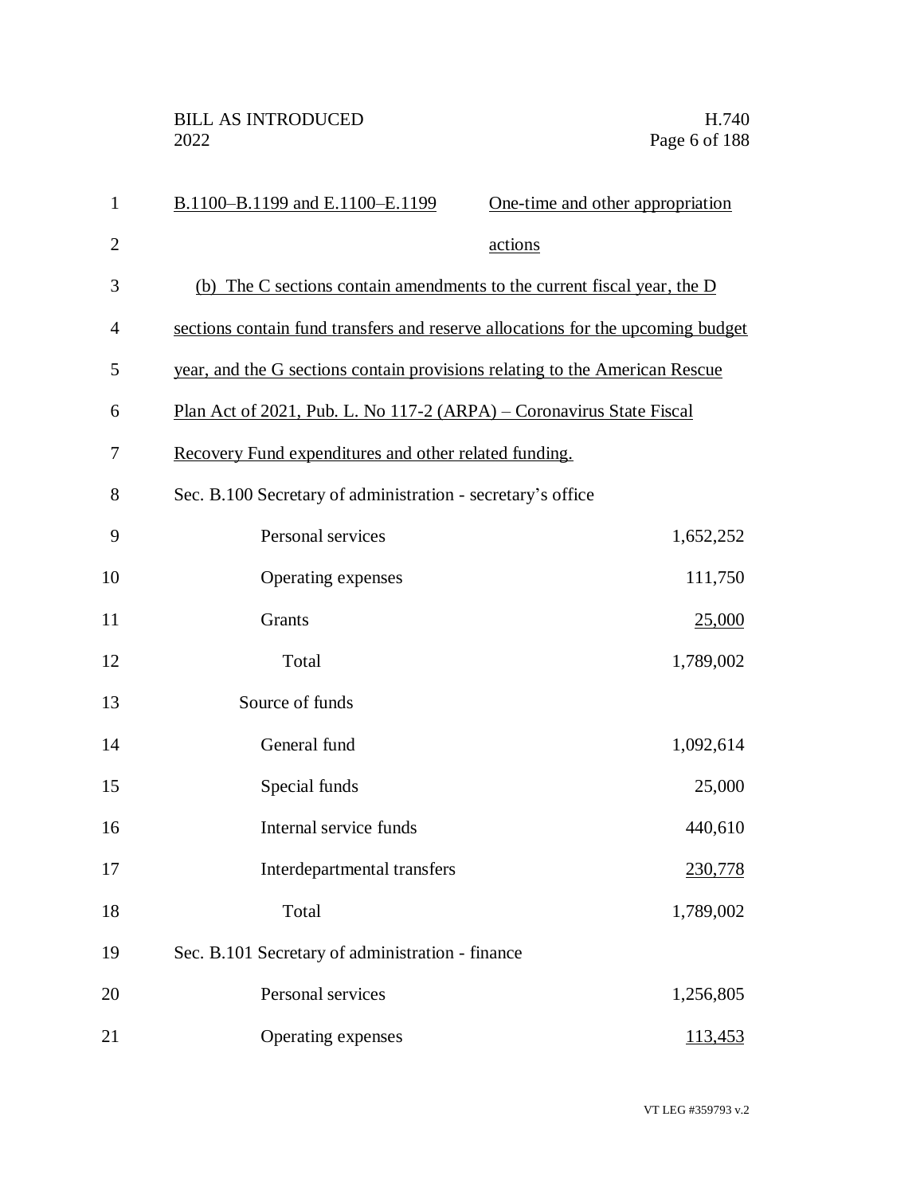B.1100–B.1199 and E.1100–E.1199 One-time and other appropriation actions

(b) The C sections contain amendments to the current fiscal year, the D sections contain fund transfers and reserve allocations for the upcoming budget year, and the G sections contain provisions relating to the American Rescue Plan Act of 2021, Pub. L. No 117-2 (ARPA) – Coronavirus State Fiscal Recovery Fund expenditures and other related funding.

Sec. B.100 Secretary of administration - secretary's office

| | |
|---|---|
| Personal services | 1,652,252 |
| Operating expenses | 111,750 |
| Grants | 25,000 |
| Total | 1,789,002 |
| Source of funds | |
| General fund | 1,092,614 |
| Special funds | 25,000 |
| Internal service funds | 440,610 |
| Interdepartmental transfers | 230,778 |
| Total | 1,789,002 |

Sec. B.101 Secretary of administration - finance

| | |
|---|---|
| Personal services | 1,256,805 |
| Operating expenses | 113,453 |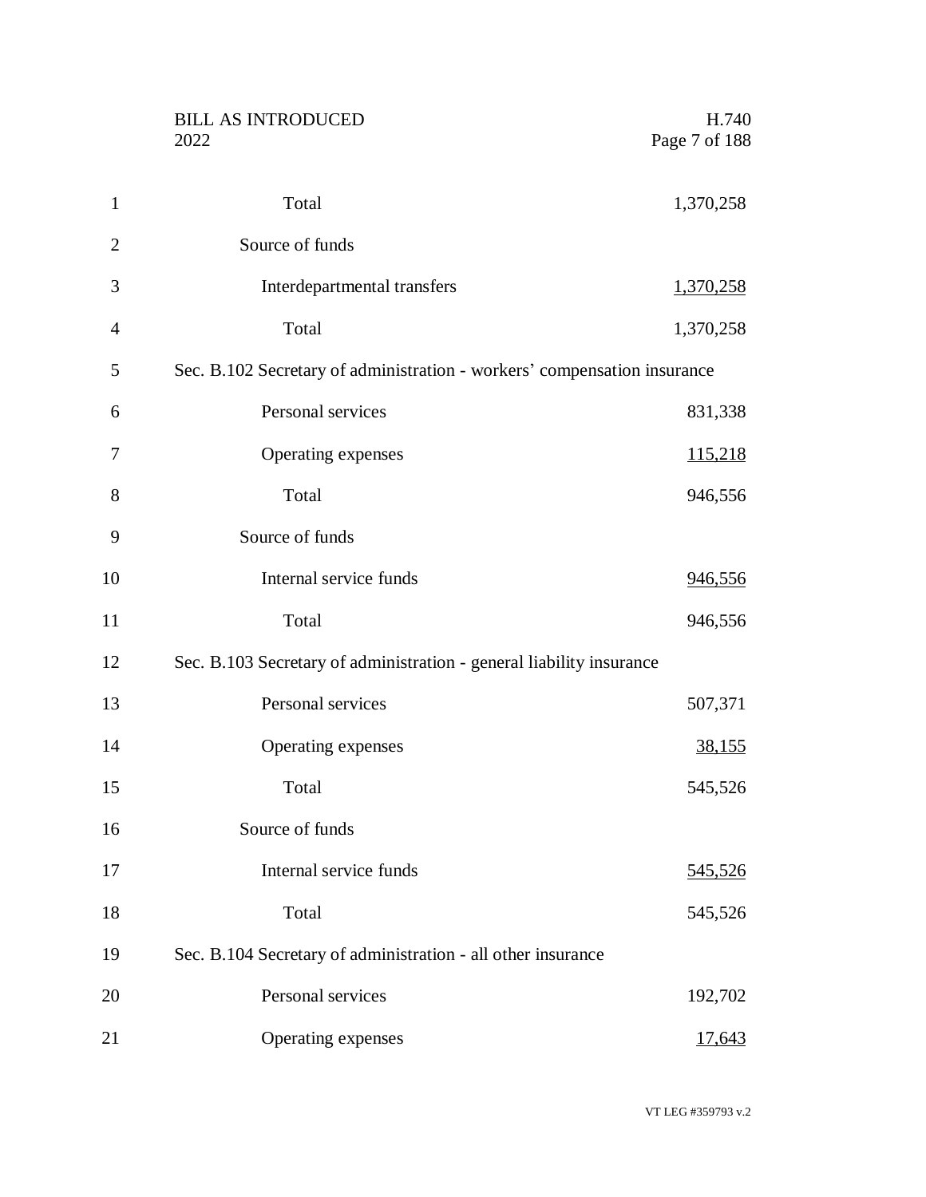| | |
|---|---|
| Total | 1,370,258 |
| Source of funds | |
| Interdepartmental transfers | 1,370,258 |
| Total | 1,370,258 |

Sec. B.102 Secretary of administration - workers' compensation insurance

| | |
|---|---|
| Personal services | 831,338 |
| Operating expenses | 115,218 |
| Total | 946,556 |
| Source of funds | |
| Internal service funds | 946,556 |
| Total | 946,556 |

Sec. B.103 Secretary of administration - general liability insurance

| | |
|---|---|
| Personal services | 507,371 |
| Operating expenses | 38,155 |
| Total | 545,526 |
| Source of funds | |
| Internal service funds | 545,526 |
| Total | 545,526 |

Sec. B.104 Secretary of administration - all other insurance

| | |
|---|---|
| Personal services | 192,702 |
| Operating expenses | 17,643 |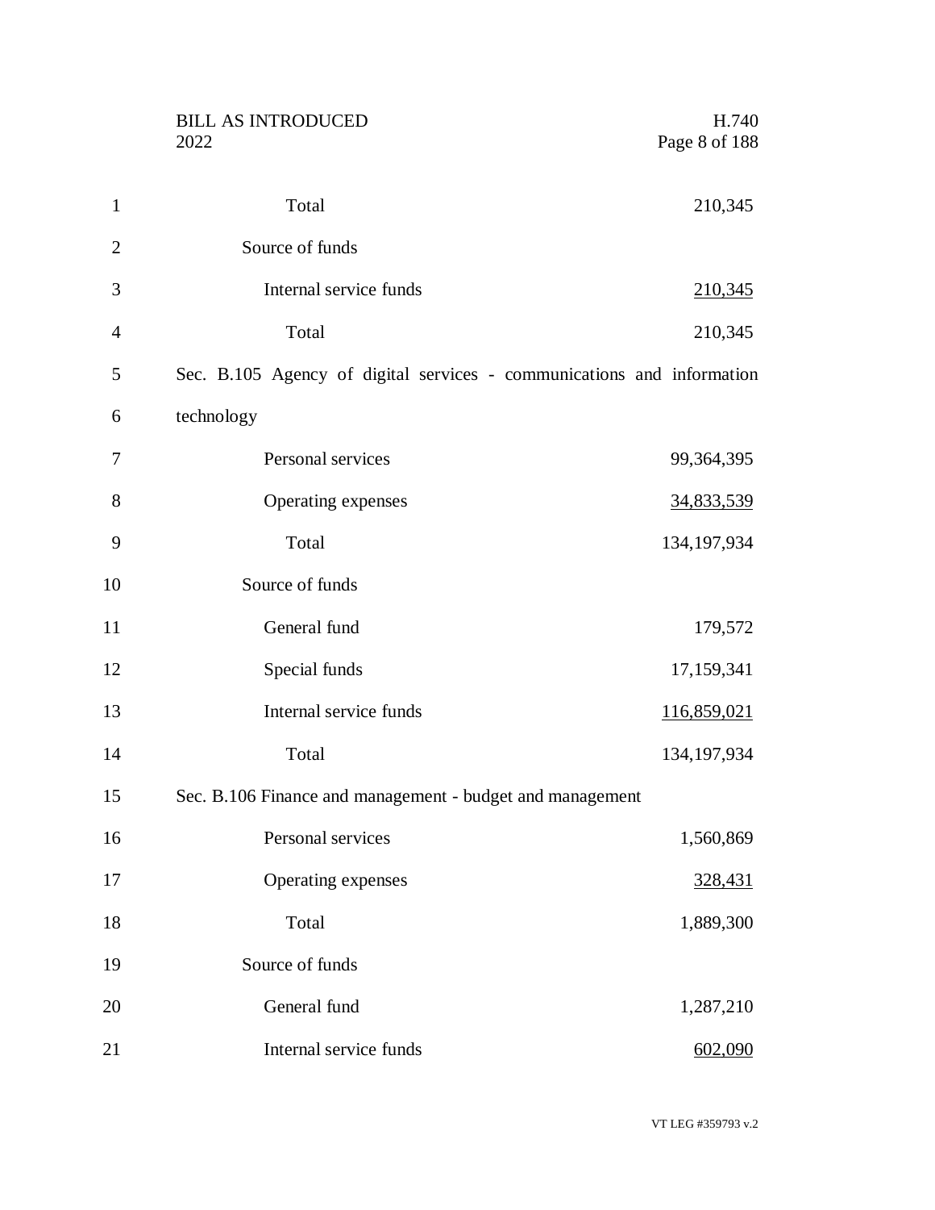| | |
|---|---|
| Total | 210,345 |
| Source of funds | |
| Internal service funds | 210,345 |
| Total | 210,345 |

Sec. B.105 Agency of digital services - communications and information technology

| | |
|---|---|
| Personal services | 99,364,395 |
| Operating expenses | 34,833,539 |
| Total | 134,197,934 |
| Source of funds | |
| General fund | 179,572 |
| Special funds | 17,159,341 |
| Internal service funds | 116,859,021 |
| Total | 134,197,934 |

Sec. B.106 Finance and management - budget and management

| | |
|---|---|
| Personal services | 1,560,869 |
| Operating expenses | 328,431 |
| Total | 1,889,300 |
| Source of funds | |
| General fund | 1,287,210 |
| Internal service funds | 602,090 |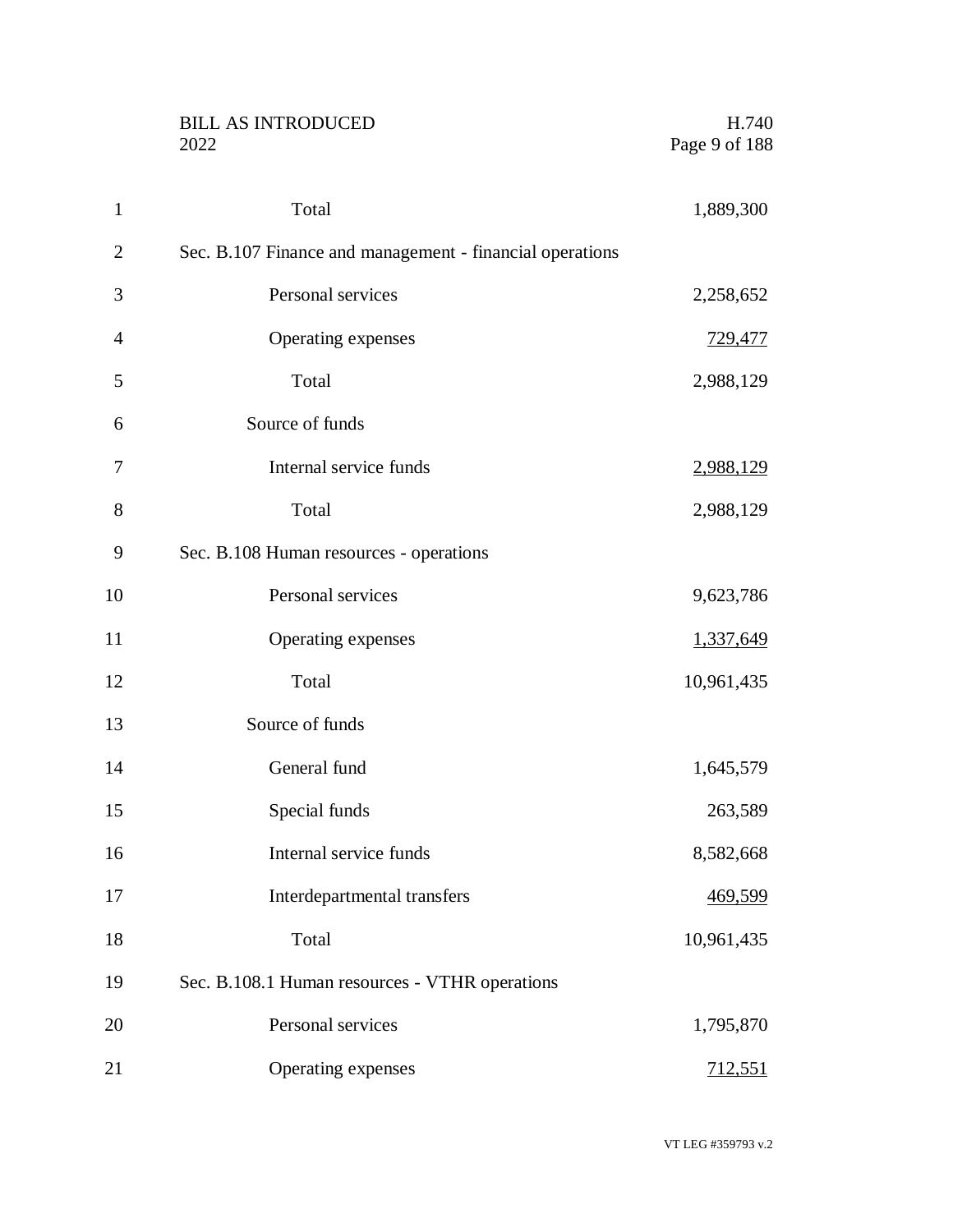| | |
|---|---|
| Total | 1,889,300 |
| **Sec. B.107 Finance and management - financial operations** | |
| Personal services | 2,258,652 |
| Operating expenses | 729,477 |
| Total | 2,988,129 |
| Source of funds | |
| Internal service funds | 2,988,129 |
| Total | 2,988,129 |
| **Sec. B.108 Human resources - operations** | |
| Personal services | 9,623,786 |
| Operating expenses | 1,337,649 |
| Total | 10,961,435 |
| Source of funds | |
| General fund | 1,645,579 |
| Special funds | 263,589 |
| Internal service funds | 8,582,668 |
| Interdepartmental transfers | 469,599 |
| Total | 10,961,435 |
| **Sec. B.108.1 Human resources - VTHR operations** | |
| Personal services | 1,795,870 |
| Operating expenses | 712,551 |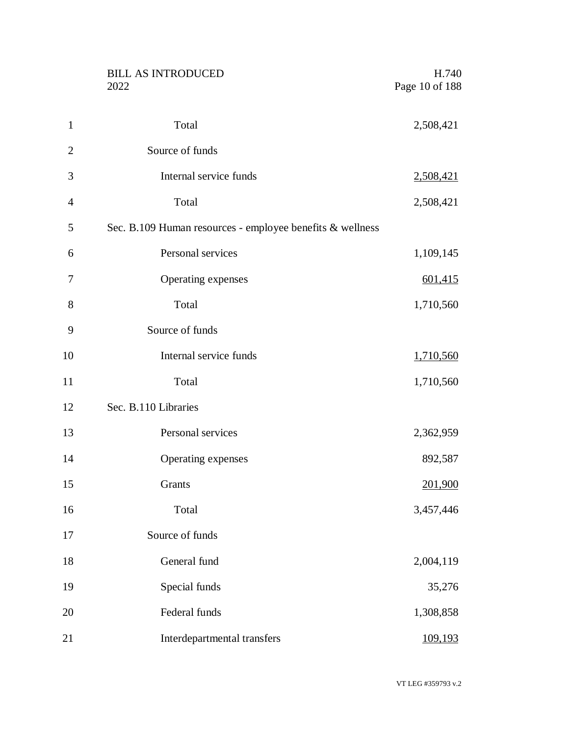| | |
|---|---|
| Total | 2,508,421 |
| Source of funds | |
| Internal service funds | 2,508,421 |
| Total | 2,508,421 |

Sec. B.109 Human resources - employee benefits & wellness

| | |
|---|---|
| Personal services | 1,109,145 |
| Operating expenses | 601,415 |
| Total | 1,710,560 |
| Source of funds | |
| Internal service funds | 1,710,560 |
| Total | 1,710,560 |

Sec. B.110 Libraries

| | |
|---|---|
| Personal services | 2,362,959 |
| Operating expenses | 892,587 |
| Grants | 201,900 |
| Total | 3,457,446 |
| Source of funds | |
| General fund | 2,004,119 |
| Special funds | 35,276 |
| Federal funds | 1,308,858 |
| Interdepartmental transfers | 109,193 |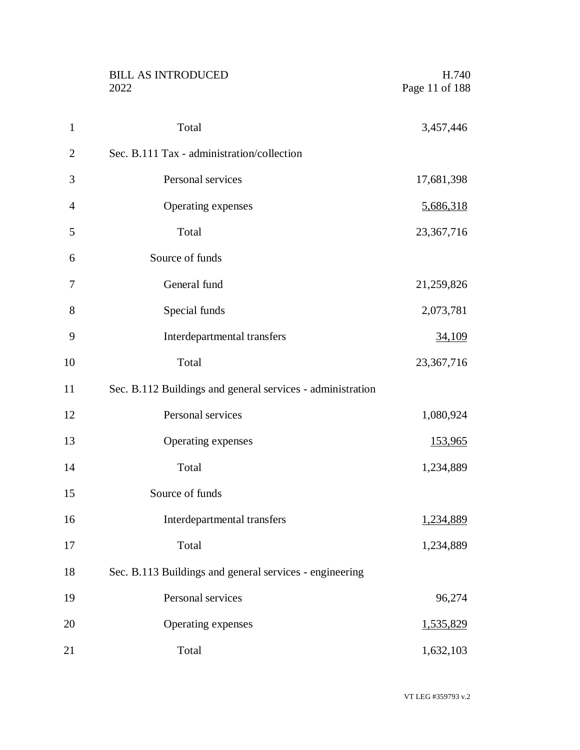Total 3,457,446

Sec. B.111 Tax - administration/collection

| | |
|---|---|
| Personal services | 17,681,398 |
| Operating expenses | 5,686,318 |
| Total | 23,367,716 |
| Source of funds | |
| General fund | 21,259,826 |
| Special funds | 2,073,781 |
| Interdepartmental transfers | 34,109 |
| Total | 23,367,716 |

Sec. B.112 Buildings and general services - administration

| | |
|---|---|
| Personal services | 1,080,924 |
| Operating expenses | 153,965 |
| Total | 1,234,889 |
| Source of funds | |
| Interdepartmental transfers | 1,234,889 |
| Total | 1,234,889 |

Sec. B.113 Buildings and general services - engineering

| | |
|---|---|
| Personal services | 96,274 |
| Operating expenses | 1,535,829 |
| Total | 1,632,103 |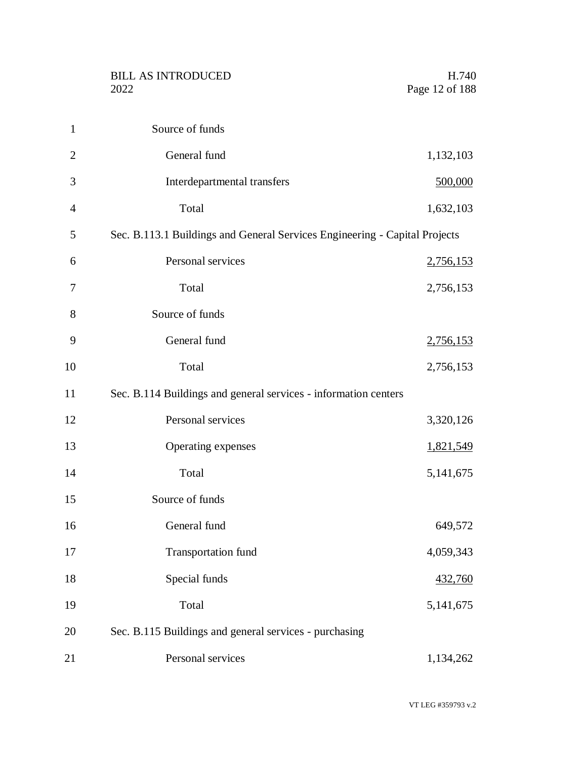Source of funds

| | |
|---|---|
| General fund | 1,132,103 |
| Interdepartmental transfers | 500,000 |
| Total | 1,632,103 |

Sec. B.113.1 Buildings and General Services Engineering - Capital Projects

| | |
|---|---|
| Personal services | 2,756,153 |
| Total | 2,756,153 |

Source of funds

| | |
|---|---|
| General fund | 2,756,153 |
| Total | 2,756,153 |

Sec. B.114 Buildings and general services - information centers

| | |
|---|---|
| Personal services | 3,320,126 |
| Operating expenses | 1,821,549 |
| Total | 5,141,675 |

Source of funds

| | |
|---|---|
| General fund | 649,572 |
| Transportation fund | 4,059,343 |
| Special funds | 432,760 |
| Total | 5,141,675 |

Sec. B.115 Buildings and general services - purchasing

| | |
|---|---|
| Personal services | 1,134,262 |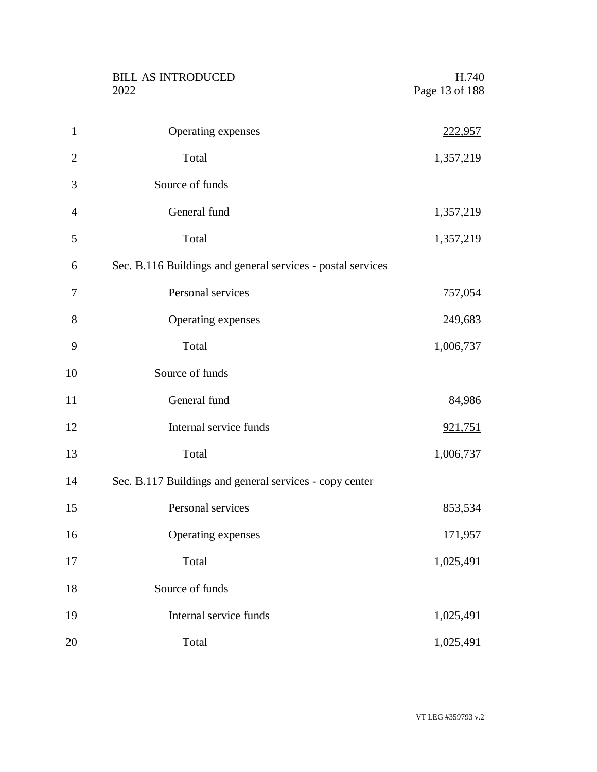Operating expenses 222,957

Total 1,357,219

Source of funds

General fund 1,357,219

Total 1,357,219

Sec. B.116 Buildings and general services - postal services

Personal services 757,054

Operating expenses 249,683

Total 1,006,737

Source of funds

General fund 84,986

Internal service funds 921,751

Total 1,006,737

Sec. B.117 Buildings and general services - copy center

Personal services 853,534

Operating expenses 171,957

Total 1,025,491

Source of funds

Internal service funds 1,025,491

Total 1,025,491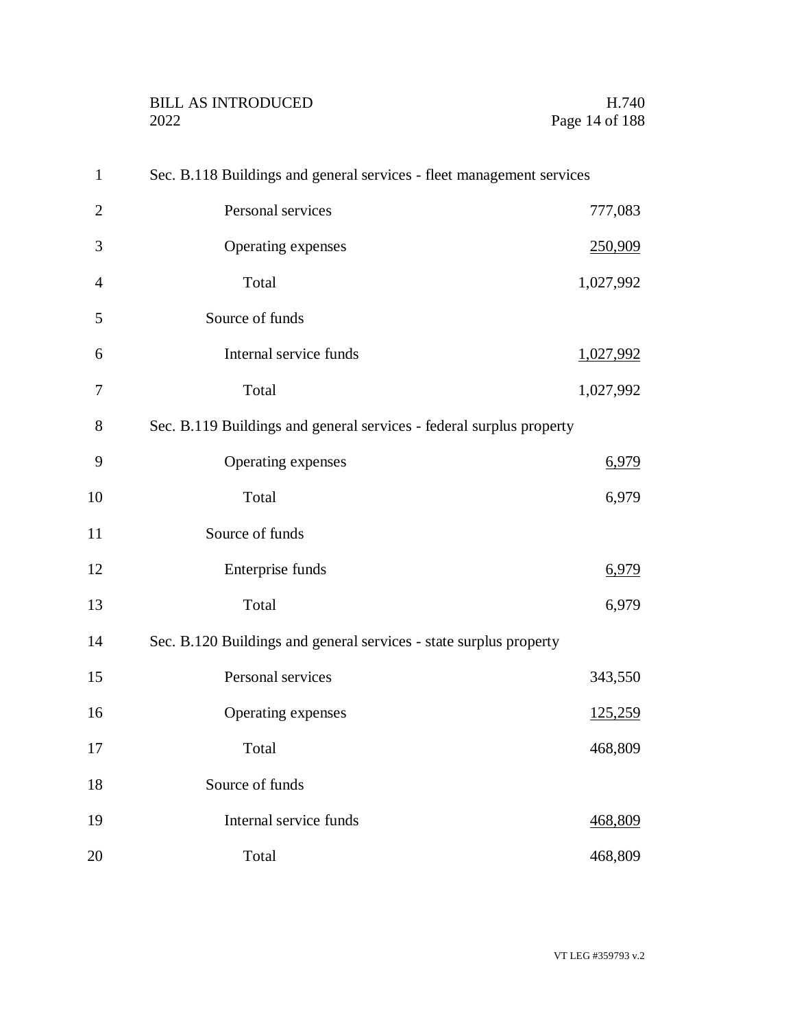Sec. B.118 Buildings and general services - fleet management services

| | |
|---|---|
| Personal services | 777,083 |
| Operating expenses | 250,909 |
| Total | 1,027,992 |
| Source of funds | |
| Internal service funds | 1,027,992 |
| Total | 1,027,992 |

Sec. B.119 Buildings and general services - federal surplus property

| | |
|---|---|
| Operating expenses | 6,979 |
| Total | 6,979 |
| Source of funds | |
| Enterprise funds | 6,979 |
| Total | 6,979 |

Sec. B.120 Buildings and general services - state surplus property

| | |
|---|---|
| Personal services | 343,550 |
| Operating expenses | 125,259 |
| Total | 468,809 |
| Source of funds | |
| Internal service funds | 468,809 |
| Total | 468,809 |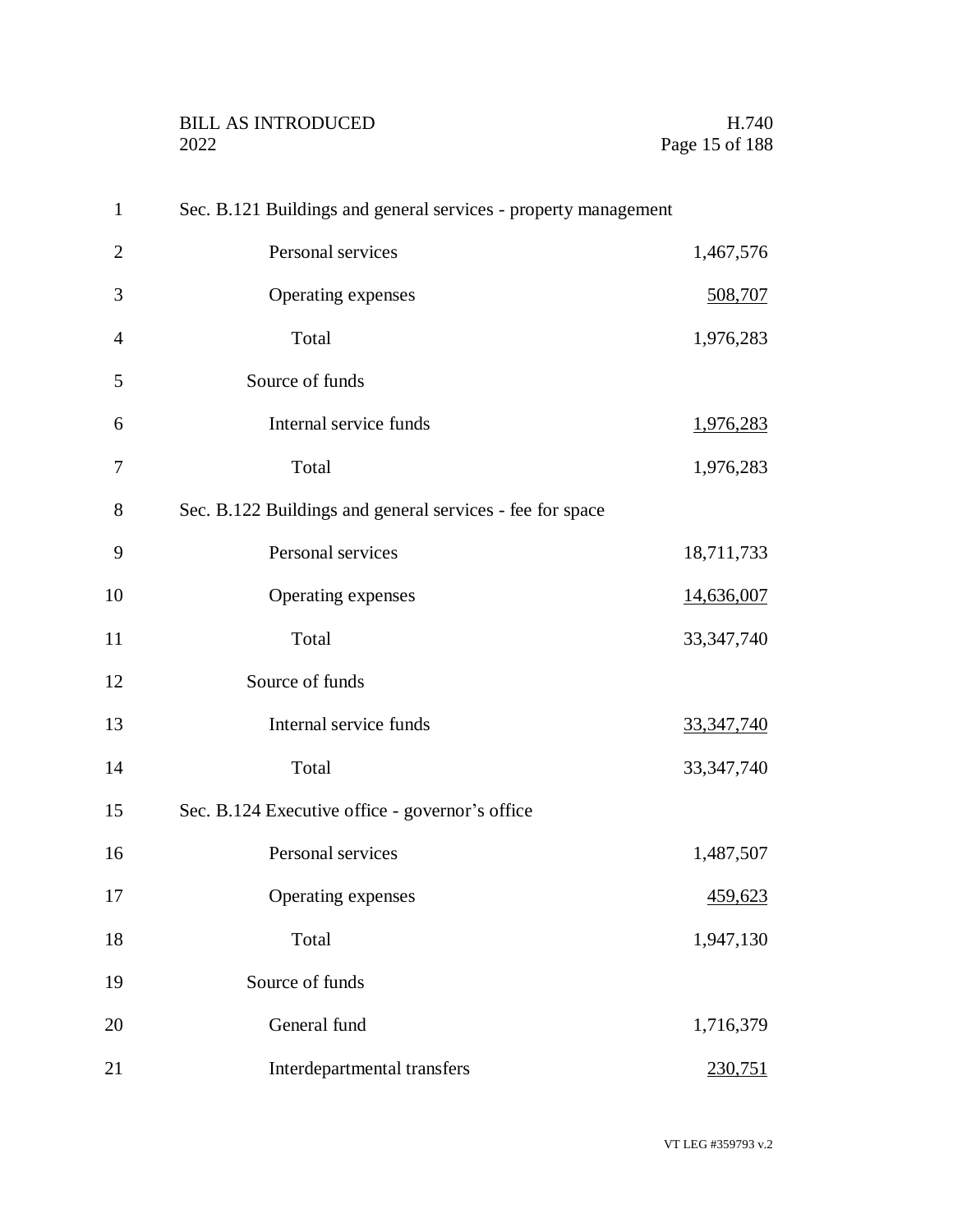Sec. B.121 Buildings and general services - property management

| | |
|---|---|
| Personal services | 1,467,576 |
| Operating expenses | 508,707 |
| Total | 1,976,283 |
| Source of funds | |
| Internal service funds | 1,976,283 |
| Total | 1,976,283 |

Sec. B.122 Buildings and general services - fee for space

| | |
|---|---|
| Personal services | 18,711,733 |
| Operating expenses | 14,636,007 |
| Total | 33,347,740 |
| Source of funds | |
| Internal service funds | 33,347,740 |
| Total | 33,347,740 |

Sec. B.124 Executive office - governor's office

| | |
|---|---|
| Personal services | 1,487,507 |
| Operating expenses | 459,623 |
| Total | 1,947,130 |
| Source of funds | |
| General fund | 1,716,379 |
| Interdepartmental transfers | 230,751 |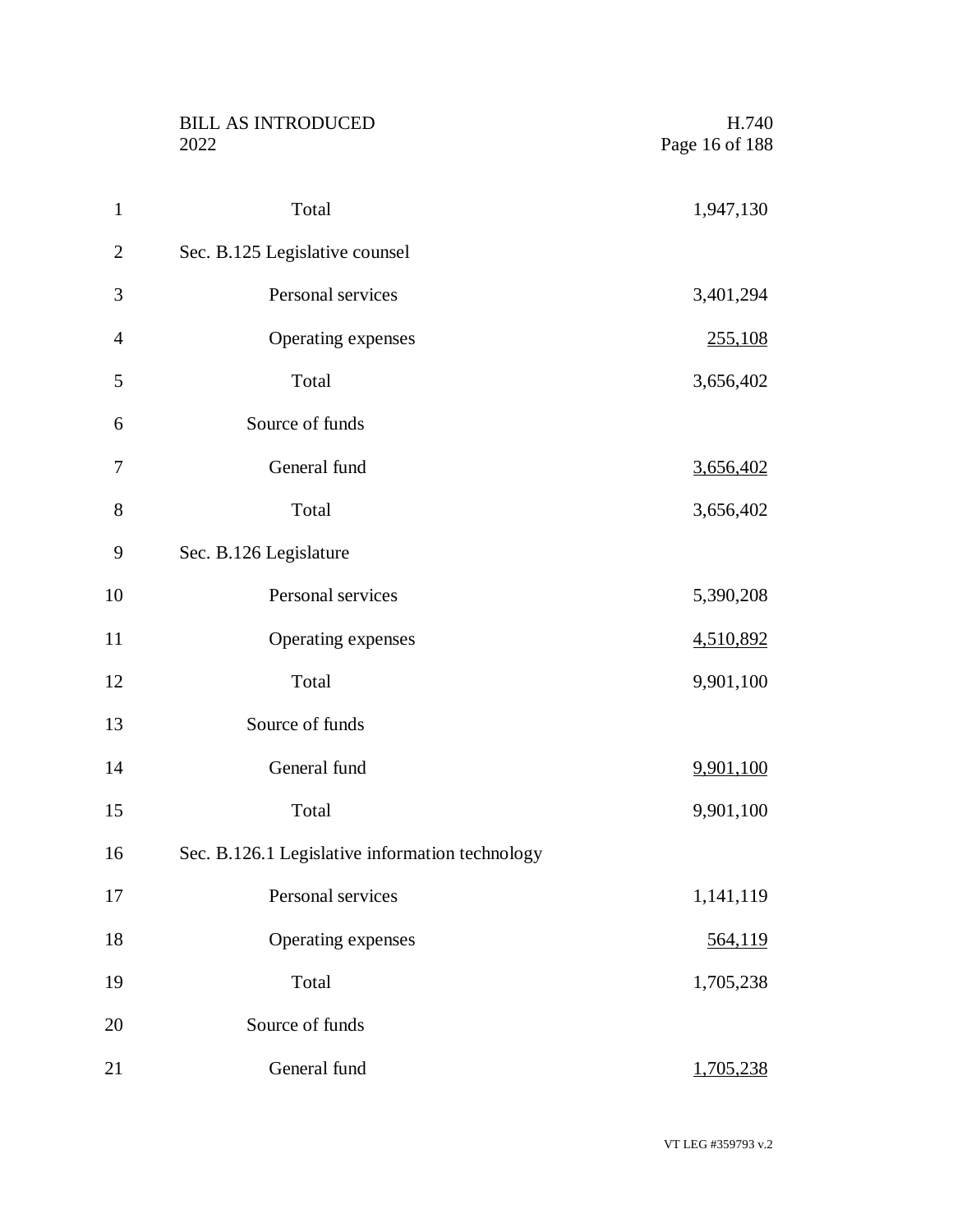Total 1,947,130

Sec. B.125 Legislative counsel

| | |
|---|---|
| Personal services | 3,401,294 |
| Operating expenses | 255,108 |
| Total | 3,656,402 |
| Source of funds | |
| General fund | 3,656,402 |
| Total | 3,656,402 |

Sec. B.126 Legislature

| | |
|---|---|
| Personal services | 5,390,208 |
| Operating expenses | 4,510,892 |
| Total | 9,901,100 |
| Source of funds | |
| General fund | 9,901,100 |
| Total | 9,901,100 |

Sec. B.126.1 Legislative information technology

| | |
|---|---|
| Personal services | 1,141,119 |
| Operating expenses | 564,119 |
| Total | 1,705,238 |
| Source of funds | |
| General fund | 1,705,238 |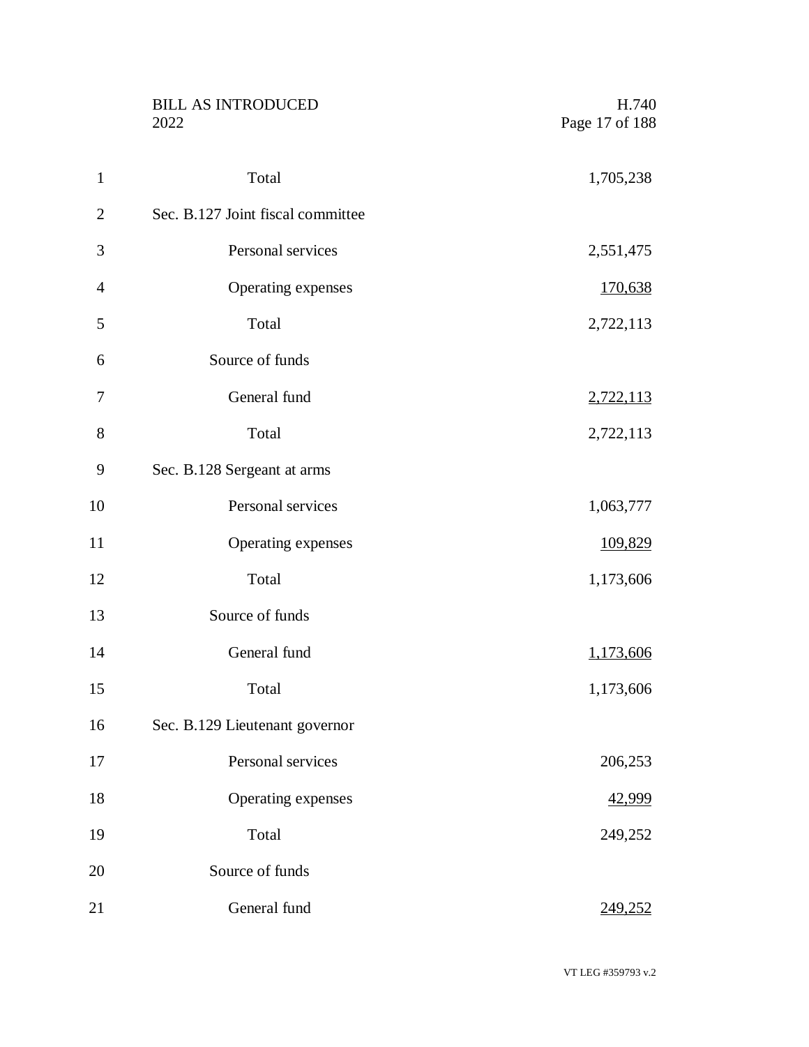| | |
|---|---|
| Total | 1,705,238 |
| Sec. B.127 Joint fiscal committee | |
| Personal services | 2,551,475 |
| Operating expenses | 170,638 |
| Total | 2,722,113 |
| Source of funds | |
| General fund | 2,722,113 |
| Total | 2,722,113 |
| Sec. B.128 Sergeant at arms | |
| Personal services | 1,063,777 |
| Operating expenses | 109,829 |
| Total | 1,173,606 |
| Source of funds | |
| General fund | 1,173,606 |
| Total | 1,173,606 |
| Sec. B.129 Lieutenant governor | |
| Personal services | 206,253 |
| Operating expenses | 42,999 |
| Total | 249,252 |
| Source of funds | |
| General fund | 249,252 |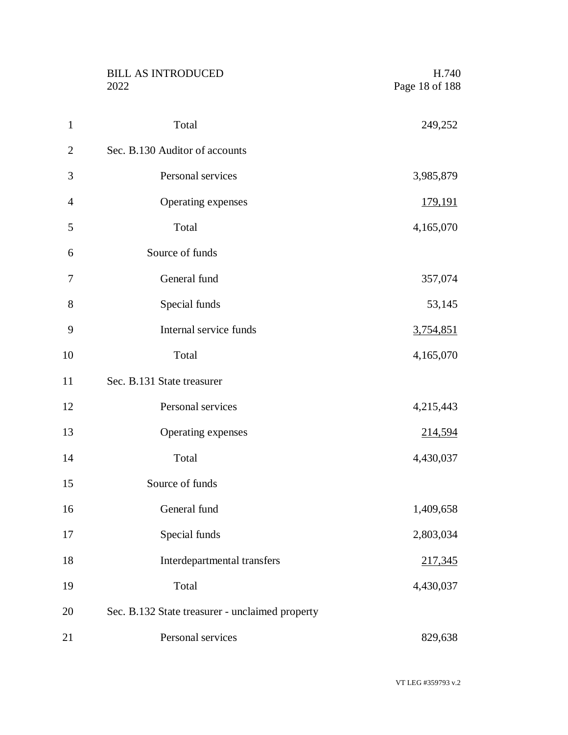| | |
|---|---|
| Total | 249,252 |
| **Sec. B.130 Auditor of accounts** | |
| Personal services | 3,985,879 |
| Operating expenses | 179,191 |
| Total | 4,165,070 |
| Source of funds | |
| General fund | 357,074 |
| Special funds | 53,145 |
| Internal service funds | 3,754,851 |
| Total | 4,165,070 |
| **Sec. B.131 State treasurer** | |
| Personal services | 4,215,443 |
| Operating expenses | 214,594 |
| Total | 4,430,037 |
| Source of funds | |
| General fund | 1,409,658 |
| Special funds | 2,803,034 |
| Interdepartmental transfers | 217,345 |
| Total | 4,430,037 |
| **Sec. B.132 State treasurer - unclaimed property** | |
| Personal services | 829,638 |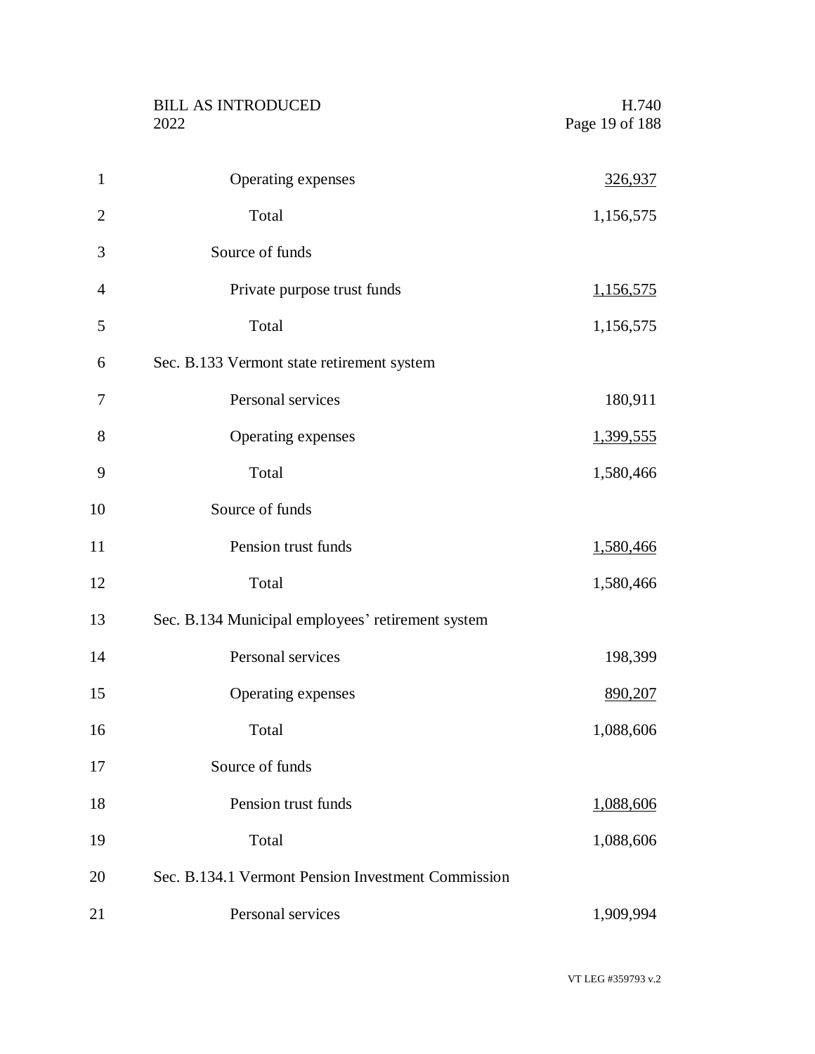| | |
|---|---|
| Operating expenses | 326,937 |
| Total | 1,156,575 |
| Source of funds | |
| Private purpose trust funds | 1,156,575 |
| Total | 1,156,575 |

Sec. B.133 Vermont state retirement system

| | |
|---|---|
| Personal services | 180,911 |
| Operating expenses | 1,399,555 |
| Total | 1,580,466 |
| Source of funds | |
| Pension trust funds | 1,580,466 |
| Total | 1,580,466 |

Sec. B.134 Municipal employees' retirement system

| | |
|---|---|
| Personal services | 198,399 |
| Operating expenses | 890,207 |
| Total | 1,088,606 |
| Source of funds | |
| Pension trust funds | 1,088,606 |
| Total | 1,088,606 |

Sec. B.134.1 Vermont Pension Investment Commission

| | |
|---|---|
| Personal services | 1,909,994 |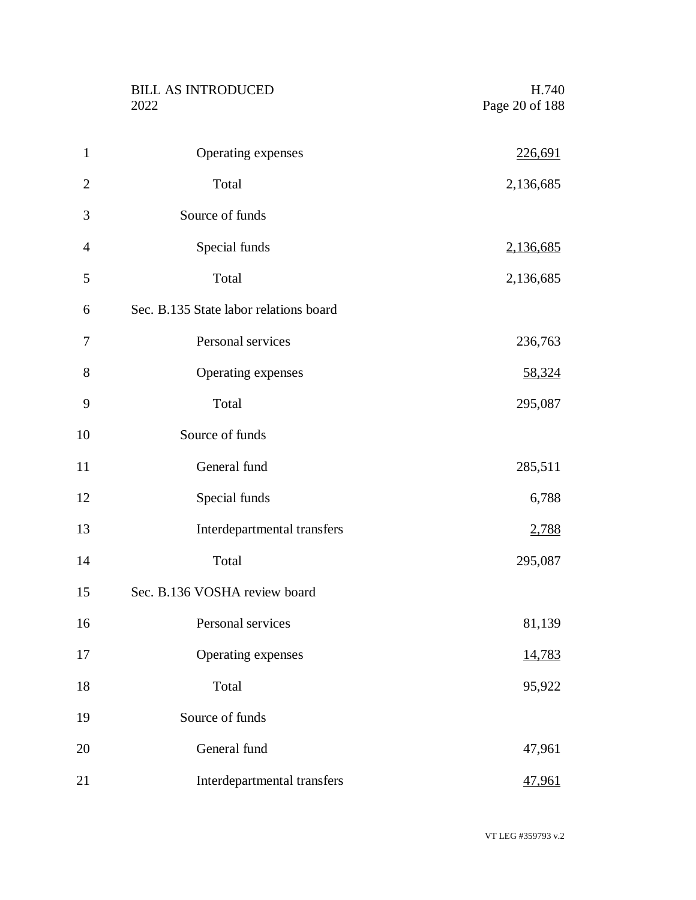| | |
|---|---|
| Operating expenses | 226,691 |
| Total | 2,136,685 |
| Source of funds | |
| Special funds | 2,136,685 |
| Total | 2,136,685 |

Sec. B.135 State labor relations board

| | |
|---|---|
| Personal services | 236,763 |
| Operating expenses | 58,324 |
| Total | 295,087 |
| Source of funds | |
| General fund | 285,511 |
| Special funds | 6,788 |
| Interdepartmental transfers | 2,788 |
| Total | 295,087 |

Sec. B.136 VOSHA review board

| | |
|---|---|
| Personal services | 81,139 |
| Operating expenses | 14,783 |
| Total | 95,922 |
| Source of funds | |
| General fund | 47,961 |
| Interdepartmental transfers | 47,961 |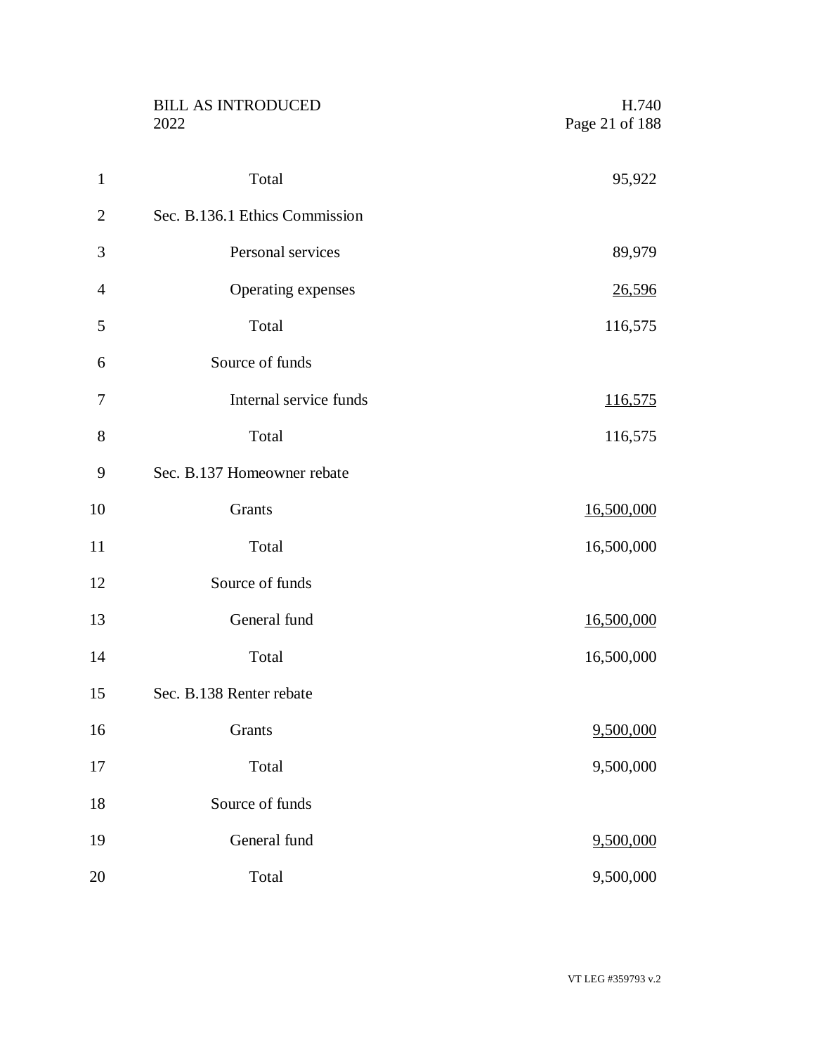Total 95,922

Sec. B.136.1 Ethics Commission

| | |
|---|---|
| Personal services | 89,979 |
| Operating expenses | 26,596 |
| Total | 116,575 |
| Source of funds | |
| Internal service funds | 116,575 |
| Total | 116,575 |

Sec. B.137 Homeowner rebate

| | |
|---|---|
| Grants | 16,500,000 |
| Total | 16,500,000 |
| Source of funds | |
| General fund | 16,500,000 |
| Total | 16,500,000 |

Sec. B.138 Renter rebate

| | |
|---|---|
| Grants | 9,500,000 |
| Total | 9,500,000 |
| Source of funds | |
| General fund | 9,500,000 |
| Total | 9,500,000 |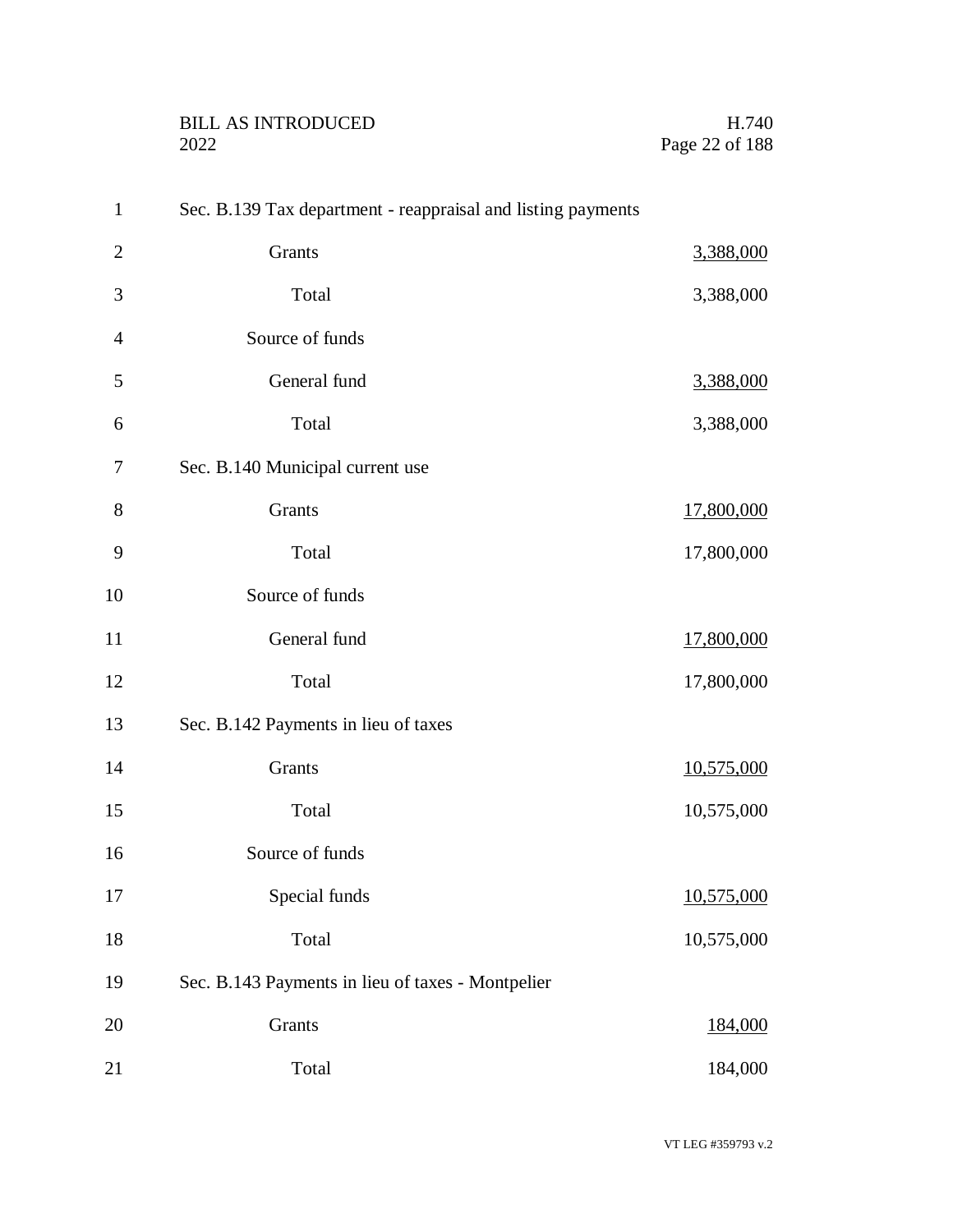Sec. B.139 Tax department - reappraisal and listing payments

| | |
|---|---|
| Grants | 3,388,000 |
| Total | 3,388,000 |
| Source of funds | |
| General fund | 3,388,000 |
| Total | 3,388,000 |

Sec. B.140 Municipal current use

| | |
|---|---|
| Grants | 17,800,000 |
| Total | 17,800,000 |
| Source of funds | |
| General fund | 17,800,000 |
| Total | 17,800,000 |

Sec. B.142 Payments in lieu of taxes

| | |
|---|---|
| Grants | 10,575,000 |
| Total | 10,575,000 |
| Source of funds | |
| Special funds | 10,575,000 |
| Total | 10,575,000 |

Sec. B.143 Payments in lieu of taxes - Montpelier

| | |
|---|---|
| Grants | 184,000 |
| Total | 184,000 |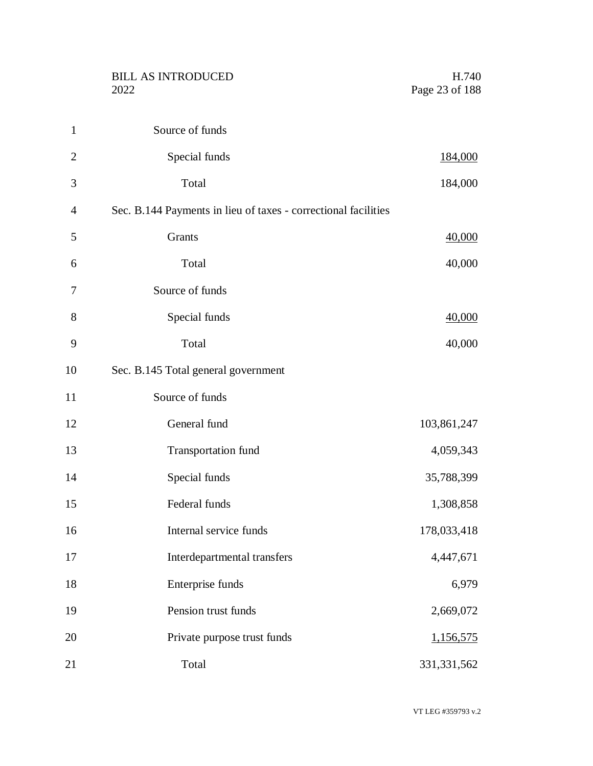| | |
|---|---|
| Source of funds | |
| Special funds | 184,000 |
| Total | 184,000 |

Sec. B.144 Payments in lieu of taxes - correctional facilities

| | |
|---|---|
| Grants | 40,000 |
| Total | 40,000 |
| Source of funds | |
| Special funds | 40,000 |
| Total | 40,000 |

Sec. B.145 Total general government

| | |
|---|---|
| Source of funds | |
| General fund | 103,861,247 |
| Transportation fund | 4,059,343 |
| Special funds | 35,788,399 |
| Federal funds | 1,308,858 |
| Internal service funds | 178,033,418 |
| Interdepartmental transfers | 4,447,671 |
| Enterprise funds | 6,979 |
| Pension trust funds | 2,669,072 |
| Private purpose trust funds | 1,156,575 |
| Total | 331,331,562 |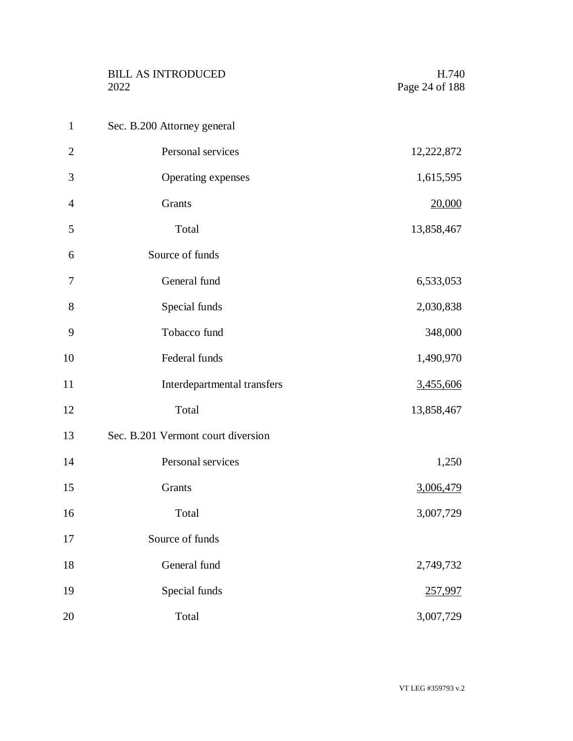Sec. B.200 Attorney general

| | |
|---|---|
| Personal services | 12,222,872 |
| Operating expenses | 1,615,595 |
| Grants | 20,000 |
| Total | 13,858,467 |
| Source of funds | |
| General fund | 6,533,053 |
| Special funds | 2,030,838 |
| Tobacco fund | 348,000 |
| Federal funds | 1,490,970 |
| Interdepartmental transfers | 3,455,606 |
| Total | 13,858,467 |

Sec. B.201 Vermont court diversion

| | |
|---|---|
| Personal services | 1,250 |
| Grants | 3,006,479 |
| Total | 3,007,729 |
| Source of funds | |
| General fund | 2,749,732 |
| Special funds | 257,997 |
| Total | 3,007,729 |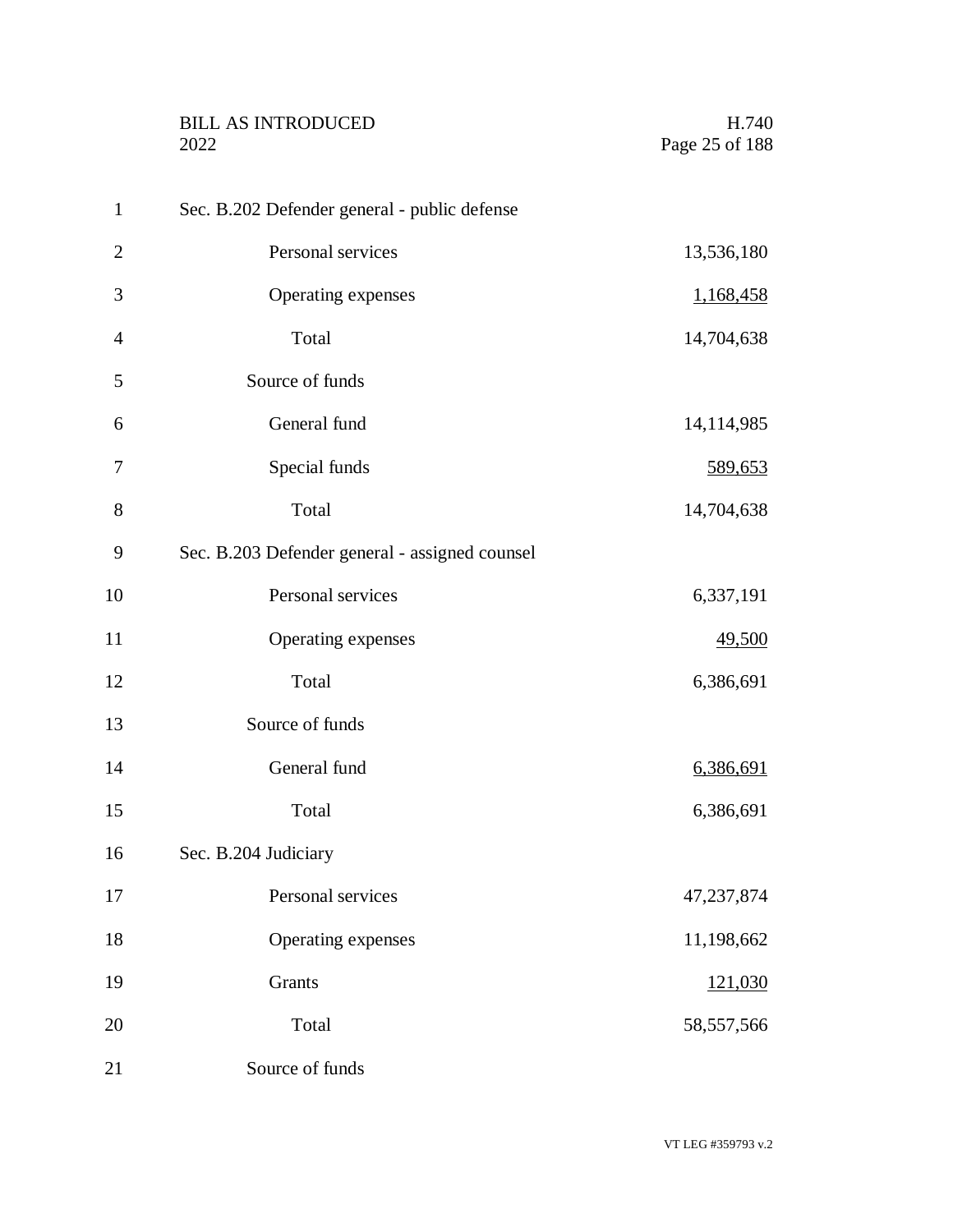Sec. B.202 Defender general - public defense

| | |
|---|---|
| Personal services | 13,536,180 |
| Operating expenses | 1,168,458 |
| Total | 14,704,638 |
| Source of funds | |
| General fund | 14,114,985 |
| Special funds | 589,653 |
| Total | 14,704,638 |

Sec. B.203 Defender general - assigned counsel

| | |
|---|---|
| Personal services | 6,337,191 |
| Operating expenses | 49,500 |
| Total | 6,386,691 |
| Source of funds | |
| General fund | 6,386,691 |
| Total | 6,386,691 |

Sec. B.204 Judiciary

| | |
|---|---|
| Personal services | 47,237,874 |
| Operating expenses | 11,198,662 |
| Grants | 121,030 |
| Total | 58,557,566 |
| Source of funds | |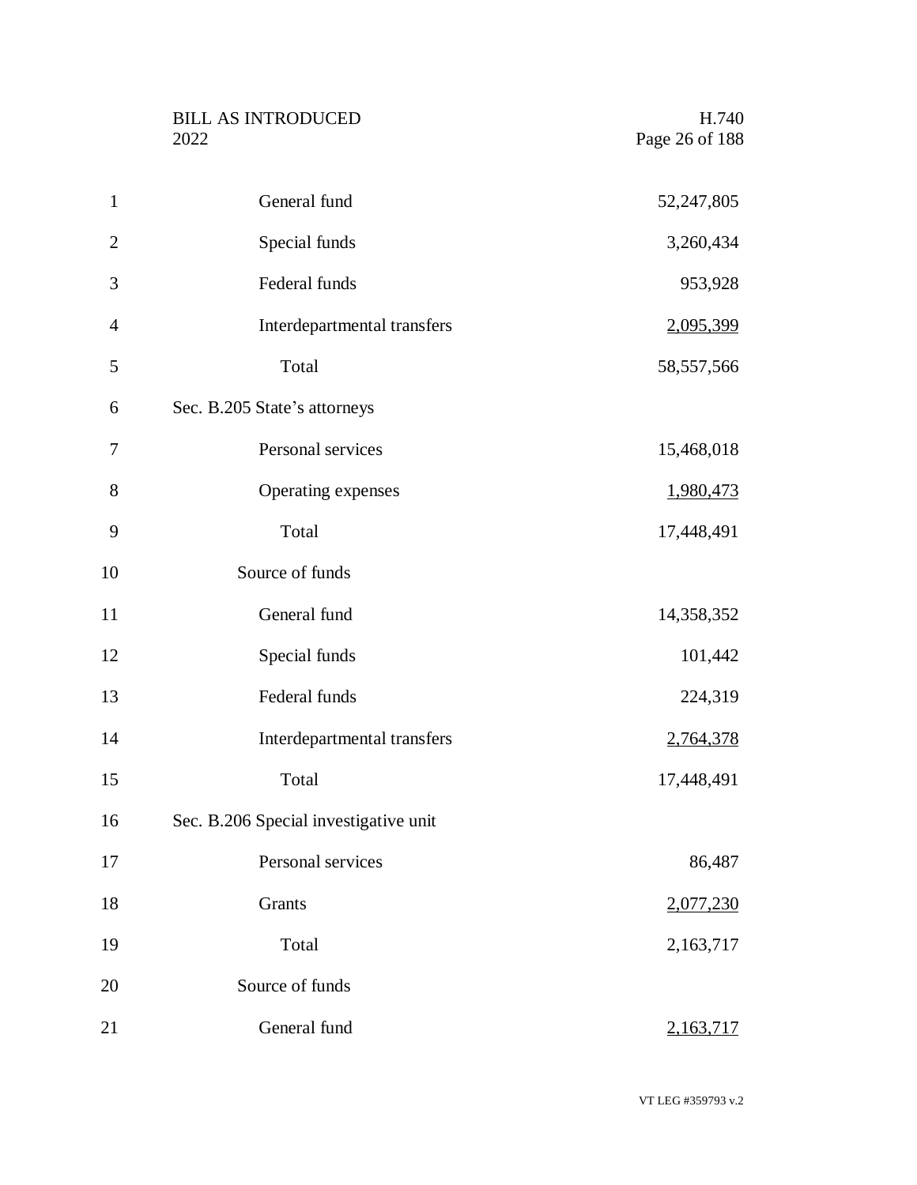| | |
|---|---|
| General fund | 52,247,805 |
| Special funds | 3,260,434 |
| Federal funds | 953,928 |
| Interdepartmental transfers | 2,095,399 |
| Total | 58,557,566 |

Sec. B.205 State's attorneys

| | |
|---|---|
| Personal services | 15,468,018 |
| Operating expenses | 1,980,473 |
| Total | 17,448,491 |
| Source of funds | |
| General fund | 14,358,352 |
| Special funds | 101,442 |
| Federal funds | 224,319 |
| Interdepartmental transfers | 2,764,378 |
| Total | 17,448,491 |

Sec. B.206 Special investigative unit

| | |
|---|---|
| Personal services | 86,487 |
| Grants | 2,077,230 |
| Total | 2,163,717 |
| Source of funds | |
| General fund | 2,163,717 |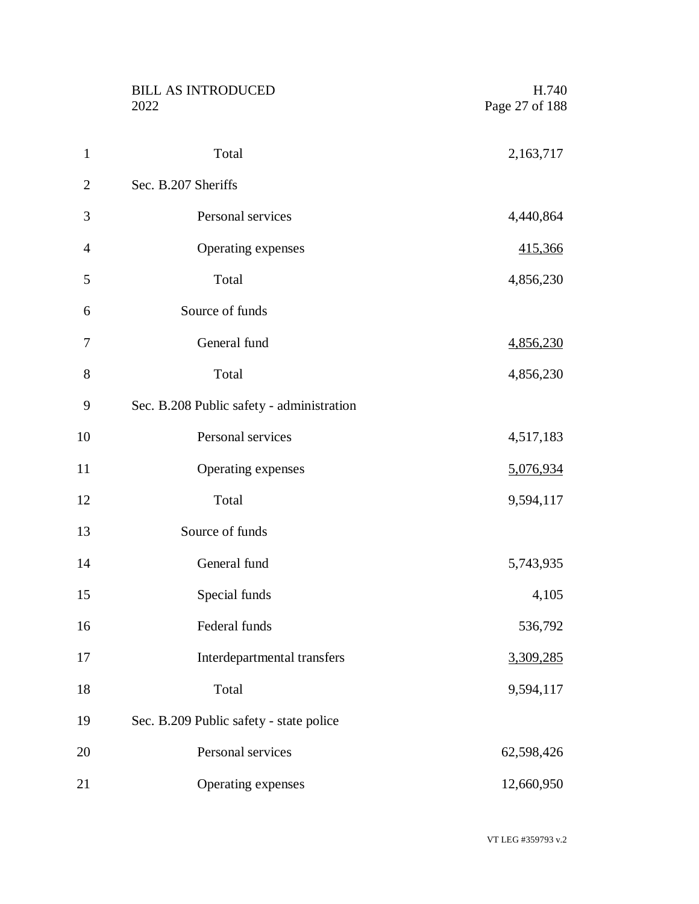| | |
|---|---|
| Total | 2,163,717 |
| **Sec. B.207 Sheriffs** | |
| Personal services | 4,440,864 |
| Operating expenses | 415,366 |
| Total | 4,856,230 |
| Source of funds | |
| General fund | 4,856,230 |
| Total | 4,856,230 |
| **Sec. B.208 Public safety - administration** | |
| Personal services | 4,517,183 |
| Operating expenses | 5,076,934 |
| Total | 9,594,117 |
| Source of funds | |
| General fund | 5,743,935 |
| Special funds | 4,105 |
| Federal funds | 536,792 |
| Interdepartmental transfers | 3,309,285 |
| Total | 9,594,117 |
| **Sec. B.209 Public safety - state police** | |
| Personal services | 62,598,426 |
| Operating expenses | 12,660,950 |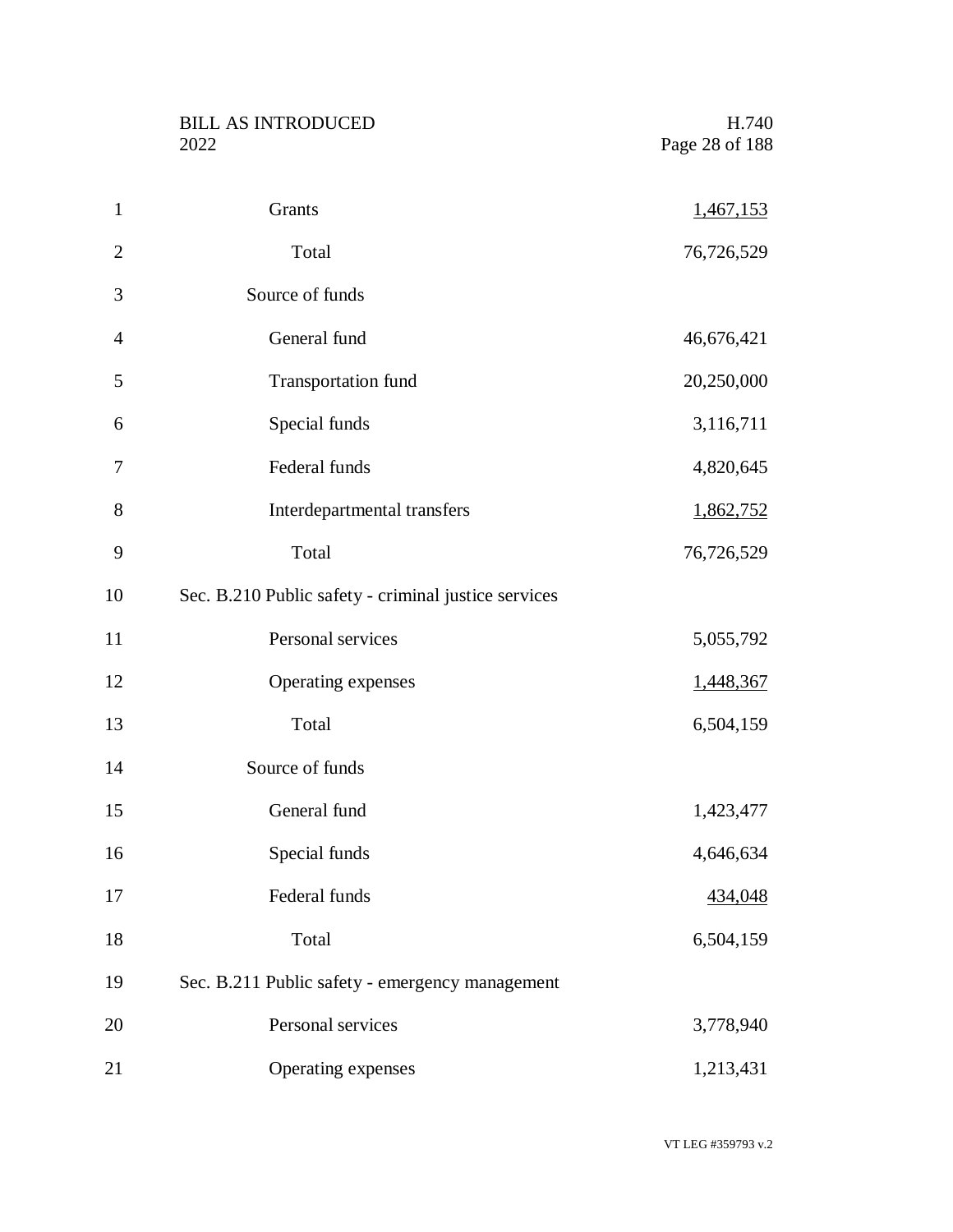| | |
|---|---|
| Grants | 1,467,153 |
| Total | 76,726,529 |
| Source of funds | |
| General fund | 46,676,421 |
| Transportation fund | 20,250,000 |
| Special funds | 3,116,711 |
| Federal funds | 4,820,645 |
| Interdepartmental transfers | 1,862,752 |
| Total | 76,726,529 |

Sec. B.210 Public safety - criminal justice services

| | |
|---|---|
| Personal services | 5,055,792 |
| Operating expenses | 1,448,367 |
| Total | 6,504,159 |
| Source of funds | |
| General fund | 1,423,477 |
| Special funds | 4,646,634 |
| Federal funds | 434,048 |
| Total | 6,504,159 |

Sec. B.211 Public safety - emergency management

| | |
|---|---|
| Personal services | 3,778,940 |
| Operating expenses | 1,213,431 |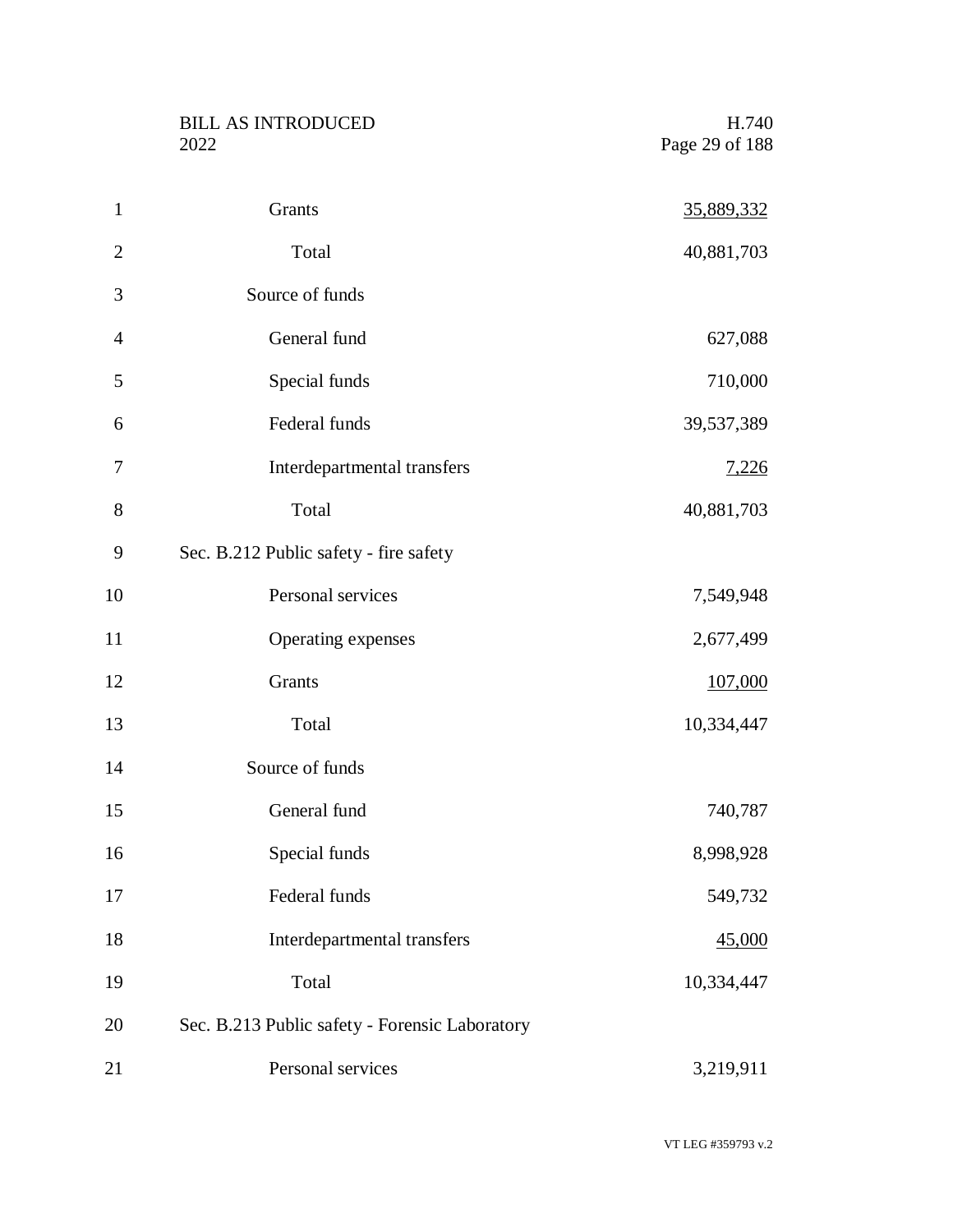| | |
|---|---|
| Grants | 35,889,332 |
| Total | 40,881,703 |
| Source of funds | |
| General fund | 627,088 |
| Special funds | 710,000 |
| Federal funds | 39,537,389 |
| Interdepartmental transfers | 7,226 |
| Total | 40,881,703 |

Sec. B.212 Public safety - fire safety

| | |
|---|---|
| Personal services | 7,549,948 |
| Operating expenses | 2,677,499 |
| Grants | 107,000 |
| Total | 10,334,447 |
| Source of funds | |
| General fund | 740,787 |
| Special funds | 8,998,928 |
| Federal funds | 549,732 |
| Interdepartmental transfers | 45,000 |
| Total | 10,334,447 |

Sec. B.213 Public safety - Forensic Laboratory

| | |
|---|---|
| Personal services | 3,219,911 |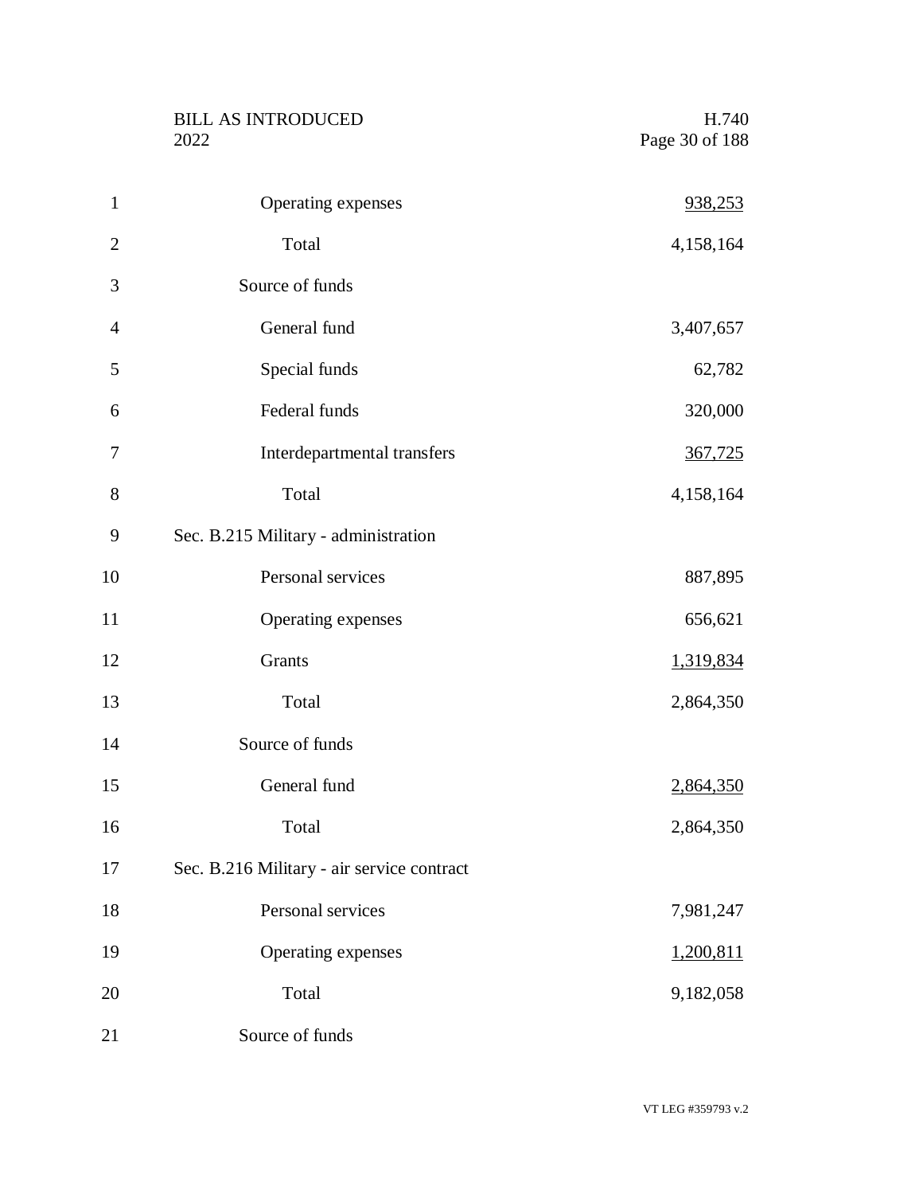| | |
|---|---|
| Operating expenses | 938,253 |
| Total | 4,158,164 |
| Source of funds | |
| General fund | 3,407,657 |
| Special funds | 62,782 |
| Federal funds | 320,000 |
| Interdepartmental transfers | 367,725 |
| Total | 4,158,164 |

Sec. B.215 Military - administration

| | |
|---|---|
| Personal services | 887,895 |
| Operating expenses | 656,621 |
| Grants | 1,319,834 |
| Total | 2,864,350 |
| Source of funds | |
| General fund | 2,864,350 |
| Total | 2,864,350 |

Sec. B.216 Military - air service contract

| | |
|---|---|
| Personal services | 7,981,247 |
| Operating expenses | 1,200,811 |
| Total | 9,182,058 |
| Source of funds | |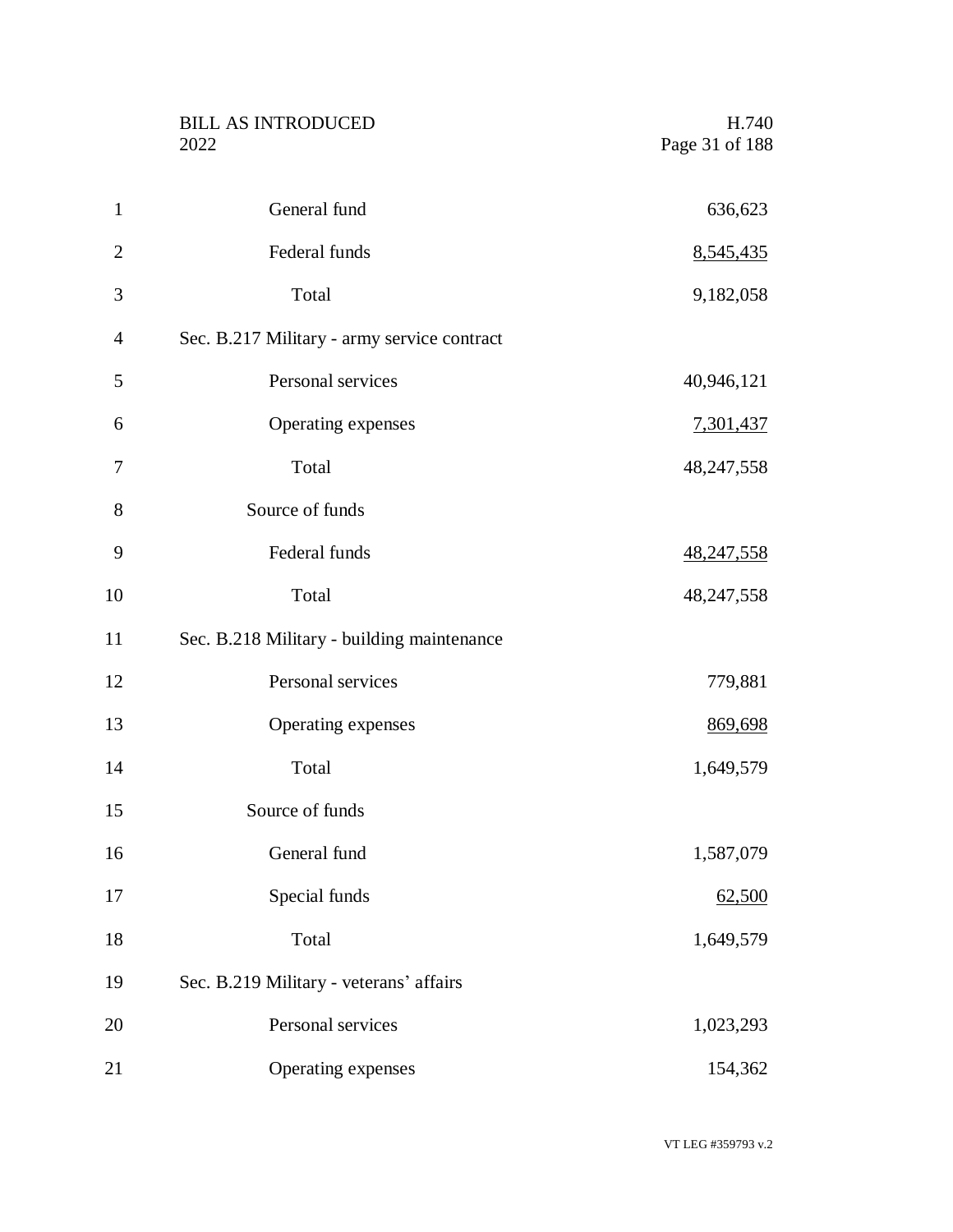| | |
|---|---|
| General fund | 636,623 |
| Federal funds | 8,545,435 |
| Total | 9,182,058 |

Sec. B.217 Military - army service contract

| | |
|---|---|
| Personal services | 40,946,121 |
| Operating expenses | 7,301,437 |
| Total | 48,247,558 |
| Source of funds | |
| Federal funds | 48,247,558 |
| Total | 48,247,558 |

Sec. B.218 Military - building maintenance

| | |
|---|---|
| Personal services | 779,881 |
| Operating expenses | 869,698 |
| Total | 1,649,579 |
| Source of funds | |
| General fund | 1,587,079 |
| Special funds | 62,500 |
| Total | 1,649,579 |

Sec. B.219 Military - veterans' affairs

| | |
|---|---|
| Personal services | 1,023,293 |
| Operating expenses | 154,362 |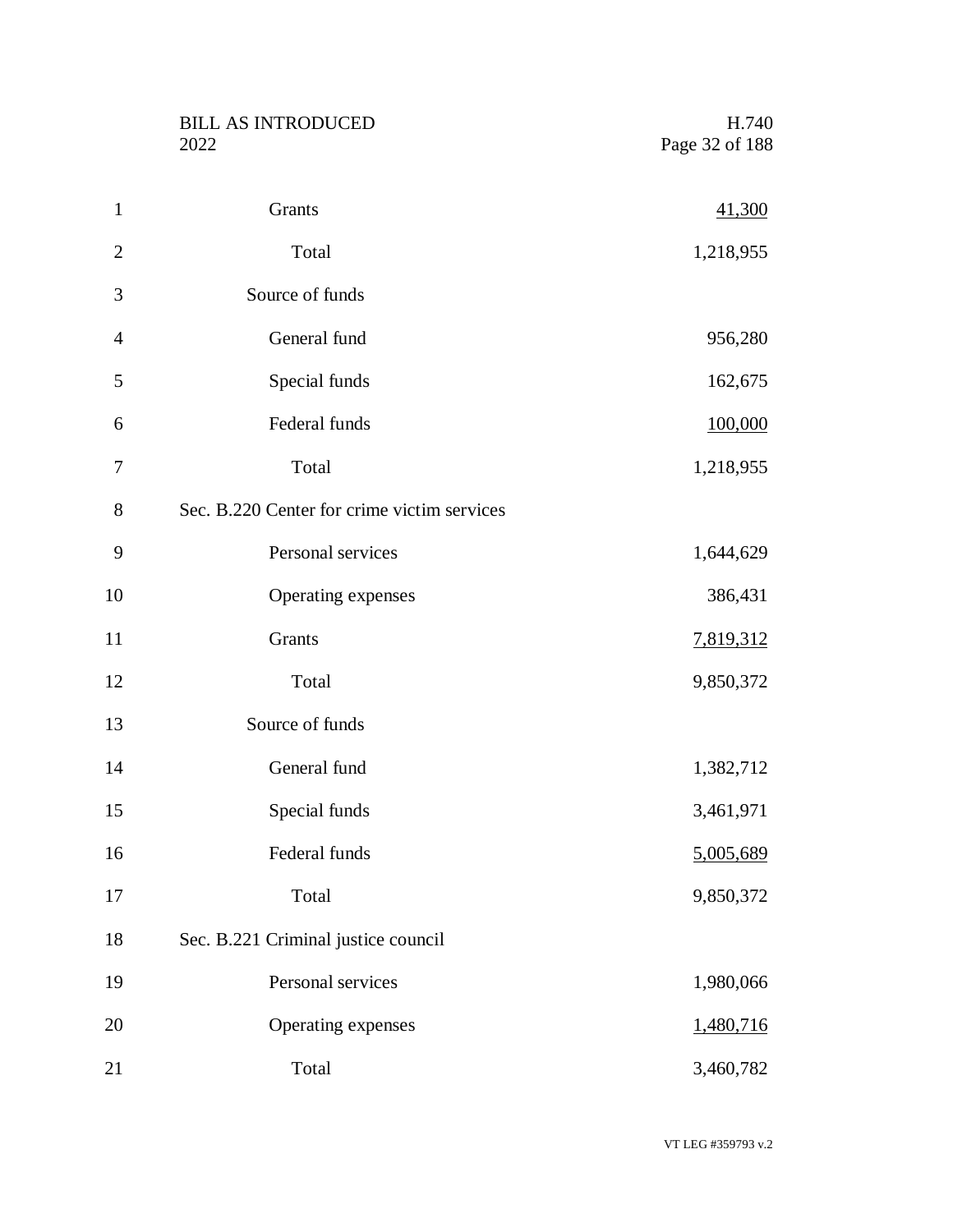Grants 41,300

Total 1,218,955

Source of funds

General fund 956,280

Special funds 162,675

Federal funds 100,000

Total 1,218,955

Sec. B.220 Center for crime victim services

Personal services 1,644,629

Operating expenses 386,431

Grants 7,819,312

Total 9,850,372

Source of funds

General fund 1,382,712

Special funds 3,461,971

Federal funds 5,005,689

Total 9,850,372

Sec. B.221 Criminal justice council

Personal services 1,980,066

Operating expenses 1,480,716

Total 3,460,782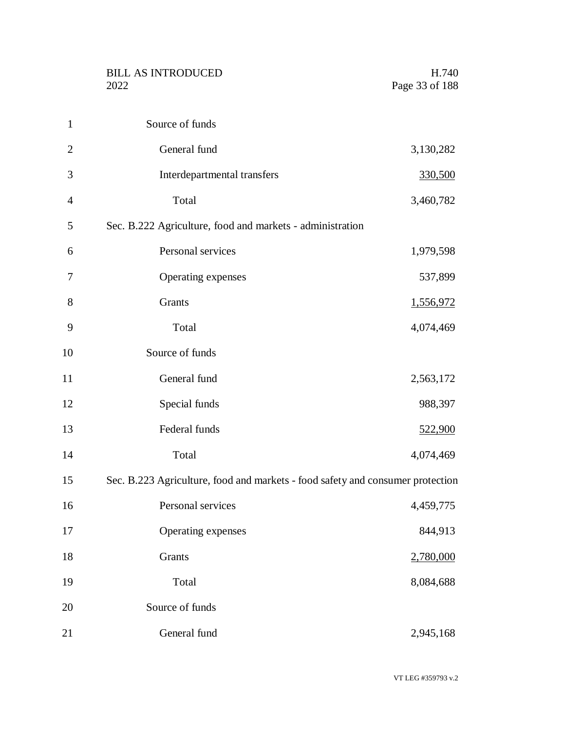Source of funds

| | |
|---|---|
| General fund | 3,130,282 |
| Interdepartmental transfers | 330,500 |
| Total | 3,460,782 |

Sec. B.222 Agriculture, food and markets - administration

| | |
|---|---|
| Personal services | 1,979,598 |
| Operating expenses | 537,899 |
| Grants | 1,556,972 |
| Total | 4,074,469 |

Source of funds

| | |
|---|---|
| General fund | 2,563,172 |
| Special funds | 988,397 |
| Federal funds | 522,900 |
| Total | 4,074,469 |

Sec. B.223 Agriculture, food and markets - food safety and consumer protection

| | |
|---|---|
| Personal services | 4,459,775 |
| Operating expenses | 844,913 |
| Grants | 2,780,000 |
| Total | 8,084,688 |

Source of funds

| | |
|---|---|
| General fund | 2,945,168 |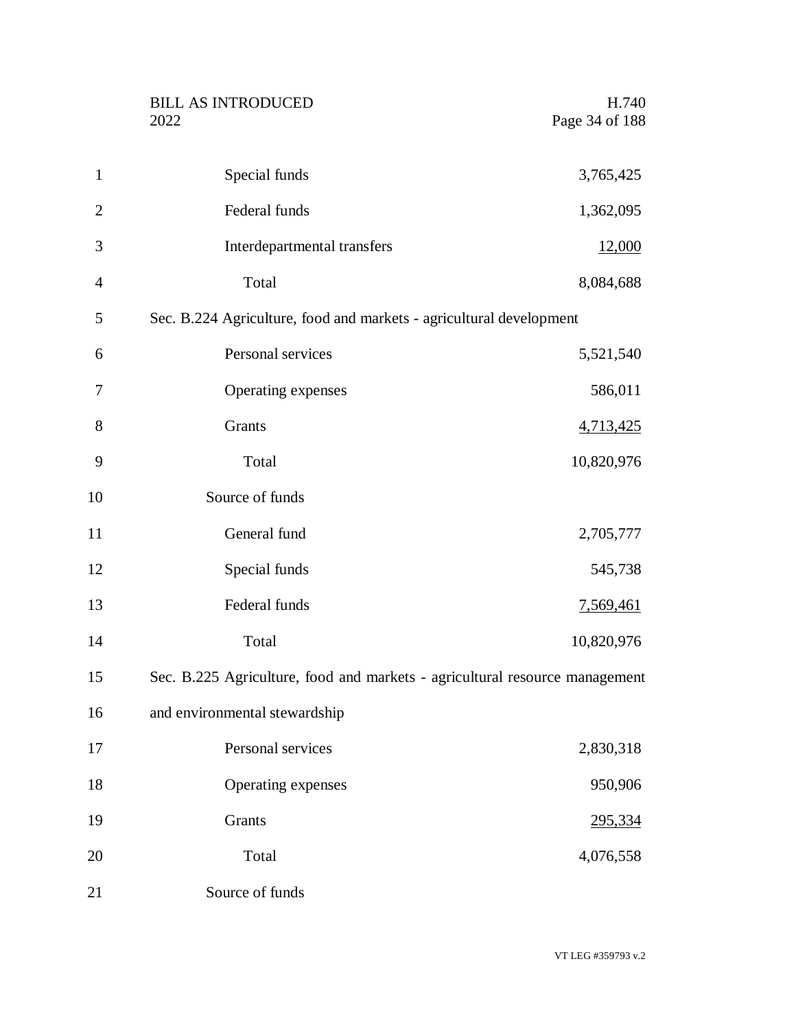| | |
|---|---|
| Special funds | 3,765,425 |
| Federal funds | 1,362,095 |
| Interdepartmental transfers | 12,000 |
| Total | 8,084,688 |

Sec. B.224 Agriculture, food and markets - agricultural development

| | |
|---|---|
| Personal services | 5,521,540 |
| Operating expenses | 586,011 |
| Grants | 4,713,425 |
| Total | 10,820,976 |
| Source of funds | |
| General fund | 2,705,777 |
| Special funds | 545,738 |
| Federal funds | 7,569,461 |
| Total | 10,820,976 |

Sec. B.225 Agriculture, food and markets - agricultural resource management and environmental stewardship

| | |
|---|---|
| Personal services | 2,830,318 |
| Operating expenses | 950,906 |
| Grants | 295,334 |
| Total | 4,076,558 |
| Source of funds | |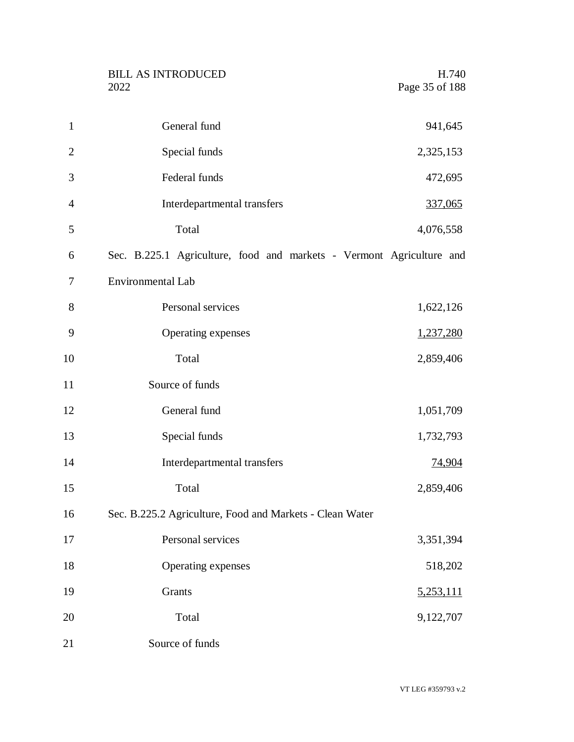| | |
|---|---|
| General fund | 941,645 |
| Special funds | 2,325,153 |
| Federal funds | 472,695 |
| Interdepartmental transfers | 337,065 |
| Total | 4,076,558 |

Sec. B.225.1 Agriculture, food and markets - Vermont Agriculture and Environmental Lab

| | |
|---|---|
| Personal services | 1,622,126 |
| Operating expenses | 1,237,280 |
| Total | 2,859,406 |
| Source of funds | |
| General fund | 1,051,709 |
| Special funds | 1,732,793 |
| Interdepartmental transfers | 74,904 |
| Total | 2,859,406 |

Sec. B.225.2 Agriculture, Food and Markets - Clean Water

| | |
|---|---|
| Personal services | 3,351,394 |
| Operating expenses | 518,202 |
| Grants | 5,253,111 |
| Total | 9,122,707 |
| Source of funds | |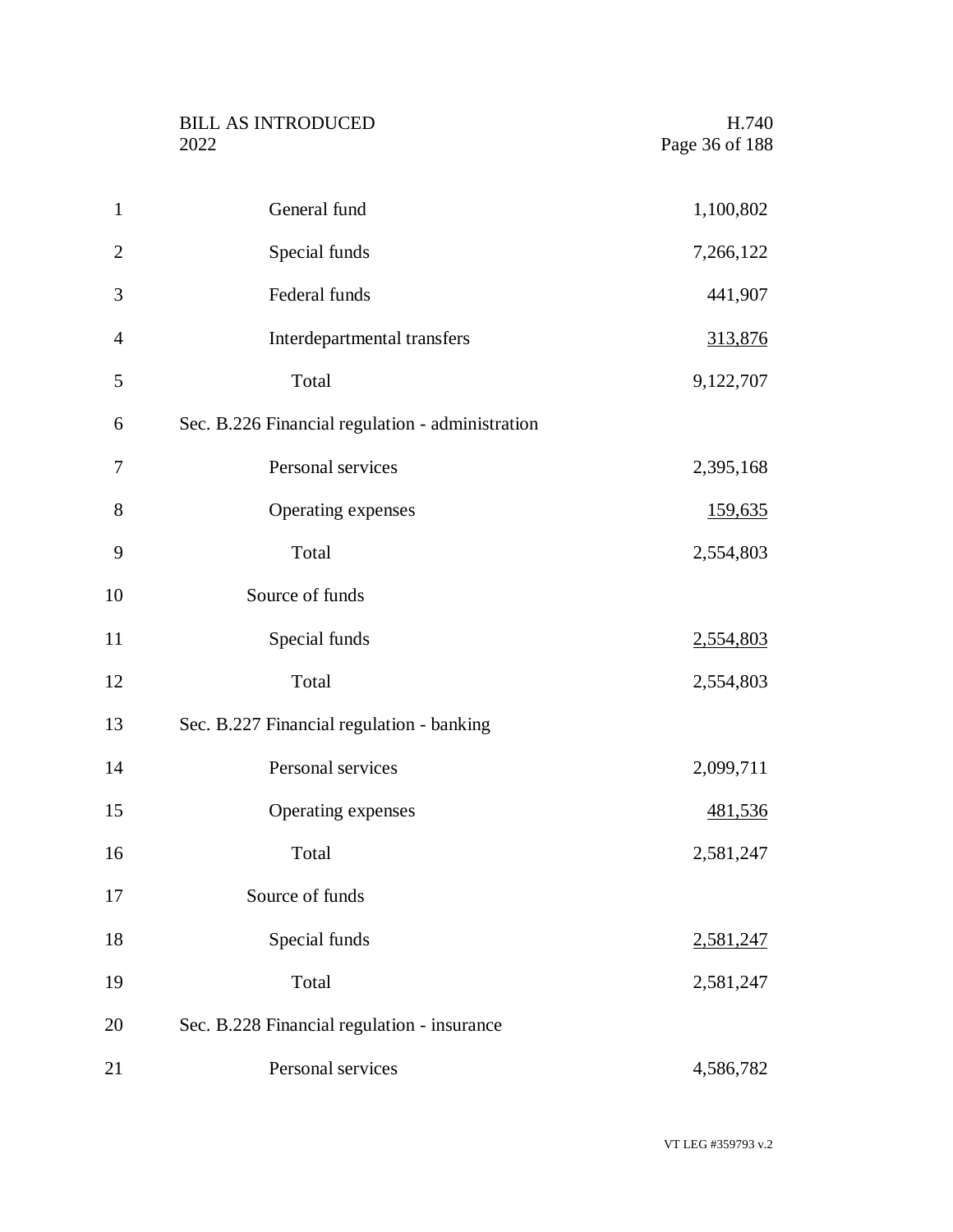| | |
|---|---|
| General fund | 1,100,802 |
| Special funds | 7,266,122 |
| Federal funds | 441,907 |
| Interdepartmental transfers | 313,876 |
| Total | 9,122,707 |

Sec. B.226 Financial regulation - administration

| | |
|---|---|
| Personal services | 2,395,168 |
| Operating expenses | 159,635 |
| Total | 2,554,803 |
| Source of funds | |
| Special funds | 2,554,803 |
| Total | 2,554,803 |

Sec. B.227 Financial regulation - banking

| | |
|---|---|
| Personal services | 2,099,711 |
| Operating expenses | 481,536 |
| Total | 2,581,247 |
| Source of funds | |
| Special funds | 2,581,247 |
| Total | 2,581,247 |

Sec. B.228 Financial regulation - insurance

| | |
|---|---|
| Personal services | 4,586,782 |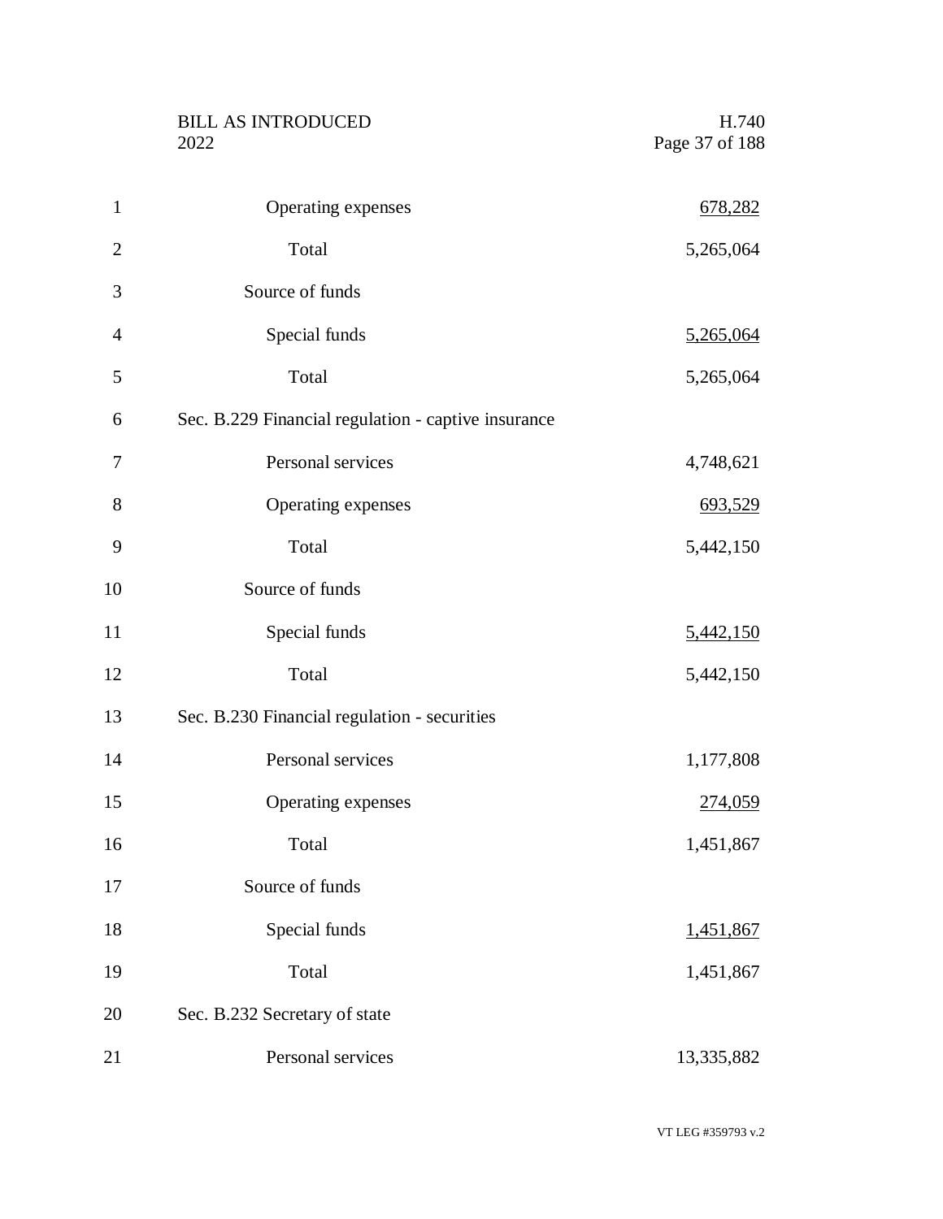| | |
|---|---|
| Operating expenses | 678,282 |
| Total | 5,265,064 |
| Source of funds | |
| Special funds | 5,265,064 |
| Total | 5,265,064 |

Sec. B.229 Financial regulation - captive insurance

| | |
|---|---|
| Personal services | 4,748,621 |
| Operating expenses | 693,529 |
| Total | 5,442,150 |
| Source of funds | |
| Special funds | 5,442,150 |
| Total | 5,442,150 |

Sec. B.230 Financial regulation - securities

| | |
|---|---|
| Personal services | 1,177,808 |
| Operating expenses | 274,059 |
| Total | 1,451,867 |
| Source of funds | |
| Special funds | 1,451,867 |
| Total | 1,451,867 |

Sec. B.232 Secretary of state

| | |
|---|---|
| Personal services | 13,335,882 |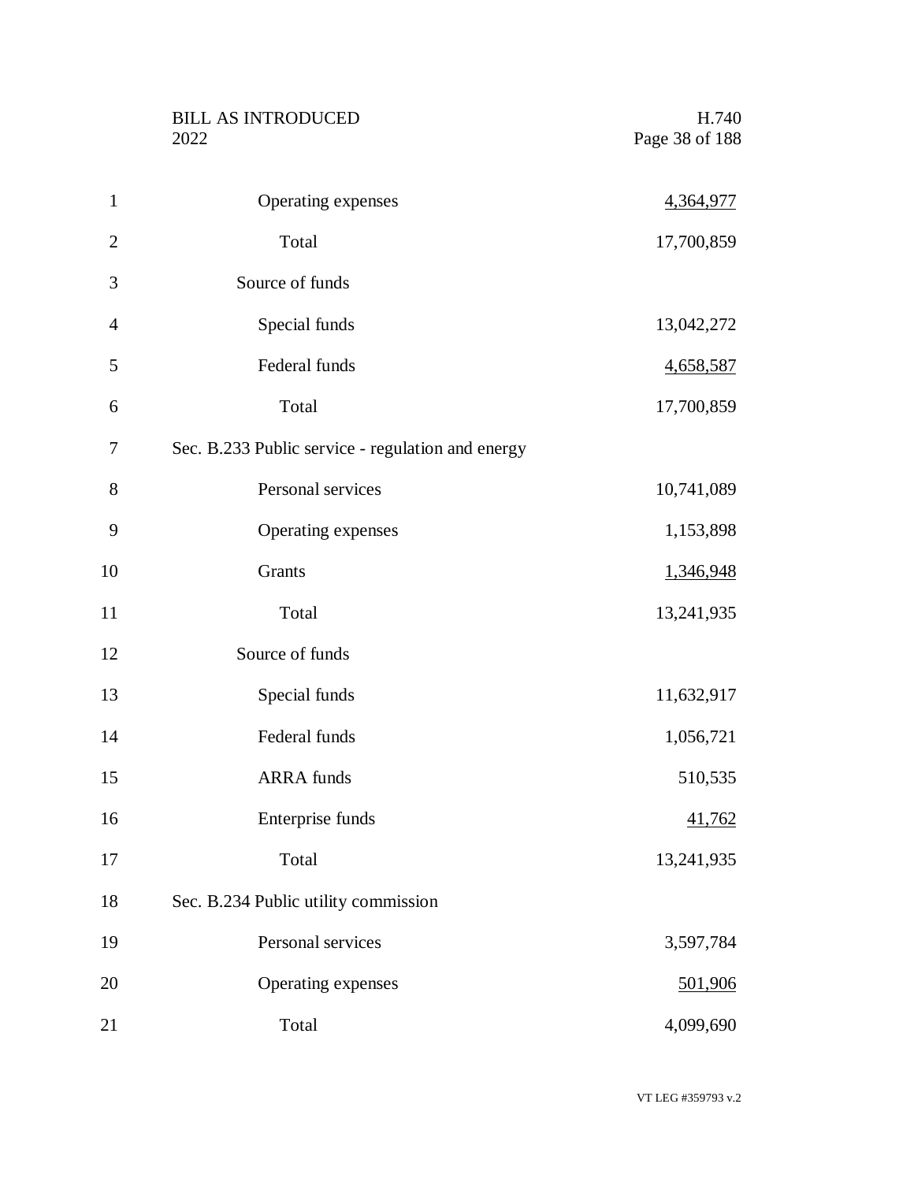| | |
|---|---|
| Operating expenses | 4,364,977 |
| Total | 17,700,859 |
| Source of funds | |
| Special funds | 13,042,272 |
| Federal funds | 4,658,587 |
| Total | 17,700,859 |

Sec. B.233 Public service - regulation and energy

| | |
|---|---|
| Personal services | 10,741,089 |
| Operating expenses | 1,153,898 |
| Grants | 1,346,948 |
| Total | 13,241,935 |
| Source of funds | |
| Special funds | 11,632,917 |
| Federal funds | 1,056,721 |
| ARRA funds | 510,535 |
| Enterprise funds | 41,762 |
| Total | 13,241,935 |

Sec. B.234 Public utility commission

| | |
|---|---|
| Personal services | 3,597,784 |
| Operating expenses | 501,906 |
| Total | 4,099,690 |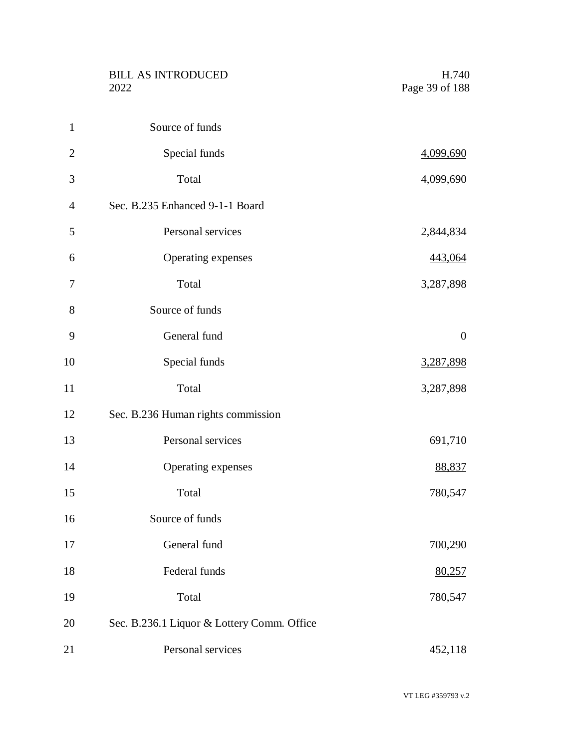Source of funds

Special funds 4,099,690

Total 4,099,690

Sec. B.235 Enhanced 9-1-1 Board

Personal services 2,844,834

Operating expenses 443,064

Total 3,287,898

Source of funds

General fund 0

Special funds 3,287,898

Total 3,287,898

Sec. B.236 Human rights commission

Personal services 691,710

Operating expenses 88,837

Total 780,547

Source of funds

General fund 700,290

Federal funds 80,257

Total 780,547

Sec. B.236.1 Liquor & Lottery Comm. Office

Personal services 452,118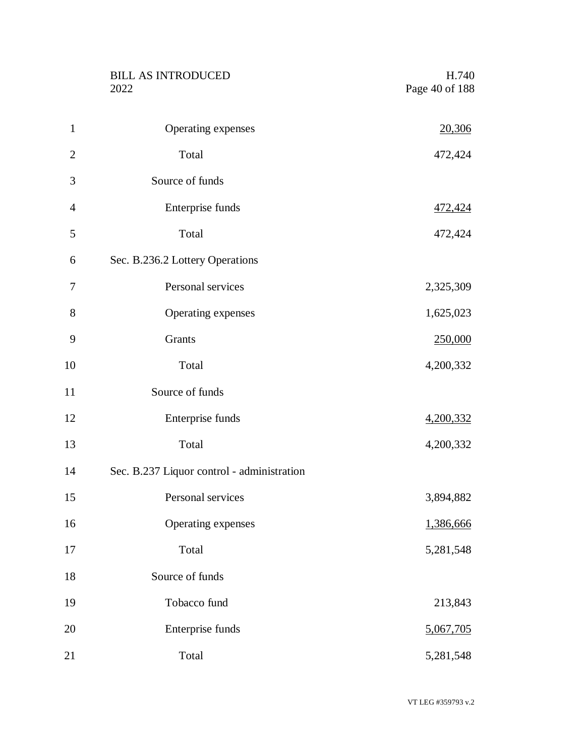| | |
|---|---|
| Operating expenses | 20,306 |
| Total | 472,424 |
| Source of funds | |
| Enterprise funds | 472,424 |
| Total | 472,424 |

Sec. B.236.2 Lottery Operations

| | |
|---|---|
| Personal services | 2,325,309 |
| Operating expenses | 1,625,023 |
| Grants | 250,000 |
| Total | 4,200,332 |
| Source of funds | |
| Enterprise funds | 4,200,332 |
| Total | 4,200,332 |

Sec. B.237 Liquor control - administration

| | |
|---|---|
| Personal services | 3,894,882 |
| Operating expenses | 1,386,666 |
| Total | 5,281,548 |
| Source of funds | |
| Tobacco fund | 213,843 |
| Enterprise funds | 5,067,705 |
| Total | 5,281,548 |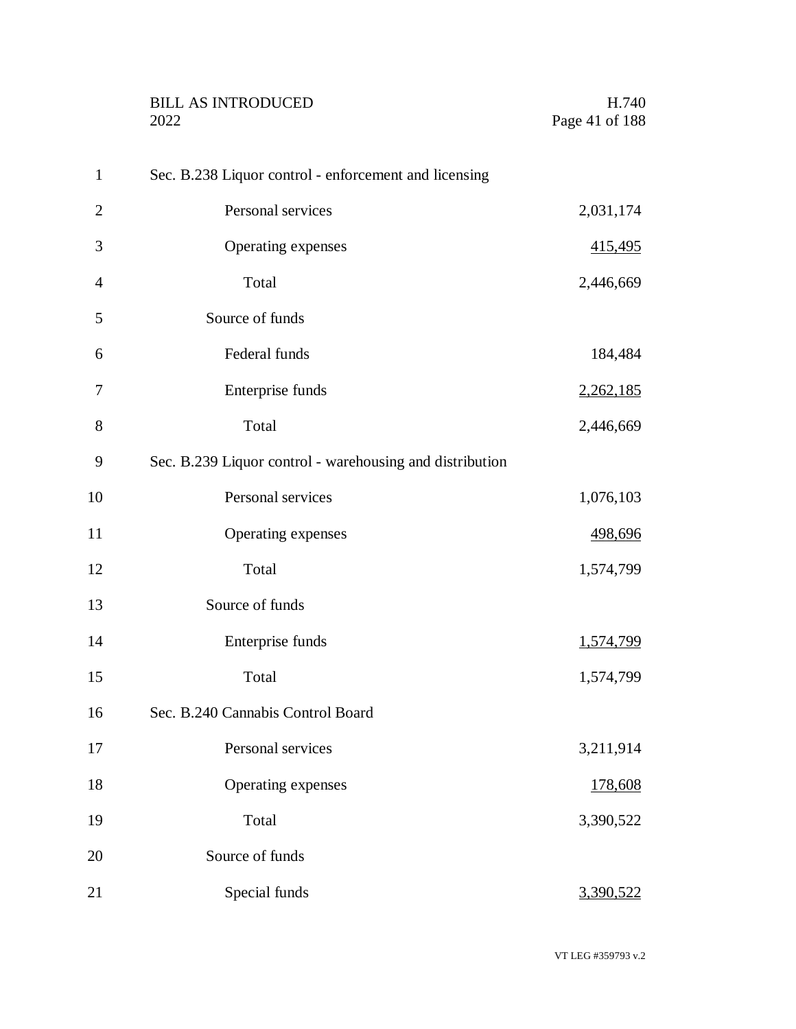Sec. B.238 Liquor control - enforcement and licensing

| | |
|---|---|
| Personal services | 2,031,174 |
| Operating expenses | 415,495 |
| Total | 2,446,669 |
| Source of funds | |
| Federal funds | 184,484 |
| Enterprise funds | 2,262,185 |
| Total | 2,446,669 |

Sec. B.239 Liquor control - warehousing and distribution

| | |
|---|---|
| Personal services | 1,076,103 |
| Operating expenses | 498,696 |
| Total | 1,574,799 |
| Source of funds | |
| Enterprise funds | 1,574,799 |
| Total | 1,574,799 |

Sec. B.240 Cannabis Control Board

| | |
|---|---|
| Personal services | 3,211,914 |
| Operating expenses | 178,608 |
| Total | 3,390,522 |
| Source of funds | |
| Special funds | 3,390,522 |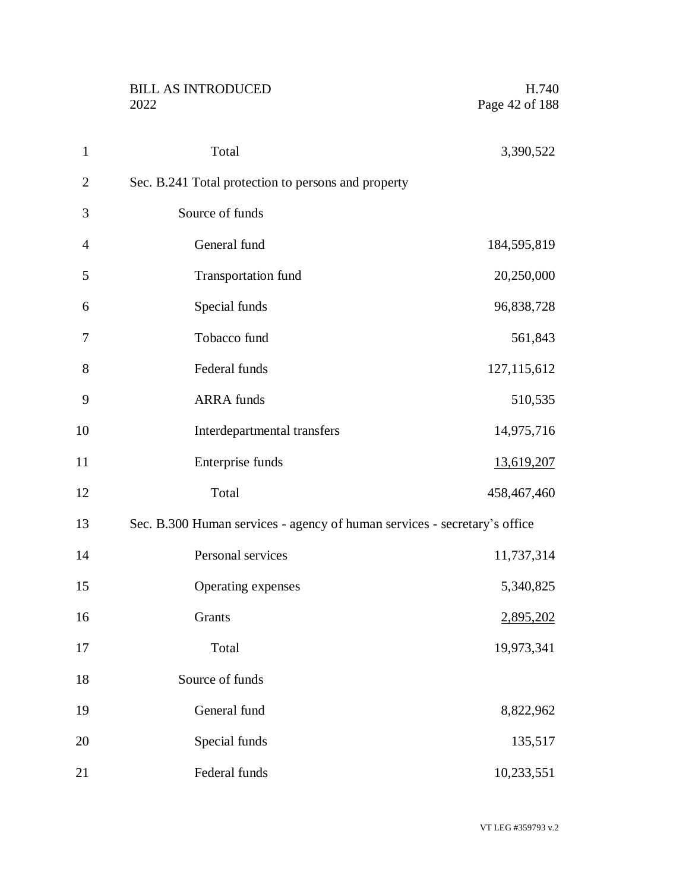| | |
|---|---|
| Total | 3,390,522 |

Sec. B.241 Total protection to persons and property

| | |
|---|---|
| Source of funds | |
| General fund | 184,595,819 |
| Transportation fund | 20,250,000 |
| Special funds | 96,838,728 |
| Tobacco fund | 561,843 |
| Federal funds | 127,115,612 |
| ARRA funds | 510,535 |
| Interdepartmental transfers | 14,975,716 |
| Enterprise funds | 13,619,207 |
| Total | 458,467,460 |

Sec. B.300 Human services - agency of human services - secretary's office

| | |
|---|---|
| Personal services | 11,737,314 |
| Operating expenses | 5,340,825 |
| Grants | 2,895,202 |
| Total | 19,973,341 |
| Source of funds | |
| General fund | 8,822,962 |
| Special funds | 135,517 |
| Federal funds | 10,233,551 |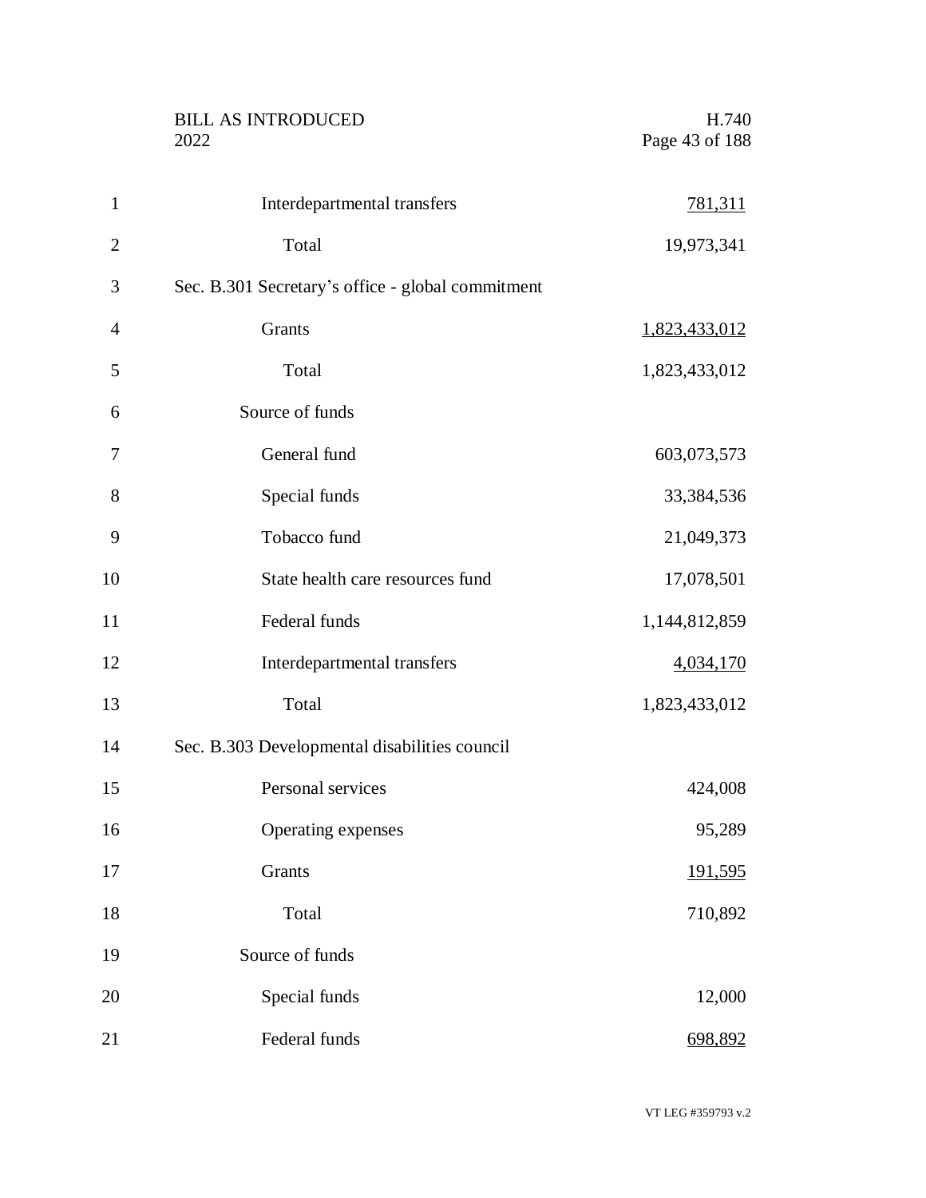| | |
|---|---|
| Interdepartmental transfers | 781,311 |
| Total | 19,973,341 |

Sec. B.301 Secretary's office - global commitment

| | |
|---|---|
| Grants | 1,823,433,012 |
| Total | 1,823,433,012 |
| Source of funds | |
| General fund | 603,073,573 |
| Special funds | 33,384,536 |
| Tobacco fund | 21,049,373 |
| State health care resources fund | 17,078,501 |
| Federal funds | 1,144,812,859 |
| Interdepartmental transfers | 4,034,170 |
| Total | 1,823,433,012 |

Sec. B.303 Developmental disabilities council

| | |
|---|---|
| Personal services | 424,008 |
| Operating expenses | 95,289 |
| Grants | 191,595 |
| Total | 710,892 |
| Source of funds | |
| Special funds | 12,000 |
| Federal funds | 698,892 |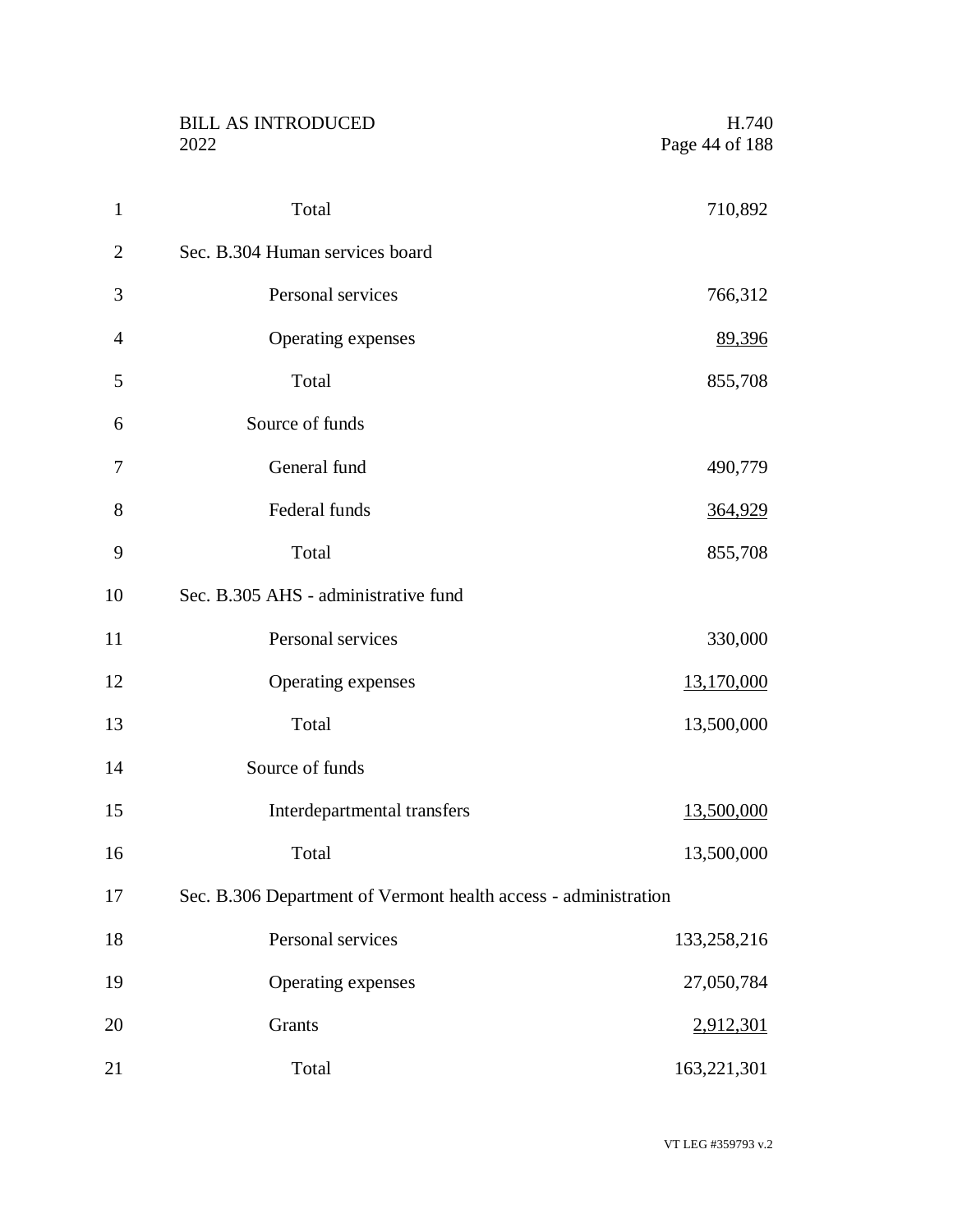Total 710,892

Sec. B.304 Human services board

| | |
|---|---|
| Personal services | 766,312 |
| Operating expenses | 89,396 |
| Total | 855,708 |
| Source of funds | |
| General fund | 490,779 |
| Federal funds | 364,929 |
| Total | 855,708 |

Sec. B.305 AHS - administrative fund

| | |
|---|---|
| Personal services | 330,000 |
| Operating expenses | 13,170,000 |
| Total | 13,500,000 |
| Source of funds | |
| Interdepartmental transfers | 13,500,000 |
| Total | 13,500,000 |

Sec. B.306 Department of Vermont health access - administration

| | |
|---|---|
| Personal services | 133,258,216 |
| Operating expenses | 27,050,784 |
| Grants | 2,912,301 |
| Total | 163,221,301 |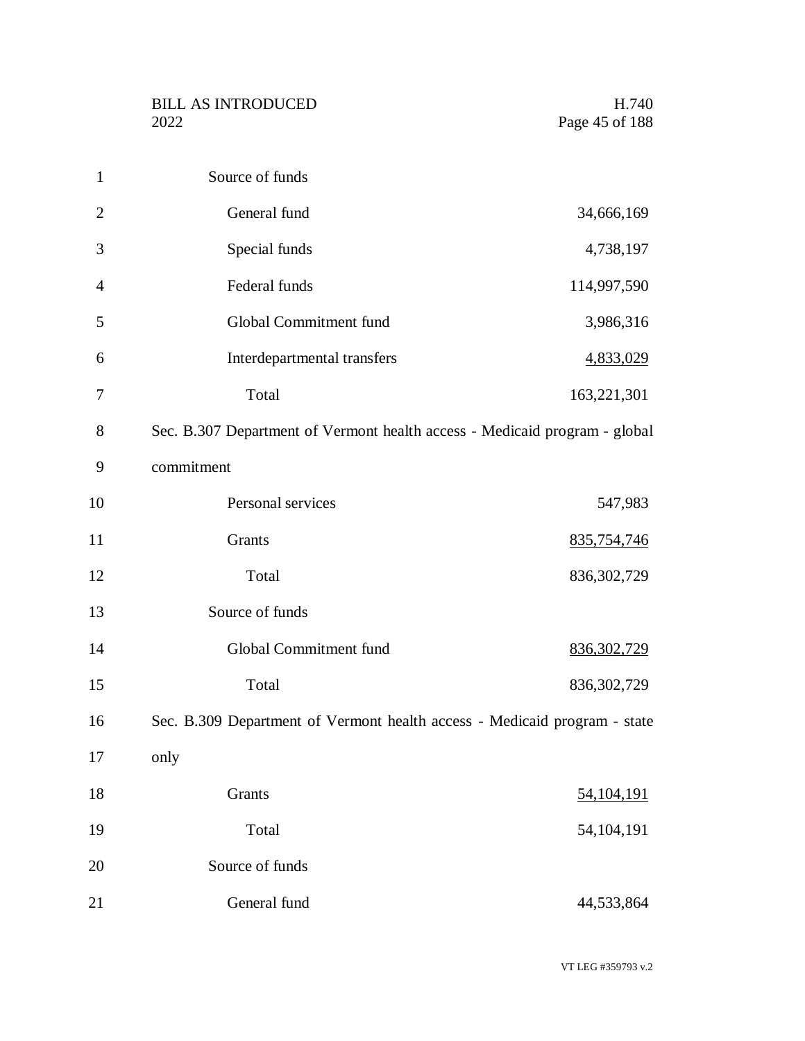Source of funds

| | |
|---|---|
| General fund | 34,666,169 |
| Special funds | 4,738,197 |
| Federal funds | 114,997,590 |
| Global Commitment fund | 3,986,316 |
| Interdepartmental transfers | 4,833,029 |
| Total | 163,221,301 |

Sec. B.307 Department of Vermont health access - Medicaid program - global commitment

| | |
|---|---|
| Personal services | 547,983 |
| Grants | 835,754,746 |
| Total | 836,302,729 |

Source of funds

| | |
|---|---|
| Global Commitment fund | 836,302,729 |
| Total | 836,302,729 |

Sec. B.309 Department of Vermont health access - Medicaid program - state only

| | |
|---|---|
| Grants | 54,104,191 |
| Total | 54,104,191 |

Source of funds

| | |
|---|---|
| General fund | 44,533,864 |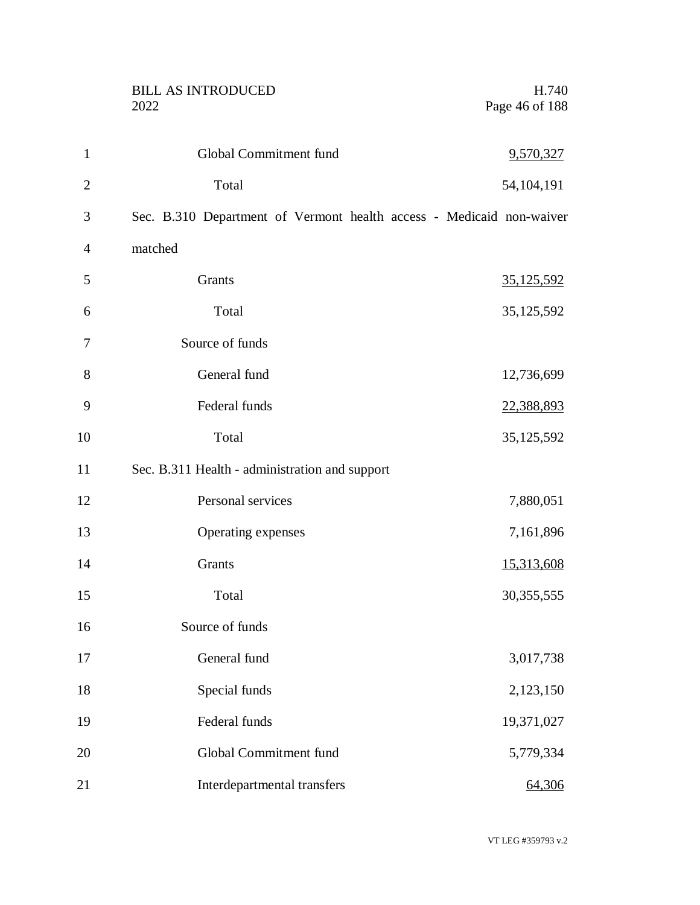Global Commitment fund 9,570,327

Total 54,104,191

Sec. B.310 Department of Vermont health access - Medicaid non-waiver matched

| | |
|---|---|
| Grants | 35,125,592 |
| Total | 35,125,592 |
| Source of funds | |
| General fund | 12,736,699 |
| Federal funds | 22,388,893 |
| Total | 35,125,592 |

Sec. B.311 Health - administration and support

| | |
|---|---|
| Personal services | 7,880,051 |
| Operating expenses | 7,161,896 |
| Grants | 15,313,608 |
| Total | 30,355,555 |
| Source of funds | |
| General fund | 3,017,738 |
| Special funds | 2,123,150 |
| Federal funds | 19,371,027 |
| Global Commitment fund | 5,779,334 |
| Interdepartmental transfers | 64,306 |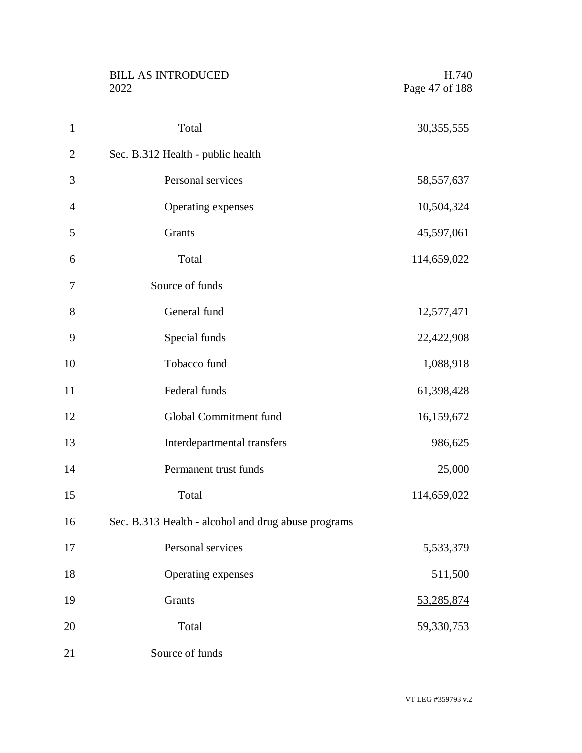| | |
|---|---|
| Total | 30,355,555 |

Sec. B.312 Health - public health

| | |
|---|---|
| Personal services | 58,557,637 |
| Operating expenses | 10,504,324 |
| Grants | 45,597,061 |
| Total | 114,659,022 |
| Source of funds | |
| General fund | 12,577,471 |
| Special funds | 22,422,908 |
| Tobacco fund | 1,088,918 |
| Federal funds | 61,398,428 |
| Global Commitment fund | 16,159,672 |
| Interdepartmental transfers | 986,625 |
| Permanent trust funds | 25,000 |
| Total | 114,659,022 |

Sec. B.313 Health - alcohol and drug abuse programs

| | |
|---|---|
| Personal services | 5,533,379 |
| Operating expenses | 511,500 |
| Grants | 53,285,874 |
| Total | 59,330,753 |
| Source of funds | |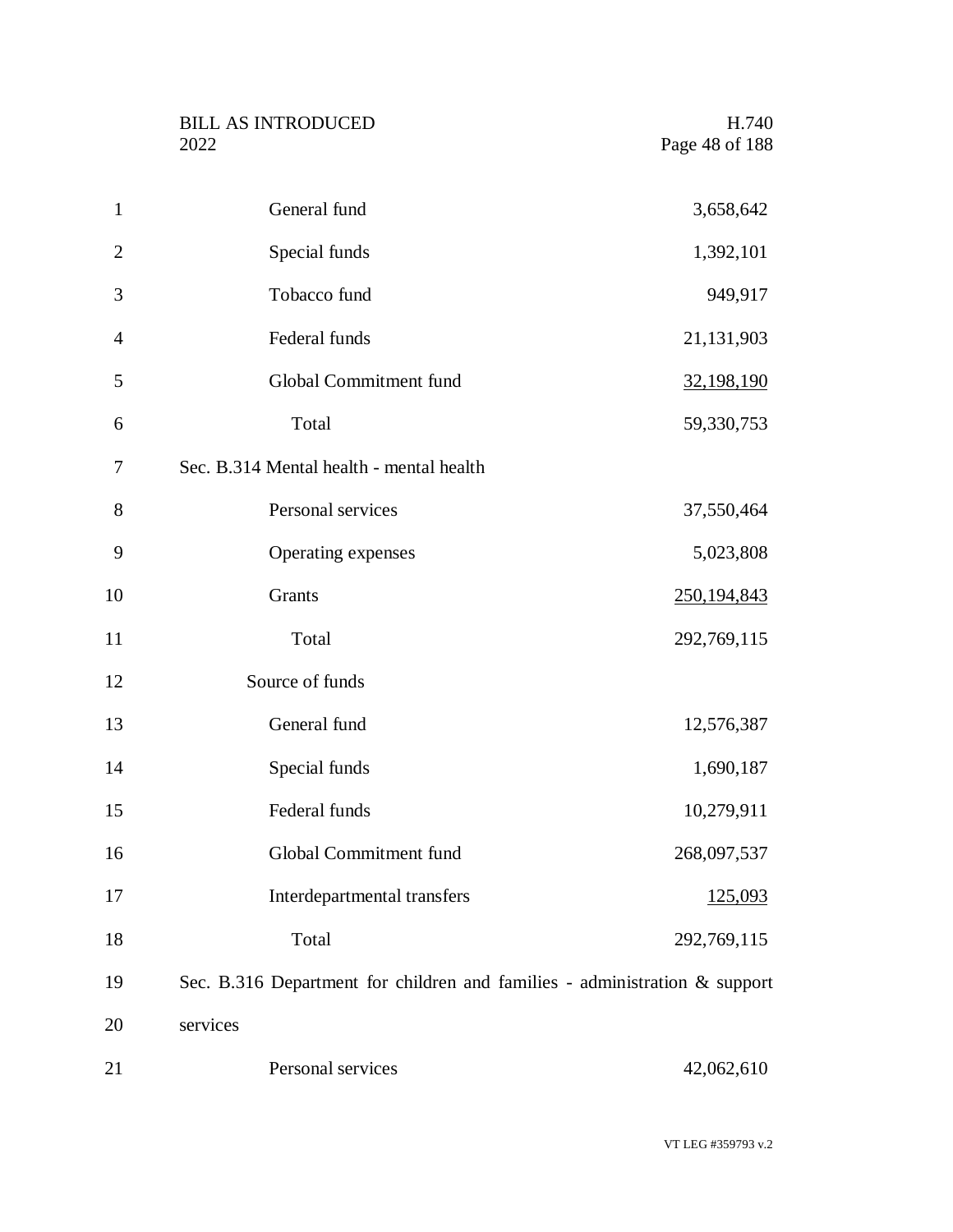| | |
|---|---|
| General fund | 3,658,642 |
| Special funds | 1,392,101 |
| Tobacco fund | 949,917 |
| Federal funds | 21,131,903 |
| Global Commitment fund | 32,198,190 |
| Total | 59,330,753 |

Sec. B.314 Mental health - mental health

| | |
|---|---|
| Personal services | 37,550,464 |
| Operating expenses | 5,023,808 |
| Grants | 250,194,843 |
| Total | 292,769,115 |

Source of funds

| | |
|---|---|
| General fund | 12,576,387 |
| Special funds | 1,690,187 |
| Federal funds | 10,279,911 |
| Global Commitment fund | 268,097,537 |
| Interdepartmental transfers | 125,093 |
| Total | 292,769,115 |

Sec. B.316 Department for children and families - administration & support services

| | |
|---|---|
| Personal services | 42,062,610 |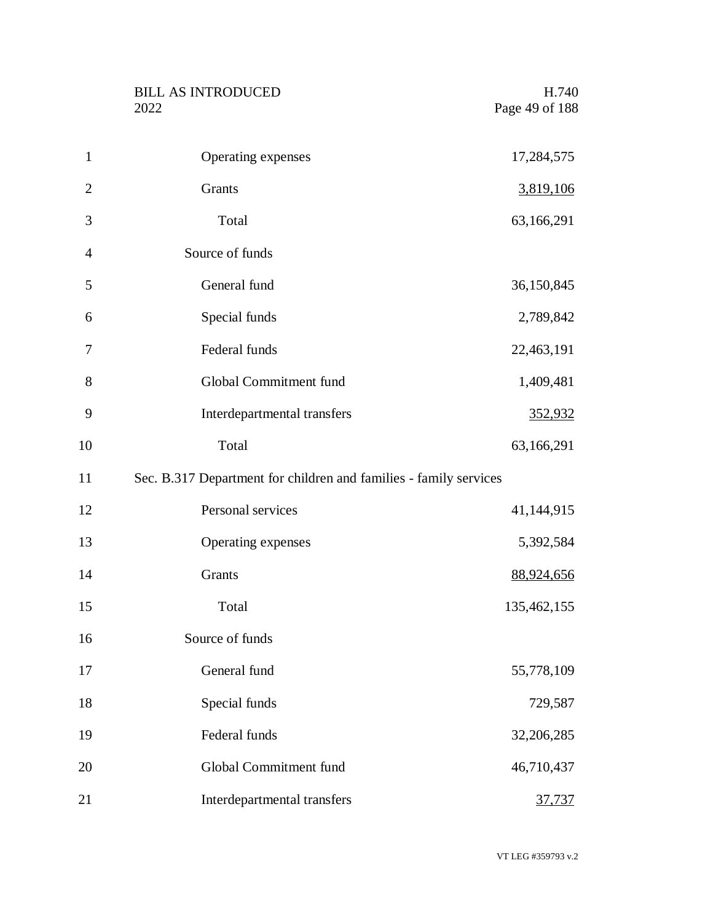| | |
|---|---|
| Operating expenses | 17,284,575 |
| Grants | 3,819,106 |
| Total | 63,166,291 |
| Source of funds | |
| General fund | 36,150,845 |
| Special funds | 2,789,842 |
| Federal funds | 22,463,191 |
| Global Commitment fund | 1,409,481 |
| Interdepartmental transfers | 352,932 |
| Total | 63,166,291 |

Sec. B.317 Department for children and families - family services

| | |
|---|---|
| Personal services | 41,144,915 |
| Operating expenses | 5,392,584 |
| Grants | 88,924,656 |
| Total | 135,462,155 |
| Source of funds | |
| General fund | 55,778,109 |
| Special funds | 729,587 |
| Federal funds | 32,206,285 |
| Global Commitment fund | 46,710,437 |
| Interdepartmental transfers | 37,737 |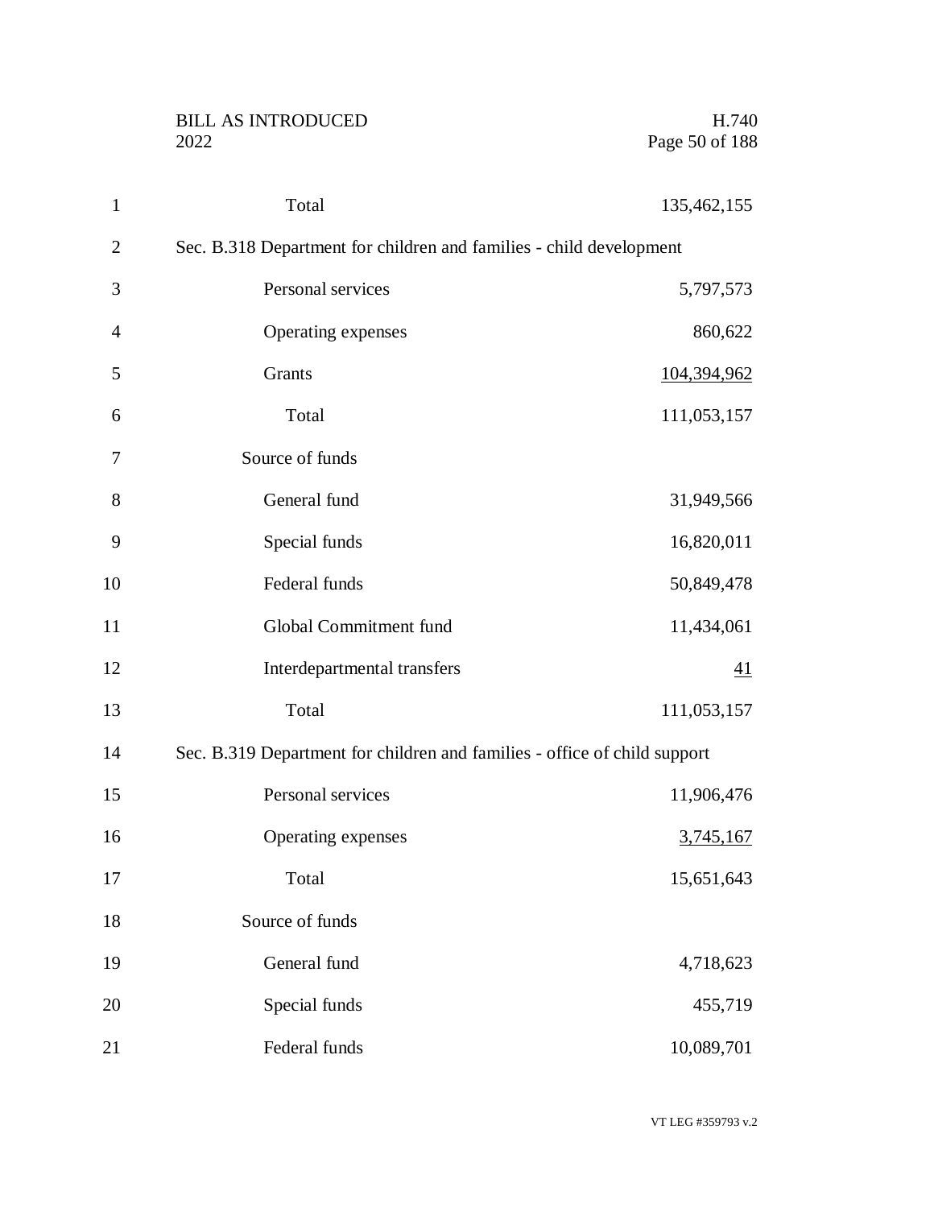| | |
|---|---|
| Total | 135,462,155 |

Sec. B.318 Department for children and families - child development

| | |
|---|---|
| Personal services | 5,797,573 |
| Operating expenses | 860,622 |
| Grants | 104,394,962 |
| Total | 111,053,157 |
| Source of funds | |
| General fund | 31,949,566 |
| Special funds | 16,820,011 |
| Federal funds | 50,849,478 |
| Global Commitment fund | 11,434,061 |
| Interdepartmental transfers | 41 |
| Total | 111,053,157 |

Sec. B.319 Department for children and families - office of child support

| | |
|---|---|
| Personal services | 11,906,476 |
| Operating expenses | 3,745,167 |
| Total | 15,651,643 |
| Source of funds | |
| General fund | 4,718,623 |
| Special funds | 455,719 |
| Federal funds | 10,089,701 |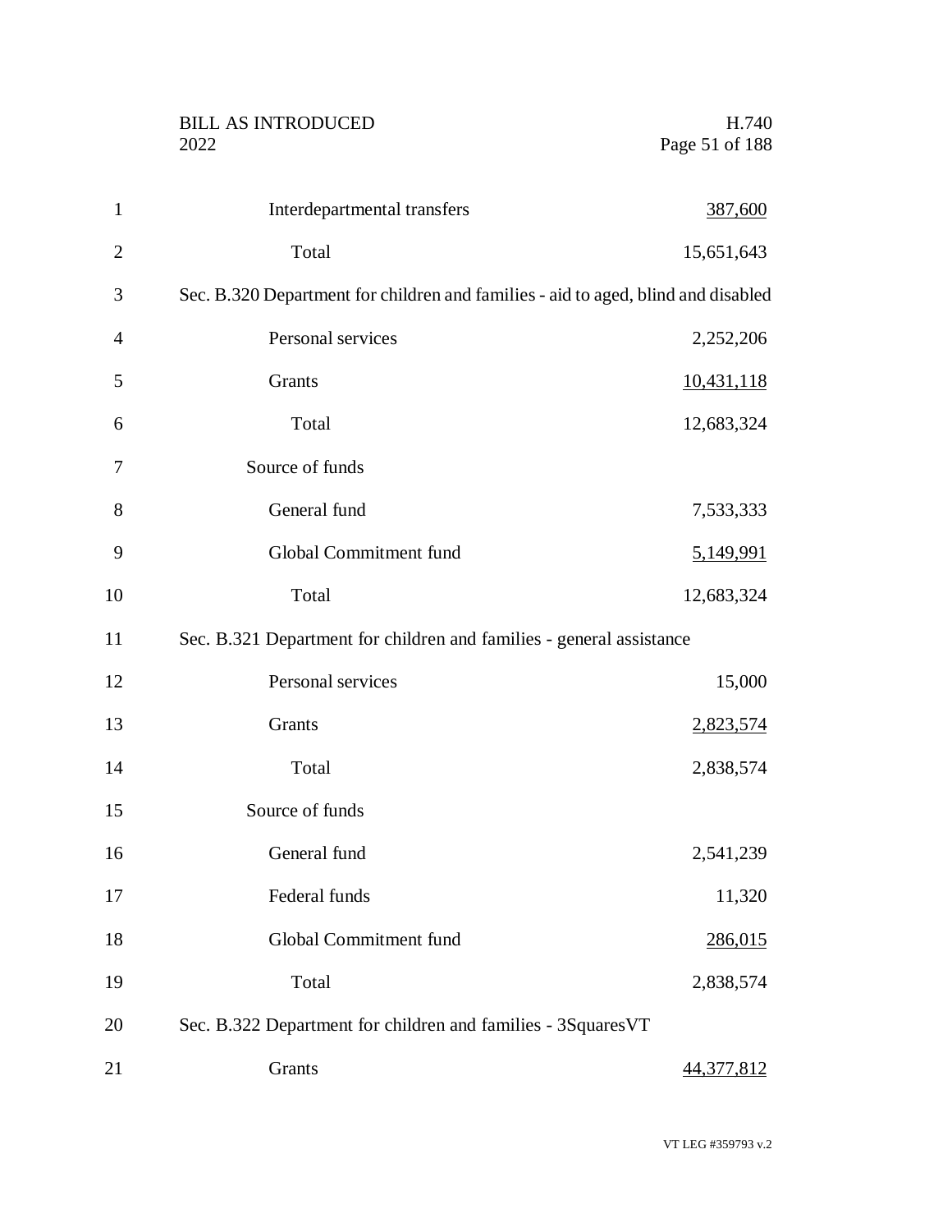| | |
|---|---|
| Interdepartmental transfers | 387,600 |
| Total | 15,651,643 |

Sec. B.320 Department for children and families - aid to aged, blind and disabled

| | |
|---|---|
| Personal services | 2,252,206 |
| Grants | 10,431,118 |
| Total | 12,683,324 |
| Source of funds | |
| General fund | 7,533,333 |
| Global Commitment fund | 5,149,991 |
| Total | 12,683,324 |

Sec. B.321 Department for children and families - general assistance

| | |
|---|---|
| Personal services | 15,000 |
| Grants | 2,823,574 |
| Total | 2,838,574 |
| Source of funds | |
| General fund | 2,541,239 |
| Federal funds | 11,320 |
| Global Commitment fund | 286,015 |
| Total | 2,838,574 |

Sec. B.322 Department for children and families - 3SquaresVT

| | |
|---|---|
| Grants | 44,377,812 |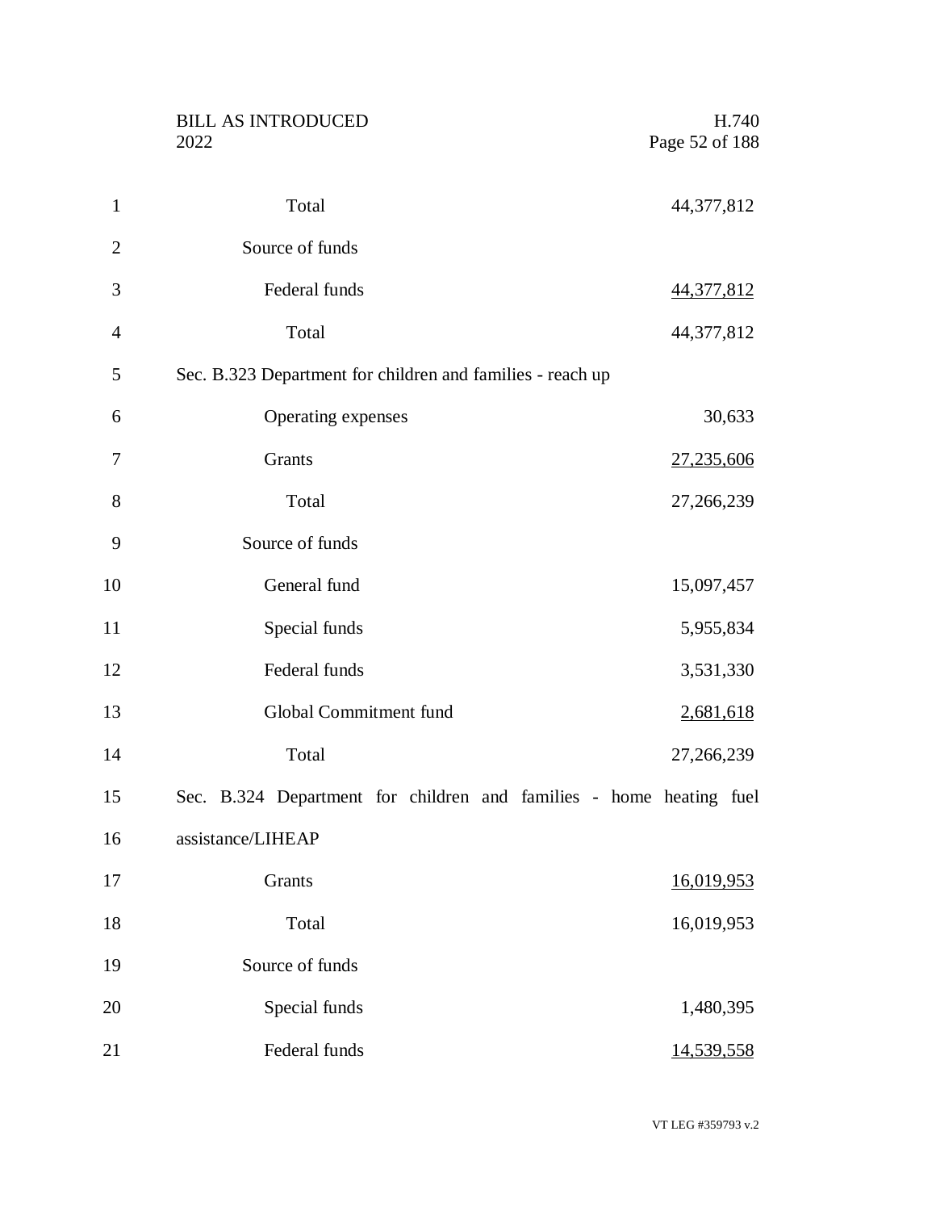| | |
|---|---|
| Total | 44,377,812 |
| Source of funds | |
| Federal funds | 44,377,812 |
| Total | 44,377,812 |

Sec. B.323 Department for children and families - reach up

| | |
|---|---|
| Operating expenses | 30,633 |
| Grants | 27,235,606 |
| Total | 27,266,239 |
| Source of funds | |
| General fund | 15,097,457 |
| Special funds | 5,955,834 |
| Federal funds | 3,531,330 |
| Global Commitment fund | 2,681,618 |
| Total | 27,266,239 |

Sec. B.324 Department for children and families - home heating fuel assistance/LIHEAP

| | |
|---|---|
| Grants | 16,019,953 |
| Total | 16,019,953 |
| Source of funds | |
| Special funds | 1,480,395 |
| Federal funds | 14,539,558 |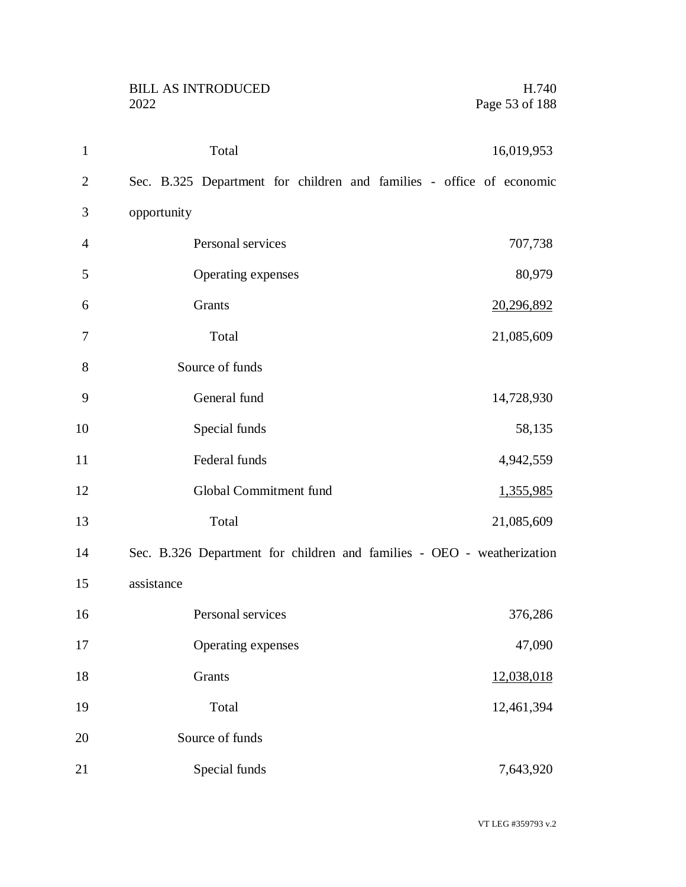| | |
|---|---|
| Total | 16,019,953 |

Sec. B.325 Department for children and families - office of economic opportunity

| | |
|---|---|
| Personal services | 707,738 |
| Operating expenses | 80,979 |
| Grants | 20,296,892 |
| Total | 21,085,609 |
| Source of funds | |
| General fund | 14,728,930 |
| Special funds | 58,135 |
| Federal funds | 4,942,559 |
| Global Commitment fund | 1,355,985 |
| Total | 21,085,609 |

Sec. B.326 Department for children and families - OEO - weatherization assistance

| | |
|---|---|
| Personal services | 376,286 |
| Operating expenses | 47,090 |
| Grants | 12,038,018 |
| Total | 12,461,394 |
| Source of funds | |
| Special funds | 7,643,920 |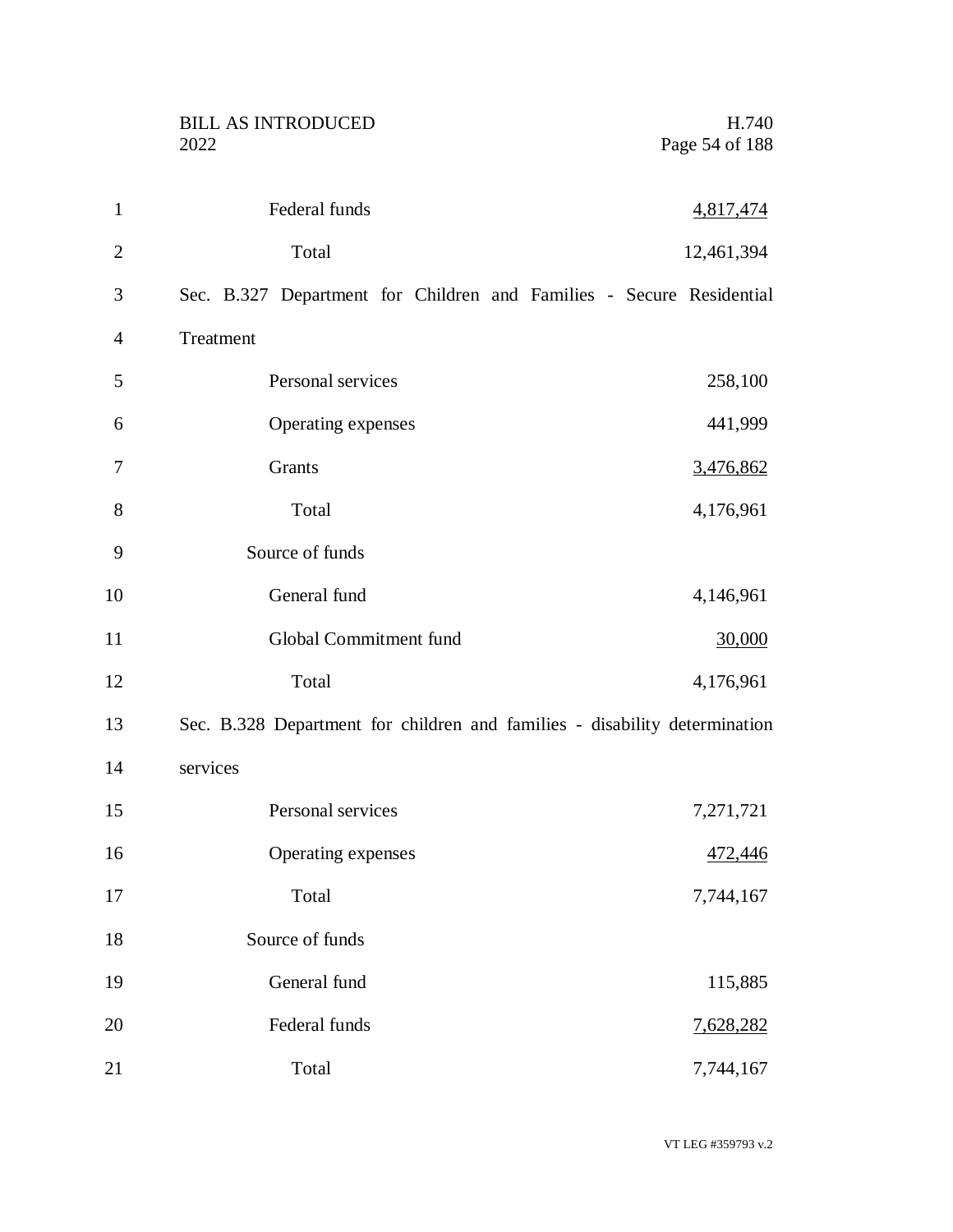| | |
|---|---|
| Federal funds | 4,817,474 |
| Total | 12,461,394 |

Sec. B.327 Department for Children and Families - Secure Residential Treatment

| | |
|---|---|
| Personal services | 258,100 |
| Operating expenses | 441,999 |
| Grants | 3,476,862 |
| Total | 4,176,961 |
| Source of funds | |
| General fund | 4,146,961 |
| Global Commitment fund | 30,000 |
| Total | 4,176,961 |

Sec. B.328 Department for children and families - disability determination services

| | |
|---|---|
| Personal services | 7,271,721 |
| Operating expenses | 472,446 |
| Total | 7,744,167 |
| Source of funds | |
| General fund | 115,885 |
| Federal funds | 7,628,282 |
| Total | 7,744,167 |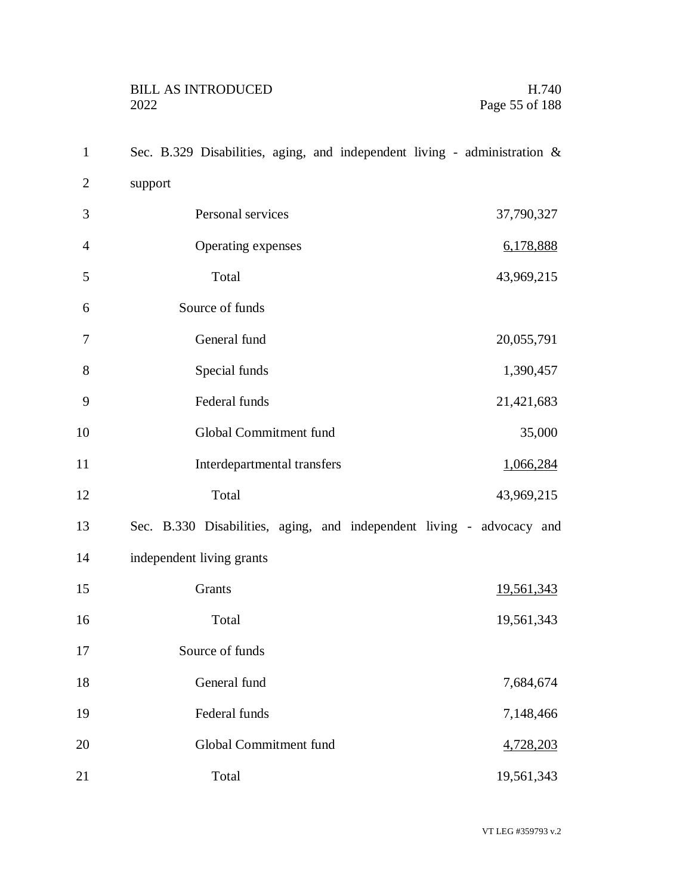Sec. B.329 Disabilities, aging, and independent living - administration & support

| | |
|---|---|
| Personal services | 37,790,327 |
| Operating expenses | 6,178,888 |
| Total | 43,969,215 |
| Source of funds | |
| General fund | 20,055,791 |
| Special funds | 1,390,457 |
| Federal funds | 21,421,683 |
| Global Commitment fund | 35,000 |
| Interdepartmental transfers | 1,066,284 |
| Total | 43,969,215 |

Sec. B.330 Disabilities, aging, and independent living - advocacy and independent living grants

| | |
|---|---|
| Grants | 19,561,343 |
| Total | 19,561,343 |
| Source of funds | |
| General fund | 7,684,674 |
| Federal funds | 7,148,466 |
| Global Commitment fund | 4,728,203 |
| Total | 19,561,343 |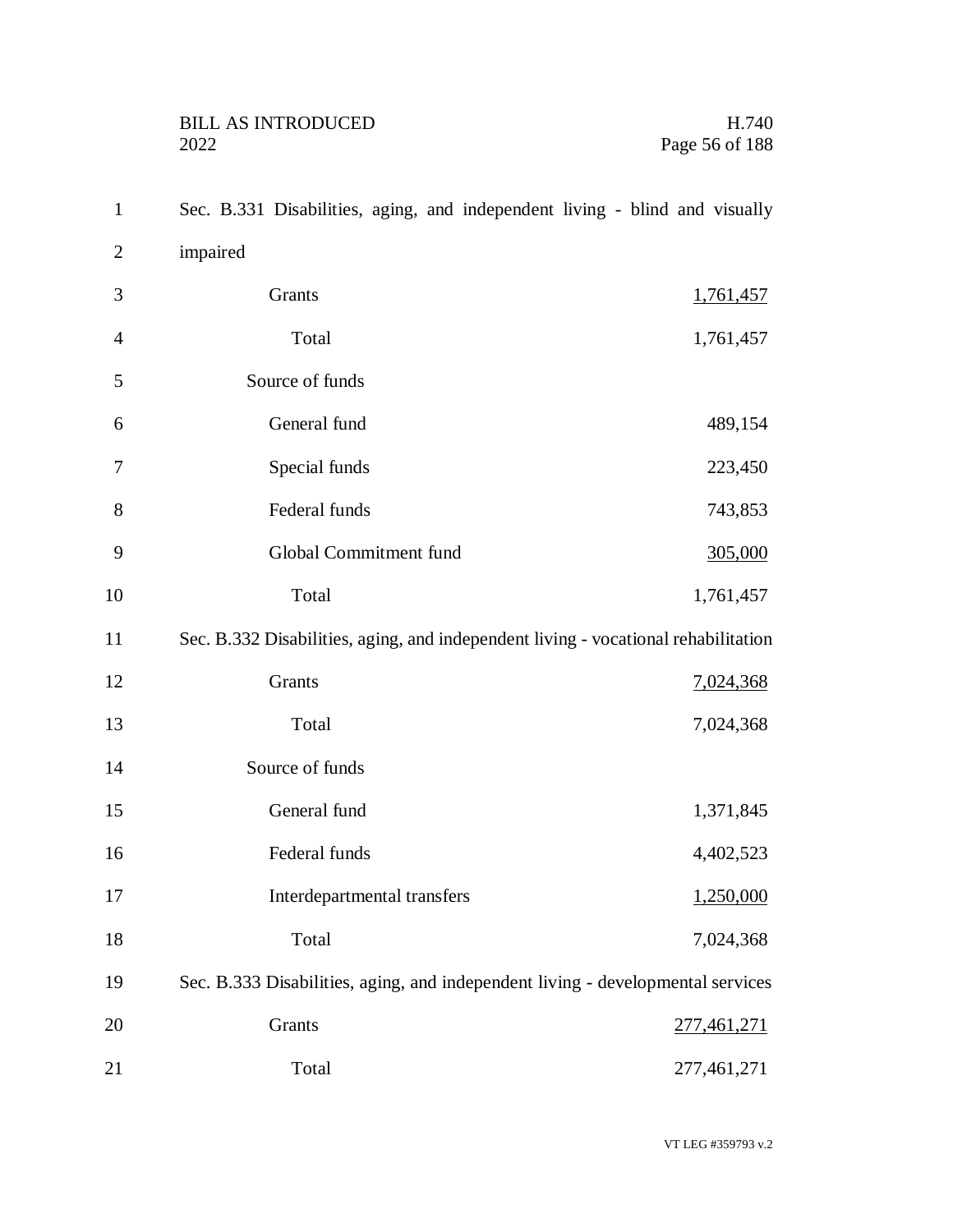Sec. B.331 Disabilities, aging, and independent living - blind and visually impaired

| | |
|---|---|
| Grants | 1,761,457 |
| Total | 1,761,457 |
| Source of funds | |
| General fund | 489,154 |
| Special funds | 223,450 |
| Federal funds | 743,853 |
| Global Commitment fund | 305,000 |
| Total | 1,761,457 |

Sec. B.332 Disabilities, aging, and independent living - vocational rehabilitation

| | |
|---|---|
| Grants | 7,024,368 |
| Total | 7,024,368 |
| Source of funds | |
| General fund | 1,371,845 |
| Federal funds | 4,402,523 |
| Interdepartmental transfers | 1,250,000 |
| Total | 7,024,368 |

Sec. B.333 Disabilities, aging, and independent living - developmental services

| | |
|---|---|
| Grants | 277,461,271 |
| Total | 277,461,271 |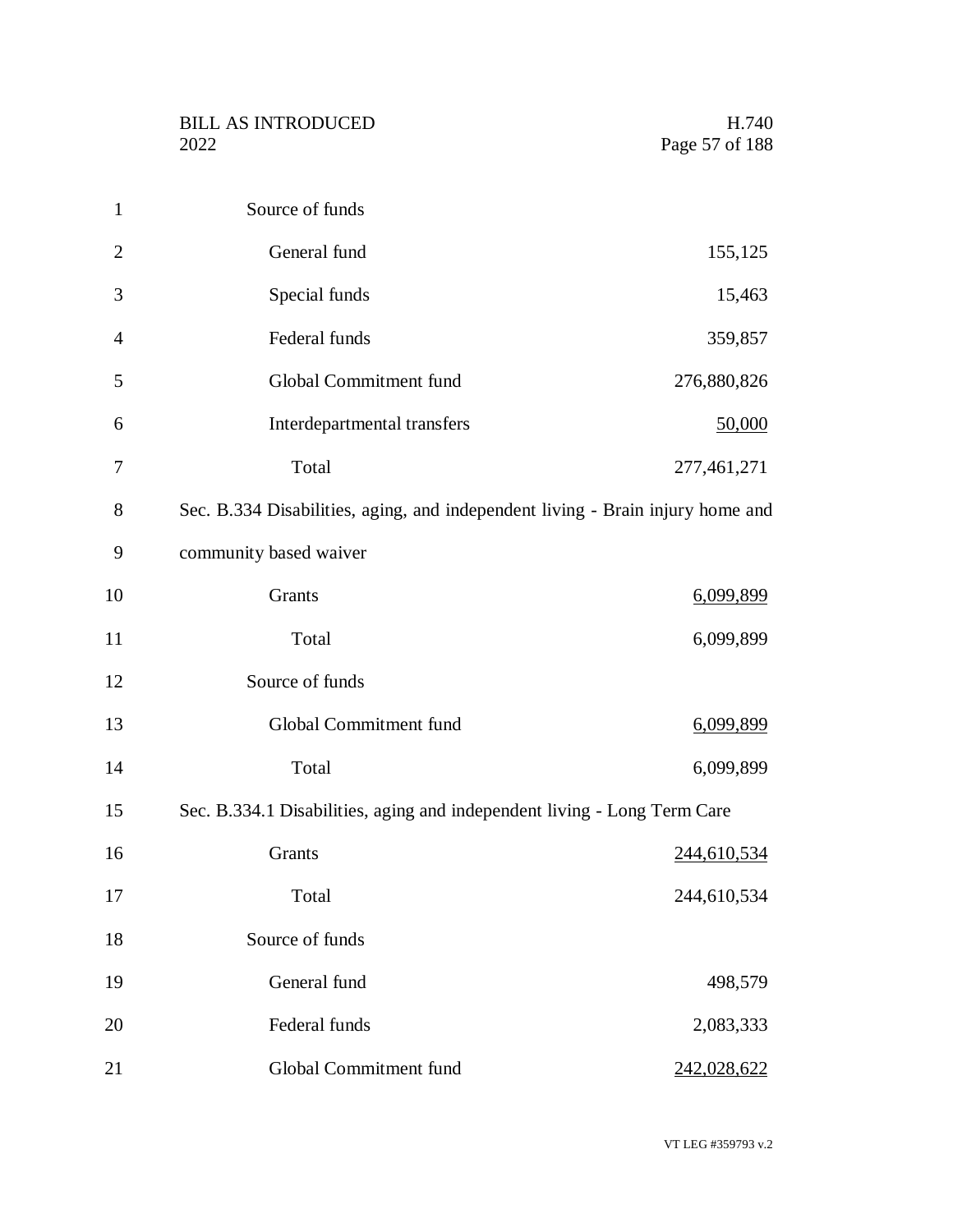Source of funds

| | |
|---|---:|
| General fund | 155,125 |
| Special funds | 15,463 |
| Federal funds | 359,857 |
| Global Commitment fund | 276,880,826 |
| Interdepartmental transfers | 50,000 |
| Total | 277,461,271 |

Sec. B.334 Disabilities, aging, and independent living - Brain injury home and community based waiver

| | |
|---|---:|
| Grants | 6,099,899 |
| Total | 6,099,899 |

Source of funds

| | |
|---|---:|
| Global Commitment fund | 6,099,899 |
| Total | 6,099,899 |

Sec. B.334.1 Disabilities, aging and independent living - Long Term Care

| | |
|---|---:|
| Grants | 244,610,534 |
| Total | 244,610,534 |

Source of funds

| | |
|---|---:|
| General fund | 498,579 |
| Federal funds | 2,083,333 |
| Global Commitment fund | 242,028,622 |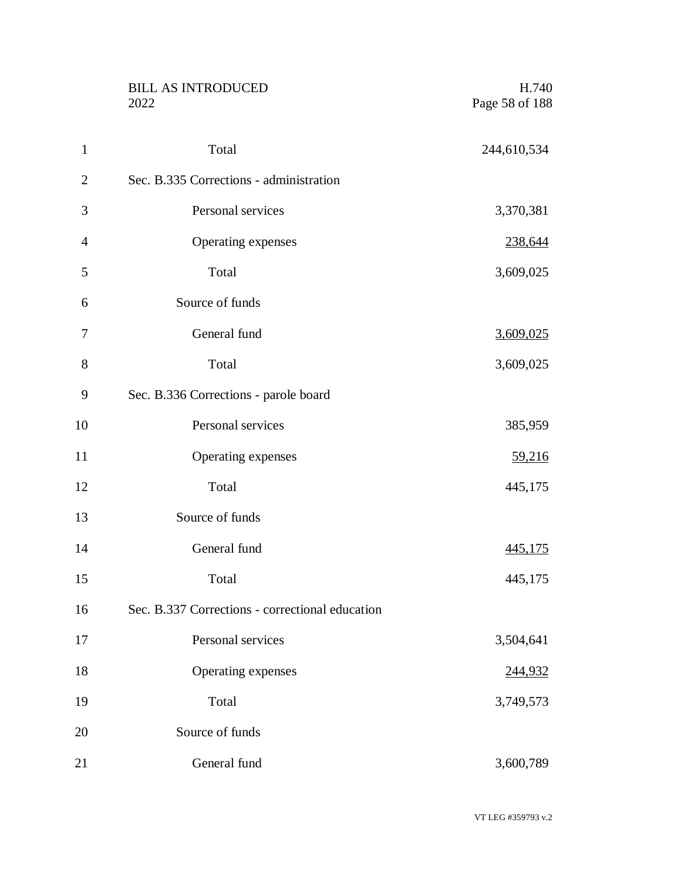Total 244,610,534

Sec. B.335 Corrections - administration

| | |
|---|---|
| Personal services | 3,370,381 |
| Operating expenses | 238,644 |
| Total | 3,609,025 |
| Source of funds | |
| General fund | 3,609,025 |
| Total | 3,609,025 |

Sec. B.336 Corrections - parole board

| | |
|---|---|
| Personal services | 385,959 |
| Operating expenses | 59,216 |
| Total | 445,175 |
| Source of funds | |
| General fund | 445,175 |
| Total | 445,175 |

Sec. B.337 Corrections - correctional education

| | |
|---|---|
| Personal services | 3,504,641 |
| Operating expenses | 244,932 |
| Total | 3,749,573 |
| Source of funds | |
| General fund | 3,600,789 |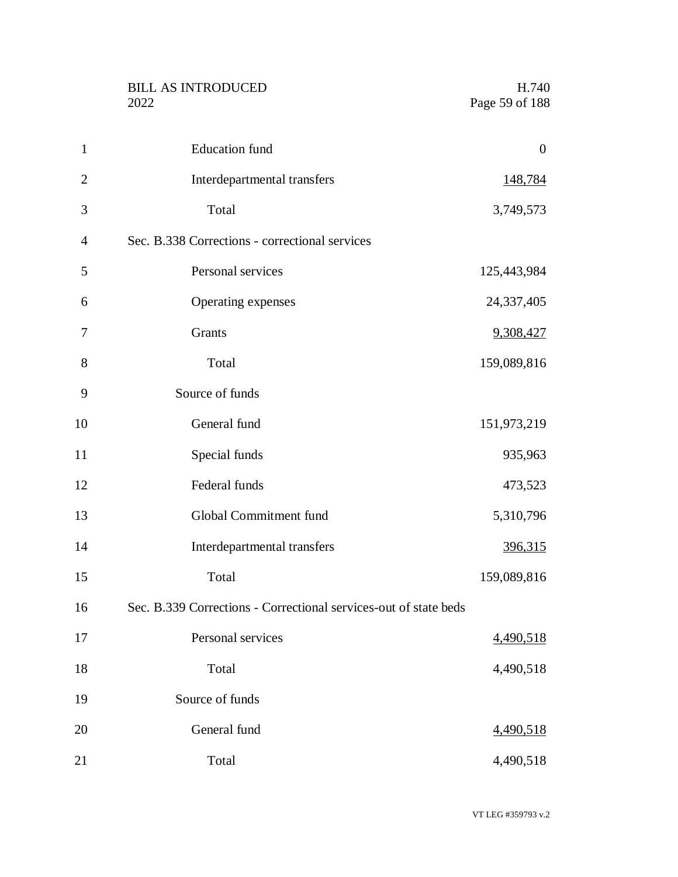| | |
|---|---|
| Education fund | 0 |
| Interdepartmental transfers | 148,784 |
| Total | 3,749,573 |

Sec. B.338 Corrections - correctional services

| | |
|---|---|
| Personal services | 125,443,984 |
| Operating expenses | 24,337,405 |
| Grants | 9,308,427 |
| Total | 159,089,816 |
| **Source of funds** | |
| General fund | 151,973,219 |
| Special funds | 935,963 |
| Federal funds | 473,523 |
| Global Commitment fund | 5,310,796 |
| Interdepartmental transfers | 396,315 |
| Total | 159,089,816 |

Sec. B.339 Corrections - Correctional services-out of state beds

| | |
|---|---|
| Personal services | 4,490,518 |
| Total | 4,490,518 |
| **Source of funds** | |
| General fund | 4,490,518 |
| Total | 4,490,518 |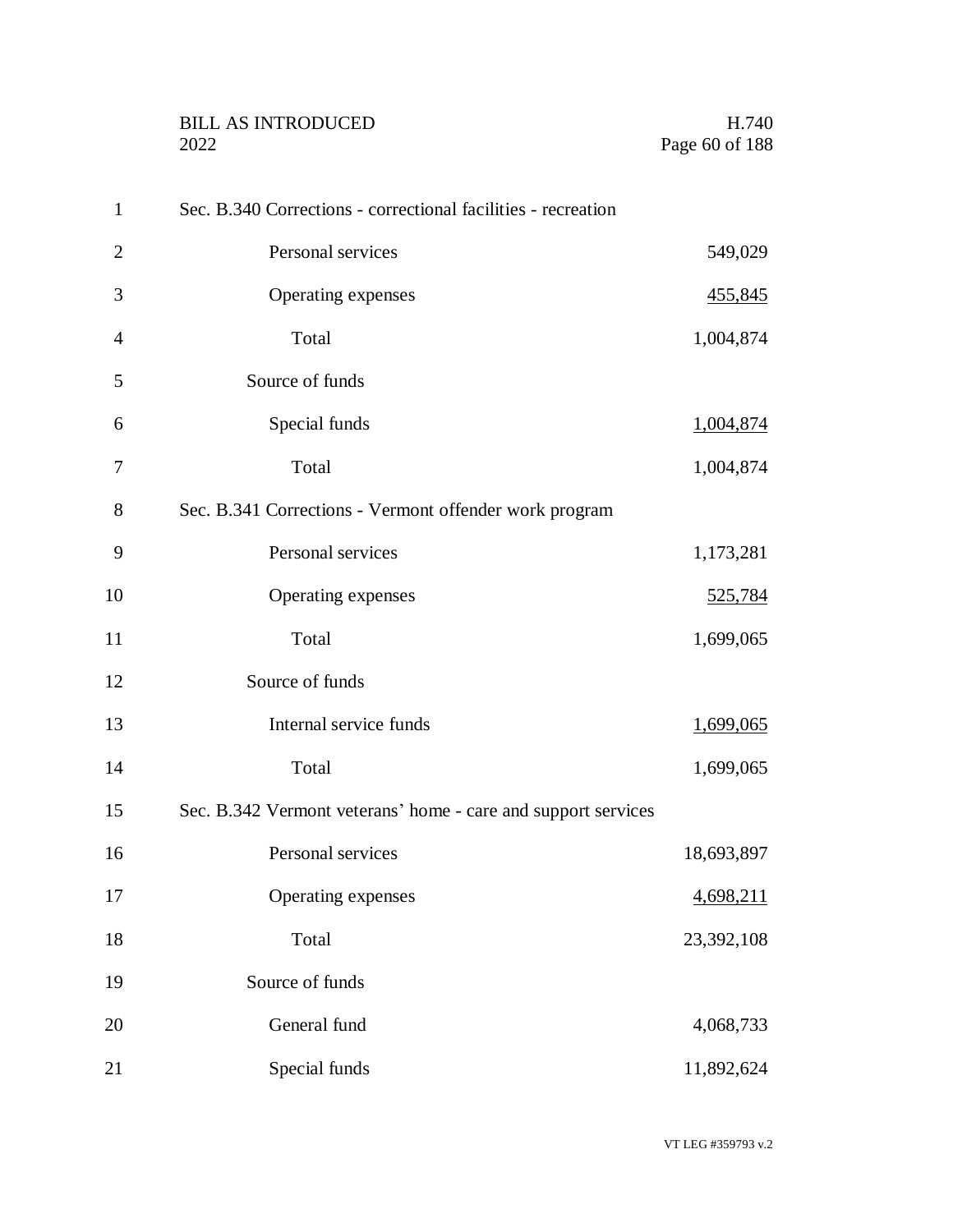Sec. B.340 Corrections - correctional facilities - recreation

| | |
|---|---|
| Personal services | 549,029 |
| Operating expenses | 455,845 |
| Total | 1,004,874 |
| Source of funds | |
| Special funds | 1,004,874 |
| Total | 1,004,874 |

Sec. B.341 Corrections - Vermont offender work program

| | |
|---|---|
| Personal services | 1,173,281 |
| Operating expenses | 525,784 |
| Total | 1,699,065 |
| Source of funds | |
| Internal service funds | 1,699,065 |
| Total | 1,699,065 |

Sec. B.342 Vermont veterans' home - care and support services

| | |
|---|---|
| Personal services | 18,693,897 |
| Operating expenses | 4,698,211 |
| Total | 23,392,108 |
| Source of funds | |
| General fund | 4,068,733 |
| Special funds | 11,892,624 |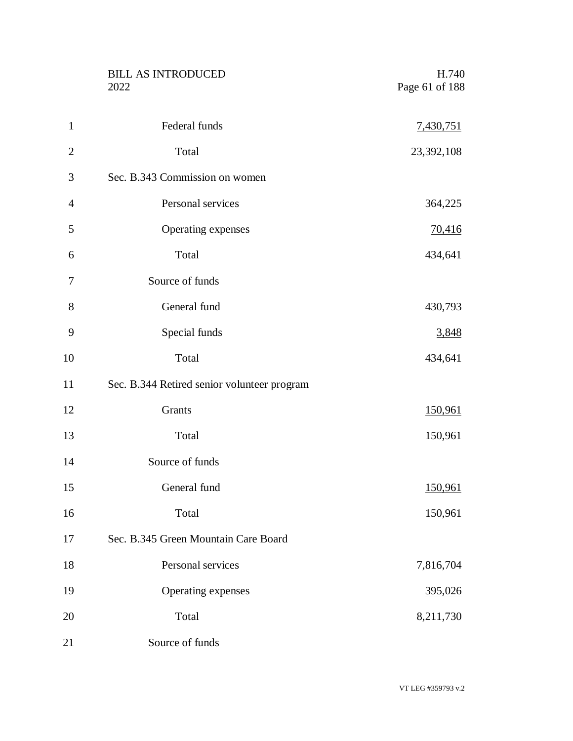| | |
|---|---|
| Federal funds | 7,430,751 |
| Total | 23,392,108 |

Sec. B.343 Commission on women

| | |
|---|---|
| Personal services | 364,225 |
| Operating expenses | 70,416 |
| Total | 434,641 |
| Source of funds | |
| General fund | 430,793 |
| Special funds | 3,848 |
| Total | 434,641 |

Sec. B.344 Retired senior volunteer program

| | |
|---|---|
| Grants | 150,961 |
| Total | 150,961 |
| Source of funds | |
| General fund | 150,961 |
| Total | 150,961 |

Sec. B.345 Green Mountain Care Board

| | |
|---|---|
| Personal services | 7,816,704 |
| Operating expenses | 395,026 |
| Total | 8,211,730 |
| Source of funds | |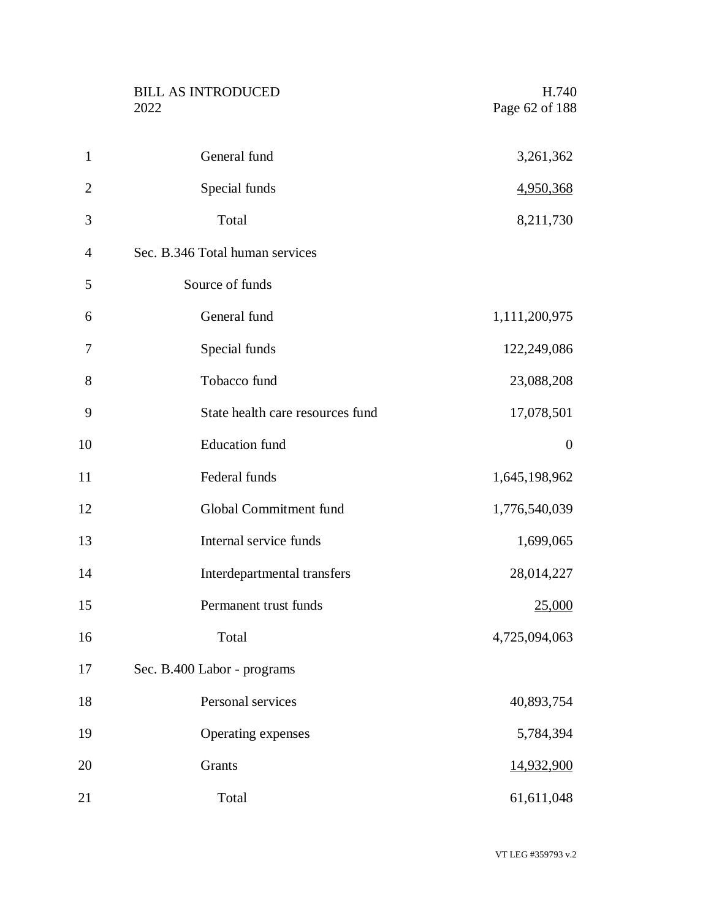| | |
|---|---|
| General fund | 3,261,362 |
| Special funds | 4,950,368 |
| Total | 8,211,730 |

Sec. B.346 Total human services

Source of funds

| | |
|---|---|
| General fund | 1,111,200,975 |
| Special funds | 122,249,086 |
| Tobacco fund | 23,088,208 |
| State health care resources fund | 17,078,501 |
| Education fund | 0 |
| Federal funds | 1,645,198,962 |
| Global Commitment fund | 1,776,540,039 |
| Internal service funds | 1,699,065 |
| Interdepartmental transfers | 28,014,227 |
| Permanent trust funds | 25,000 |
| Total | 4,725,094,063 |

Sec. B.400 Labor - programs

| | |
|---|---|
| Personal services | 40,893,754 |
| Operating expenses | 5,784,394 |
| Grants | 14,932,900 |
| Total | 61,611,048 |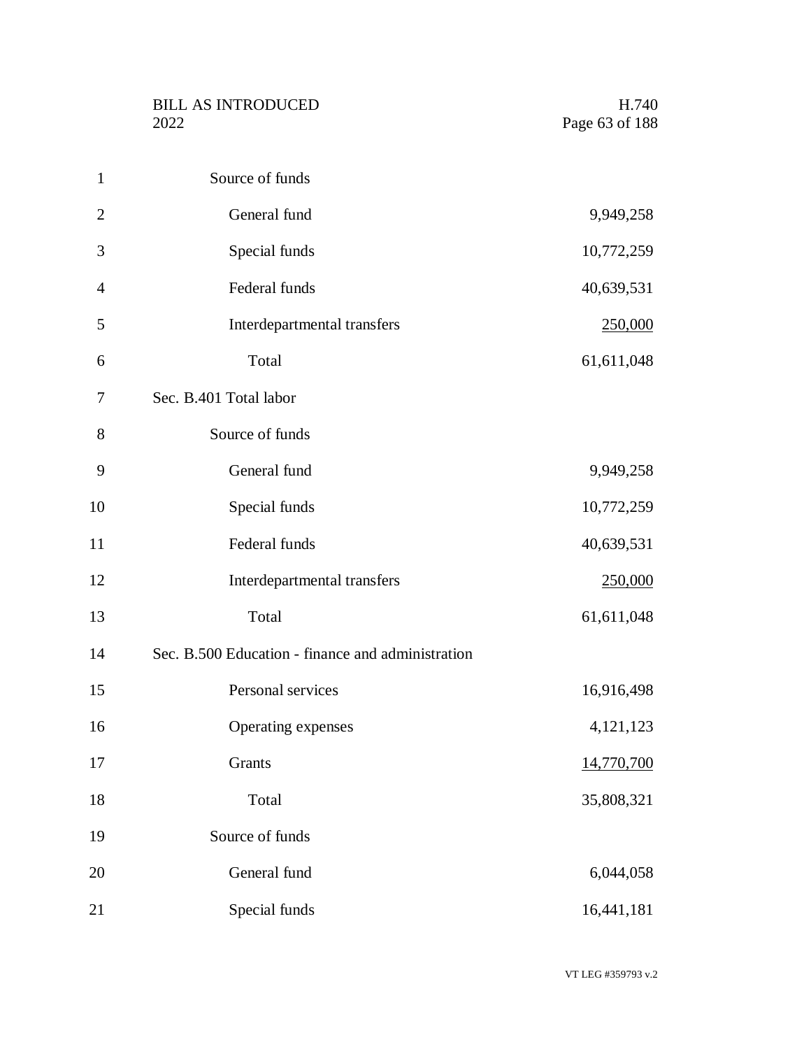| | |
|---|---|
| Source of funds | |
| General fund | 9,949,258 |
| Special funds | 10,772,259 |
| Federal funds | 40,639,531 |
| Interdepartmental transfers | 250,000 |
| Total | 61,611,048 |

Sec. B.401 Total labor

| | |
|---|---|
| Source of funds | |
| General fund | 9,949,258 |
| Special funds | 10,772,259 |
| Federal funds | 40,639,531 |
| Interdepartmental transfers | 250,000 |
| Total | 61,611,048 |

Sec. B.500 Education - finance and administration

| | |
|---|---|
| Personal services | 16,916,498 |
| Operating expenses | 4,121,123 |
| Grants | 14,770,700 |
| Total | 35,808,321 |
| Source of funds | |
| General fund | 6,044,058 |
| Special funds | 16,441,181 |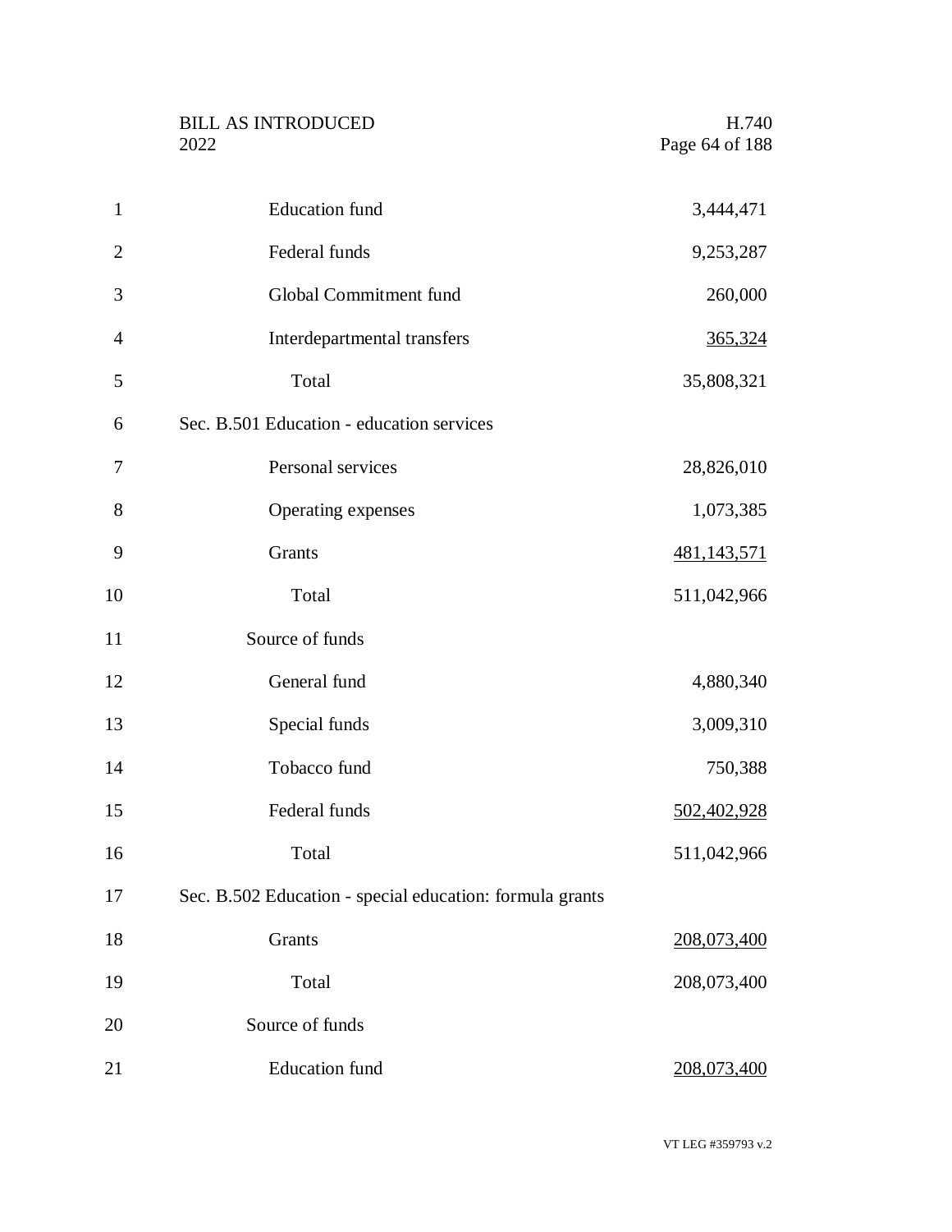| | |
|---|---|
| Education fund | 3,444,471 |
| Federal funds | 9,253,287 |
| Global Commitment fund | 260,000 |
| Interdepartmental transfers | 365,324 |
| Total | 35,808,321 |

Sec. B.501 Education - education services

| | |
|---|---|
| Personal services | 28,826,010 |
| Operating expenses | 1,073,385 |
| Grants | 481,143,571 |
| Total | 511,042,966 |
| Source of funds | |
| General fund | 4,880,340 |
| Special funds | 3,009,310 |
| Tobacco fund | 750,388 |
| Federal funds | 502,402,928 |
| Total | 511,042,966 |

Sec. B.502 Education - special education: formula grants

| | |
|---|---|
| Grants | 208,073,400 |
| Total | 208,073,400 |
| Source of funds | |
| Education fund | 208,073,400 |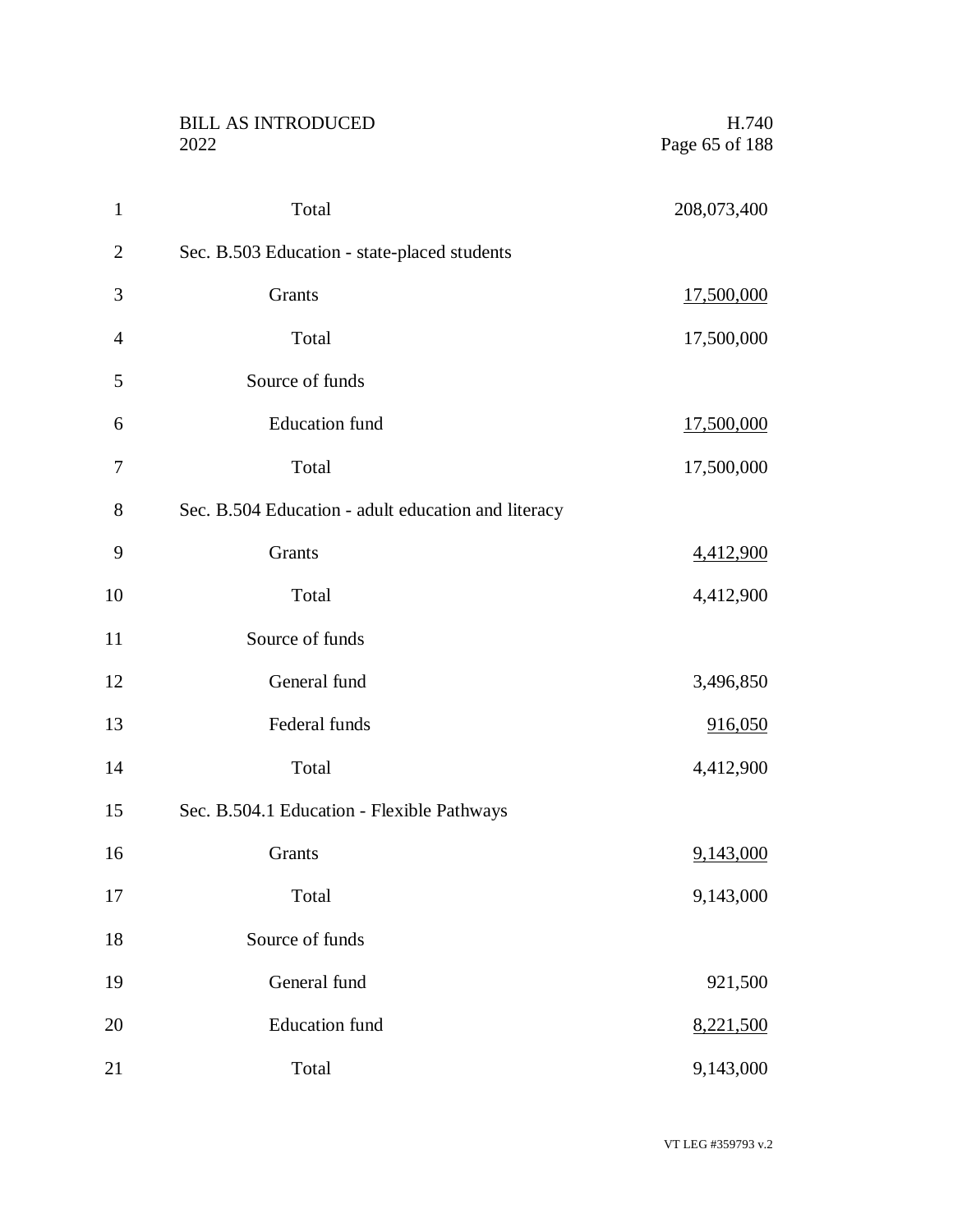Total 208,073,400

Sec. B.503 Education - state-placed students

| | |
|---|---|
| Grants | 17,500,000 |
| Total | 17,500,000 |
| Source of funds | |
| Education fund | 17,500,000 |
| Total | 17,500,000 |

Sec. B.504 Education - adult education and literacy

| | |
|---|---|
| Grants | 4,412,900 |
| Total | 4,412,900 |
| Source of funds | |
| General fund | 3,496,850 |
| Federal funds | 916,050 |
| Total | 4,412,900 |

Sec. B.504.1 Education - Flexible Pathways

| | |
|---|---|
| Grants | 9,143,000 |
| Total | 9,143,000 |
| Source of funds | |
| General fund | 921,500 |
| Education fund | 8,221,500 |
| Total | 9,143,000 |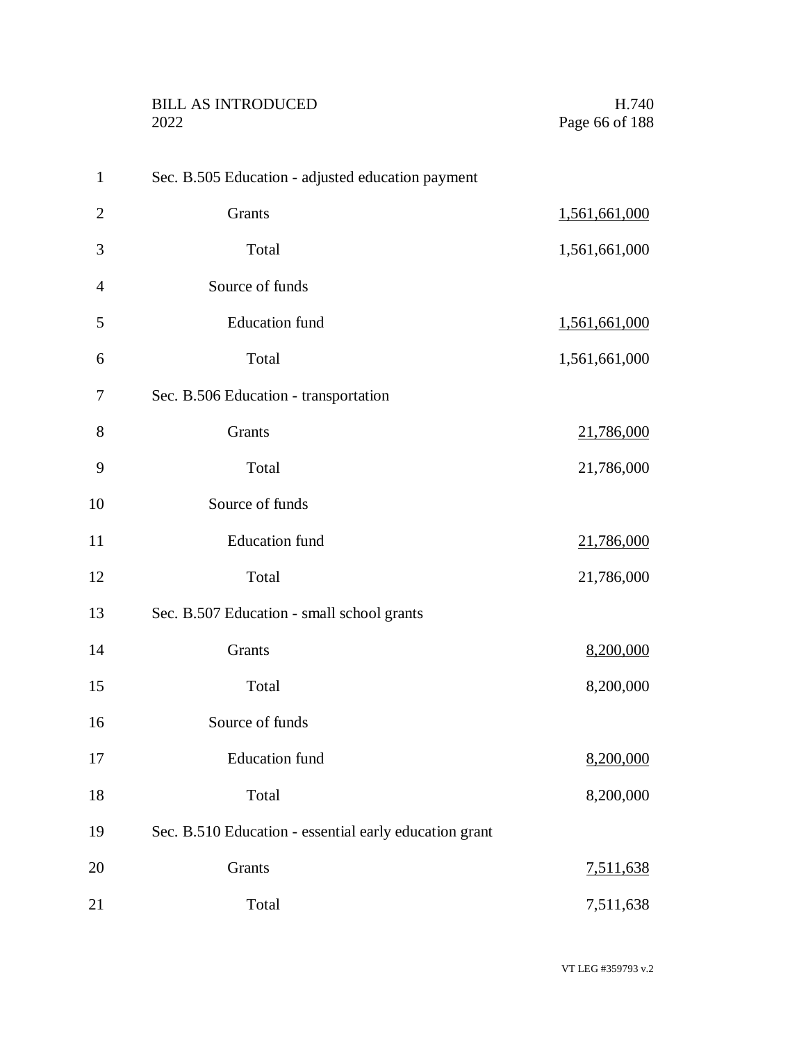Sec. B.505 Education - adjusted education payment

| | |
|---|---|
| Grants | 1,561,661,000 |
| Total | 1,561,661,000 |
| Source of funds | |
| Education fund | 1,561,661,000 |
| Total | 1,561,661,000 |

Sec. B.506 Education - transportation

| | |
|---|---|
| Grants | 21,786,000 |
| Total | 21,786,000 |
| Source of funds | |
| Education fund | 21,786,000 |
| Total | 21,786,000 |

Sec. B.507 Education - small school grants

| | |
|---|---|
| Grants | 8,200,000 |
| Total | 8,200,000 |
| Source of funds | |
| Education fund | 8,200,000 |
| Total | 8,200,000 |

Sec. B.510 Education - essential early education grant

| | |
|---|---|
| Grants | 7,511,638 |
| Total | 7,511,638 |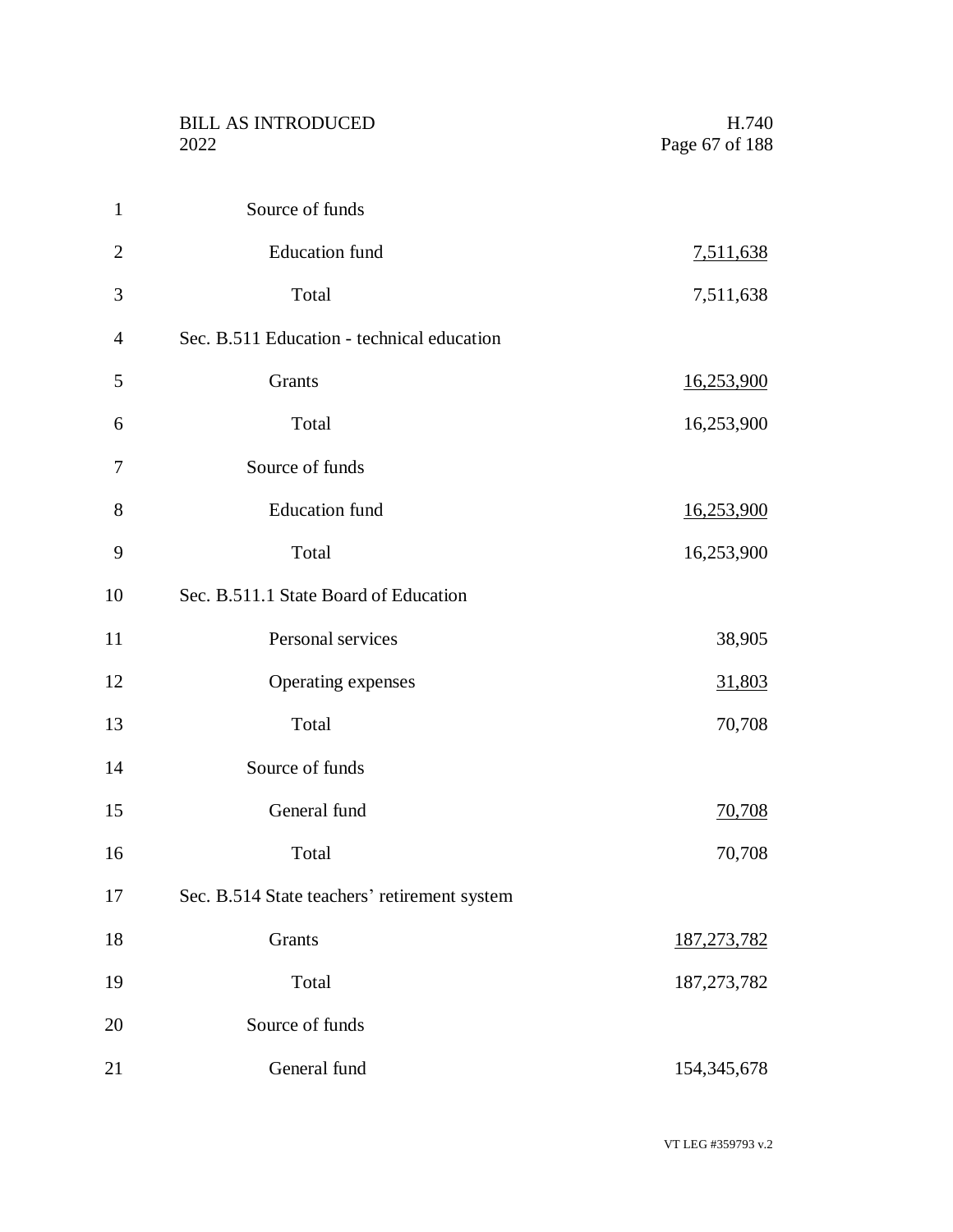| | |
|---|---|
| Source of funds | |
| Education fund | 7,511,638 |
| Total | 7,511,638 |
| **Sec. B.511 Education - technical education** | |
| Grants | 16,253,900 |
| Total | 16,253,900 |
| Source of funds | |
| Education fund | 16,253,900 |
| Total | 16,253,900 |
| **Sec. B.511.1 State Board of Education** | |
| Personal services | 38,905 |
| Operating expenses | 31,803 |
| Total | 70,708 |
| Source of funds | |
| General fund | 70,708 |
| Total | 70,708 |
| **Sec. B.514 State teachers' retirement system** | |
| Grants | 187,273,782 |
| Total | 187,273,782 |
| Source of funds | |
| General fund | 154,345,678 |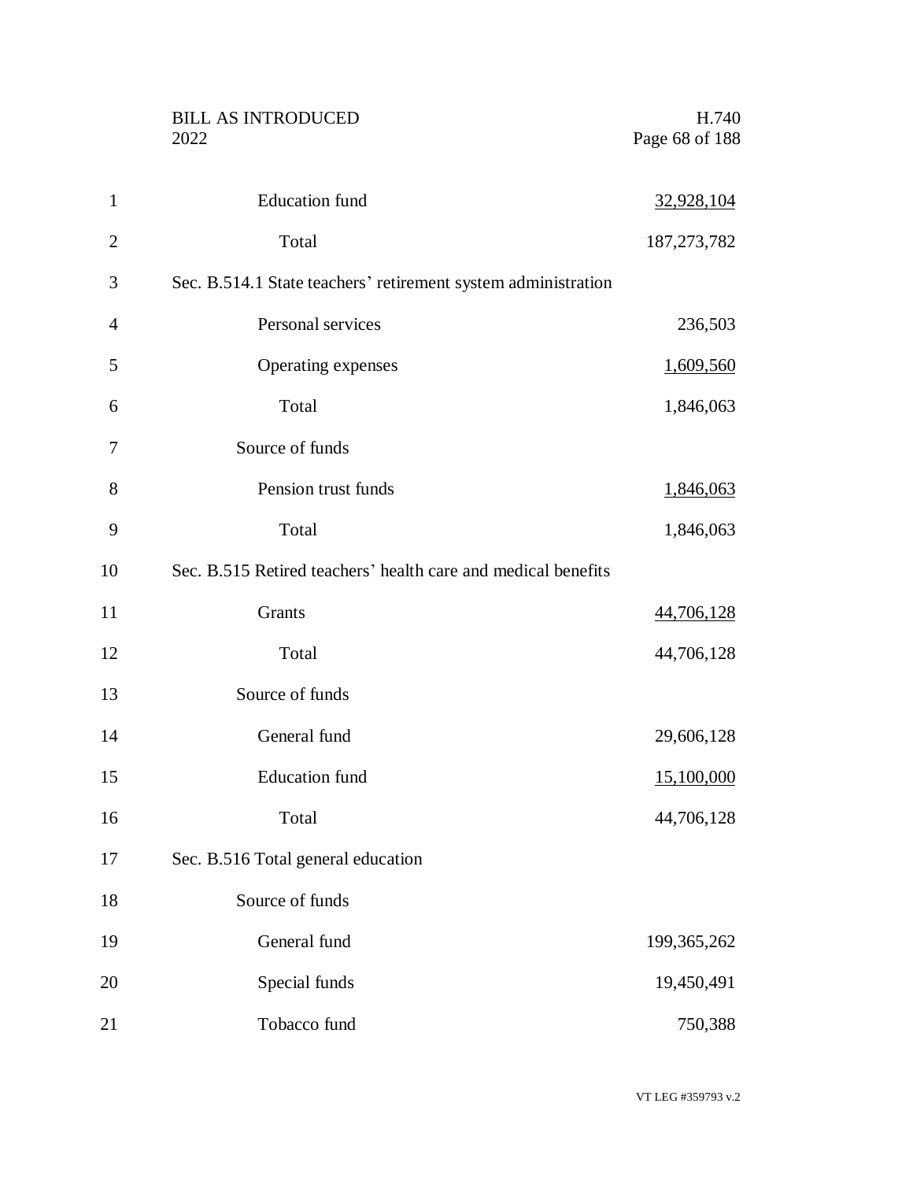| | |
|---|---|
| Education fund | 32,928,104 |
| Total | 187,273,782 |

Sec. B.514.1 State teachers' retirement system administration

| | |
|---|---|
| Personal services | 236,503 |
| Operating expenses | 1,609,560 |
| Total | 1,846,063 |
| Source of funds | |
| Pension trust funds | 1,846,063 |
| Total | 1,846,063 |

Sec. B.515 Retired teachers' health care and medical benefits

| | |
|---|---|
| Grants | 44,706,128 |
| Total | 44,706,128 |
| Source of funds | |
| General fund | 29,606,128 |
| Education fund | 15,100,000 |
| Total | 44,706,128 |

Sec. B.516 Total general education

| | |
|---|---|
| Source of funds | |
| General fund | 199,365,262 |
| Special funds | 19,450,491 |
| Tobacco fund | 750,388 |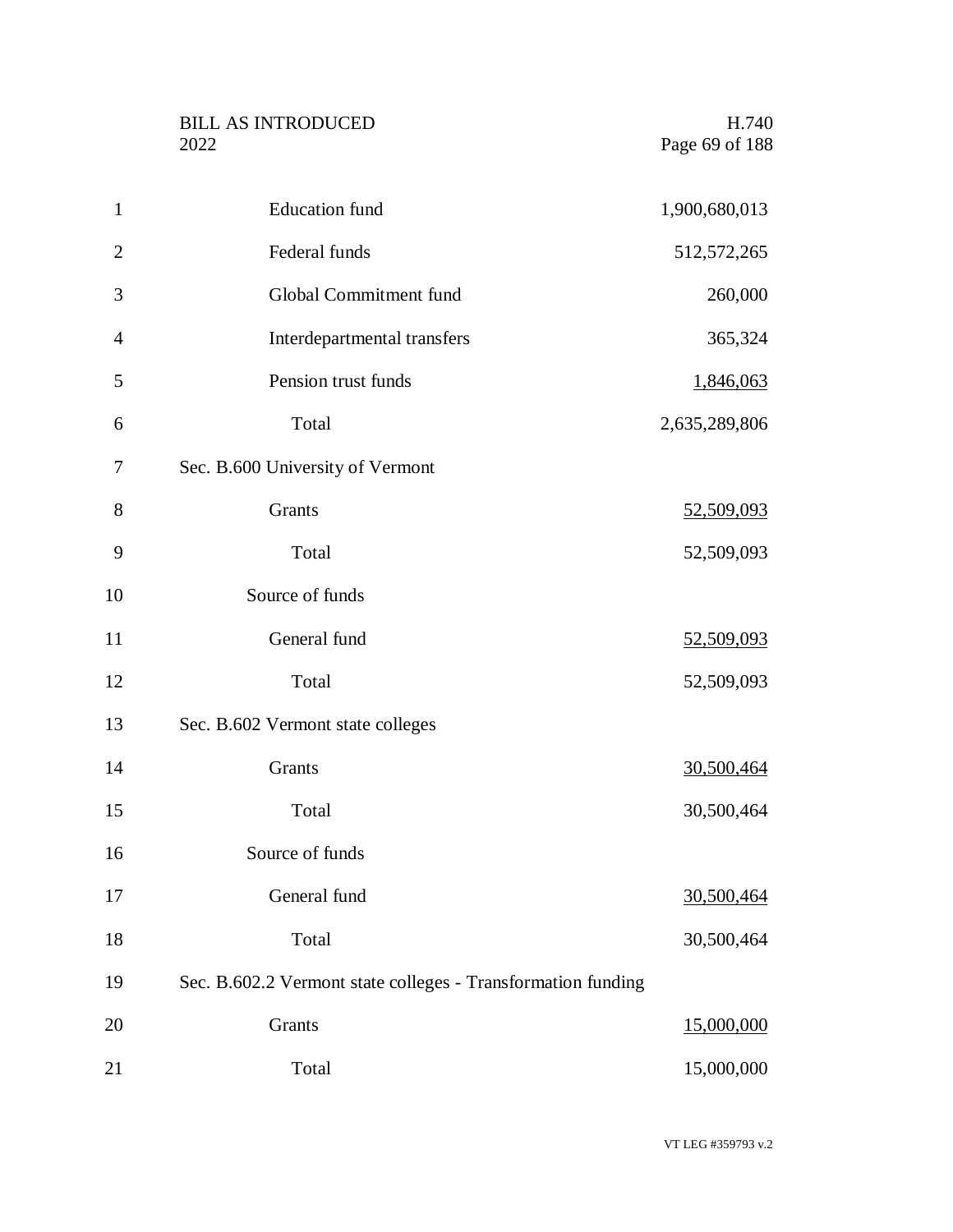| | |
|---|---|
| Education fund | 1,900,680,013 |
| Federal funds | 512,572,265 |
| Global Commitment fund | 260,000 |
| Interdepartmental transfers | 365,324 |
| Pension trust funds | 1,846,063 |
| Total | 2,635,289,806 |

Sec. B.600 University of Vermont

| | |
|---|---|
| Grants | 52,509,093 |
| Total | 52,509,093 |
| Source of funds | |
| General fund | 52,509,093 |
| Total | 52,509,093 |

Sec. B.602 Vermont state colleges

| | |
|---|---|
| Grants | 30,500,464 |
| Total | 30,500,464 |
| Source of funds | |
| General fund | 30,500,464 |
| Total | 30,500,464 |

Sec. B.602.2 Vermont state colleges - Transformation funding

| | |
|---|---|
| Grants | 15,000,000 |
| Total | 15,000,000 |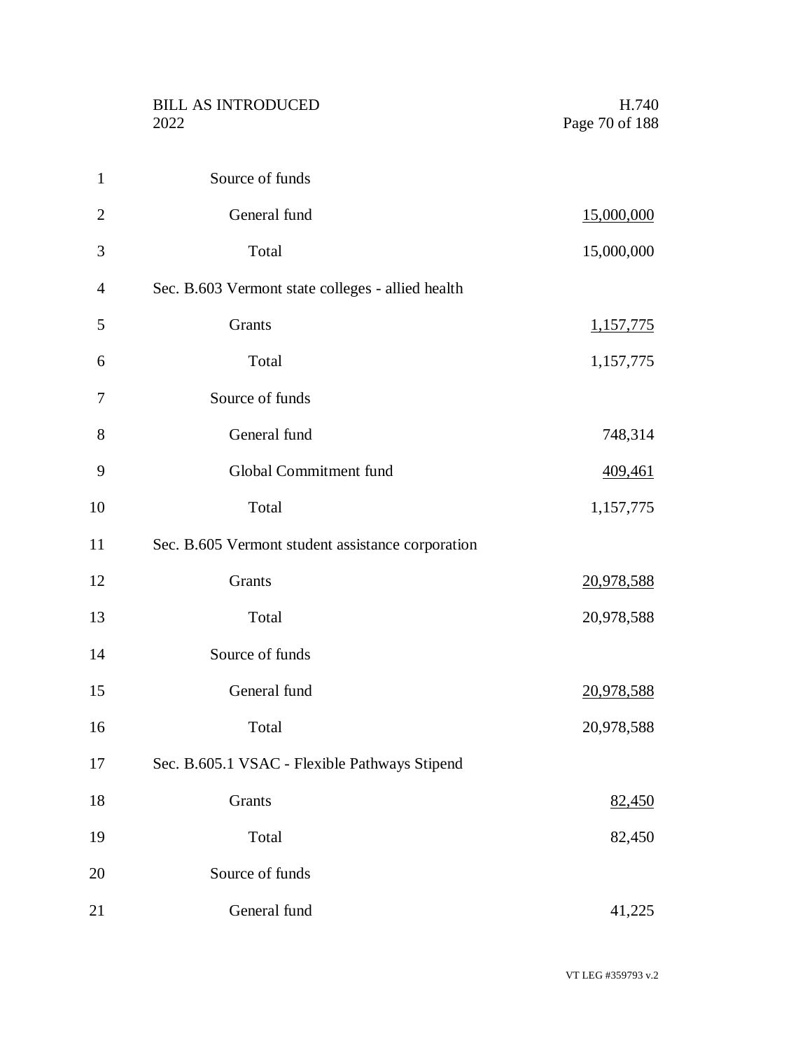Source of funds

| | |
|---|---|
| General fund | 15,000,000 |
| Total | 15,000,000 |

Sec. B.603 Vermont state colleges - allied health

| | |
|---|---|
| Grants | 1,157,775 |
| Total | 1,157,775 |

Source of funds

| | |
|---|---|
| General fund | 748,314 |
| Global Commitment fund | 409,461 |
| Total | 1,157,775 |

Sec. B.605 Vermont student assistance corporation

| | |
|---|---|
| Grants | 20,978,588 |
| Total | 20,978,588 |

Source of funds

| | |
|---|---|
| General fund | 20,978,588 |
| Total | 20,978,588 |

Sec. B.605.1 VSAC - Flexible Pathways Stipend

| | |
|---|---|
| Grants | 82,450 |
| Total | 82,450 |

Source of funds

| | |
|---|---|
| General fund | 41,225 |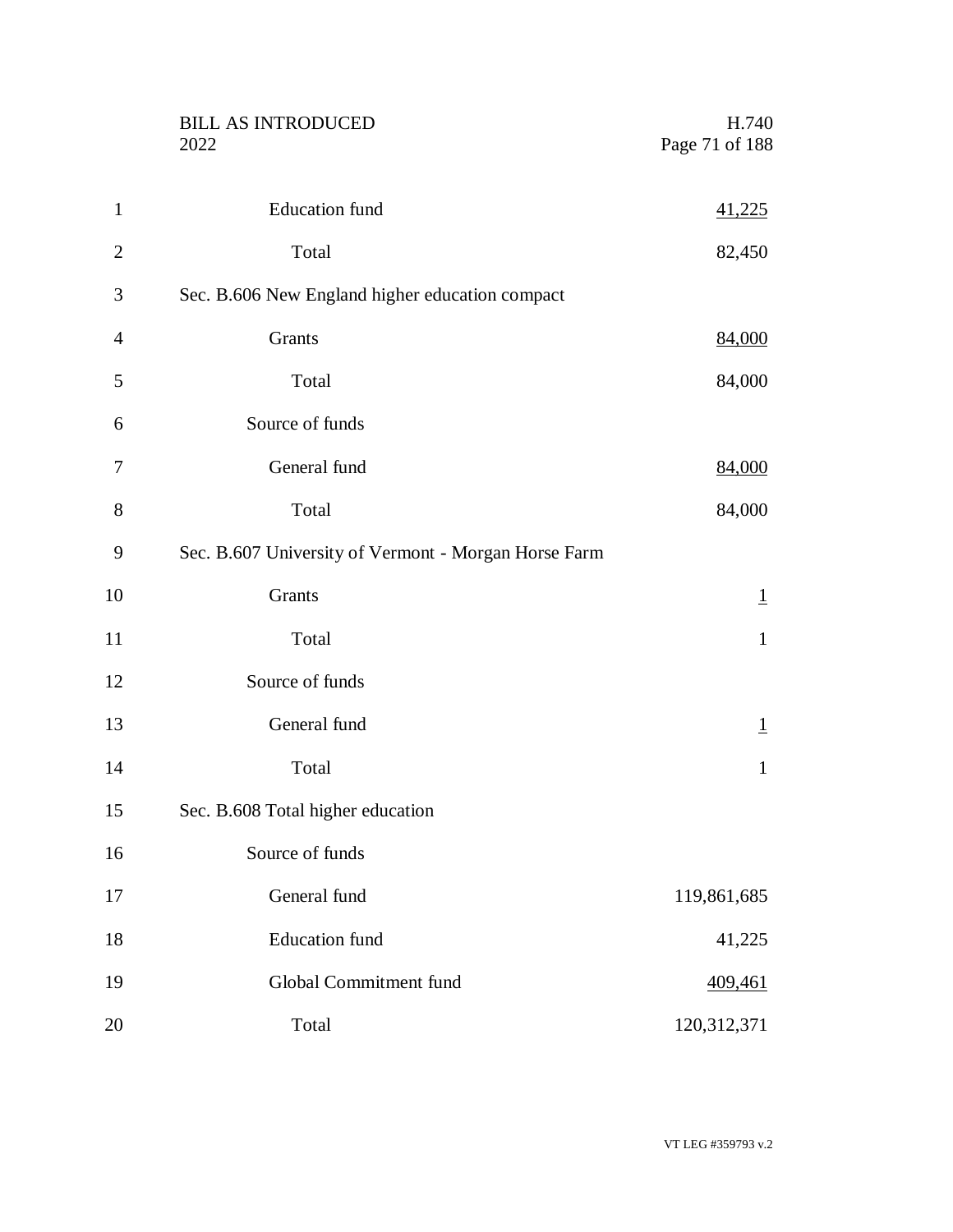Education fund 41,225

Total 82,450

Sec. B.606 New England higher education compact

Grants 84,000

Total 84,000

Source of funds

General fund 84,000

Total 84,000

Sec. B.607 University of Vermont - Morgan Horse Farm

Grants 1

Total 1

Source of funds

General fund 1

Total 1

Sec. B.608 Total higher education

Source of funds

General fund 119,861,685

Education fund 41,225

Global Commitment fund 409,461

Total 120,312,371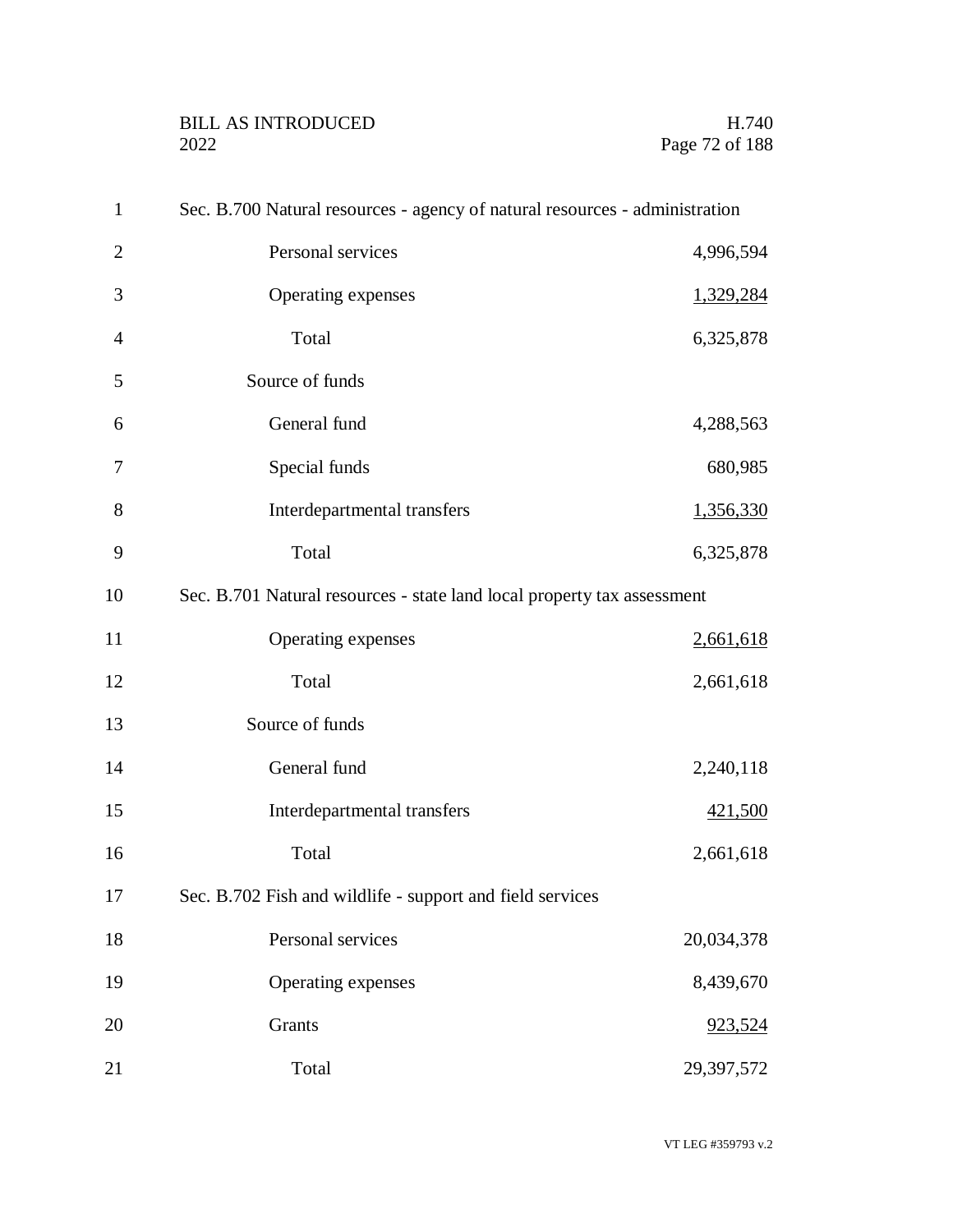Sec. B.700 Natural resources - agency of natural resources - administration

| | |
|---|---|
| Personal services | 4,996,594 |
| Operating expenses | 1,329,284 |
| Total | 6,325,878 |
| Source of funds | |
| General fund | 4,288,563 |
| Special funds | 680,985 |
| Interdepartmental transfers | 1,356,330 |
| Total | 6,325,878 |

Sec. B.701 Natural resources - state land local property tax assessment

| | |
|---|---|
| Operating expenses | 2,661,618 |
| Total | 2,661,618 |
| Source of funds | |
| General fund | 2,240,118 |
| Interdepartmental transfers | 421,500 |
| Total | 2,661,618 |

Sec. B.702 Fish and wildlife - support and field services

| | |
|---|---|
| Personal services | 20,034,378 |
| Operating expenses | 8,439,670 |
| Grants | 923,524 |
| Total | 29,397,572 |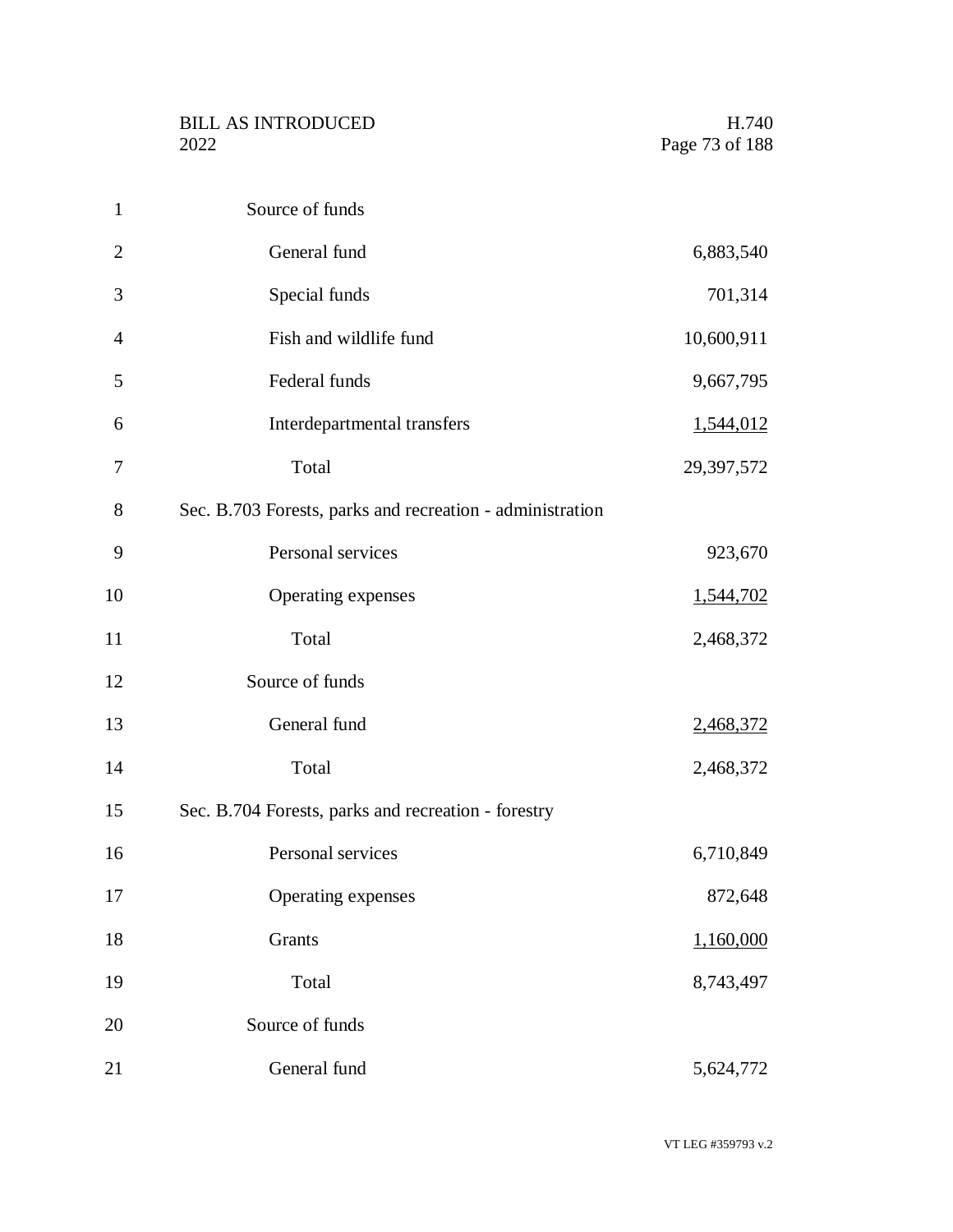Source of funds

| | |
|---|---:|
| General fund | 6,883,540 |
| Special funds | 701,314 |
| Fish and wildlife fund | 10,600,911 |
| Federal funds | 9,667,795 |
| Interdepartmental transfers | 1,544,012 |
| Total | 29,397,572 |

Sec. B.703 Forests, parks and recreation - administration

| | |
|---|---:|
| Personal services | 923,670 |
| Operating expenses | 1,544,702 |
| Total | 2,468,372 |

Source of funds

| | |
|---|---:|
| General fund | 2,468,372 |
| Total | 2,468,372 |

Sec. B.704 Forests, parks and recreation - forestry

| | |
|---|---:|
| Personal services | 6,710,849 |
| Operating expenses | 872,648 |
| Grants | 1,160,000 |
| Total | 8,743,497 |

Source of funds

| | |
|---|---:|
| General fund | 5,624,772 |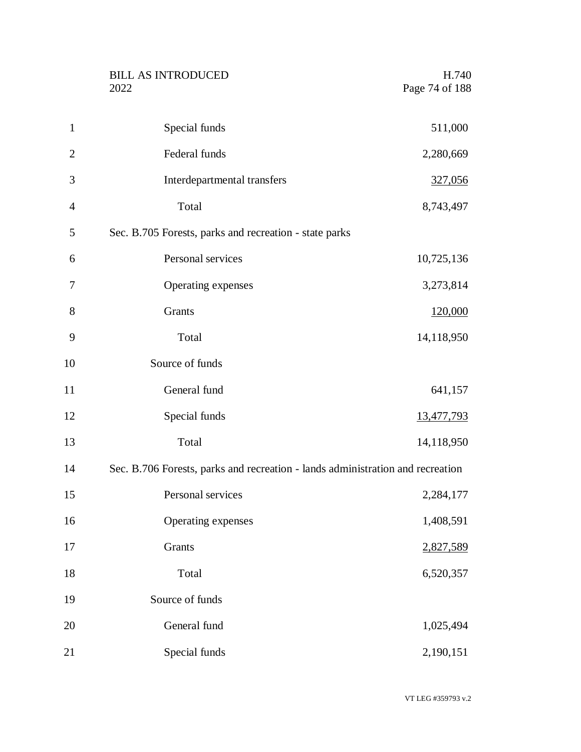| | |
|---|---|
| Special funds | 511,000 |
| Federal funds | 2,280,669 |
| Interdepartmental transfers | 327,056 |
| Total | 8,743,497 |

Sec. B.705 Forests, parks and recreation - state parks

| | |
|---|---|
| Personal services | 10,725,136 |
| Operating expenses | 3,273,814 |
| Grants | 120,000 |
| Total | 14,118,950 |
| Source of funds | |
| General fund | 641,157 |
| Special funds | 13,477,793 |
| Total | 14,118,950 |

Sec. B.706 Forests, parks and recreation - lands administration and recreation

| | |
|---|---|
| Personal services | 2,284,177 |
| Operating expenses | 1,408,591 |
| Grants | 2,827,589 |
| Total | 6,520,357 |
| Source of funds | |
| General fund | 1,025,494 |
| Special funds | 2,190,151 |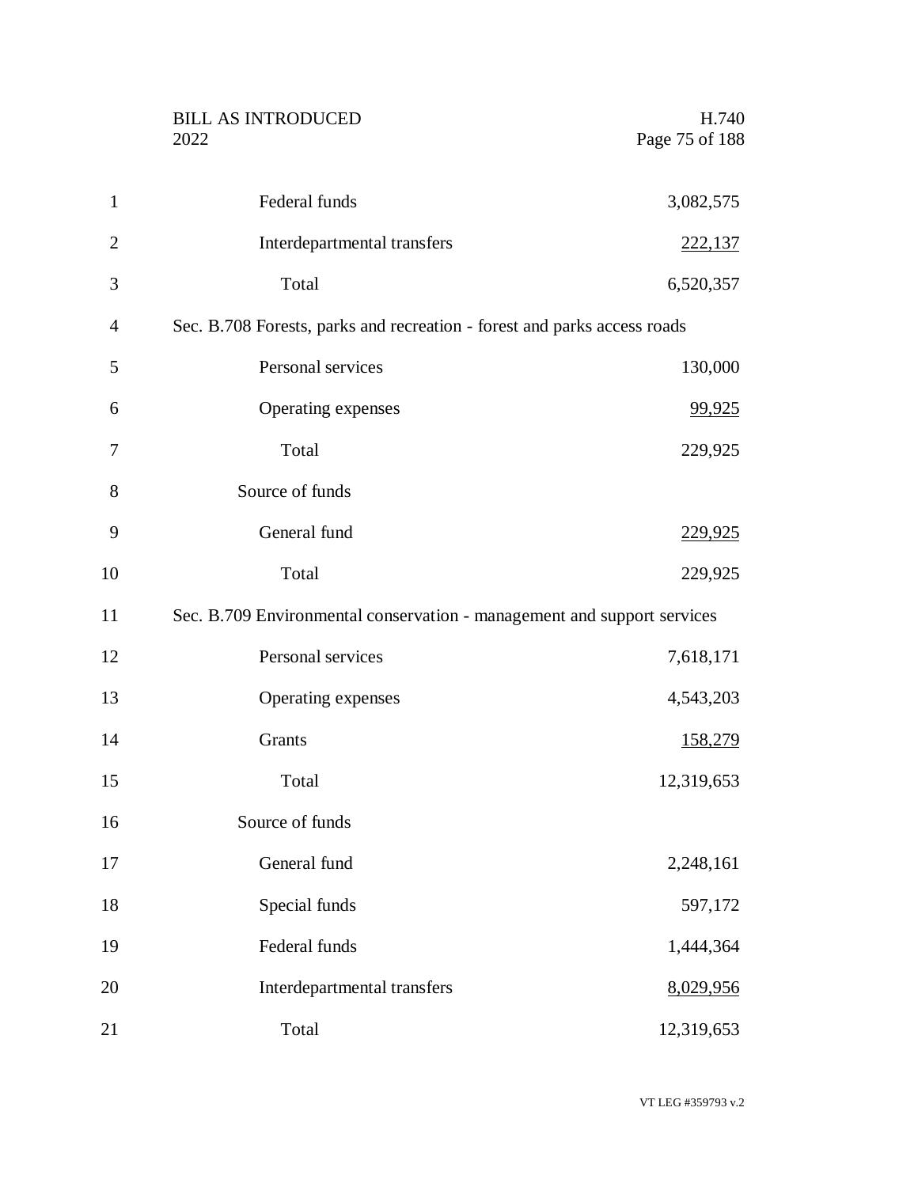| | |
|---|---|
| Federal funds | 3,082,575 |
| Interdepartmental transfers | 222,137 |
| Total | 6,520,357 |

Sec. B.708 Forests, parks and recreation - forest and parks access roads

| | |
|---|---|
| Personal services | 130,000 |
| Operating expenses | 99,925 |
| Total | 229,925 |
| Source of funds | |
| General fund | 229,925 |
| Total | 229,925 |

Sec. B.709 Environmental conservation - management and support services

| | |
|---|---|
| Personal services | 7,618,171 |
| Operating expenses | 4,543,203 |
| Grants | 158,279 |
| Total | 12,319,653 |
| Source of funds | |
| General fund | 2,248,161 |
| Special funds | 597,172 |
| Federal funds | 1,444,364 |
| Interdepartmental transfers | 8,029,956 |
| Total | 12,319,653 |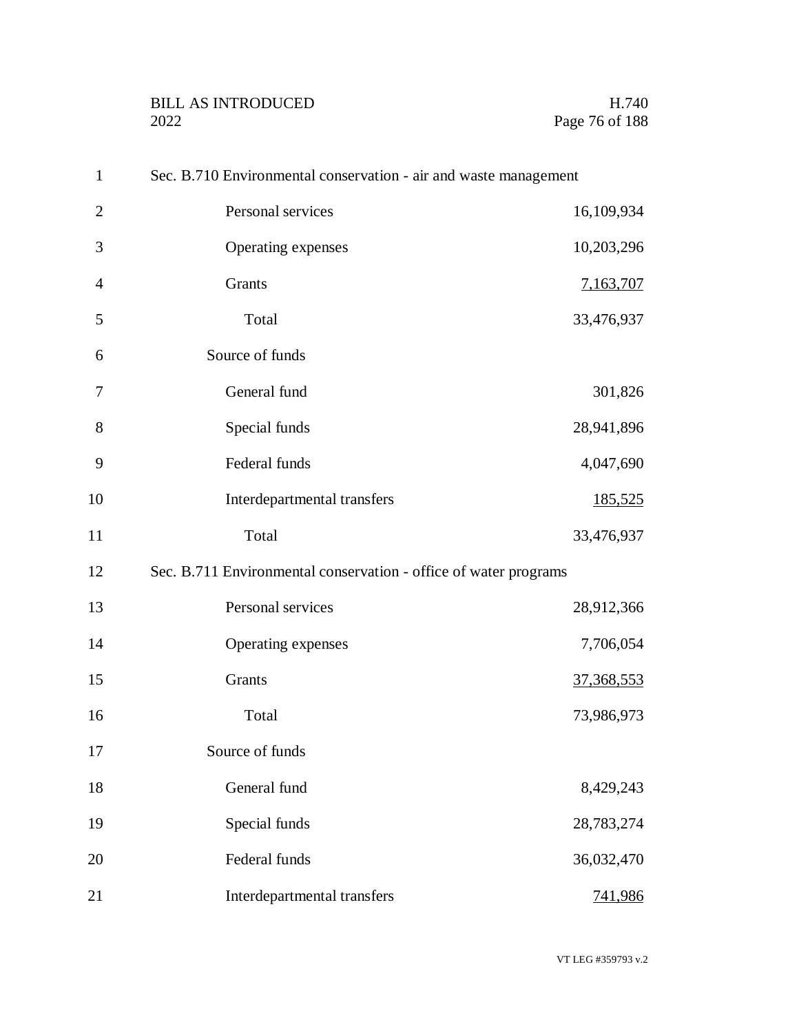Sec. B.710 Environmental conservation - air and waste management

| | |
|---|---|
| Personal services | 16,109,934 |
| Operating expenses | 10,203,296 |
| Grants | 7,163,707 |
| Total | 33,476,937 |
| Source of funds | |
| General fund | 301,826 |
| Special funds | 28,941,896 |
| Federal funds | 4,047,690 |
| Interdepartmental transfers | 185,525 |
| Total | 33,476,937 |

Sec. B.711 Environmental conservation - office of water programs

| | |
|---|---|
| Personal services | 28,912,366 |
| Operating expenses | 7,706,054 |
| Grants | 37,368,553 |
| Total | 73,986,973 |
| Source of funds | |
| General fund | 8,429,243 |
| Special funds | 28,783,274 |
| Federal funds | 36,032,470 |
| Interdepartmental transfers | 741,986 |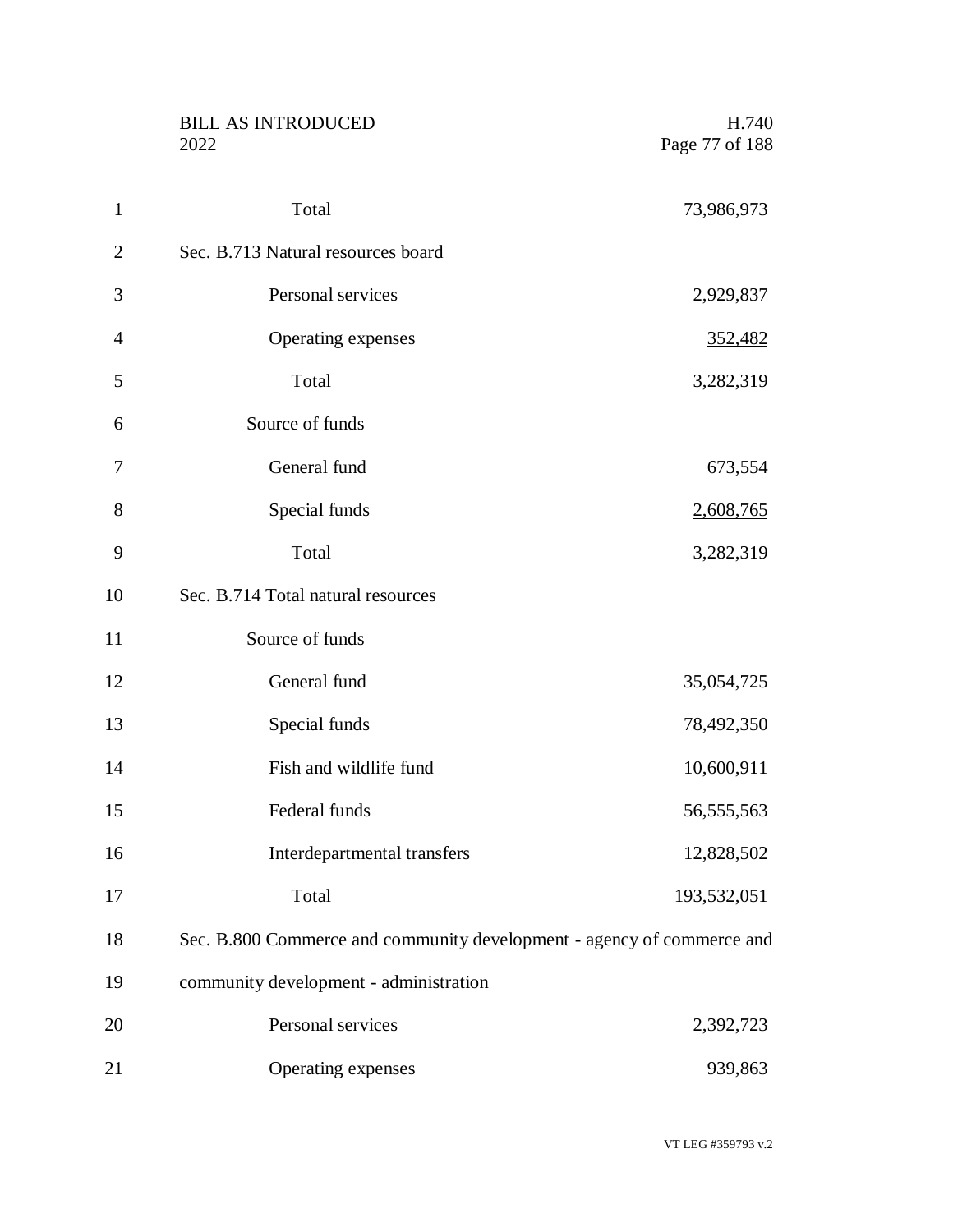| | |
|---|---|
| Total | 73,986,973 |

Sec. B.713 Natural resources board

| | |
|---|---|
| Personal services | 2,929,837 |
| Operating expenses | 352,482 |
| Total | 3,282,319 |
| Source of funds | |
| General fund | 673,554 |
| Special funds | 2,608,765 |
| Total | 3,282,319 |

Sec. B.714 Total natural resources

| | |
|---|---|
| Source of funds | |
| General fund | 35,054,725 |
| Special funds | 78,492,350 |
| Fish and wildlife fund | 10,600,911 |
| Federal funds | 56,555,563 |
| Interdepartmental transfers | 12,828,502 |
| Total | 193,532,051 |

Sec. B.800 Commerce and community development - agency of commerce and community development - administration

| | |
|---|---|
| Personal services | 2,392,723 |
| Operating expenses | 939,863 |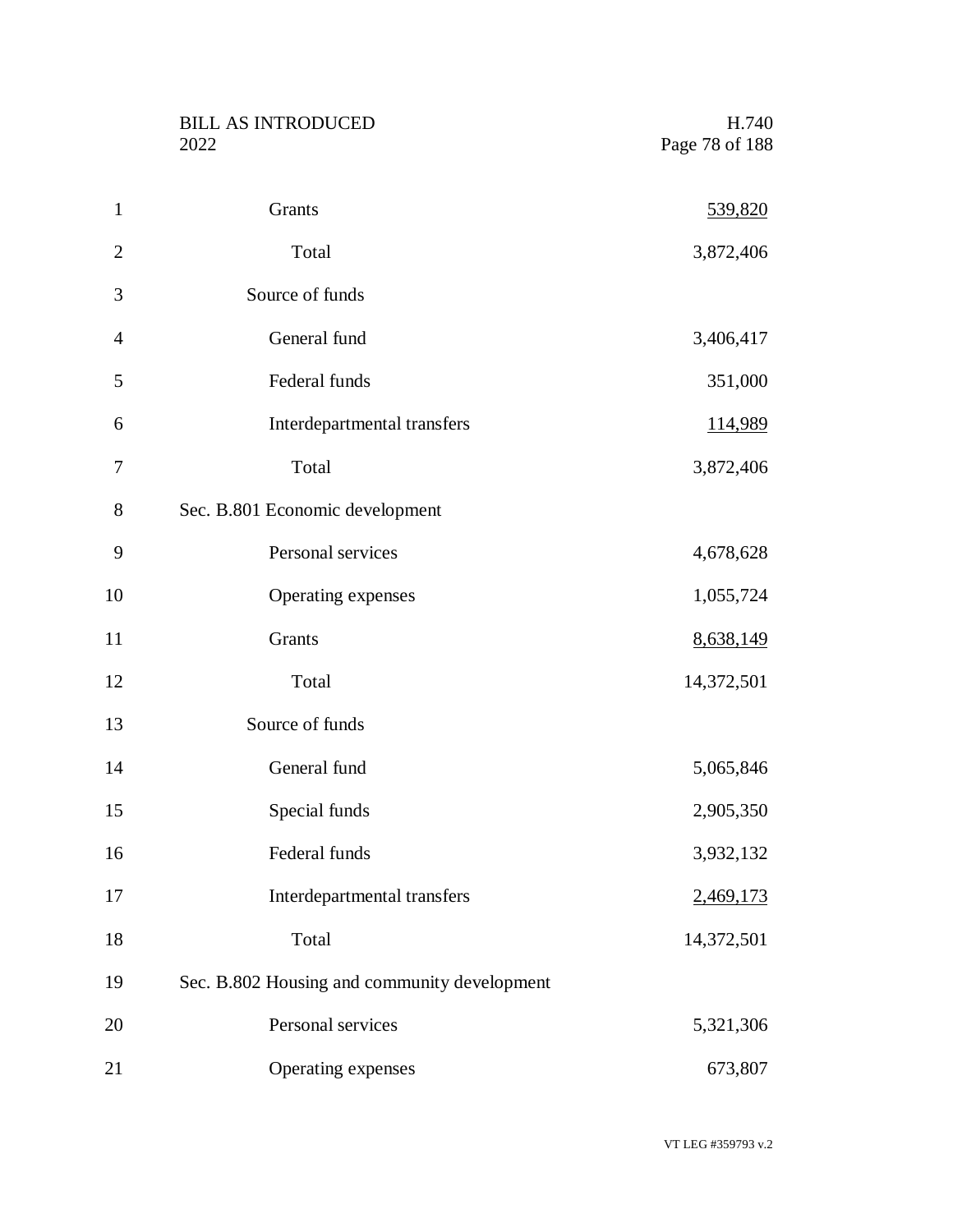| | |
|---|---|
| Grants | 539,820 |
| Total | 3,872,406 |
| Source of funds | |
| General fund | 3,406,417 |
| Federal funds | 351,000 |
| Interdepartmental transfers | 114,989 |
| Total | 3,872,406 |

Sec. B.801 Economic development

| | |
|---|---|
| Personal services | 4,678,628 |
| Operating expenses | 1,055,724 |
| Grants | 8,638,149 |
| Total | 14,372,501 |
| Source of funds | |
| General fund | 5,065,846 |
| Special funds | 2,905,350 |
| Federal funds | 3,932,132 |
| Interdepartmental transfers | 2,469,173 |
| Total | 14,372,501 |

Sec. B.802 Housing and community development

| | |
|---|---|
| Personal services | 5,321,306 |
| Operating expenses | 673,807 |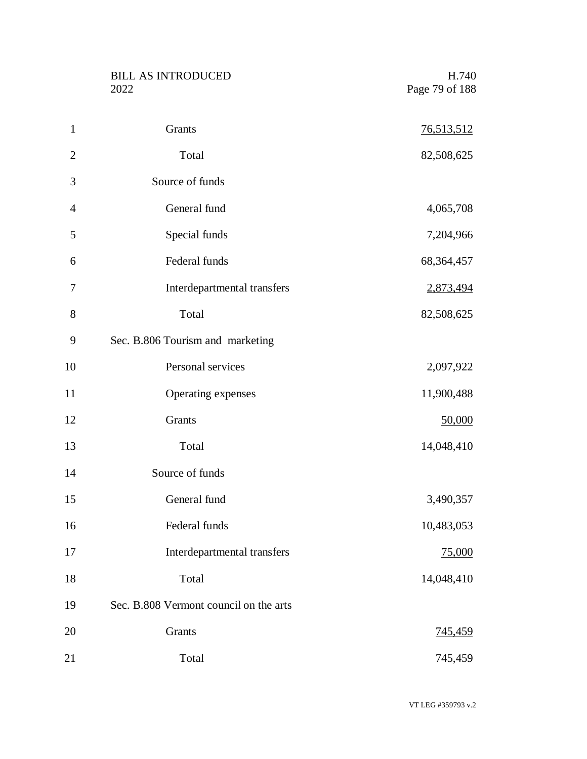| | |
|---|---|
| Grants | 76,513,512 |
| Total | 82,508,625 |
| Source of funds | |
| General fund | 4,065,708 |
| Special funds | 7,204,966 |
| Federal funds | 68,364,457 |
| Interdepartmental transfers | 2,873,494 |
| Total | 82,508,625 |

Sec. B.806 Tourism and marketing

| | |
|---|---|
| Personal services | 2,097,922 |
| Operating expenses | 11,900,488 |
| Grants | 50,000 |
| Total | 14,048,410 |
| Source of funds | |
| General fund | 3,490,357 |
| Federal funds | 10,483,053 |
| Interdepartmental transfers | 75,000 |
| Total | 14,048,410 |

Sec. B.808 Vermont council on the arts

| | |
|---|---|
| Grants | 745,459 |
| Total | 745,459 |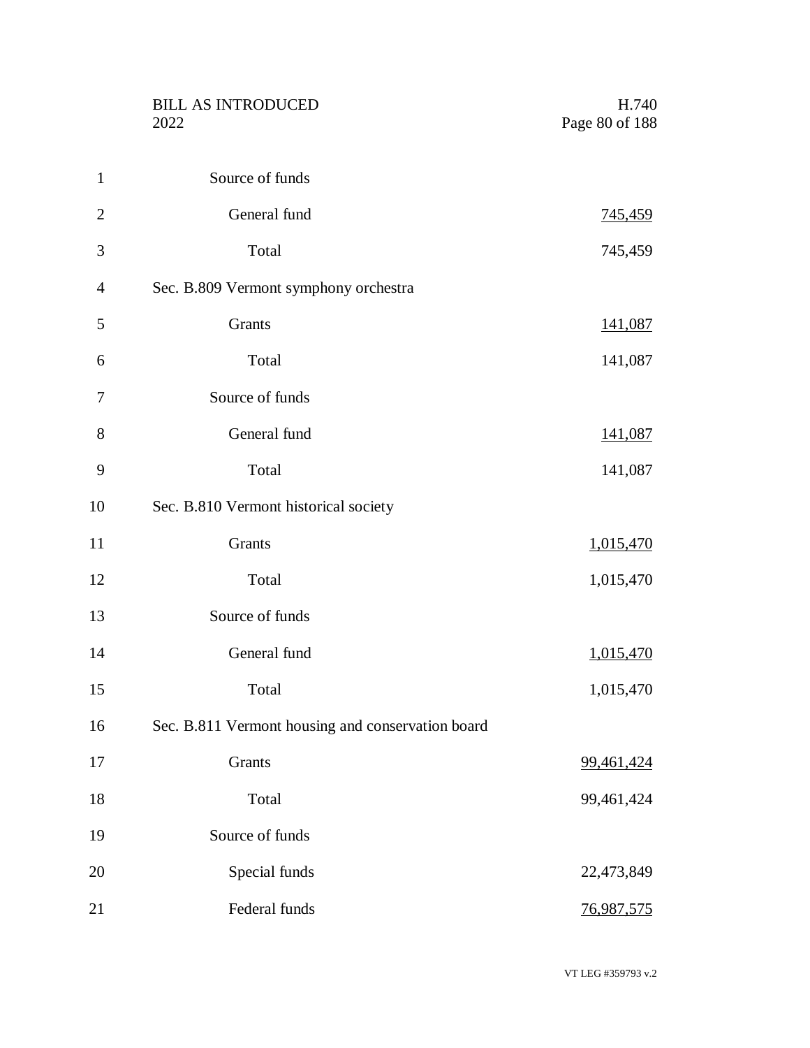Source of funds

| | |
|---|---|
| General fund | 745,459 |
| Total | 745,459 |

Sec. B.809 Vermont symphony orchestra

| | |
|---|---|
| Grants | 141,087 |
| Total | 141,087 |
| Source of funds | |
| General fund | 141,087 |
| Total | 141,087 |

Sec. B.810 Vermont historical society

| | |
|---|---|
| Grants | 1,015,470 |
| Total | 1,015,470 |
| Source of funds | |
| General fund | 1,015,470 |
| Total | 1,015,470 |

Sec. B.811 Vermont housing and conservation board

| | |
|---|---|
| Grants | 99,461,424 |
| Total | 99,461,424 |
| Source of funds | |
| Special funds | 22,473,849 |
| Federal funds | 76,987,575 |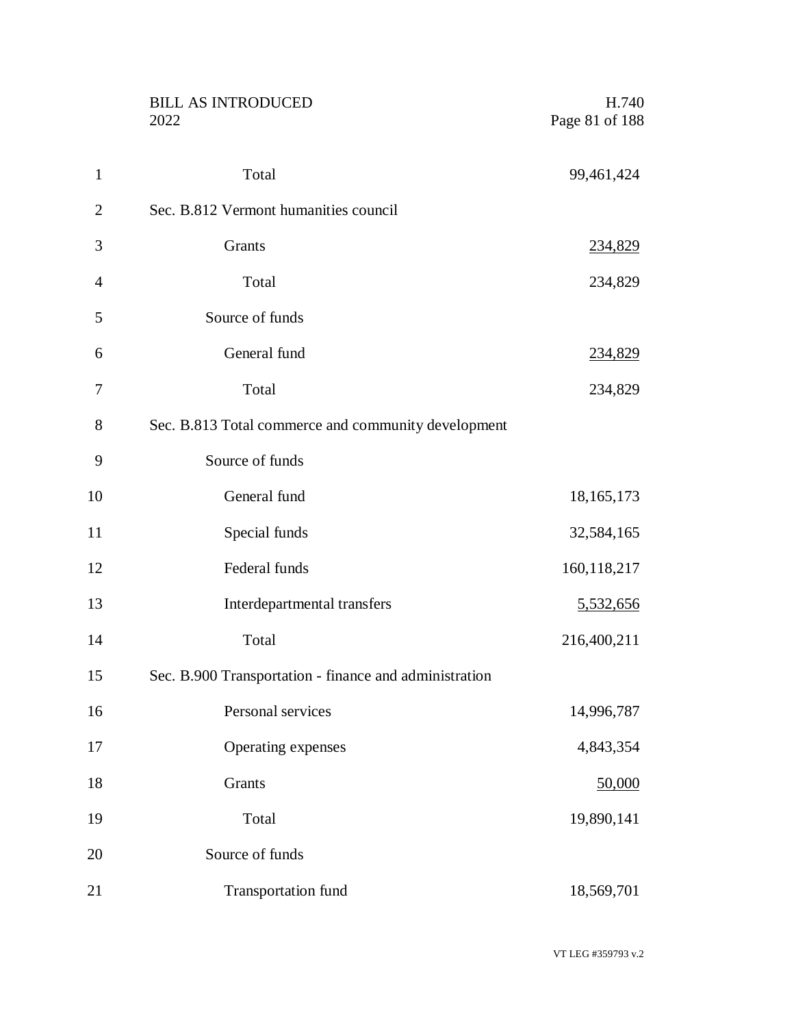| | |
|---|---|
| Total | 99,461,424 |
| **Sec. B.812 Vermont humanities council** | |
| Grants | 234,829 |
| Total | 234,829 |
| Source of funds | |
| General fund | 234,829 |
| Total | 234,829 |
| **Sec. B.813 Total commerce and community development** | |
| Source of funds | |
| General fund | 18,165,173 |
| Special funds | 32,584,165 |
| Federal funds | 160,118,217 |
| Interdepartmental transfers | 5,532,656 |
| Total | 216,400,211 |
| **Sec. B.900 Transportation - finance and administration** | |
| Personal services | 14,996,787 |
| Operating expenses | 4,843,354 |
| Grants | 50,000 |
| Total | 19,890,141 |
| Source of funds | |
| Transportation fund | 18,569,701 |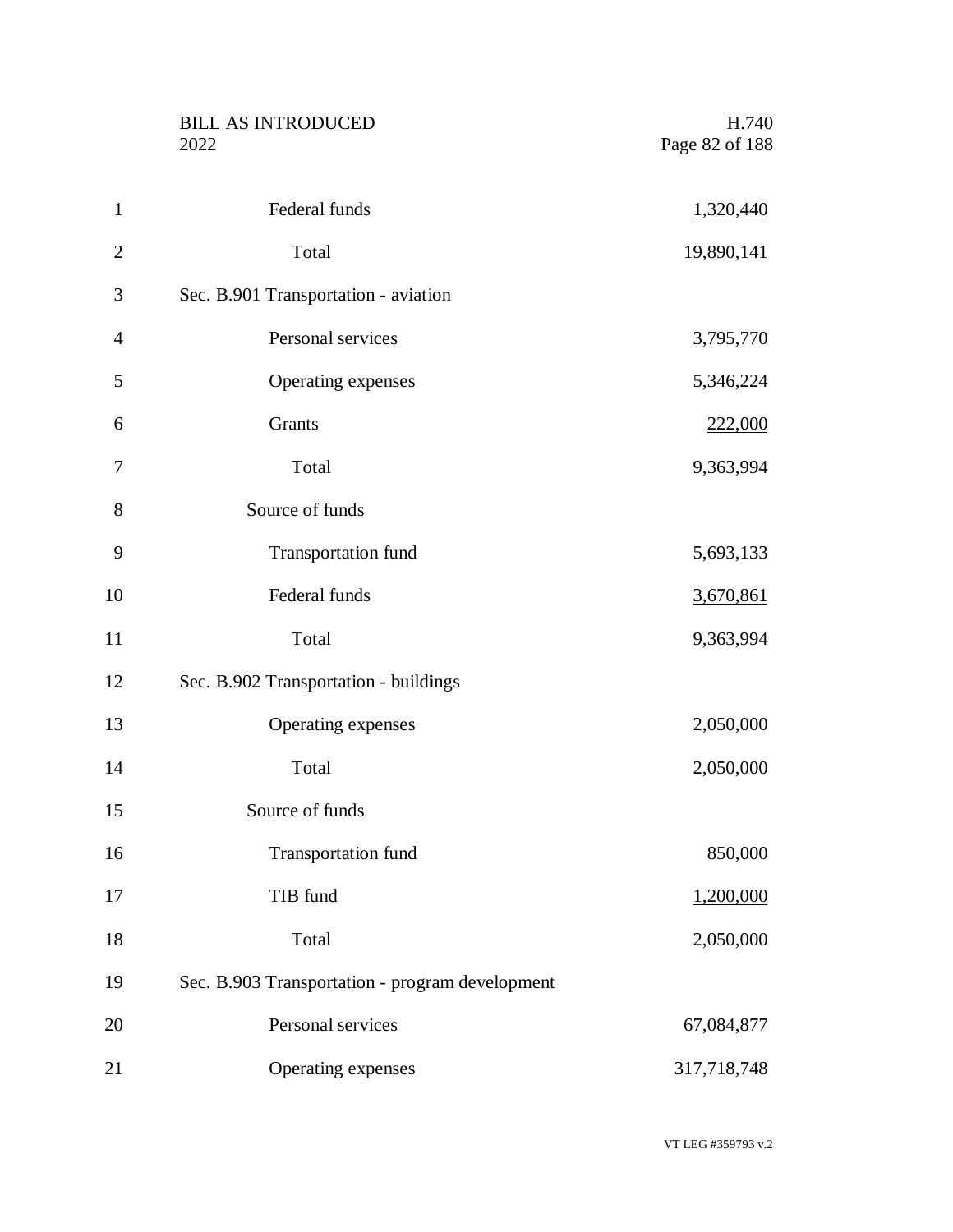| | |
|---|---|
| Federal funds | 1,320,440 |
| Total | 19,890,141 |

Sec. B.901 Transportation - aviation

| | |
|---|---|
| Personal services | 3,795,770 |
| Operating expenses | 5,346,224 |
| Grants | 222,000 |
| Total | 9,363,994 |
| Source of funds | |
| Transportation fund | 5,693,133 |
| Federal funds | 3,670,861 |
| Total | 9,363,994 |

Sec. B.902 Transportation - buildings

| | |
|---|---|
| Operating expenses | 2,050,000 |
| Total | 2,050,000 |
| Source of funds | |
| Transportation fund | 850,000 |
| TIB fund | 1,200,000 |
| Total | 2,050,000 |

Sec. B.903 Transportation - program development

| | |
|---|---|
| Personal services | 67,084,877 |
| Operating expenses | 317,718,748 |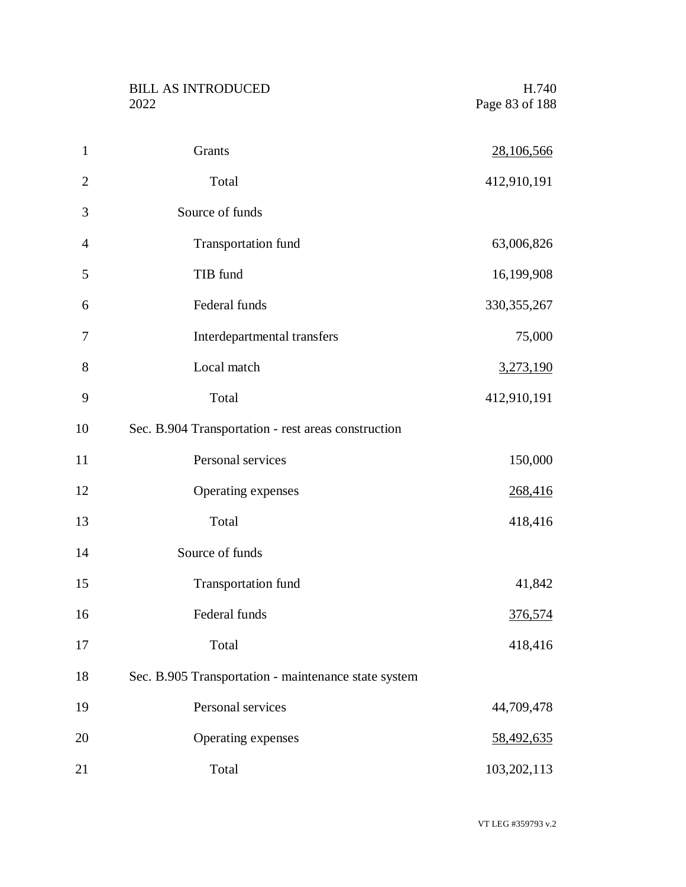| | |
|---|---|
| Grants | 28,106,566 |
| Total | 412,910,191 |
| Source of funds | |
| Transportation fund | 63,006,826 |
| TIB fund | 16,199,908 |
| Federal funds | 330,355,267 |
| Interdepartmental transfers | 75,000 |
| Local match | 3,273,190 |
| Total | 412,910,191 |

Sec. B.904 Transportation - rest areas construction

| | |
|---|---|
| Personal services | 150,000 |
| Operating expenses | 268,416 |
| Total | 418,416 |
| Source of funds | |
| Transportation fund | 41,842 |
| Federal funds | 376,574 |
| Total | 418,416 |

Sec. B.905 Transportation - maintenance state system

| | |
|---|---|
| Personal services | 44,709,478 |
| Operating expenses | 58,492,635 |
| Total | 103,202,113 |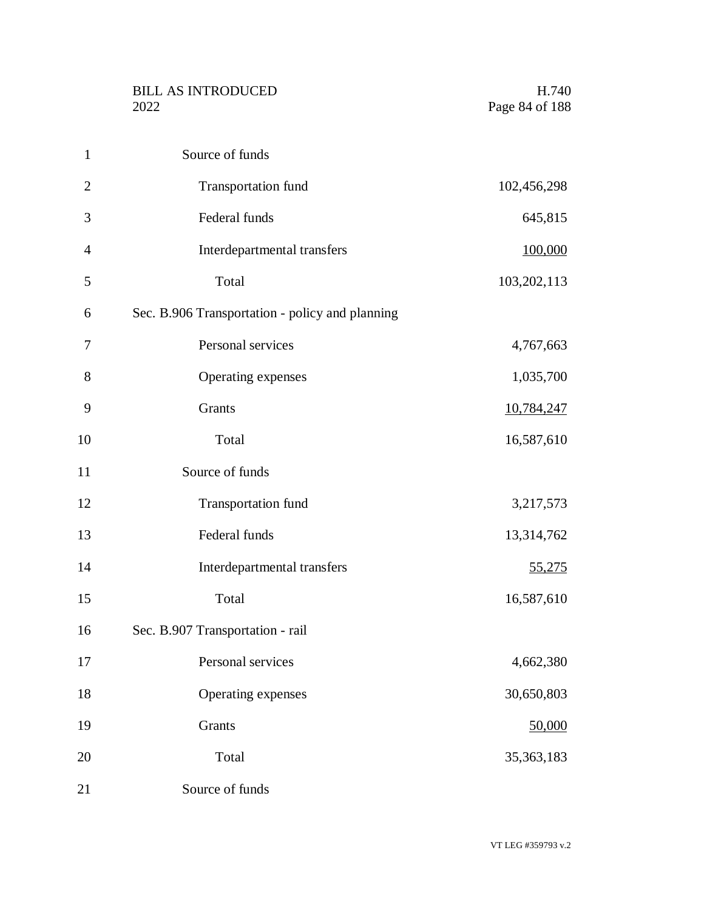Source of funds

| | |
|---|---|
| Transportation fund | 102,456,298 |
| Federal funds | 645,815 |
| Interdepartmental transfers | 100,000 |
| Total | 103,202,113 |

Sec. B.906 Transportation - policy and planning

| | |
|---|---|
| Personal services | 4,767,663 |
| Operating expenses | 1,035,700 |
| Grants | 10,784,247 |
| Total | 16,587,610 |

Source of funds

| | |
|---|---|
| Transportation fund | 3,217,573 |
| Federal funds | 13,314,762 |
| Interdepartmental transfers | 55,275 |
| Total | 16,587,610 |

Sec. B.907 Transportation - rail

| | |
|---|---|
| Personal services | 4,662,380 |
| Operating expenses | 30,650,803 |
| Grants | 50,000 |
| Total | 35,363,183 |

Source of funds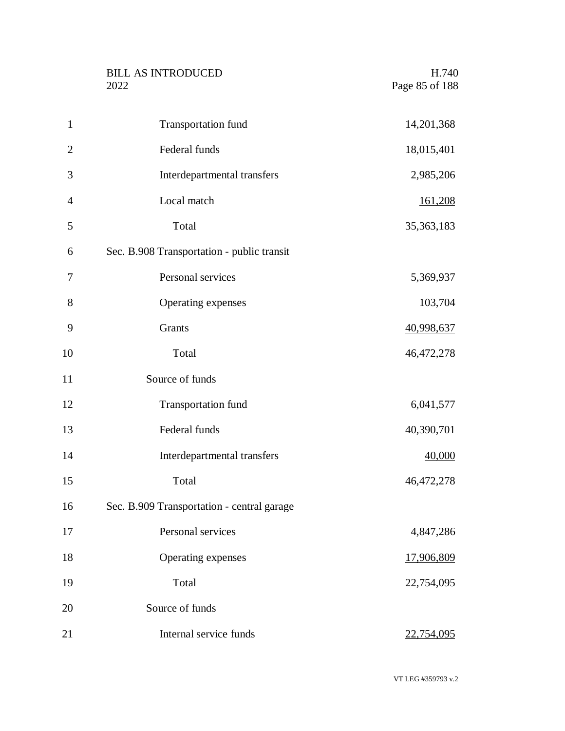| | |
|---|---|
| Transportation fund | 14,201,368 |
| Federal funds | 18,015,401 |
| Interdepartmental transfers | 2,985,206 |
| Local match | 161,208 |
| Total | 35,363,183 |

Sec. B.908 Transportation - public transit

| | |
|---|---|
| Personal services | 5,369,937 |
| Operating expenses | 103,704 |
| Grants | 40,998,637 |
| Total | 46,472,278 |
| Source of funds | |
| Transportation fund | 6,041,577 |
| Federal funds | 40,390,701 |
| Interdepartmental transfers | 40,000 |
| Total | 46,472,278 |

Sec. B.909 Transportation - central garage

| | |
|---|---|
| Personal services | 4,847,286 |
| Operating expenses | 17,906,809 |
| Total | 22,754,095 |
| Source of funds | |
| Internal service funds | 22,754,095 |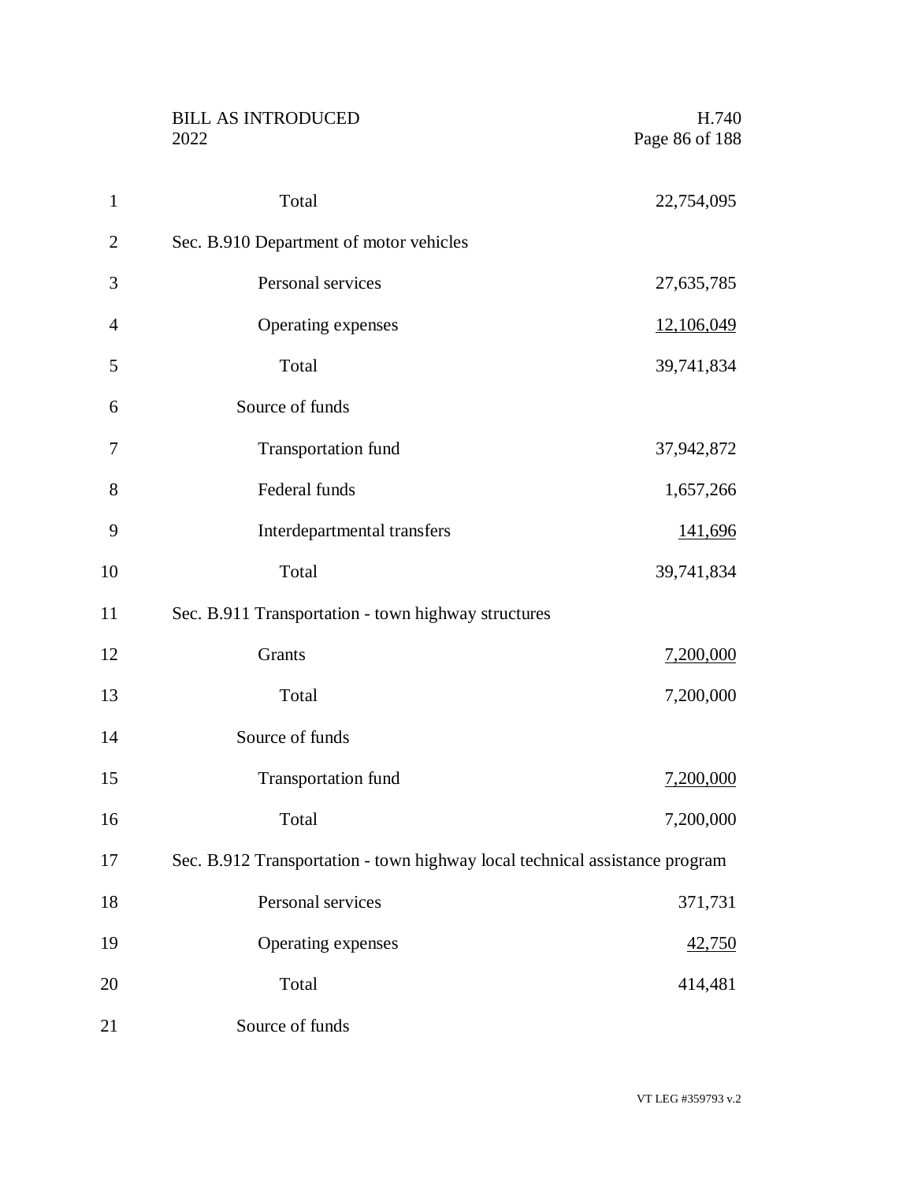| | |
|---|---|
| Total | 22,754,095 |
| **Sec. B.910 Department of motor vehicles** | |
| Personal services | 27,635,785 |
| Operating expenses | 12,106,049 |
| Total | 39,741,834 |
| Source of funds | |
| Transportation fund | 37,942,872 |
| Federal funds | 1,657,266 |
| Interdepartmental transfers | 141,696 |
| Total | 39,741,834 |
| **Sec. B.911 Transportation - town highway structures** | |
| Grants | 7,200,000 |
| Total | 7,200,000 |
| Source of funds | |
| Transportation fund | 7,200,000 |
| Total | 7,200,000 |
| **Sec. B.912 Transportation - town highway local technical assistance program** | |
| Personal services | 371,731 |
| Operating expenses | 42,750 |
| Total | 414,481 |
| Source of funds | |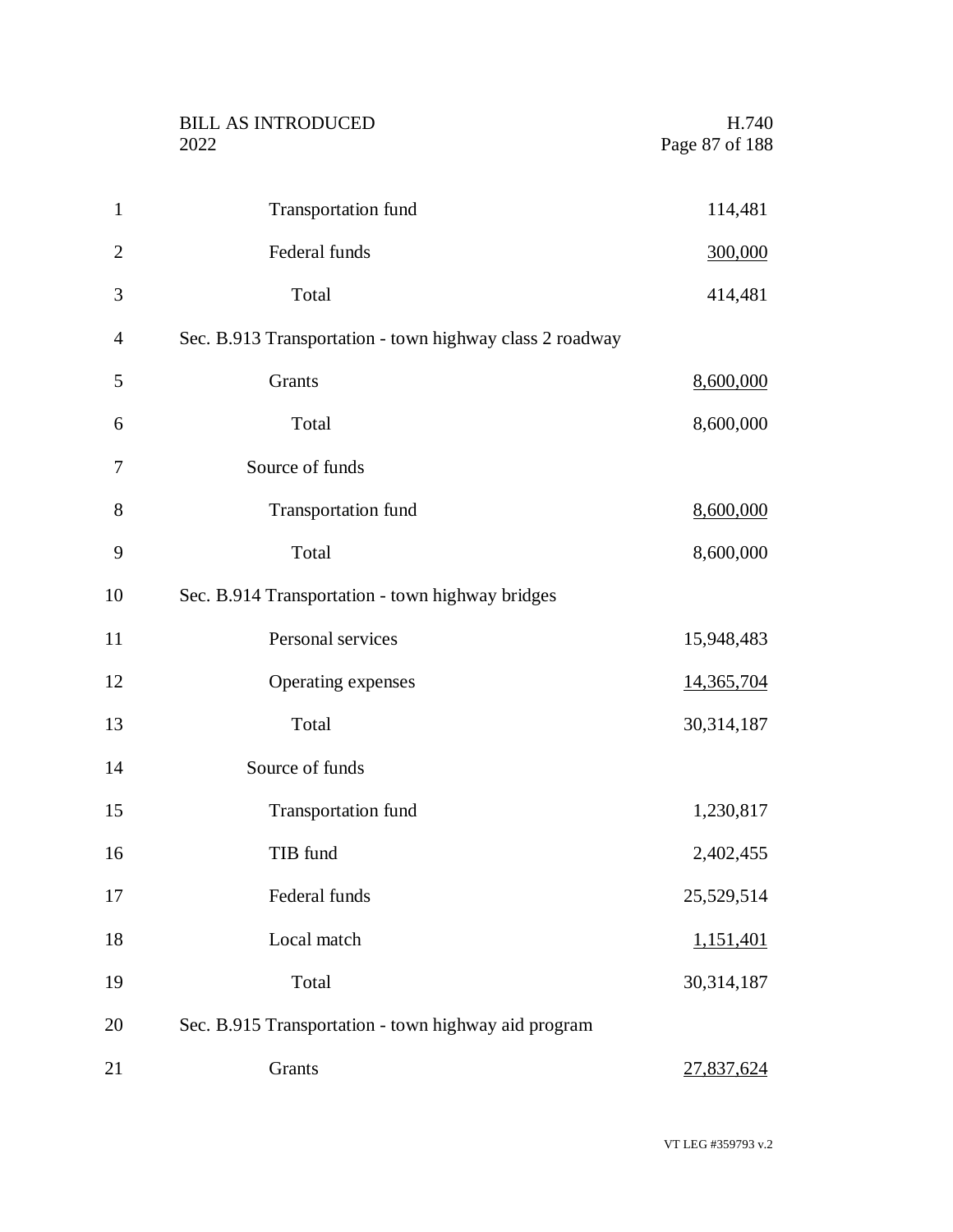Transportation fund 114,481

Federal funds 300,000

Total 414,481

Sec. B.913 Transportation - town highway class 2 roadway

Grants 8,600,000

Total 8,600,000

Source of funds

Transportation fund 8,600,000

Total 8,600,000

Sec. B.914 Transportation - town highway bridges

Personal services 15,948,483

Operating expenses 14,365,704

Total 30,314,187

Source of funds

Transportation fund 1,230,817

TIB fund 2,402,455

Federal funds 25,529,514

Local match 1,151,401

Total 30,314,187

Sec. B.915 Transportation - town highway aid program

Grants 27,837,624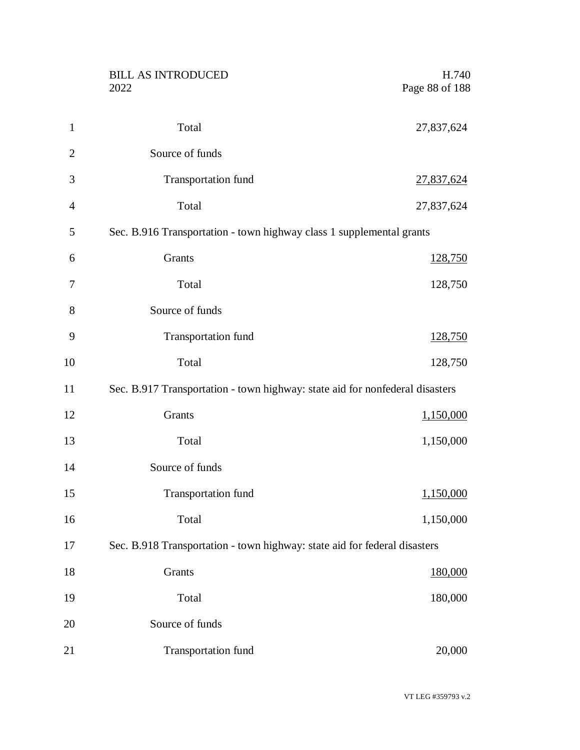| | |
|---|---|
| Total | 27,837,624 |
| Source of funds | |
| Transportation fund | 27,837,624 |
| Total | 27,837,624 |

Sec. B.916 Transportation - town highway class 1 supplemental grants

| | |
|---|---|
| Grants | 128,750 |
| Total | 128,750 |
| Source of funds | |
| Transportation fund | 128,750 |
| Total | 128,750 |

Sec. B.917 Transportation - town highway: state aid for nonfederal disasters

| | |
|---|---|
| Grants | 1,150,000 |
| Total | 1,150,000 |
| Source of funds | |
| Transportation fund | 1,150,000 |
| Total | 1,150,000 |

Sec. B.918 Transportation - town highway: state aid for federal disasters

| | |
|---|---|
| Grants | 180,000 |
| Total | 180,000 |
| Source of funds | |
| Transportation fund | 20,000 |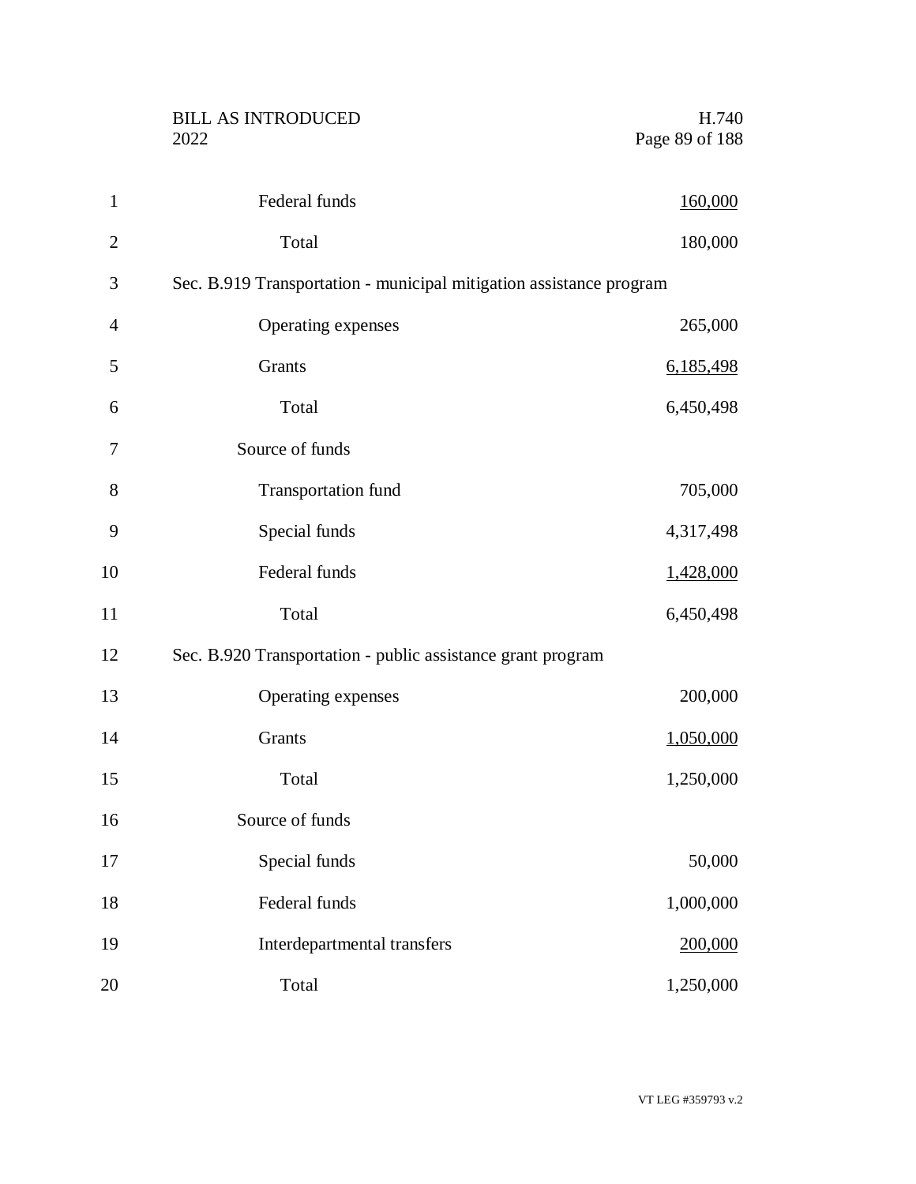| | |
|---|---|
| Federal funds | 160,000 |
| Total | 180,000 |

Sec. B.919 Transportation - municipal mitigation assistance program

| | |
|---|---|
| Operating expenses | 265,000 |
| Grants | 6,185,498 |
| Total | 6,450,498 |
| Source of funds | |
| Transportation fund | 705,000 |
| Special funds | 4,317,498 |
| Federal funds | 1,428,000 |
| Total | 6,450,498 |

Sec. B.920 Transportation - public assistance grant program

| | |
|---|---|
| Operating expenses | 200,000 |
| Grants | 1,050,000 |
| Total | 1,250,000 |
| Source of funds | |
| Special funds | 50,000 |
| Federal funds | 1,000,000 |
| Interdepartmental transfers | 200,000 |
| Total | 1,250,000 |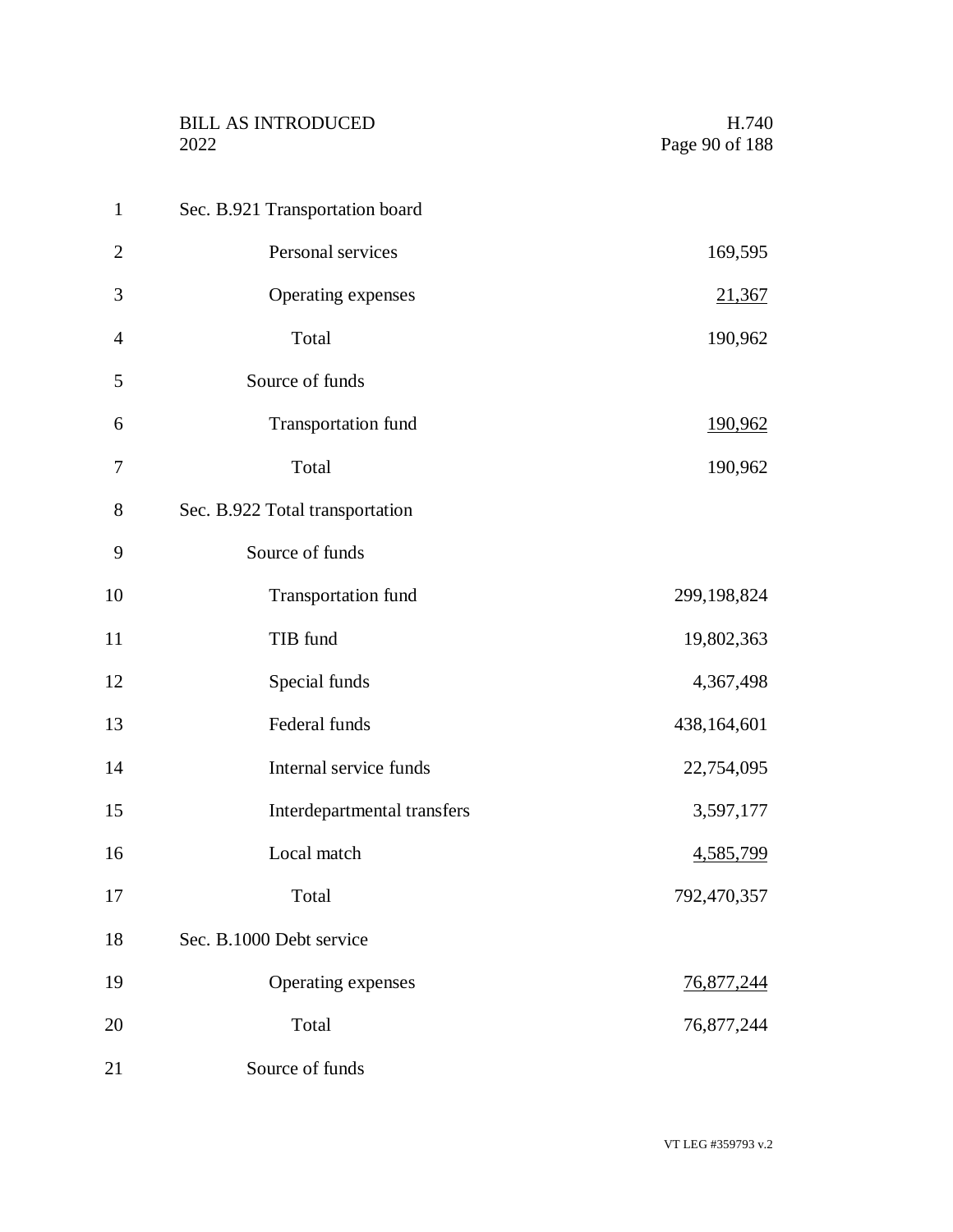Sec. B.921 Transportation board

| | |
|---|---|
| Personal services | 169,595 |
| Operating expenses | 21,367 |
| Total | 190,962 |
| Source of funds | |
| Transportation fund | 190,962 |
| Total | 190,962 |

Sec. B.922 Total transportation

| | |
|---|---|
| Source of funds | |
| Transportation fund | 299,198,824 |
| TIB fund | 19,802,363 |
| Special funds | 4,367,498 |
| Federal funds | 438,164,601 |
| Internal service funds | 22,754,095 |
| Interdepartmental transfers | 3,597,177 |
| Local match | 4,585,799 |
| Total | 792,470,357 |

Sec. B.1000 Debt service

| | |
|---|---|
| Operating expenses | 76,877,244 |
| Total | 76,877,244 |
| Source of funds | |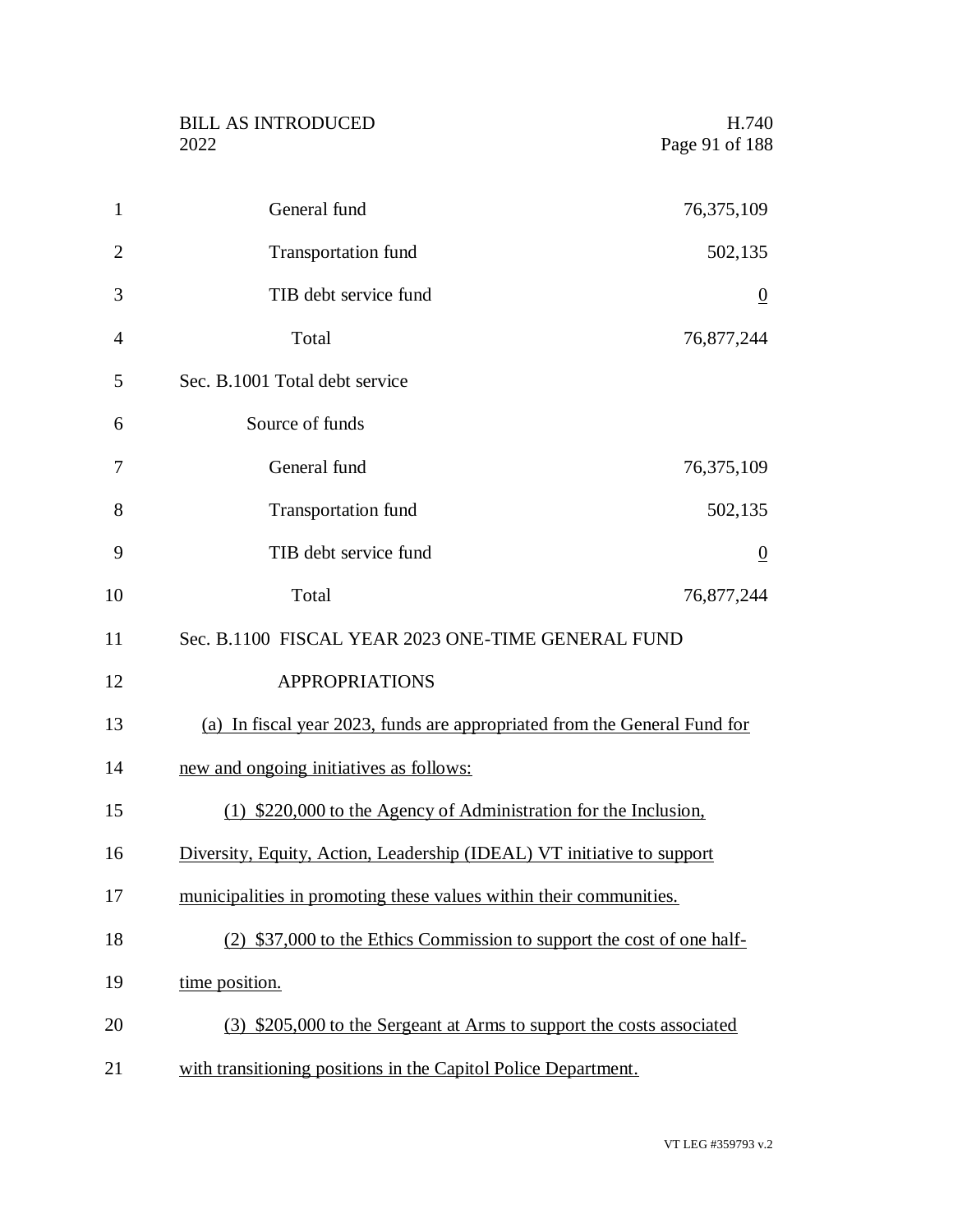| | |
|---|---|
| General fund | 76,375,109 |
| Transportation fund | 502,135 |
| TIB debt service fund | 0 |
| Total | 76,877,244 |

Sec. B.1001 Total debt service

| Source of funds | |
|---|---|
| General fund | 76,375,109 |
| Transportation fund | 502,135 |
| TIB debt service fund | 0 |
| Total | 76,877,244 |

Sec. B.1100 FISCAL YEAR 2023 ONE-TIME GENERAL FUND APPROPRIATIONS

(a) In fiscal year 2023, funds are appropriated from the General Fund for new and ongoing initiatives as follows:

(1) $220,000 to the Agency of Administration for the Inclusion, Diversity, Equity, Action, Leadership (IDEAL) VT initiative to support municipalities in promoting these values within their communities.

(2) $37,000 to the Ethics Commission to support the cost of one half-time position.

(3) $205,000 to the Sergeant at Arms to support the costs associated with transitioning positions in the Capitol Police Department.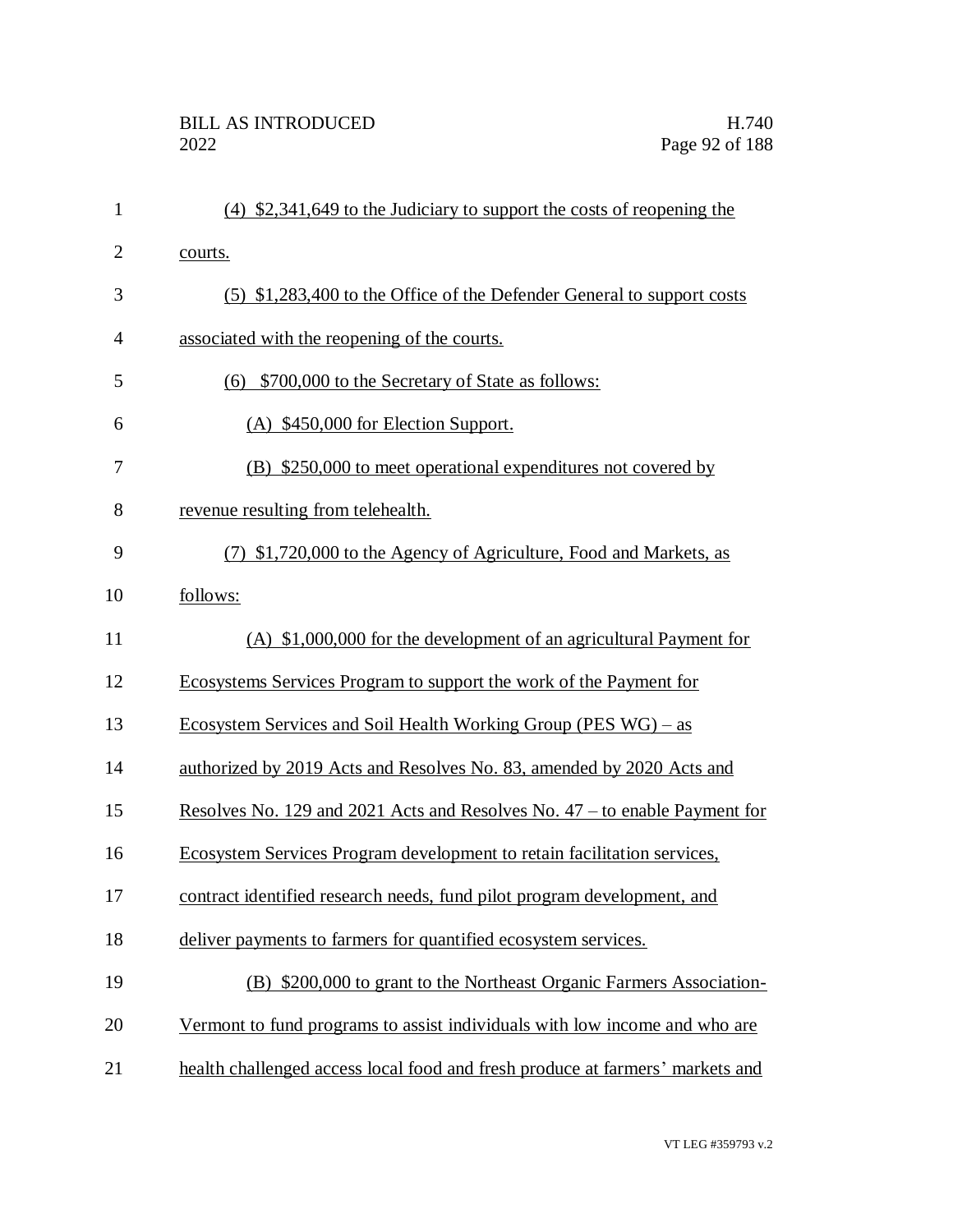(4) $2,341,649 to the Judiciary to support the costs of reopening the courts.

(5) $1,283,400 to the Office of the Defender General to support costs associated with the reopening of the courts.

(6) $700,000 to the Secretary of State as follows:

(A) $450,000 for Election Support.

(B) $250,000 to meet operational expenditures not covered by revenue resulting from telehealth.

(7) $1,720,000 to the Agency of Agriculture, Food and Markets, as follows:

(A) $1,000,000 for the development of an agricultural Payment for Ecosystems Services Program to support the work of the Payment for Ecosystem Services and Soil Health Working Group (PES WG) – as authorized by 2019 Acts and Resolves No. 83, amended by 2020 Acts and Resolves No. 129 and 2021 Acts and Resolves No. 47 – to enable Payment for Ecosystem Services Program development to retain facilitation services, contract identified research needs, fund pilot program development, and deliver payments to farmers for quantified ecosystem services.

(B) $200,000 to grant to the Northeast Organic Farmers Association-Vermont to fund programs to assist individuals with low income and who are health challenged access local food and fresh produce at farmers' markets and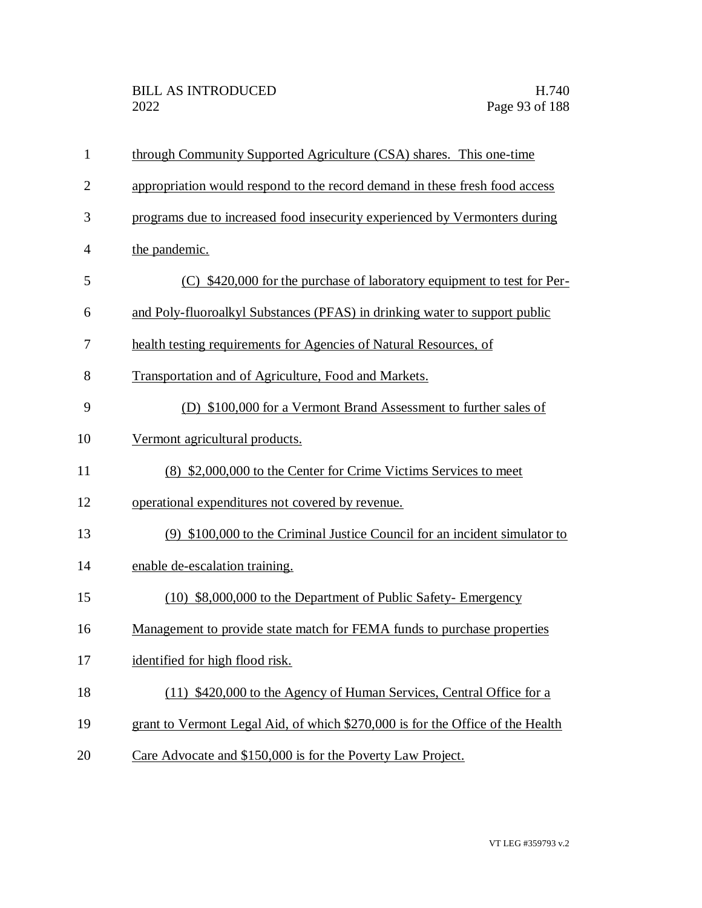through Community Supported Agriculture (CSA) shares. This one-time appropriation would respond to the record demand in these fresh food access programs due to increased food insecurity experienced by Vermonters during the pandemic.

(C) $420,000 for the purchase of laboratory equipment to test for Per- and Poly-fluoroalkyl Substances (PFAS) in drinking water to support public health testing requirements for Agencies of Natural Resources, of Transportation and of Agriculture, Food and Markets.

(D) $100,000 for a Vermont Brand Assessment to further sales of Vermont agricultural products.

(8) $2,000,000 to the Center for Crime Victims Services to meet operational expenditures not covered by revenue.

(9) $100,000 to the Criminal Justice Council for an incident simulator to enable de-escalation training.

(10) $8,000,000 to the Department of Public Safety- Emergency Management to provide state match for FEMA funds to purchase properties identified for high flood risk.

(11) $420,000 to the Agency of Human Services, Central Office for a grant to Vermont Legal Aid, of which $270,000 is for the Office of the Health Care Advocate and $150,000 is for the Poverty Law Project.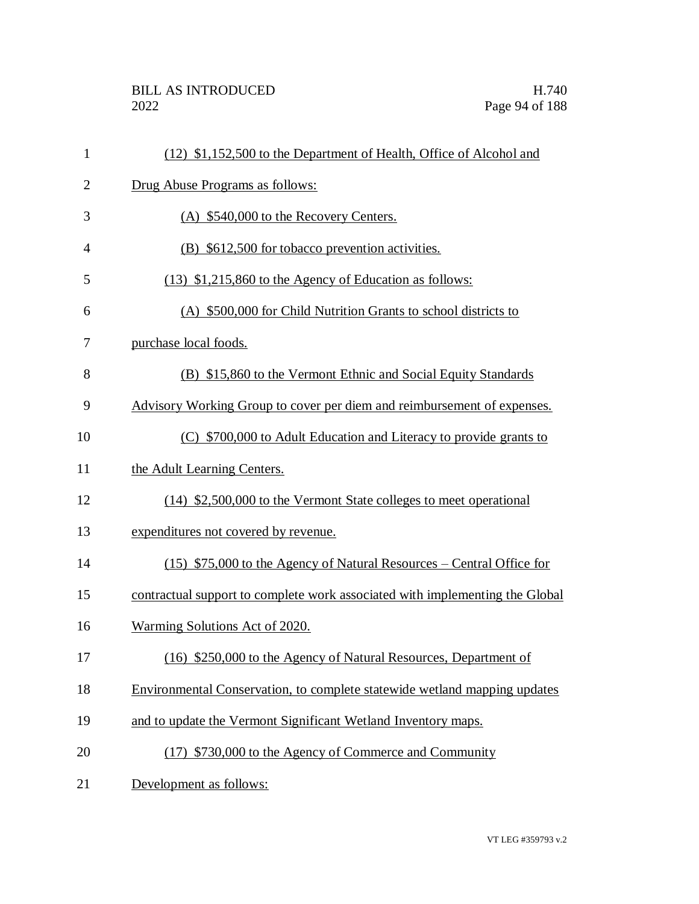(12) $1,152,500 to the Department of Health, Office of Alcohol and Drug Abuse Programs as follows:

(A) $540,000 to the Recovery Centers.

(B) $612,500 for tobacco prevention activities.

(13) $1,215,860 to the Agency of Education as follows:

(A) $500,000 for Child Nutrition Grants to school districts to purchase local foods.

(B) $15,860 to the Vermont Ethnic and Social Equity Standards Advisory Working Group to cover per diem and reimbursement of expenses.

(C) $700,000 to Adult Education and Literacy to provide grants to the Adult Learning Centers.

(14) $2,500,000 to the Vermont State colleges to meet operational expenditures not covered by revenue.

(15) $75,000 to the Agency of Natural Resources – Central Office for contractual support to complete work associated with implementing the Global Warming Solutions Act of 2020.

(16) $250,000 to the Agency of Natural Resources, Department of Environmental Conservation, to complete statewide wetland mapping updates and to update the Vermont Significant Wetland Inventory maps.

(17) $730,000 to the Agency of Commerce and Community Development as follows: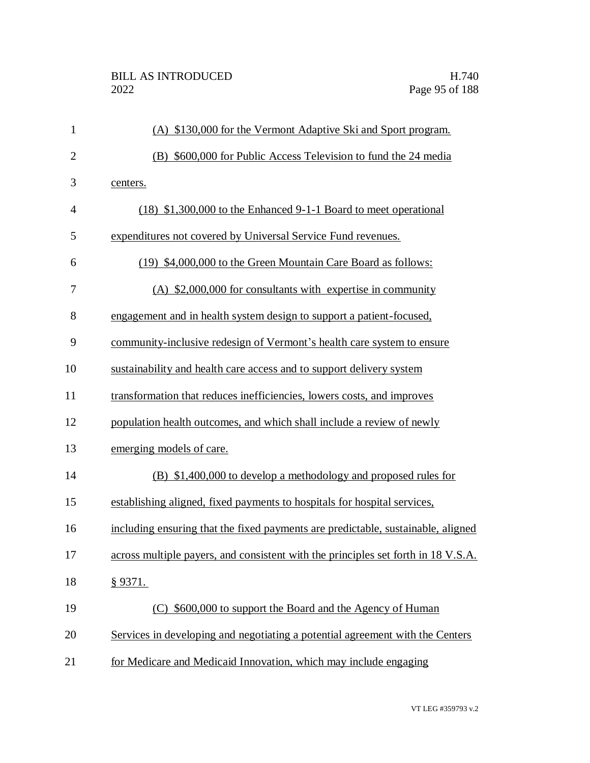(A) $130,000 for the Vermont Adaptive Ski and Sport program.

(B) $600,000 for Public Access Television to fund the 24 media centers.

(18) $1,300,000 to the Enhanced 9-1-1 Board to meet operational expenditures not covered by Universal Service Fund revenues.

(19) $4,000,000 to the Green Mountain Care Board as follows:

(A) $2,000,000 for consultants with expertise in community engagement and in health system design to support a patient-focused, community-inclusive redesign of Vermont's health care system to ensure sustainability and health care access and to support delivery system transformation that reduces inefficiencies, lowers costs, and improves population health outcomes, and which shall include a review of newly emerging models of care.

(B) $1,400,000 to develop a methodology and proposed rules for establishing aligned, fixed payments to hospitals for hospital services, including ensuring that the fixed payments are predictable, sustainable, aligned across multiple payers, and consistent with the principles set forth in 18 V.S.A. § 9371.

(C) $600,000 to support the Board and the Agency of Human Services in developing and negotiating a potential agreement with the Centers for Medicare and Medicaid Innovation, which may include engaging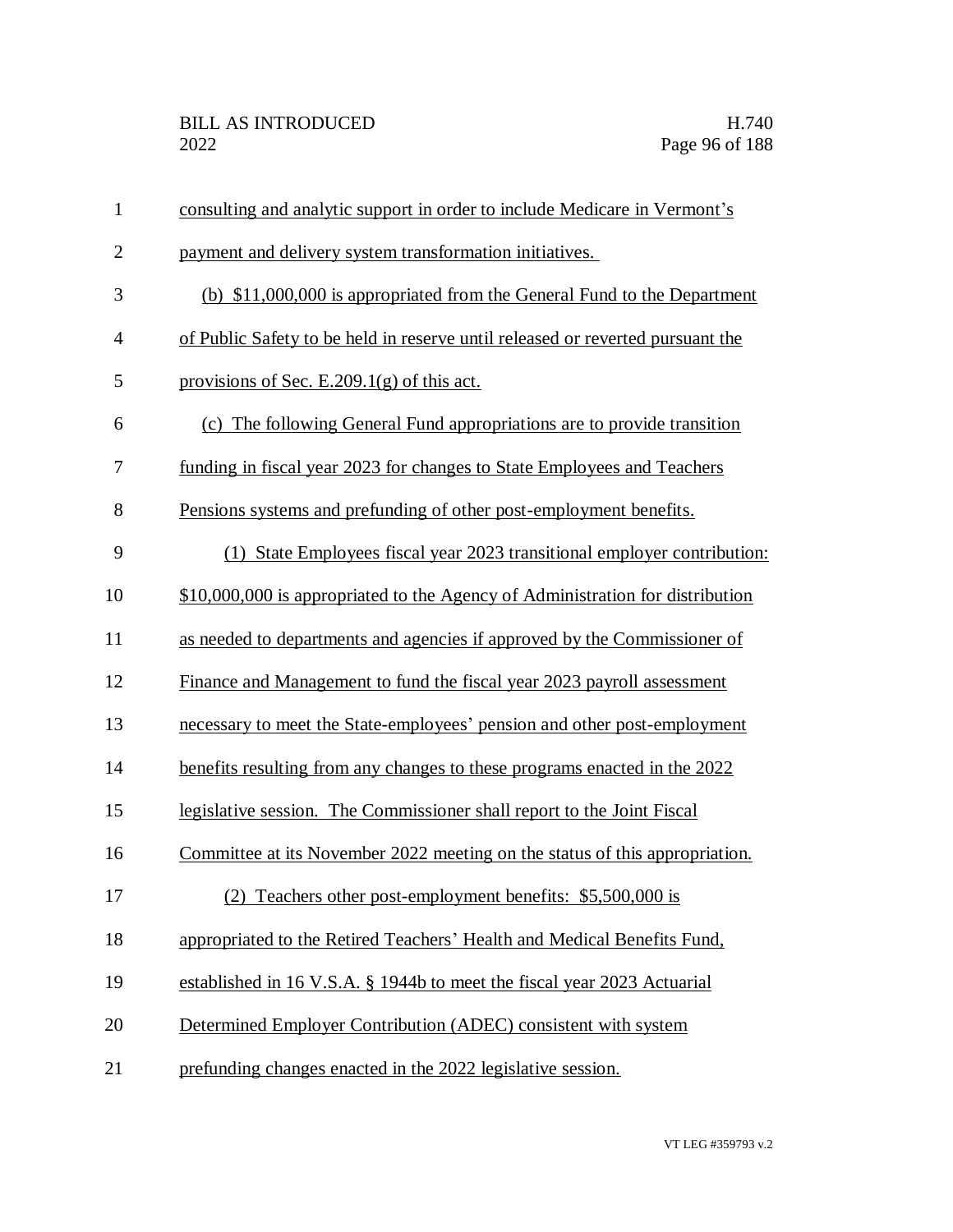consulting and analytic support in order to include Medicare in Vermont's payment and delivery system transformation initiatives.

(b) $11,000,000 is appropriated from the General Fund to the Department of Public Safety to be held in reserve until released or reverted pursuant the provisions of Sec. E.209.1(g) of this act.

(c) The following General Fund appropriations are to provide transition funding in fiscal year 2023 for changes to State Employees and Teachers Pensions systems and prefunding of other post-employment benefits.

(1) State Employees fiscal year 2023 transitional employer contribution: $10,000,000 is appropriated to the Agency of Administration for distribution as needed to departments and agencies if approved by the Commissioner of Finance and Management to fund the fiscal year 2023 payroll assessment necessary to meet the State-employees' pension and other post-employment benefits resulting from any changes to these programs enacted in the 2022 legislative session. The Commissioner shall report to the Joint Fiscal Committee at its November 2022 meeting on the status of this appropriation.

(2) Teachers other post-employment benefits: $5,500,000 is appropriated to the Retired Teachers' Health and Medical Benefits Fund, established in 16 V.S.A. § 1944b to meet the fiscal year 2023 Actuarial Determined Employer Contribution (ADEC) consistent with system prefunding changes enacted in the 2022 legislative session.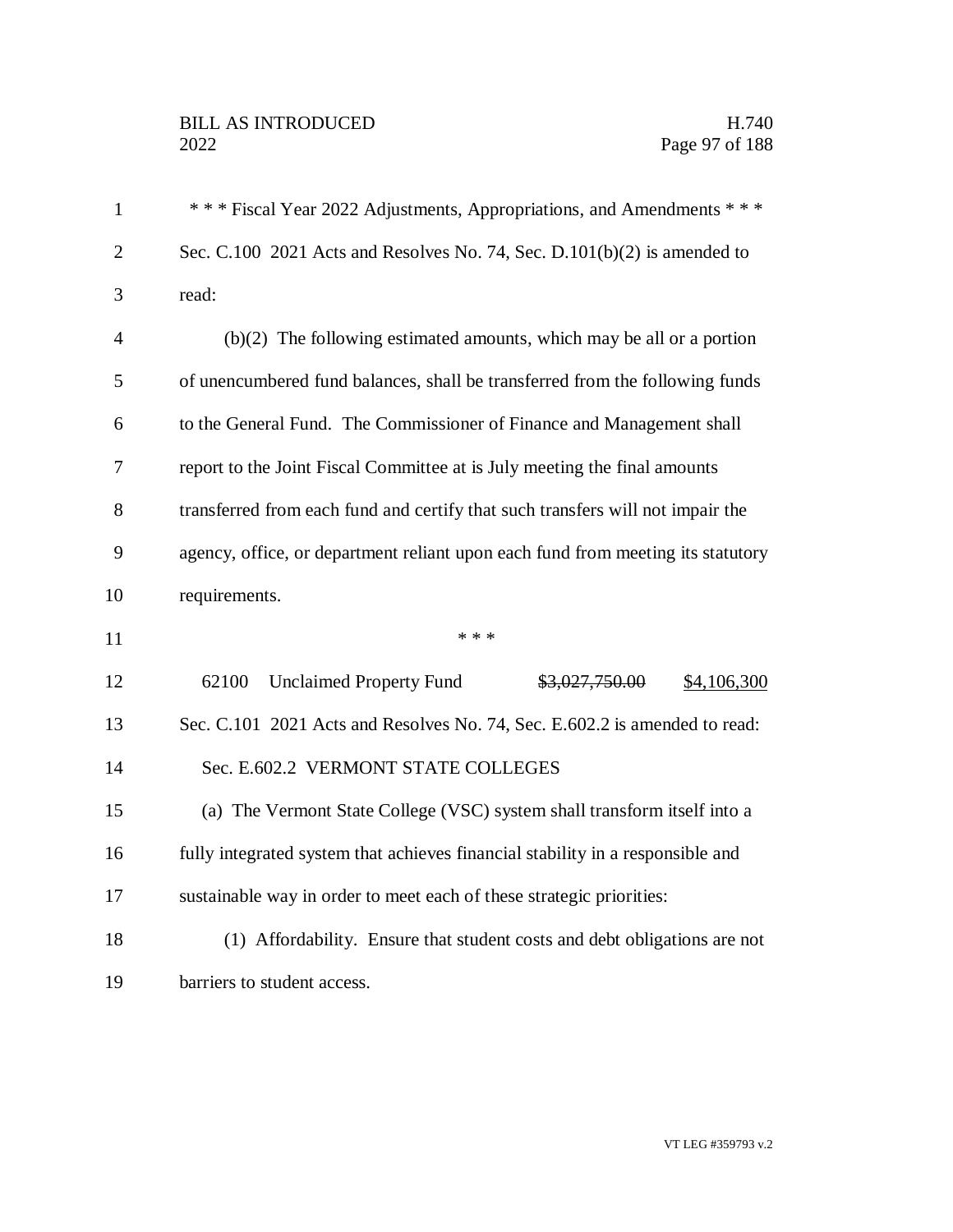\* \* \* Fiscal Year 2022 Adjustments, Appropriations, and Amendments \* \* \*

Sec. C.100 2021 Acts and Resolves No. 74, Sec. D.101(b)(2) is amended to read:

(b)(2) The following estimated amounts, which may be all or a portion of unencumbered fund balances, shall be transferred from the following funds to the General Fund. The Commissioner of Finance and Management shall report to the Joint Fiscal Committee at is July meeting the final amounts transferred from each fund and certify that such transfers will not impair the agency, office, or department reliant upon each fund from meeting its statutory requirements.

\* \* \*

62100 Unclaimed Property Fund ~~$3,027,750.00~~ <u>$4,106,300</u>

Sec. C.101 2021 Acts and Resolves No. 74, Sec. E.602.2 is amended to read:

Sec. E.602.2 VERMONT STATE COLLEGES

(a) The Vermont State College (VSC) system shall transform itself into a fully integrated system that achieves financial stability in a responsible and sustainable way in order to meet each of these strategic priorities:

(1) Affordability. Ensure that student costs and debt obligations are not barriers to student access.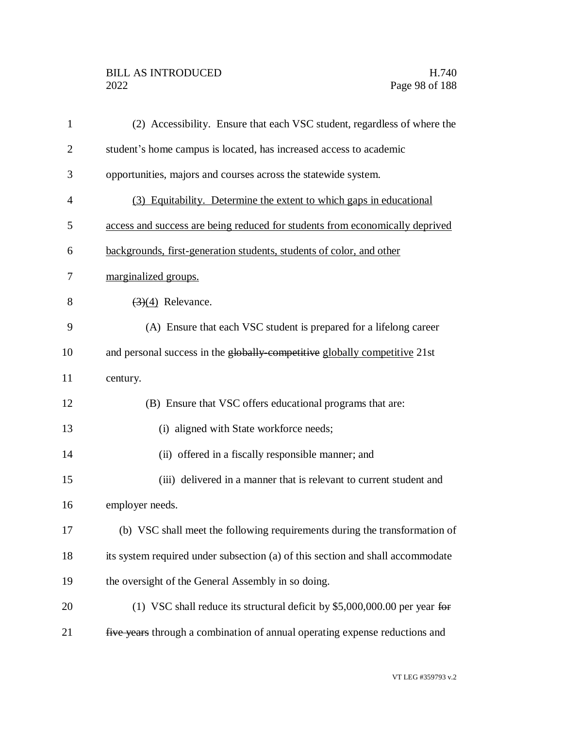(2) Accessibility. Ensure that each VSC student, regardless of where the student's home campus is located, has increased access to academic opportunities, majors and courses across the statewide system.

<u>(3) Equitability. Determine the extent to which gaps in educational access and success are being reduced for students from economically deprived backgrounds, first-generation students, students of color, and other marginalized groups.</u>

~~(3)~~<u>(4)</u> Relevance.

(A) Ensure that each VSC student is prepared for a lifelong career and personal success in the ~~globally-competitive~~ <u>globally competitive</u> 21st century.

(B) Ensure that VSC offers educational programs that are:

(i) aligned with State workforce needs;

(ii) offered in a fiscally responsible manner; and

(iii) delivered in a manner that is relevant to current student and employer needs.

(b) VSC shall meet the following requirements during the transformation of its system required under subsection (a) of this section and shall accommodate the oversight of the General Assembly in so doing.

(1) VSC shall reduce its structural deficit by $5,000,000.00 per year ~~for five years~~ through a combination of annual operating expense reductions and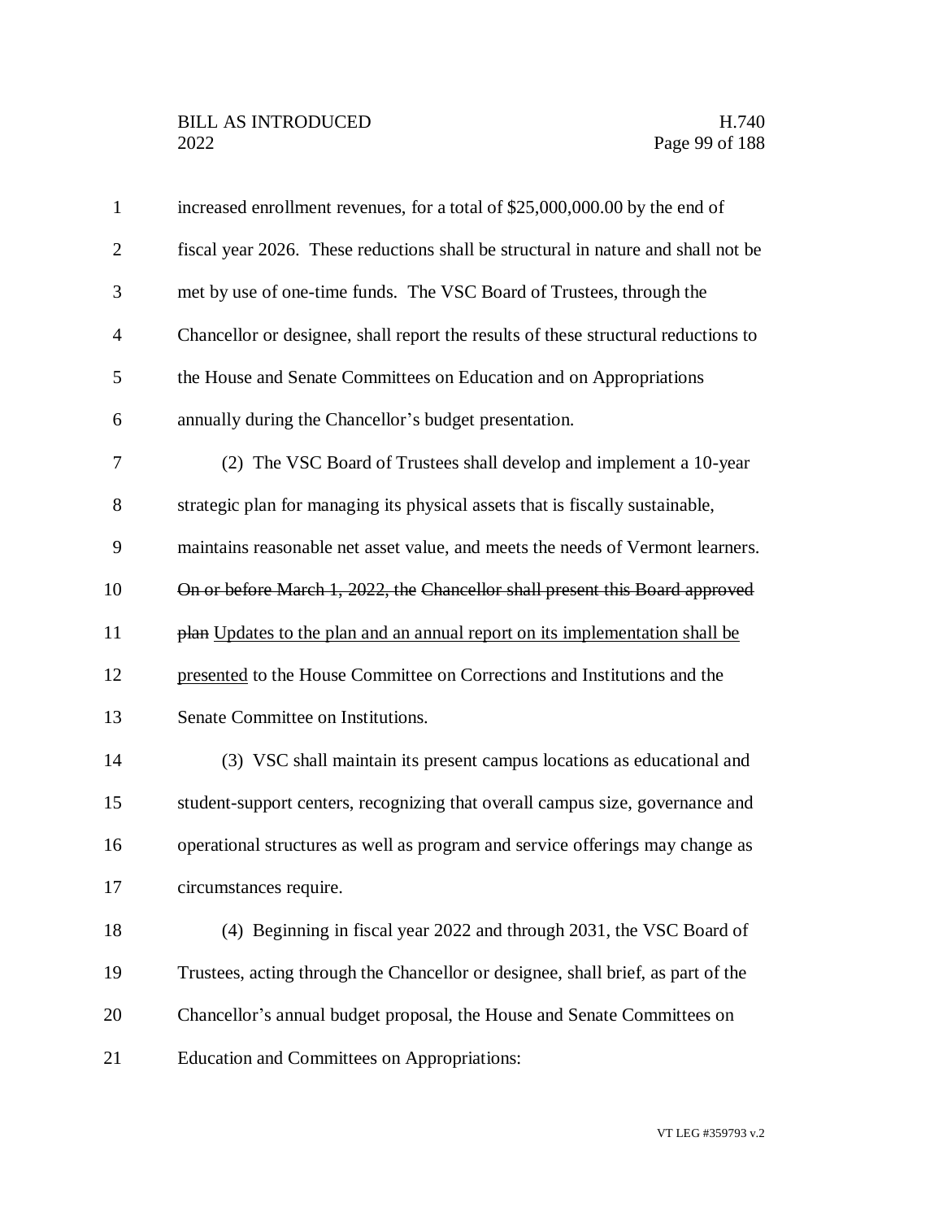increased enrollment revenues, for a total of $25,000,000.00 by the end of fiscal year 2026. These reductions shall be structural in nature and shall not be met by use of one-time funds. The VSC Board of Trustees, through the Chancellor or designee, shall report the results of these structural reductions to the House and Senate Committees on Education and on Appropriations annually during the Chancellor's budget presentation.

(2) The VSC Board of Trustees shall develop and implement a 10-year strategic plan for managing its physical assets that is fiscally sustainable, maintains reasonable net asset value, and meets the needs of Vermont learners. ~~On or before March 1, 2022, the Chancellor shall present this Board approved plan~~ Updates to the plan and an annual report on its implementation shall be presented to the House Committee on Corrections and Institutions and the Senate Committee on Institutions.

(3) VSC shall maintain its present campus locations as educational and student-support centers, recognizing that overall campus size, governance and operational structures as well as program and service offerings may change as circumstances require.

(4) Beginning in fiscal year 2022 and through 2031, the VSC Board of Trustees, acting through the Chancellor or designee, shall brief, as part of the Chancellor's annual budget proposal, the House and Senate Committees on Education and Committees on Appropriations: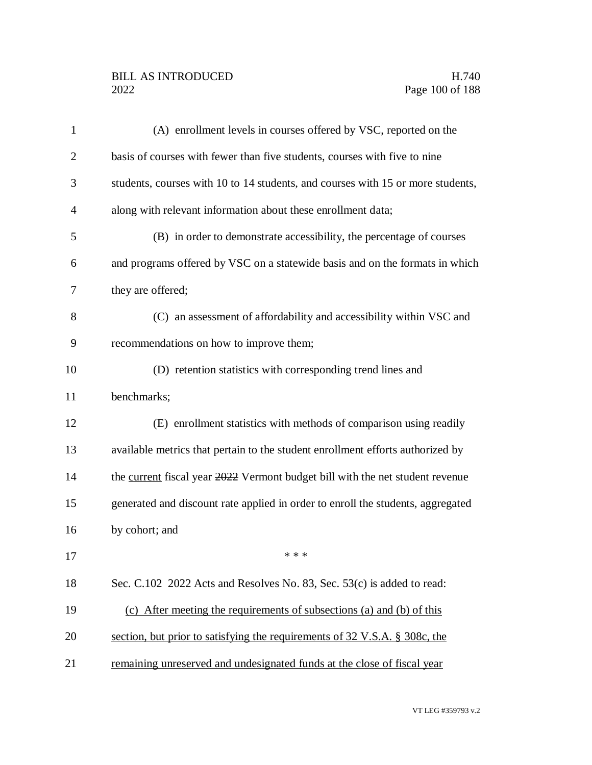(A) enrollment levels in courses offered by VSC, reported on the basis of courses with fewer than five students, courses with five to nine students, courses with 10 to 14 students, and courses with 15 or more students, along with relevant information about these enrollment data;

(B) in order to demonstrate accessibility, the percentage of courses and programs offered by VSC on a statewide basis and on the formats in which they are offered;

(C) an assessment of affordability and accessibility within VSC and recommendations on how to improve them;

(D) retention statistics with corresponding trend lines and benchmarks;

(E) enrollment statistics with methods of comparison using readily available metrics that pertain to the student enrollment efforts authorized by the <u>current</u> fiscal year ~~2022~~ Vermont budget bill with the net student revenue generated and discount rate applied in order to enroll the students, aggregated by cohort; and

\* \* \*

Sec. C.102 2022 Acts and Resolves No. 83, Sec. 53(c) is added to read:

<u>(c) After meeting the requirements of subsections (a) and (b) of this section, but prior to satisfying the requirements of 32 V.S.A. § 308c, the remaining unreserved and undesignated funds at the close of fiscal year</u>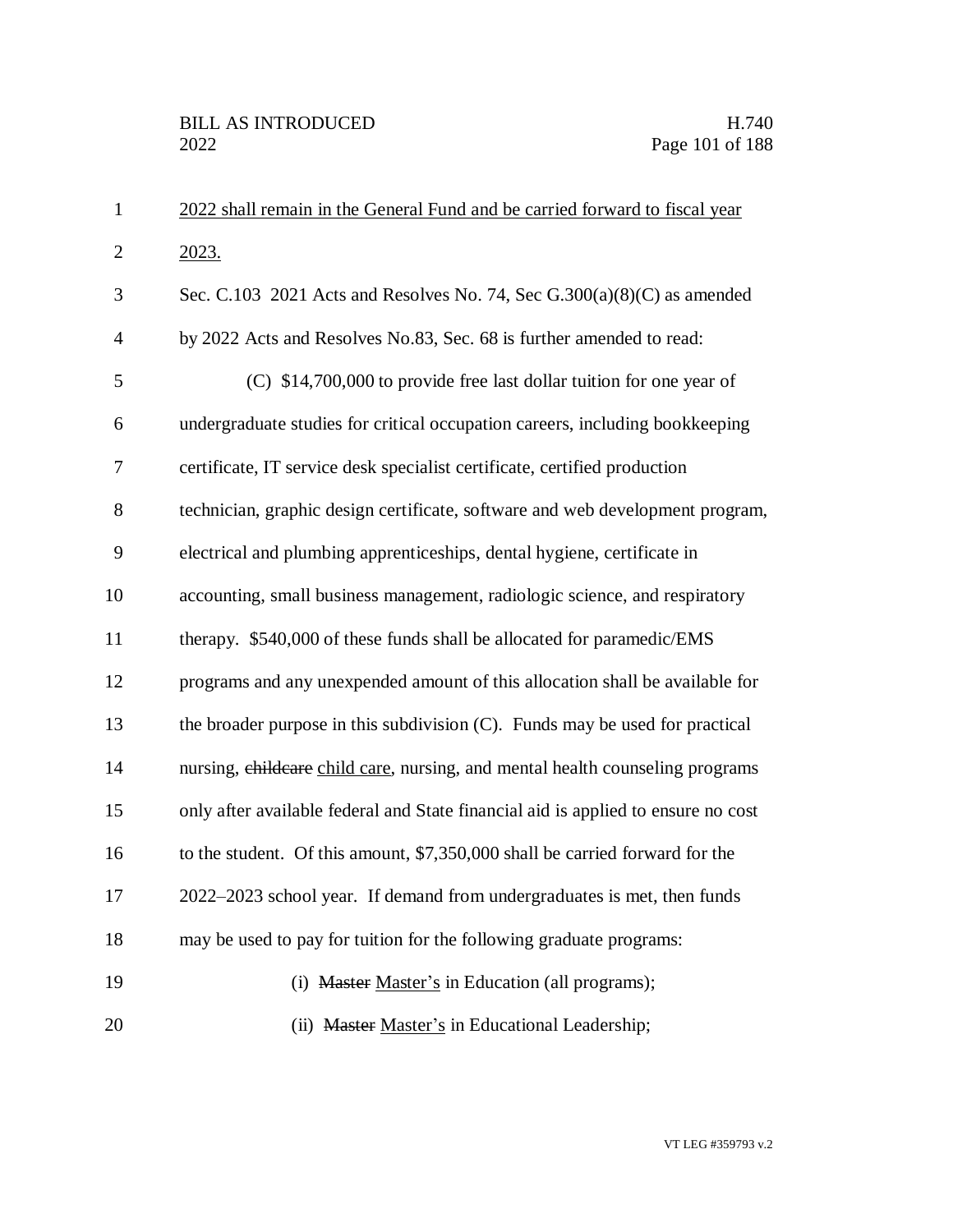<u>2022 shall remain in the General Fund and be carried forward to fiscal year 2023.</u>

Sec. C.103 2021 Acts and Resolves No. 74, Sec G.300(a)(8)(C) as amended by 2022 Acts and Resolves No.83, Sec. 68 is further amended to read:

(C) $14,700,000 to provide free last dollar tuition for one year of undergraduate studies for critical occupation careers, including bookkeeping certificate, IT service desk specialist certificate, certified production technician, graphic design certificate, software and web development program, electrical and plumbing apprenticeships, dental hygiene, certificate in accounting, small business management, radiologic science, and respiratory therapy. $540,000 of these funds shall be allocated for paramedic/EMS programs and any unexpended amount of this allocation shall be available for the broader purpose in this subdivision (C). Funds may be used for practical nursing, ~~childcare~~ <u>child care</u>, nursing, and mental health counseling programs only after available federal and State financial aid is applied to ensure no cost to the student. Of this amount, $7,350,000 shall be carried forward for the 2022–2023 school year. If demand from undergraduates is met, then funds may be used to pay for tuition for the following graduate programs:

(i) ~~Master~~ <u>Master's</u> in Education (all programs);

(ii) ~~Master~~ <u>Master's</u> in Educational Leadership;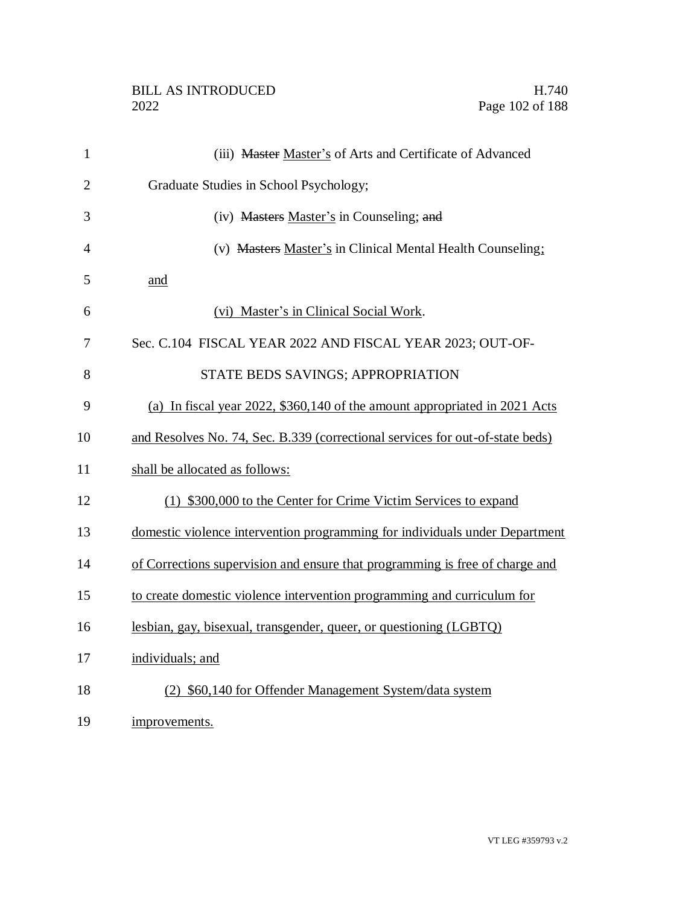(iii) ~~Master~~ <u>Master's</u> of Arts and Certificate of Advanced Graduate Studies in School Psychology;

(iv) ~~Masters~~ <u>Master's</u> in Counseling; ~~and~~

(v) ~~Masters~~ <u>Master's</u> in Clinical Mental Health Counseling<u>; and</u>

<u>(vi) Master's in Clinical Social Work</u>.

Sec. C.104 FISCAL YEAR 2022 AND FISCAL YEAR 2023; OUT-OF-STATE BEDS SAVINGS; APPROPRIATION

<u>(a) In fiscal year 2022, $360,140 of the amount appropriated in 2021 Acts and Resolves No. 74, Sec. B.339 (correctional services for out-of-state beds) shall be allocated as follows:</u>

<u>(1) $300,000 to the Center for Crime Victim Services to expand domestic violence intervention programming for individuals under Department of Corrections supervision and ensure that programming is free of charge and to create domestic violence intervention programming and curriculum for lesbian, gay, bisexual, transgender, queer, or questioning (LGBTQ) individuals; and</u>

<u>(2) $60,140 for Offender Management System/data system improvements.</u>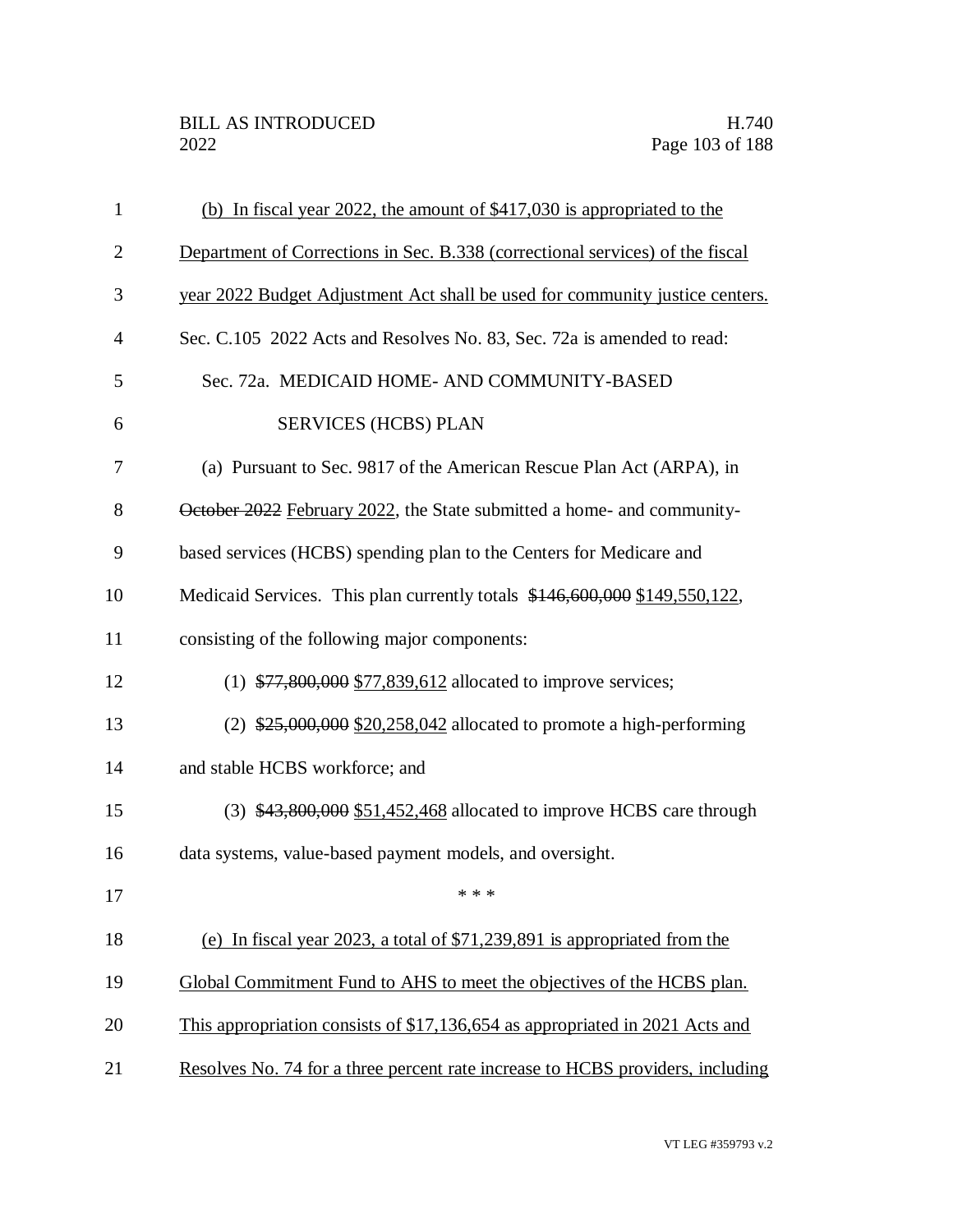(b) In fiscal year 2022, the amount of $417,030 is appropriated to the Department of Corrections in Sec. B.338 (correctional services) of the fiscal year 2022 Budget Adjustment Act shall be used for community justice centers.

Sec. C.105 2022 Acts and Resolves No. 83, Sec. 72a is amended to read:

Sec. 72a. MEDICAID HOME- AND COMMUNITY-BASED SERVICES (HCBS) PLAN

(a) Pursuant to Sec. 9817 of the American Rescue Plan Act (ARPA), in ~~October 2022~~ February 2022, the State submitted a home- and community-based services (HCBS) spending plan to the Centers for Medicare and Medicaid Services. This plan currently totals ~~$146,600,000~~ $149,550,122, consisting of the following major components:

(1) ~~$77,800,000~~ $77,839,612 allocated to improve services;

(2) ~~$25,000,000~~ $20,258,042 allocated to promote a high-performing and stable HCBS workforce; and

(3) ~~$43,800,000~~ $51,452,468 allocated to improve HCBS care through data systems, value-based payment models, and oversight.

\* \* \*

(e) In fiscal year 2023, a total of $71,239,891 is appropriated from the Global Commitment Fund to AHS to meet the objectives of the HCBS plan. This appropriation consists of $17,136,654 as appropriated in 2021 Acts and Resolves No. 74 for a three percent rate increase to HCBS providers, including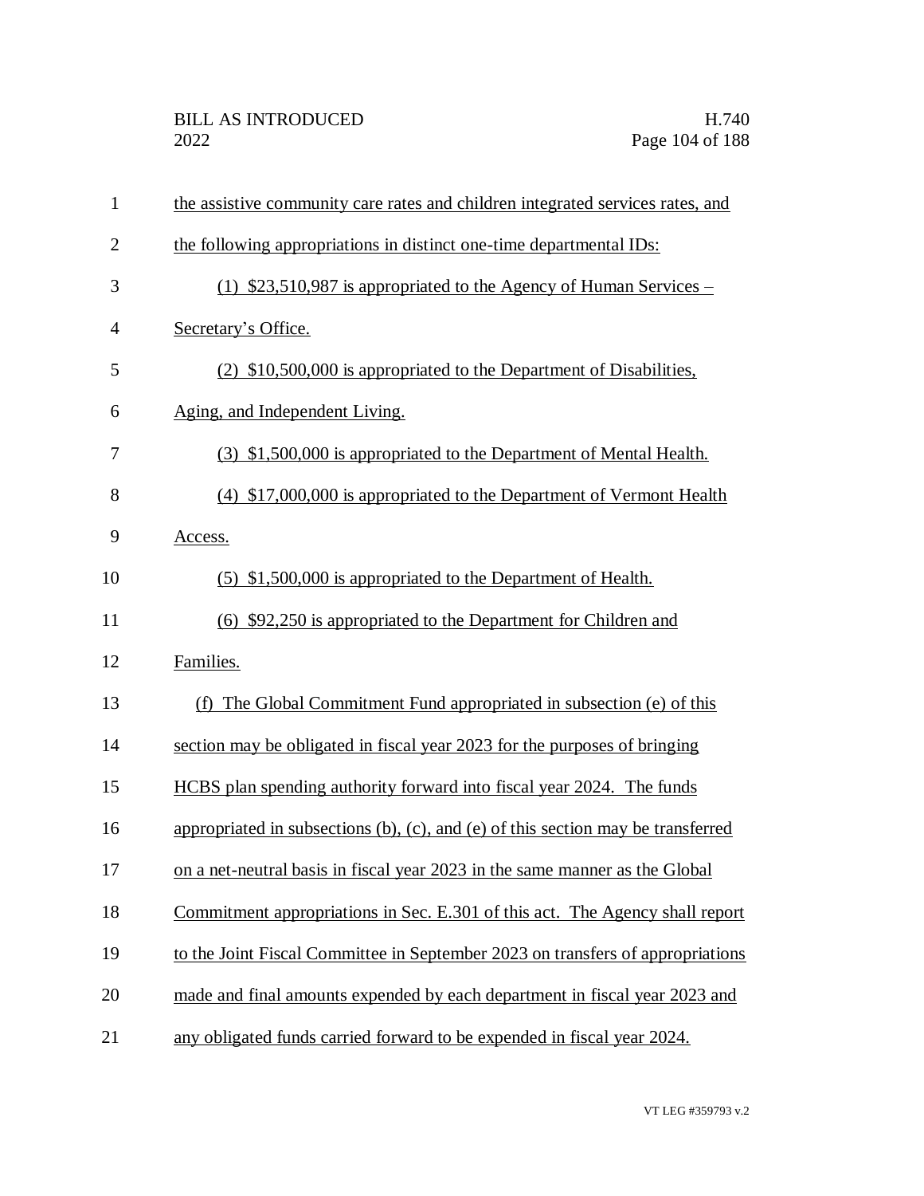the assistive community care rates and children integrated services rates, and the following appropriations in distinct one-time departmental IDs:

(1) $23,510,987 is appropriated to the Agency of Human Services – Secretary's Office.

(2) $10,500,000 is appropriated to the Department of Disabilities, Aging, and Independent Living.

(3) $1,500,000 is appropriated to the Department of Mental Health.

(4) $17,000,000 is appropriated to the Department of Vermont Health Access.

(5) $1,500,000 is appropriated to the Department of Health.

(6) $92,250 is appropriated to the Department for Children and Families.

(f) The Global Commitment Fund appropriated in subsection (e) of this section may be obligated in fiscal year 2023 for the purposes of bringing HCBS plan spending authority forward into fiscal year 2024. The funds appropriated in subsections (b), (c), and (e) of this section may be transferred on a net-neutral basis in fiscal year 2023 in the same manner as the Global Commitment appropriations in Sec. E.301 of this act. The Agency shall report to the Joint Fiscal Committee in September 2023 on transfers of appropriations made and final amounts expended by each department in fiscal year 2023 and any obligated funds carried forward to be expended in fiscal year 2024.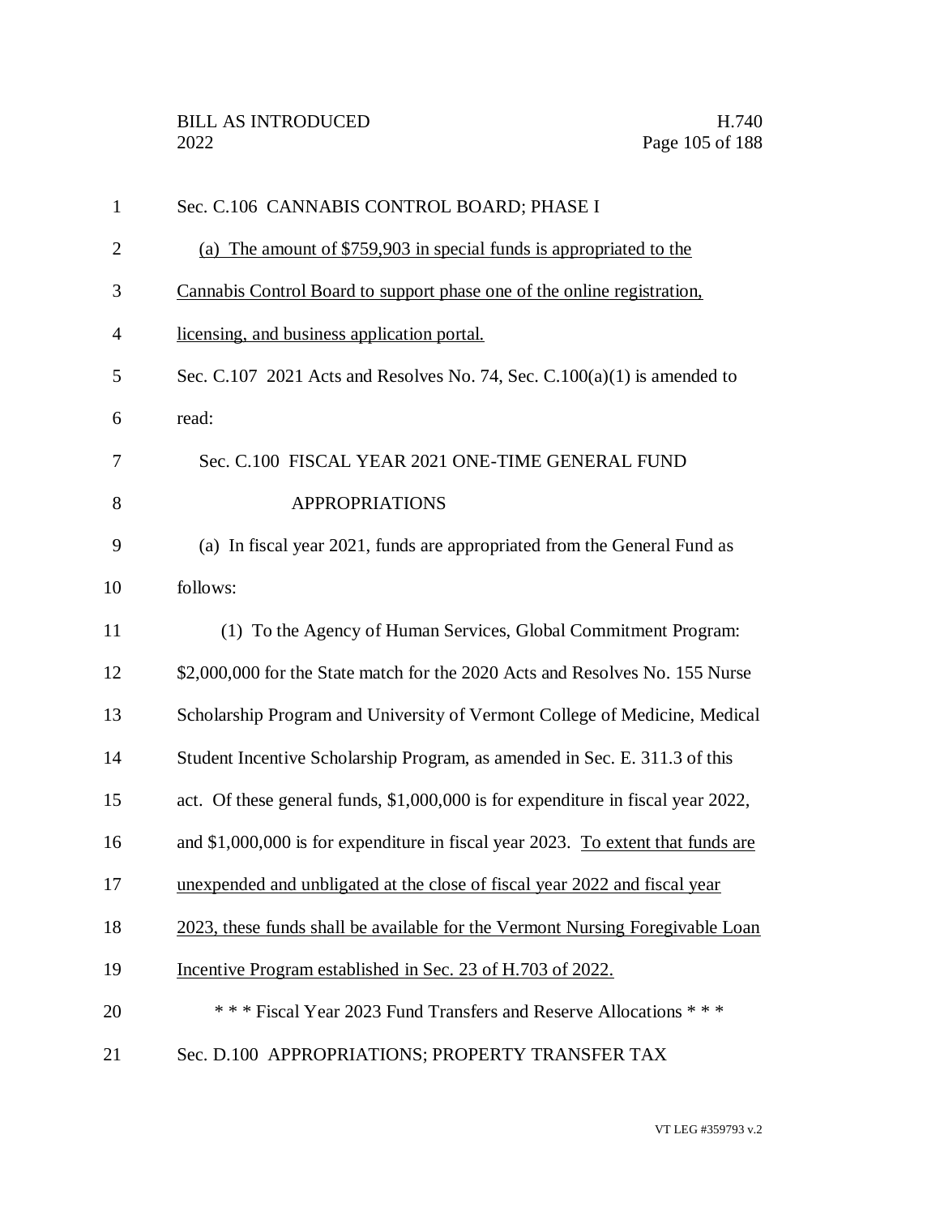Sec. C.106 CANNABIS CONTROL BOARD; PHASE I

<u>(a) The amount of $759,903 in special funds is appropriated to the Cannabis Control Board to support phase one of the online registration, licensing, and business application portal.</u>

Sec. C.107 2021 Acts and Resolves No. 74, Sec. C.100(a)(1) is amended to read:

Sec. C.100 FISCAL YEAR 2021 ONE-TIME GENERAL FUND APPROPRIATIONS

(a) In fiscal year 2021, funds are appropriated from the General Fund as follows:

(1) To the Agency of Human Services, Global Commitment Program: $2,000,000 for the State match for the 2020 Acts and Resolves No. 155 Nurse Scholarship Program and University of Vermont College of Medicine, Medical Student Incentive Scholarship Program, as amended in Sec. E. 311.3 of this act. Of these general funds, $1,000,000 is for expenditure in fiscal year 2022, and $1,000,000 is for expenditure in fiscal year 2023. <u>To extent that funds are unexpended and unbligated at the close of fiscal year 2022 and fiscal year 2023, these funds shall be available for the Vermont Nursing Foregivable Loan Incentive Program established in Sec. 23 of H.703 of 2022.</u>

* * * Fiscal Year 2023 Fund Transfers and Reserve Allocations * * *

Sec. D.100 APPROPRIATIONS; PROPERTY TRANSFER TAX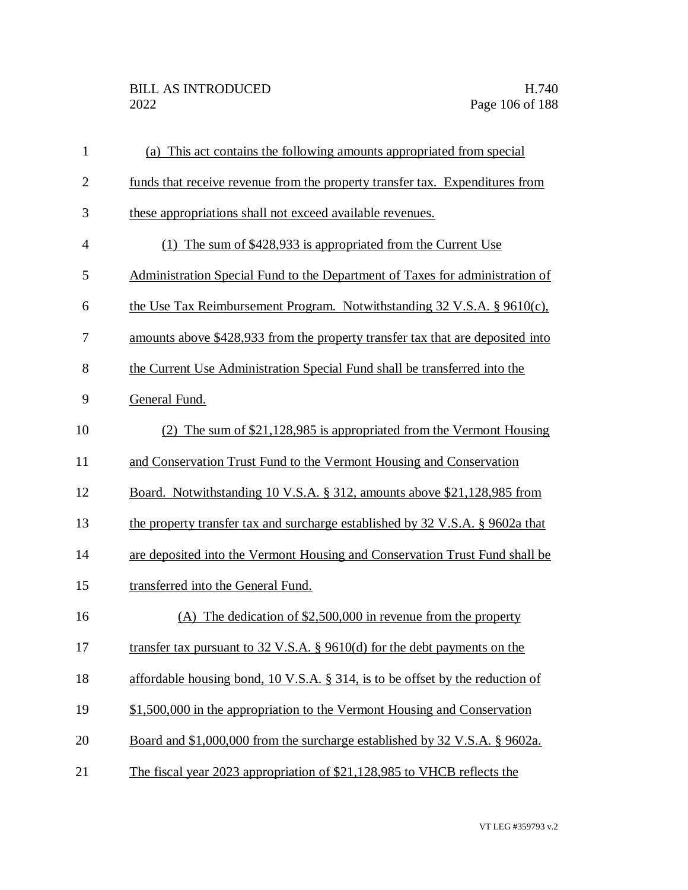(a) This act contains the following amounts appropriated from special funds that receive revenue from the property transfer tax. Expenditures from these appropriations shall not exceed available revenues.

(1) The sum of $428,933 is appropriated from the Current Use Administration Special Fund to the Department of Taxes for administration of the Use Tax Reimbursement Program. Notwithstanding 32 V.S.A. § 9610(c), amounts above $428,933 from the property transfer tax that are deposited into the Current Use Administration Special Fund shall be transferred into the General Fund.

(2) The sum of $21,128,985 is appropriated from the Vermont Housing and Conservation Trust Fund to the Vermont Housing and Conservation Board. Notwithstanding 10 V.S.A. § 312, amounts above $21,128,985 from the property transfer tax and surcharge established by 32 V.S.A. § 9602a that are deposited into the Vermont Housing and Conservation Trust Fund shall be transferred into the General Fund.

(A) The dedication of $2,500,000 in revenue from the property transfer tax pursuant to 32 V.S.A. § 9610(d) for the debt payments on the affordable housing bond, 10 V.S.A. § 314, is to be offset by the reduction of $1,500,000 in the appropriation to the Vermont Housing and Conservation Board and $1,000,000 from the surcharge established by 32 V.S.A. § 9602a. The fiscal year 2023 appropriation of $21,128,985 to VHCB reflects the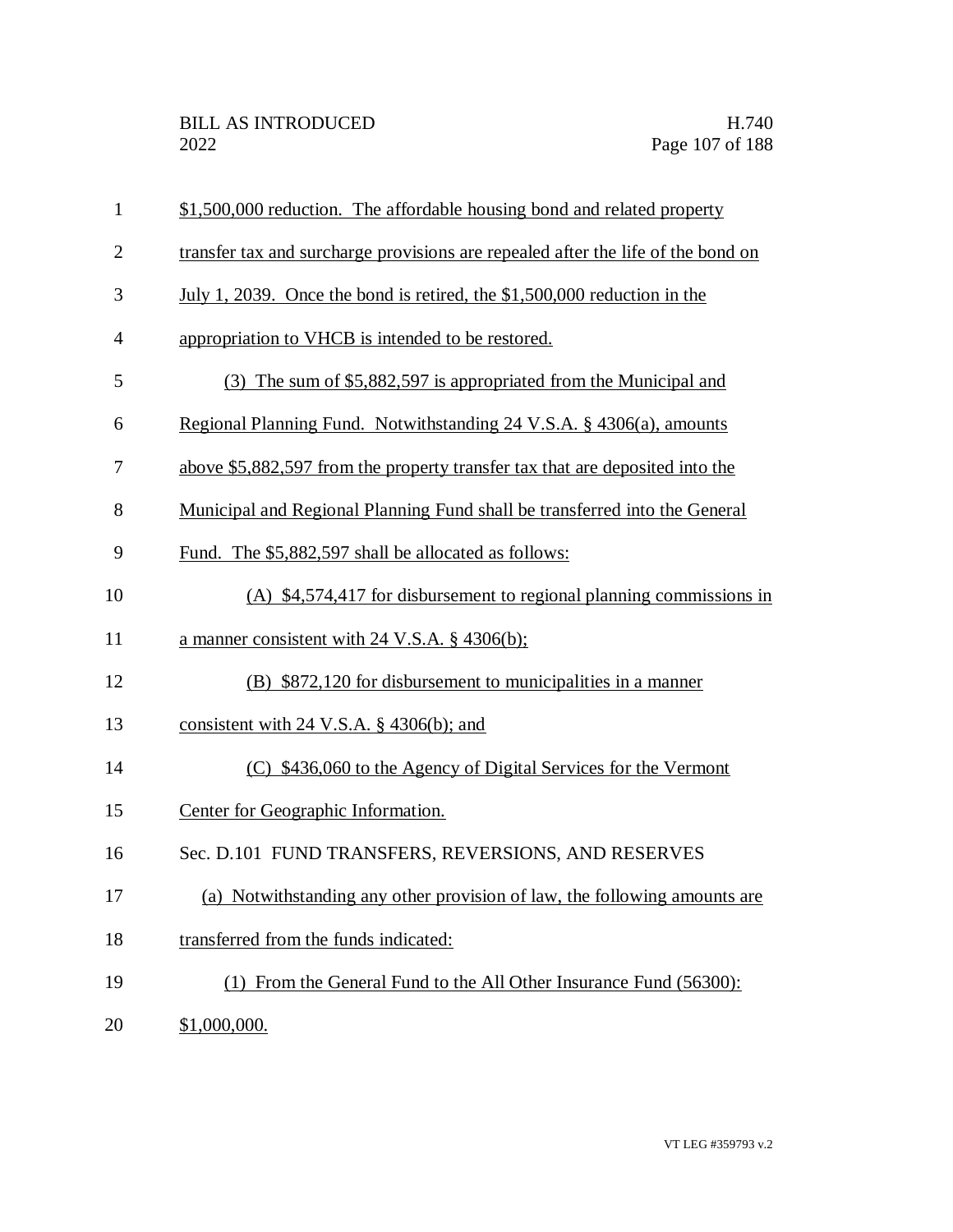$1,500,000 reduction. The affordable housing bond and related property transfer tax and surcharge provisions are repealed after the life of the bond on July 1, 2039. Once the bond is retired, the $1,500,000 reduction in the appropriation to VHCB is intended to be restored.

(3) The sum of $5,882,597 is appropriated from the Municipal and Regional Planning Fund. Notwithstanding 24 V.S.A. § 4306(a), amounts above $5,882,597 from the property transfer tax that are deposited into the Municipal and Regional Planning Fund shall be transferred into the General Fund. The $5,882,597 shall be allocated as follows:

(A) $4,574,417 for disbursement to regional planning commissions in a manner consistent with 24 V.S.A. § 4306(b);

(B) $872,120 for disbursement to municipalities in a manner consistent with 24 V.S.A. § 4306(b); and

(C) $436,060 to the Agency of Digital Services for the Vermont Center for Geographic Information.

Sec. D.101 FUND TRANSFERS, REVERSIONS, AND RESERVES

(a) Notwithstanding any other provision of law, the following amounts are transferred from the funds indicated:

(1) From the General Fund to the All Other Insurance Fund (56300): $1,000,000.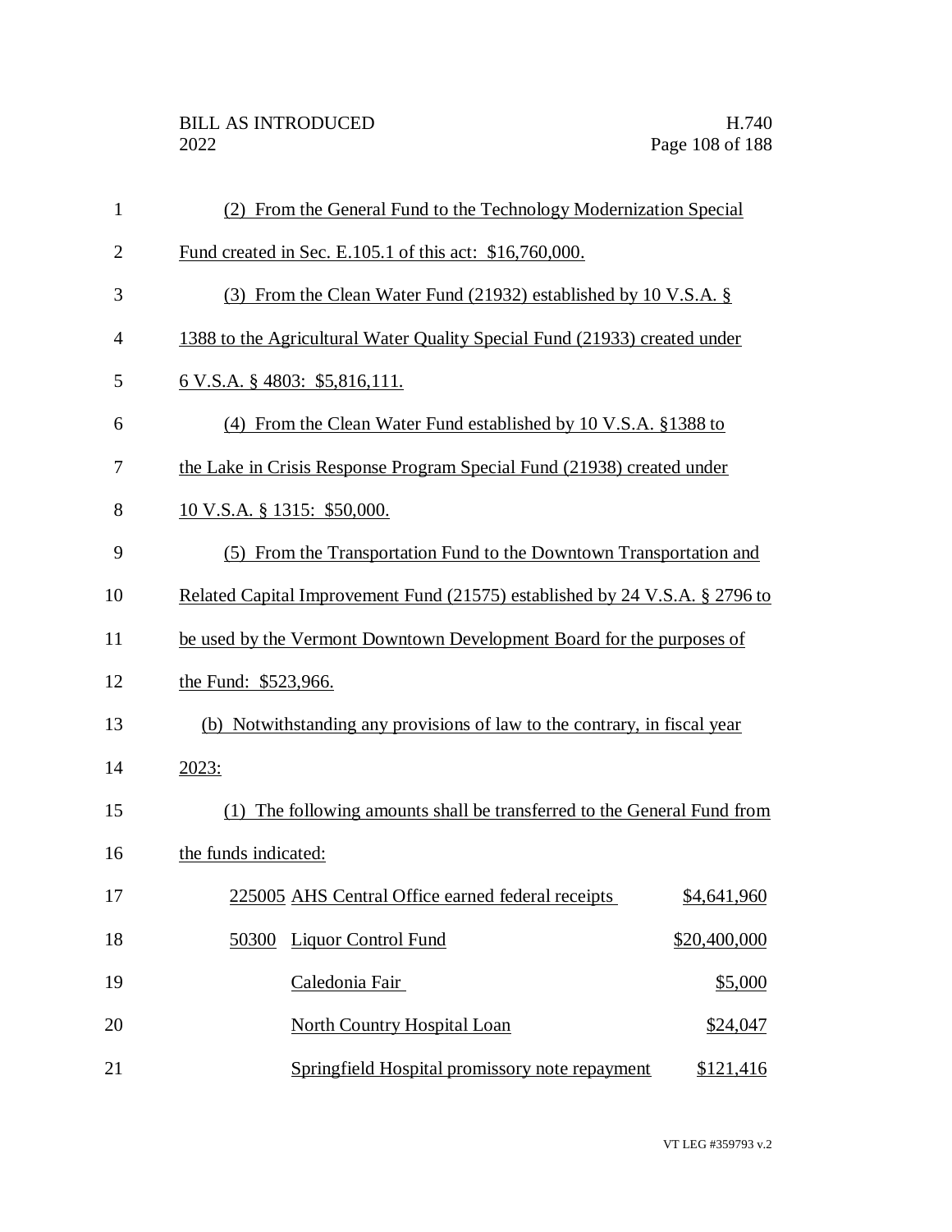(2) From the General Fund to the Technology Modernization Special Fund created in Sec. E.105.1 of this act: $16,760,000.

(3) From the Clean Water Fund (21932) established by 10 V.S.A. § 1388 to the Agricultural Water Quality Special Fund (21933) created under 6 V.S.A. § 4803: $5,816,111.

(4) From the Clean Water Fund established by 10 V.S.A. §1388 to the Lake in Crisis Response Program Special Fund (21938) created under 10 V.S.A. § 1315: $50,000.

(5) From the Transportation Fund to the Downtown Transportation and Related Capital Improvement Fund (21575) established by 24 V.S.A. § 2796 to be used by the Vermont Downtown Development Board for the purposes of the Fund: $523,966.

(b) Notwithstanding any provisions of law to the contrary, in fiscal year 2023:

(1) The following amounts shall be transferred to the General Fund from the funds indicated:

| | | |
|---|---|---|
| 225005 | AHS Central Office earned federal receipts | $4,641,960 |
| 50300 | Liquor Control Fund | $20,400,000 |
| | Caledonia Fair | $5,000 |
| | North Country Hospital Loan | $24,047 |
| | Springfield Hospital promissory note repayment | $121,416 |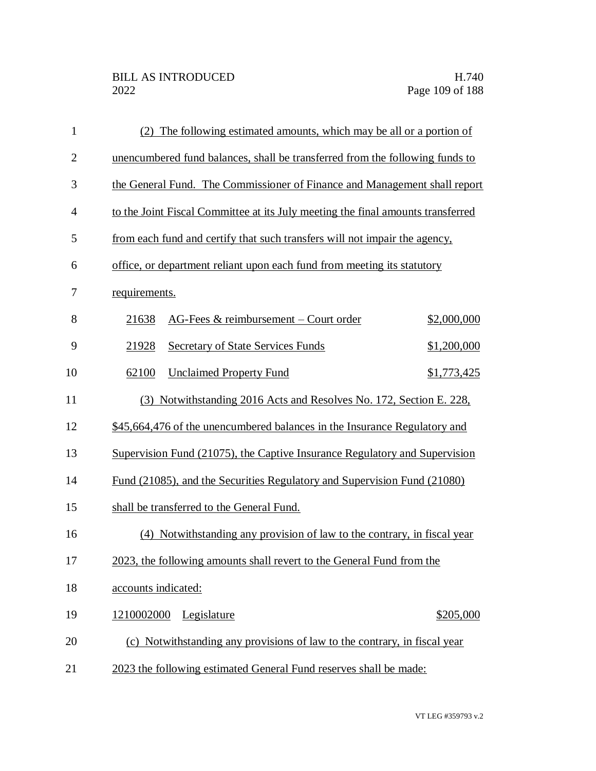(2) The following estimated amounts, which may be all or a portion of unencumbered fund balances, shall be transferred from the following funds to the General Fund. The Commissioner of Finance and Management shall report to the Joint Fiscal Committee at its July meeting the final amounts transferred from each fund and certify that such transfers will not impair the agency, office, or department reliant upon each fund from meeting its statutory requirements.

| | | |
|---|---|---|
| 21638 | AG-Fees & reimbursement – Court order | $2,000,000 |
| 21928 | Secretary of State Services Funds | $1,200,000 |
| 62100 | Unclaimed Property Fund | $1,773,425 |

(3) Notwithstanding 2016 Acts and Resolves No. 172, Section E. 228, $45,664,476 of the unencumbered balances in the Insurance Regulatory and Supervision Fund (21075), the Captive Insurance Regulatory and Supervision Fund (21085), and the Securities Regulatory and Supervision Fund (21080) shall be transferred to the General Fund.

(4) Notwithstanding any provision of law to the contrary, in fiscal year 2023, the following amounts shall revert to the General Fund from the accounts indicated:

| | | |
|---|---|---|
| 1210002000 | Legislature | $205,000 |

(c) Notwithstanding any provisions of law to the contrary, in fiscal year 2023 the following estimated General Fund reserves shall be made: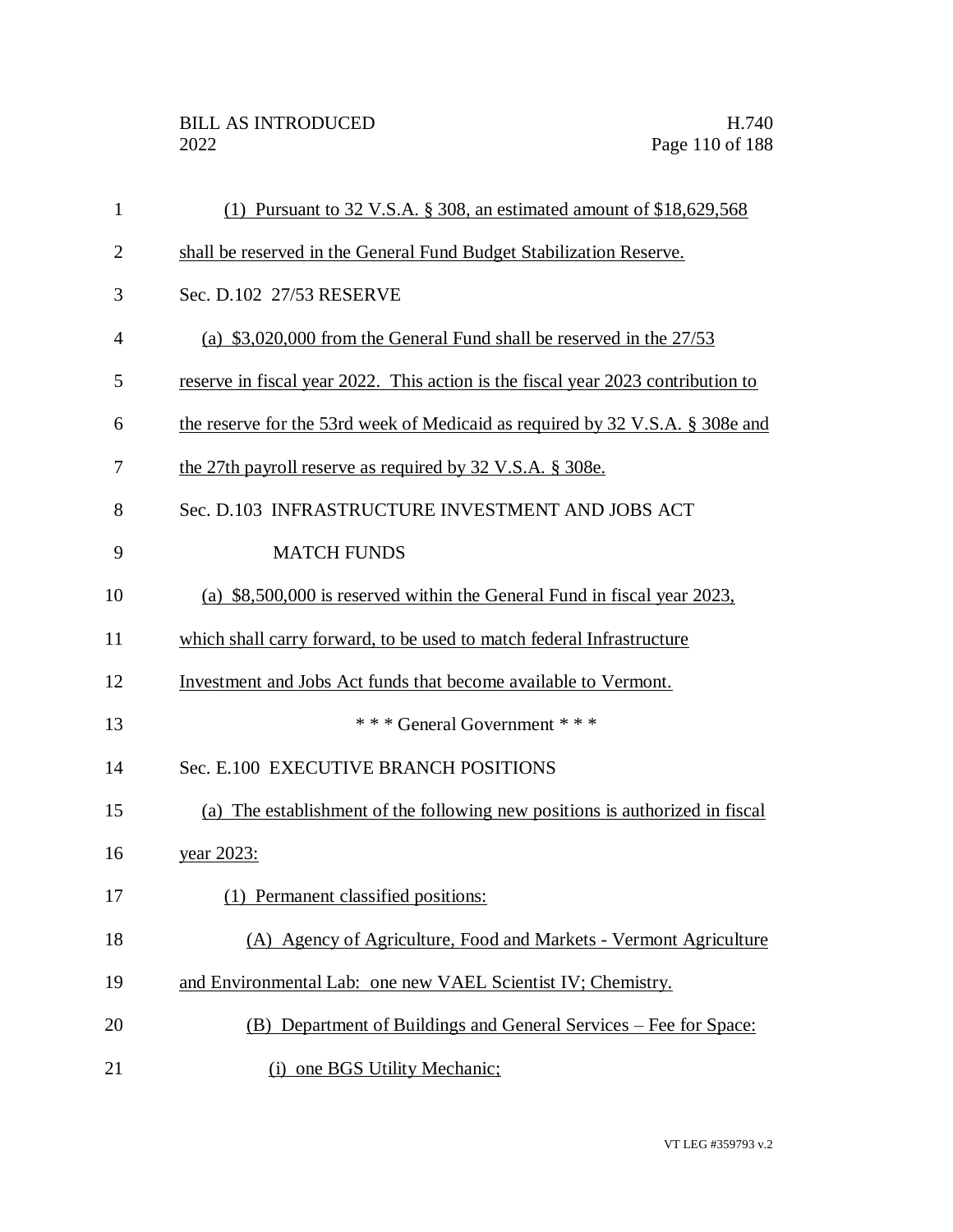(1) Pursuant to 32 V.S.A. § 308, an estimated amount of $18,629,568 shall be reserved in the General Fund Budget Stabilization Reserve.

Sec. D.102 27/53 RESERVE

(a) $3,020,000 from the General Fund shall be reserved in the 27/53 reserve in fiscal year 2022. This action is the fiscal year 2023 contribution to the reserve for the 53rd week of Medicaid as required by 32 V.S.A. § 308e and the 27th payroll reserve as required by 32 V.S.A. § 308e.

Sec. D.103 INFRASTRUCTURE INVESTMENT AND JOBS ACT MATCH FUNDS

(a) $8,500,000 is reserved within the General Fund in fiscal year 2023, which shall carry forward, to be used to match federal Infrastructure Investment and Jobs Act funds that become available to Vermont.

* * * General Government * * *

Sec. E.100 EXECUTIVE BRANCH POSITIONS

(a) The establishment of the following new positions is authorized in fiscal year 2023:

(1) Permanent classified positions:

(A) Agency of Agriculture, Food and Markets - Vermont Agriculture and Environmental Lab: one new VAEL Scientist IV; Chemistry.

(B) Department of Buildings and General Services – Fee for Space:

(i) one BGS Utility Mechanic;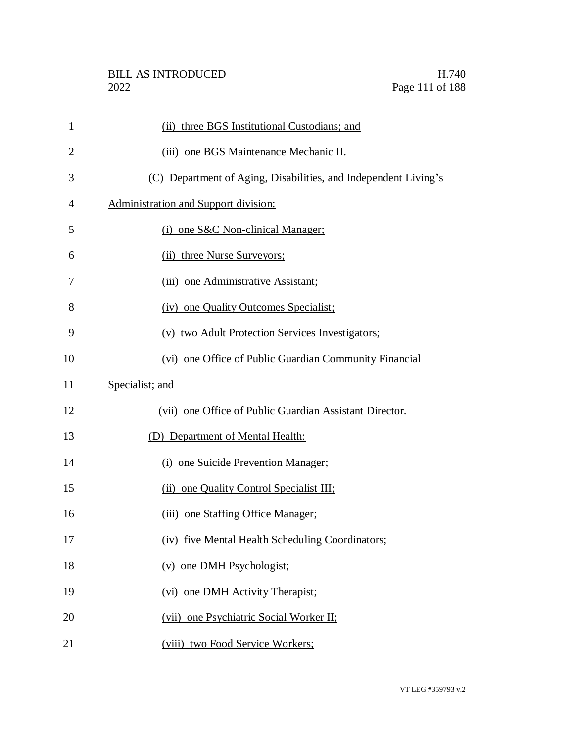(ii) three BGS Institutional Custodians; and

(iii) one BGS Maintenance Mechanic II.

(C) Department of Aging, Disabilities, and Independent Living's Administration and Support division:

(i) one S&C Non-clinical Manager;

(ii) three Nurse Surveyors;

(iii) one Administrative Assistant;

(iv) one Quality Outcomes Specialist;

(v) two Adult Protection Services Investigators;

(vi) one Office of Public Guardian Community Financial Specialist; and

(vii) one Office of Public Guardian Assistant Director.

(D) Department of Mental Health:

(i) one Suicide Prevention Manager;

(ii) one Quality Control Specialist III;

(iii) one Staffing Office Manager;

(iv) five Mental Health Scheduling Coordinators;

(v) one DMH Psychologist;

(vi) one DMH Activity Therapist;

(vii) one Psychiatric Social Worker II;

(viii) two Food Service Workers;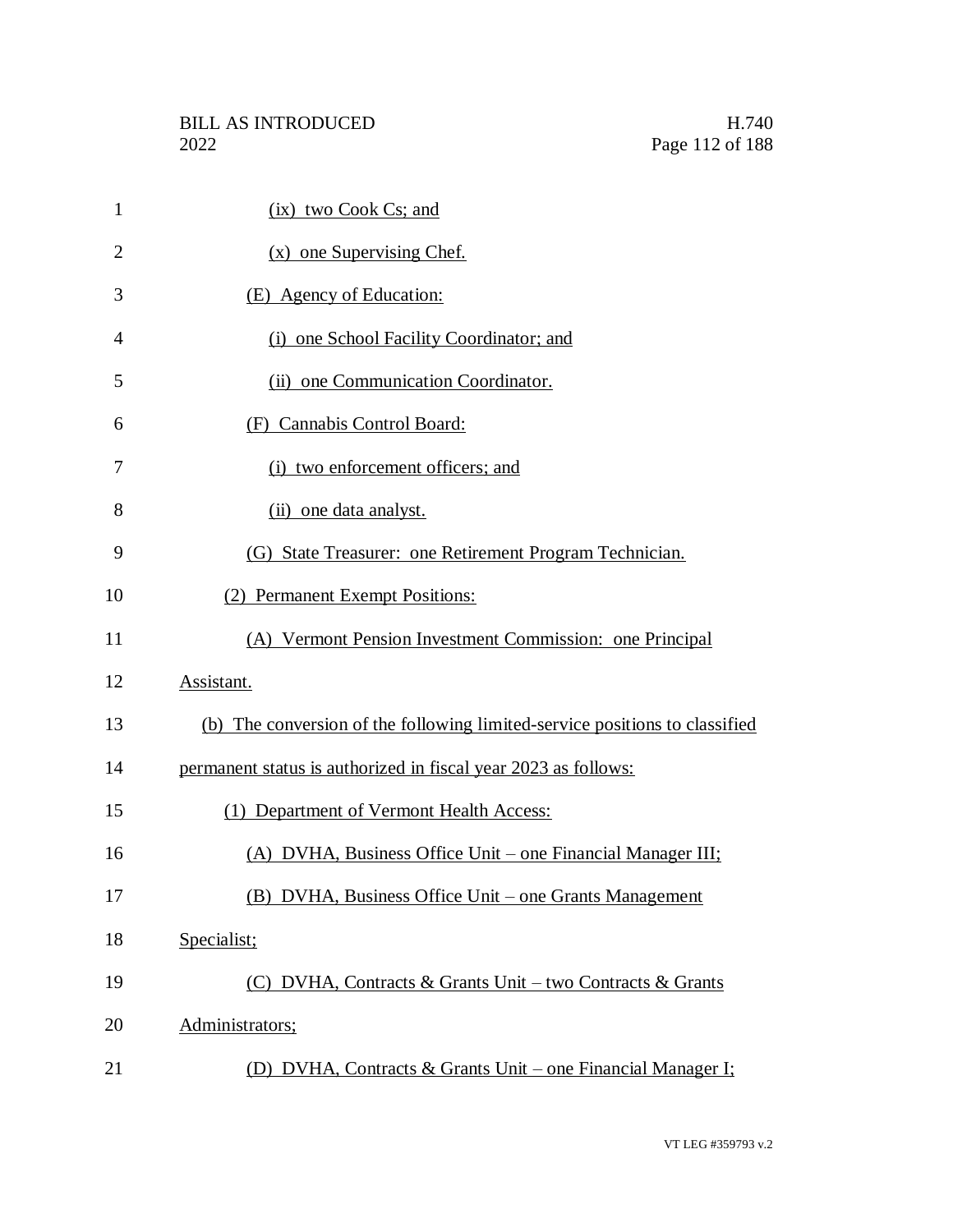(ix) two Cook Cs; and

(x) one Supervising Chef.

(E) Agency of Education:

(i) one School Facility Coordinator; and

(ii) one Communication Coordinator.

(F) Cannabis Control Board:

(i) two enforcement officers; and

(ii) one data analyst.

(G) State Treasurer: one Retirement Program Technician.

(2) Permanent Exempt Positions:

(A) Vermont Pension Investment Commission: one Principal Assistant.

(b) The conversion of the following limited-service positions to classified permanent status is authorized in fiscal year 2023 as follows:

(1) Department of Vermont Health Access:

(A) DVHA, Business Office Unit – one Financial Manager III;

(B) DVHA, Business Office Unit – one Grants Management Specialist;

(C) DVHA, Contracts & Grants Unit – two Contracts & Grants Administrators;

(D) DVHA, Contracts & Grants Unit – one Financial Manager I;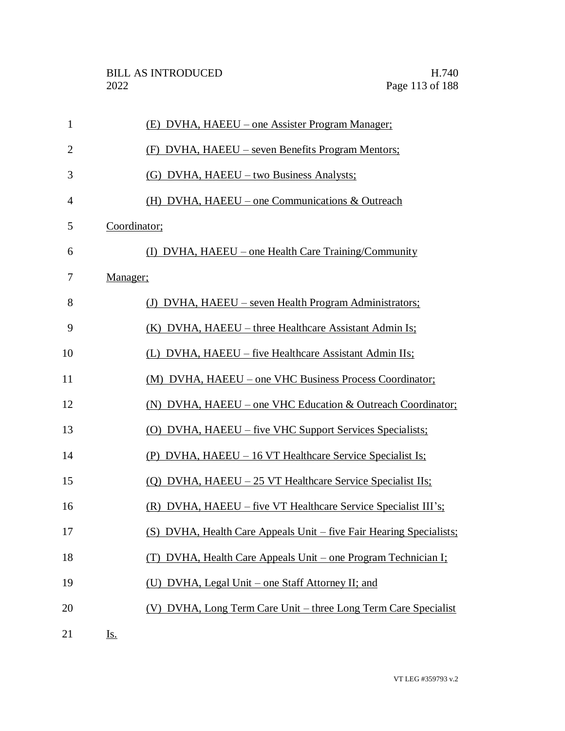(E) DVHA, HAEEU – one Assister Program Manager;

(F) DVHA, HAEEU – seven Benefits Program Mentors;

(G) DVHA, HAEEU – two Business Analysts;

(H) DVHA, HAEEU – one Communications & Outreach Coordinator;

(I) DVHA, HAEEU – one Health Care Training/Community Manager;

(J) DVHA, HAEEU – seven Health Program Administrators;

(K) DVHA, HAEEU – three Healthcare Assistant Admin Is;

(L) DVHA, HAEEU – five Healthcare Assistant Admin IIs;

(M) DVHA, HAEEU – one VHC Business Process Coordinator;

(N) DVHA, HAEEU – one VHC Education & Outreach Coordinator;

(O) DVHA, HAEEU – five VHC Support Services Specialists;

(P) DVHA, HAEEU – 16 VT Healthcare Service Specialist Is;

(Q) DVHA, HAEEU – 25 VT Healthcare Service Specialist IIs;

(R) DVHA, HAEEU – five VT Healthcare Service Specialist III's;

(S) DVHA, Health Care Appeals Unit – five Fair Hearing Specialists;

(T) DVHA, Health Care Appeals Unit – one Program Technician I;

(U) DVHA, Legal Unit – one Staff Attorney II; and

(V) DVHA, Long Term Care Unit – three Long Term Care Specialist Is.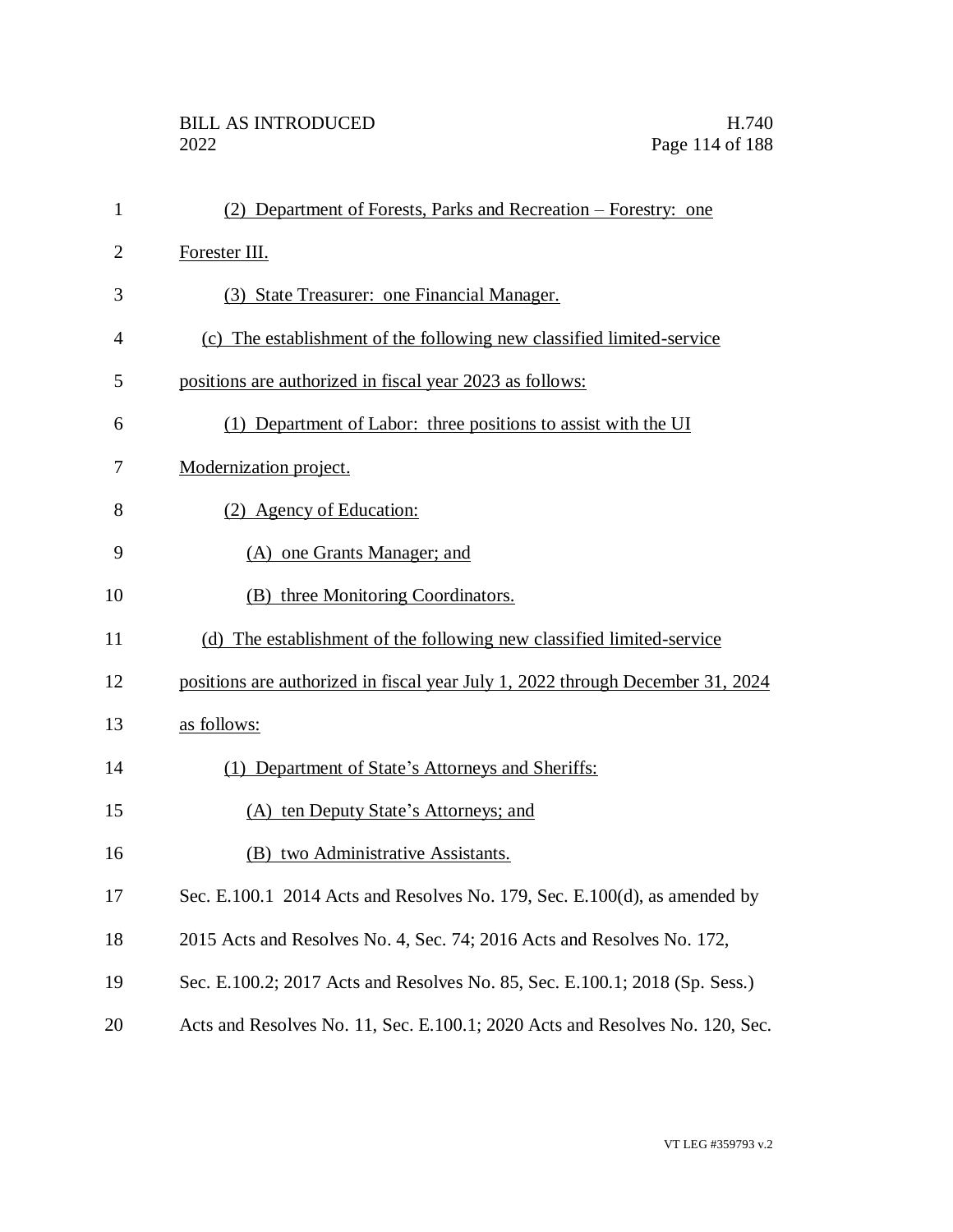(2) Department of Forests, Parks and Recreation – Forestry: one Forester III.

(3) State Treasurer: one Financial Manager.

(c) The establishment of the following new classified limited-service positions are authorized in fiscal year 2023 as follows:

(1) Department of Labor: three positions to assist with the UI Modernization project.

(2) Agency of Education:

(A) one Grants Manager; and

(B) three Monitoring Coordinators.

(d) The establishment of the following new classified limited-service positions are authorized in fiscal year July 1, 2022 through December 31, 2024 as follows:

(1) Department of State's Attorneys and Sheriffs:

(A) ten Deputy State's Attorneys; and

(B) two Administrative Assistants.

Sec. E.100.1 2014 Acts and Resolves No. 179, Sec. E.100(d), as amended by 2015 Acts and Resolves No. 4, Sec. 74; 2016 Acts and Resolves No. 172, Sec. E.100.2; 2017 Acts and Resolves No. 85, Sec. E.100.1; 2018 (Sp. Sess.) Acts and Resolves No. 11, Sec. E.100.1; 2020 Acts and Resolves No. 120, Sec.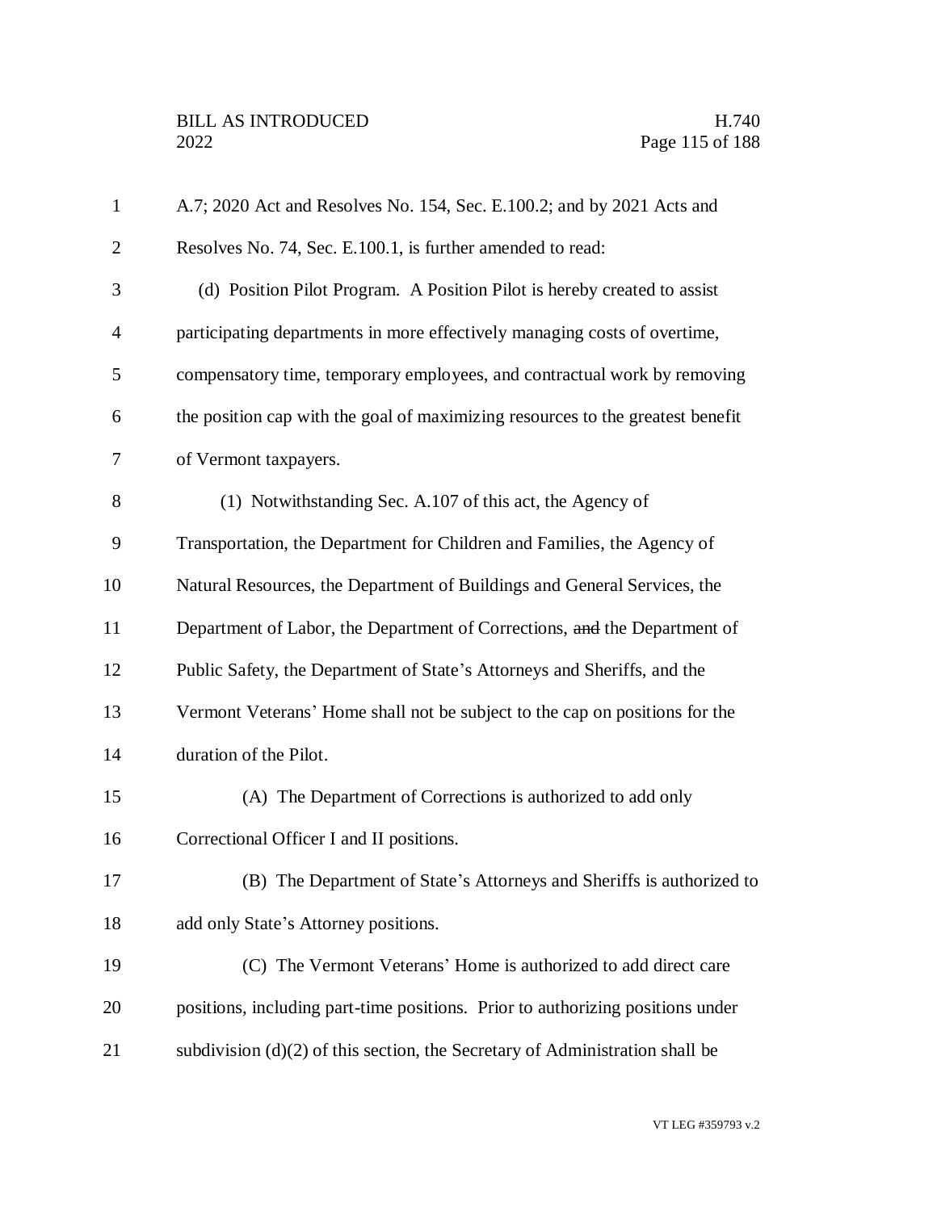A.7; 2020 Act and Resolves No. 154, Sec. E.100.2; and by 2021 Acts and Resolves No. 74, Sec. E.100.1, is further amended to read:

(d) Position Pilot Program. A Position Pilot is hereby created to assist participating departments in more effectively managing costs of overtime, compensatory time, temporary employees, and contractual work by removing the position cap with the goal of maximizing resources to the greatest benefit of Vermont taxpayers.

(1) Notwithstanding Sec. A.107 of this act, the Agency of Transportation, the Department for Children and Families, the Agency of Natural Resources, the Department of Buildings and General Services, the Department of Labor, the Department of Corrections, ~~and~~ the Department of Public Safety, the Department of State's Attorneys and Sheriffs, and the Vermont Veterans' Home shall not be subject to the cap on positions for the duration of the Pilot.

(A) The Department of Corrections is authorized to add only Correctional Officer I and II positions.

(B) The Department of State's Attorneys and Sheriffs is authorized to add only State's Attorney positions.

(C) The Vermont Veterans' Home is authorized to add direct care positions, including part-time positions. Prior to authorizing positions under subdivision (d)(2) of this section, the Secretary of Administration shall be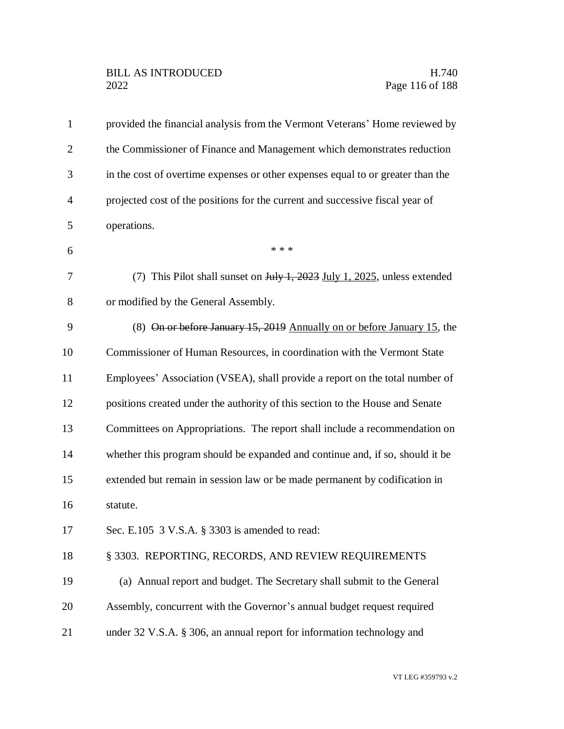provided the financial analysis from the Vermont Veterans' Home reviewed by the Commissioner of Finance and Management which demonstrates reduction in the cost of overtime expenses or other expenses equal to or greater than the projected cost of the positions for the current and successive fiscal year of operations.

\* \* \*

(7) This Pilot shall sunset on ~~July 1, 2023~~ <u>July 1, 2025</u>, unless extended or modified by the General Assembly.

(8) ~~On or before January 15, 2019~~ <u>Annually on or before January 15</u>, the Commissioner of Human Resources, in coordination with the Vermont State Employees' Association (VSEA), shall provide a report on the total number of positions created under the authority of this section to the House and Senate Committees on Appropriations. The report shall include a recommendation on whether this program should be expanded and continue and, if so, should it be extended but remain in session law or be made permanent by codification in statute.

Sec. E.105 3 V.S.A. § 3303 is amended to read:

§ 3303. REPORTING, RECORDS, AND REVIEW REQUIREMENTS

(a) Annual report and budget. The Secretary shall submit to the General Assembly, concurrent with the Governor's annual budget request required under 32 V.S.A. § 306, an annual report for information technology and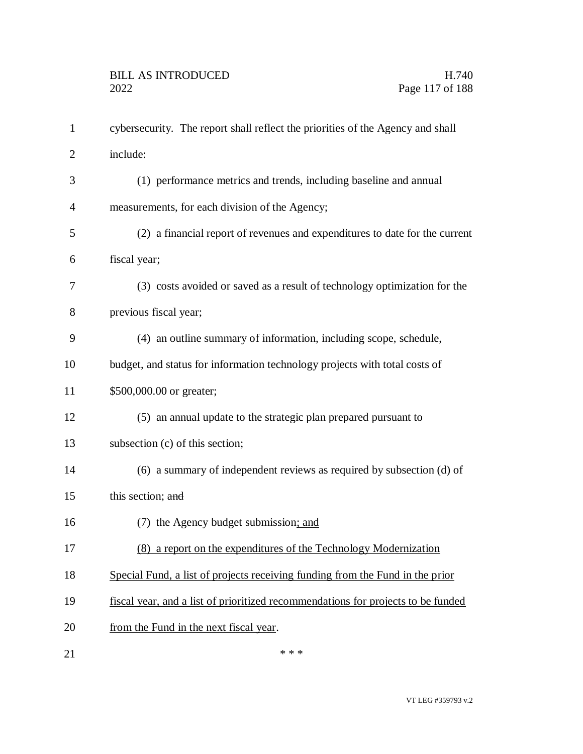cybersecurity. The report shall reflect the priorities of the Agency and shall include:

(1) performance metrics and trends, including baseline and annual measurements, for each division of the Agency;

(2) a financial report of revenues and expenditures to date for the current fiscal year;

(3) costs avoided or saved as a result of technology optimization for the previous fiscal year;

(4) an outline summary of information, including scope, schedule, budget, and status for information technology projects with total costs of $500,000.00 or greater;

(5) an annual update to the strategic plan prepared pursuant to subsection (c) of this section;

(6) a summary of independent reviews as required by subsection (d) of this section; ~~and~~

(7) the Agency budget submission<u>; and</u>

<u>(8) a report on the expenditures of the Technology Modernization Special Fund, a list of projects receiving funding from the Fund in the prior fiscal year, and a list of prioritized recommendations for projects to be funded from the Fund in the next fiscal year</u>.

\* \* \*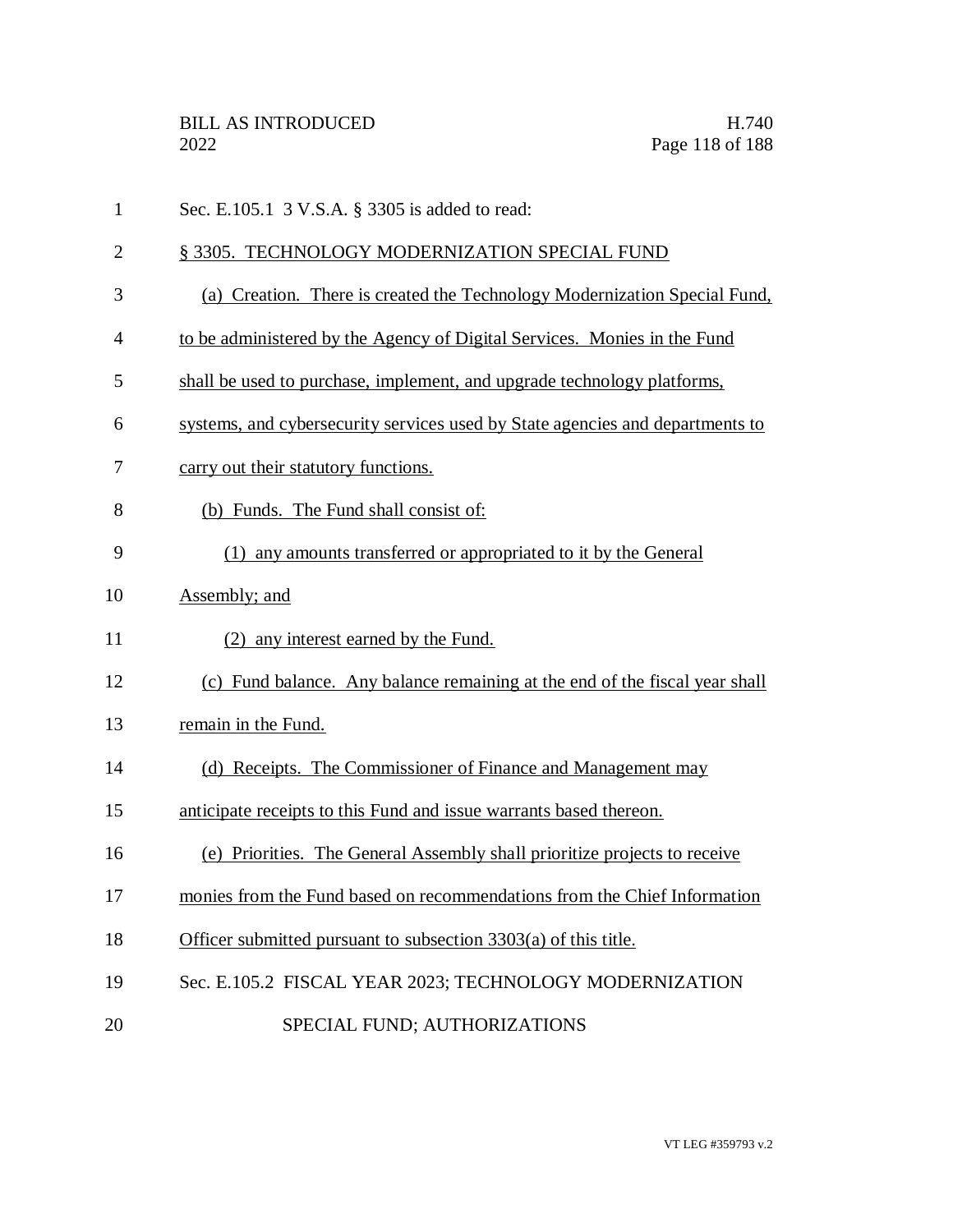Sec. E.105.1 3 V.S.A. § 3305 is added to read:

§ 3305. TECHNOLOGY MODERNIZATION SPECIAL FUND

(a) Creation. There is created the Technology Modernization Special Fund, to be administered by the Agency of Digital Services. Monies in the Fund shall be used to purchase, implement, and upgrade technology platforms, systems, and cybersecurity services used by State agencies and departments to carry out their statutory functions.

(b) Funds. The Fund shall consist of:

(1) any amounts transferred or appropriated to it by the General Assembly; and

(2) any interest earned by the Fund.

(c) Fund balance. Any balance remaining at the end of the fiscal year shall remain in the Fund.

(d) Receipts. The Commissioner of Finance and Management may anticipate receipts to this Fund and issue warrants based thereon.

(e) Priorities. The General Assembly shall prioritize projects to receive monies from the Fund based on recommendations from the Chief Information Officer submitted pursuant to subsection 3303(a) of this title.

Sec. E.105.2 FISCAL YEAR 2023; TECHNOLOGY MODERNIZATION SPECIAL FUND; AUTHORIZATIONS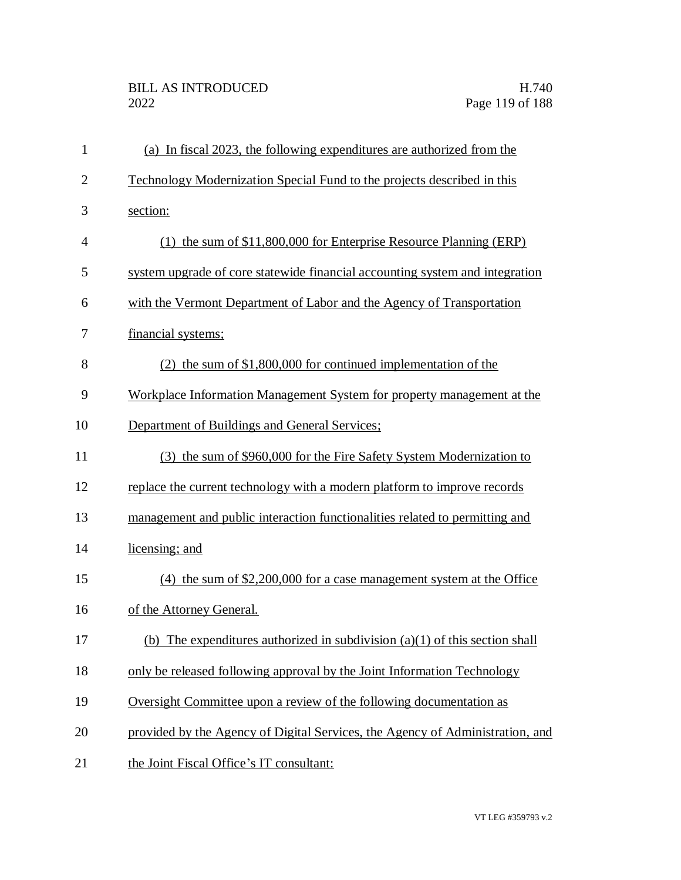(a) In fiscal 2023, the following expenditures are authorized from the Technology Modernization Special Fund to the projects described in this section:

(1) the sum of $11,800,000 for Enterprise Resource Planning (ERP) system upgrade of core statewide financial accounting system and integration with the Vermont Department of Labor and the Agency of Transportation financial systems;

(2) the sum of $1,800,000 for continued implementation of the Workplace Information Management System for property management at the Department of Buildings and General Services;

(3) the sum of $960,000 for the Fire Safety System Modernization to replace the current technology with a modern platform to improve records management and public interaction functionalities related to permitting and licensing; and

(4) the sum of $2,200,000 for a case management system at the Office of the Attorney General.

(b) The expenditures authorized in subdivision (a)(1) of this section shall only be released following approval by the Joint Information Technology Oversight Committee upon a review of the following documentation as provided by the Agency of Digital Services, the Agency of Administration, and the Joint Fiscal Office's IT consultant: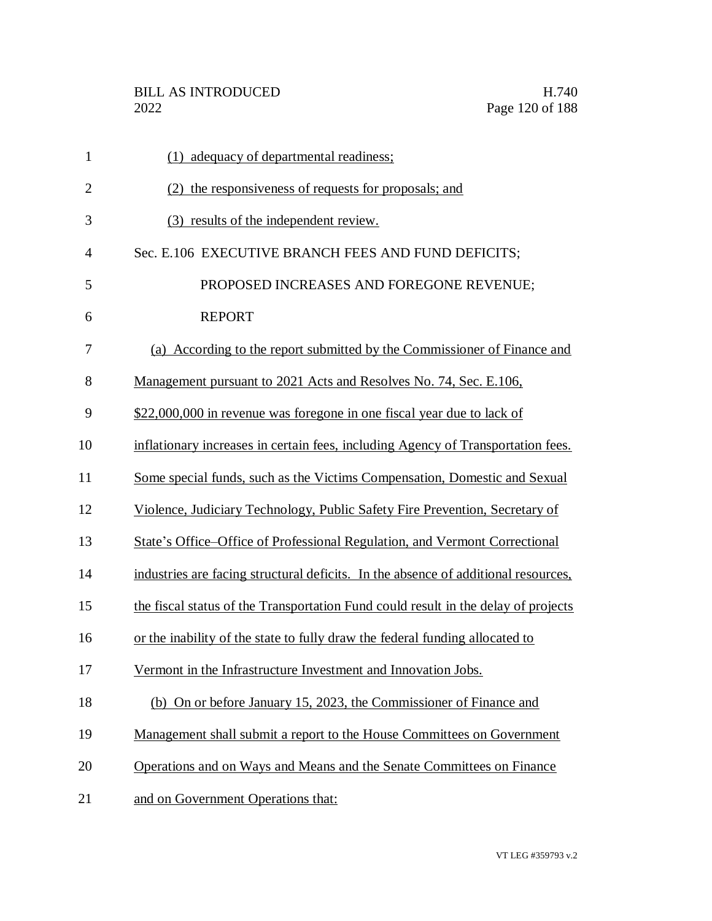(1) adequacy of departmental readiness;

(2) the responsiveness of requests for proposals; and

(3) results of the independent review.

Sec. E.106 EXECUTIVE BRANCH FEES AND FUND DEFICITS; PROPOSED INCREASES AND FOREGONE REVENUE; REPORT

(a) According to the report submitted by the Commissioner of Finance and Management pursuant to 2021 Acts and Resolves No. 74, Sec. E.106, $22,000,000 in revenue was foregone in one fiscal year due to lack of inflationary increases in certain fees, including Agency of Transportation fees. Some special funds, such as the Victims Compensation, Domestic and Sexual Violence, Judiciary Technology, Public Safety Fire Prevention, Secretary of State's Office–Office of Professional Regulation, and Vermont Correctional industries are facing structural deficits. In the absence of additional resources, the fiscal status of the Transportation Fund could result in the delay of projects or the inability of the state to fully draw the federal funding allocated to Vermont in the Infrastructure Investment and Innovation Jobs.

(b) On or before January 15, 2023, the Commissioner of Finance and Management shall submit a report to the House Committees on Government Operations and on Ways and Means and the Senate Committees on Finance and on Government Operations that: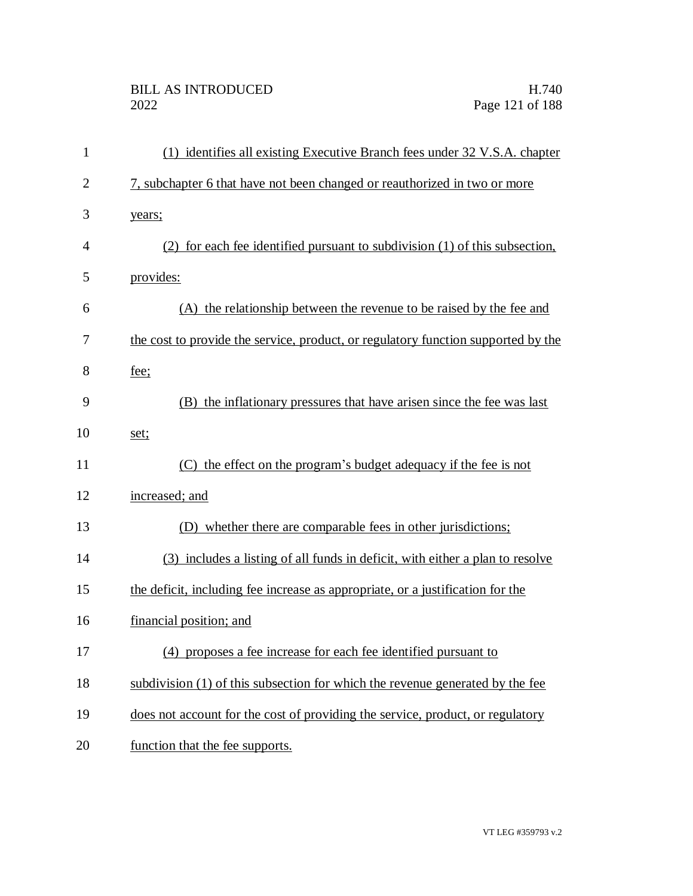(1) identifies all existing Executive Branch fees under 32 V.S.A. chapter 7, subchapter 6 that have not been changed or reauthorized in two or more years;

(2) for each fee identified pursuant to subdivision (1) of this subsection, provides:

(A) the relationship between the revenue to be raised by the fee and the cost to provide the service, product, or regulatory function supported by the fee;

(B) the inflationary pressures that have arisen since the fee was last set;

(C) the effect on the program's budget adequacy if the fee is not increased; and

(D) whether there are comparable fees in other jurisdictions;

(3) includes a listing of all funds in deficit, with either a plan to resolve the deficit, including fee increase as appropriate, or a justification for the financial position; and

(4) proposes a fee increase for each fee identified pursuant to subdivision (1) of this subsection for which the revenue generated by the fee does not account for the cost of providing the service, product, or regulatory function that the fee supports.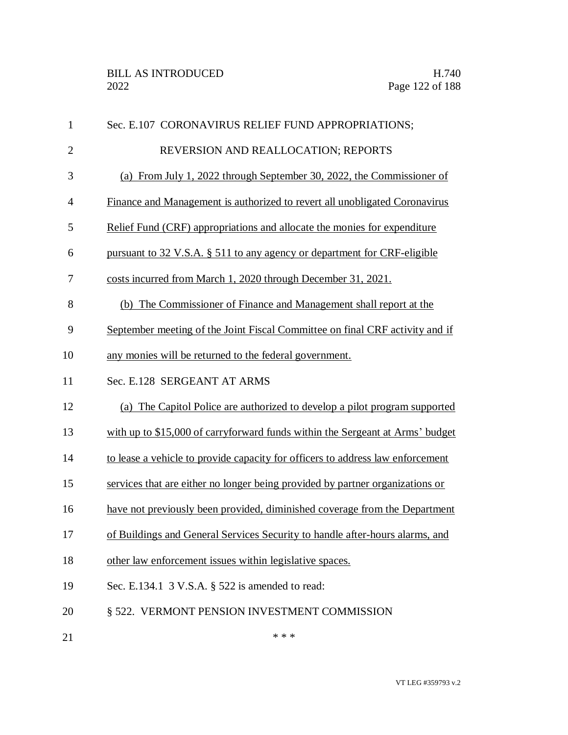Sec. E.107 CORONAVIRUS RELIEF FUND APPROPRIATIONS; REVERSION AND REALLOCATION; REPORTS

(a) From July 1, 2022 through September 30, 2022, the Commissioner of Finance and Management is authorized to revert all unobligated Coronavirus Relief Fund (CRF) appropriations and allocate the monies for expenditure pursuant to 32 V.S.A. § 511 to any agency or department for CRF-eligible costs incurred from March 1, 2020 through December 31, 2021.

(b) The Commissioner of Finance and Management shall report at the September meeting of the Joint Fiscal Committee on final CRF activity and if any monies will be returned to the federal government.

Sec. E.128 SERGEANT AT ARMS

(a) The Capitol Police are authorized to develop a pilot program supported with up to $15,000 of carryforward funds within the Sergeant at Arms' budget to lease a vehicle to provide capacity for officers to address law enforcement services that are either no longer being provided by partner organizations or have not previously been provided, diminished coverage from the Department of Buildings and General Services Security to handle after-hours alarms, and other law enforcement issues within legislative spaces.

Sec. E.134.1 3 V.S.A. § 522 is amended to read:

§ 522. VERMONT PENSION INVESTMENT COMMISSION

* * *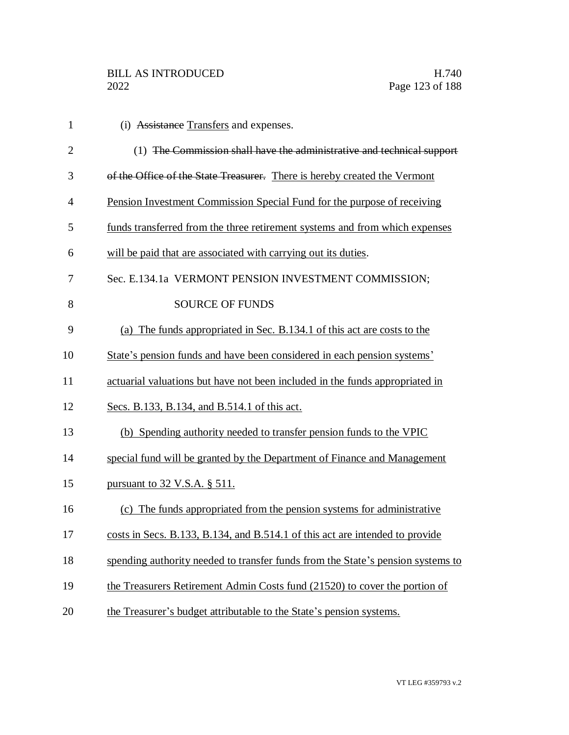(i) ~~Assistance~~ Transfers and expenses.

(1) ~~The Commission shall have the administrative and technical support of the Office of the State Treasurer.~~ There is hereby created the Vermont Pension Investment Commission Special Fund for the purpose of receiving funds transferred from the three retirement systems and from which expenses will be paid that are associated with carrying out its duties.

Sec. E.134.1a VERMONT PENSION INVESTMENT COMMISSION; SOURCE OF FUNDS

(a) The funds appropriated in Sec. B.134.1 of this act are costs to the State's pension funds and have been considered in each pension systems' actuarial valuations but have not been included in the funds appropriated in Secs. B.133, B.134, and B.514.1 of this act.

(b) Spending authority needed to transfer pension funds to the VPIC special fund will be granted by the Department of Finance and Management pursuant to 32 V.S.A. § 511.

(c) The funds appropriated from the pension systems for administrative costs in Secs. B.133, B.134, and B.514.1 of this act are intended to provide spending authority needed to transfer funds from the State's pension systems to the Treasurers Retirement Admin Costs fund (21520) to cover the portion of the Treasurer's budget attributable to the State's pension systems.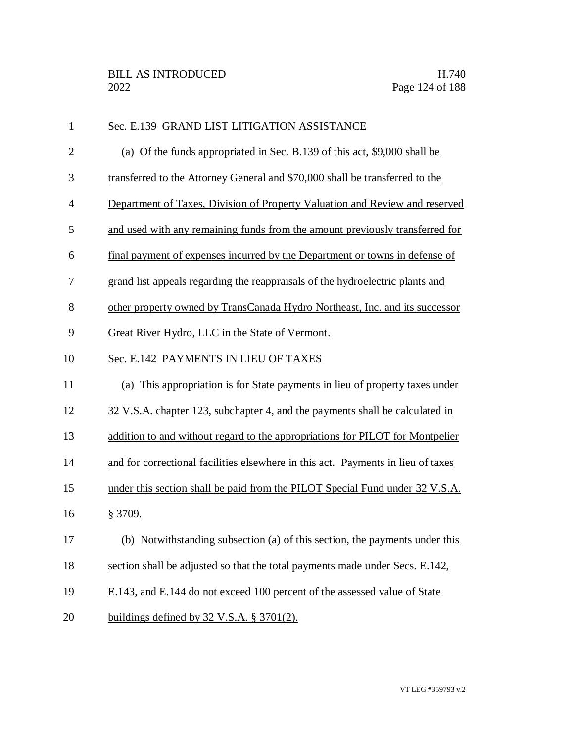Sec. E.139 GRAND LIST LITIGATION ASSISTANCE

(a) Of the funds appropriated in Sec. B.139 of this act, $9,000 shall be transferred to the Attorney General and $70,000 shall be transferred to the Department of Taxes, Division of Property Valuation and Review and reserved and used with any remaining funds from the amount previously transferred for final payment of expenses incurred by the Department or towns in defense of grand list appeals regarding the reappraisals of the hydroelectric plants and other property owned by TransCanada Hydro Northeast, Inc. and its successor Great River Hydro, LLC in the State of Vermont.

Sec. E.142 PAYMENTS IN LIEU OF TAXES

(a) This appropriation is for State payments in lieu of property taxes under 32 V.S.A. chapter 123, subchapter 4, and the payments shall be calculated in addition to and without regard to the appropriations for PILOT for Montpelier and for correctional facilities elsewhere in this act. Payments in lieu of taxes under this section shall be paid from the PILOT Special Fund under 32 V.S.A. § 3709.

(b) Notwithstanding subsection (a) of this section, the payments under this section shall be adjusted so that the total payments made under Secs. E.142, E.143, and E.144 do not exceed 100 percent of the assessed value of State buildings defined by 32 V.S.A. § 3701(2).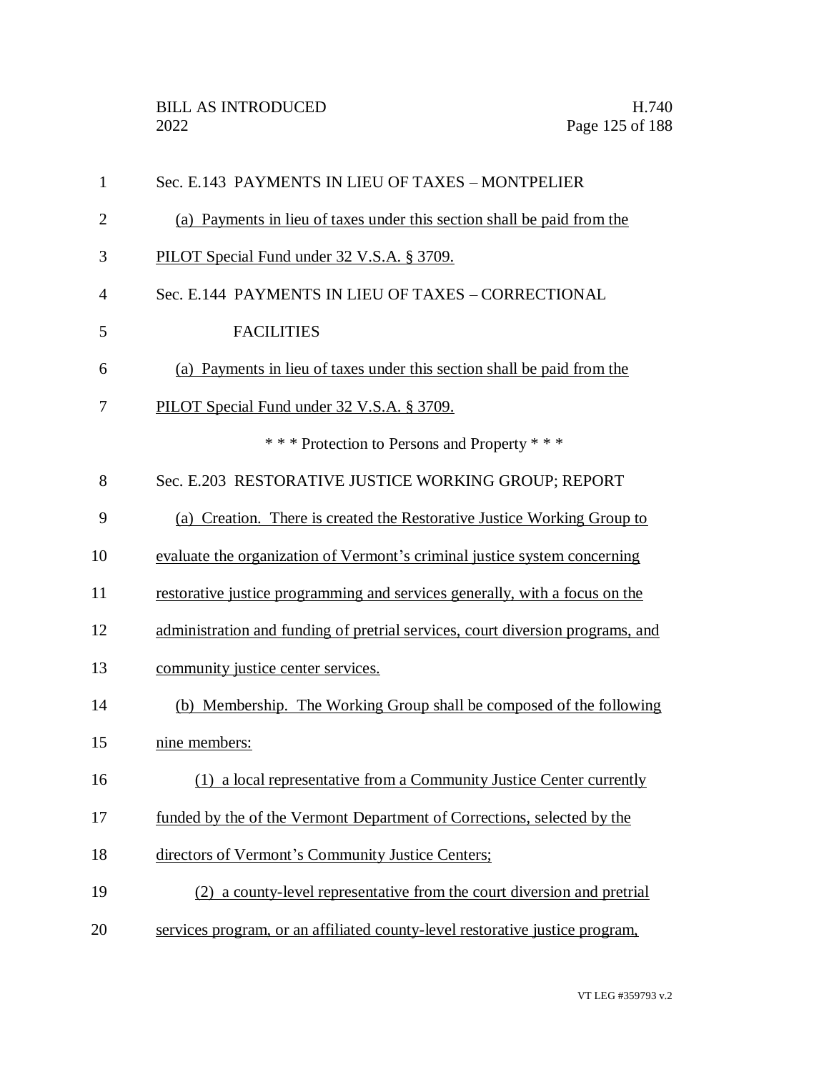Sec. E.143 PAYMENTS IN LIEU OF TAXES – MONTPELIER

(a) Payments in lieu of taxes under this section shall be paid from the PILOT Special Fund under 32 V.S.A. § 3709.

Sec. E.144 PAYMENTS IN LIEU OF TAXES – CORRECTIONAL FACILITIES

(a) Payments in lieu of taxes under this section shall be paid from the PILOT Special Fund under 32 V.S.A. § 3709.

\* \* \* Protection to Persons and Property \* \* \*

Sec. E.203 RESTORATIVE JUSTICE WORKING GROUP; REPORT

(a) Creation. There is created the Restorative Justice Working Group to evaluate the organization of Vermont's criminal justice system concerning restorative justice programming and services generally, with a focus on the administration and funding of pretrial services, court diversion programs, and community justice center services.

(b) Membership. The Working Group shall be composed of the following nine members:

(1) a local representative from a Community Justice Center currently funded by the of the Vermont Department of Corrections, selected by the directors of Vermont's Community Justice Centers;

(2) a county-level representative from the court diversion and pretrial services program, or an affiliated county-level restorative justice program,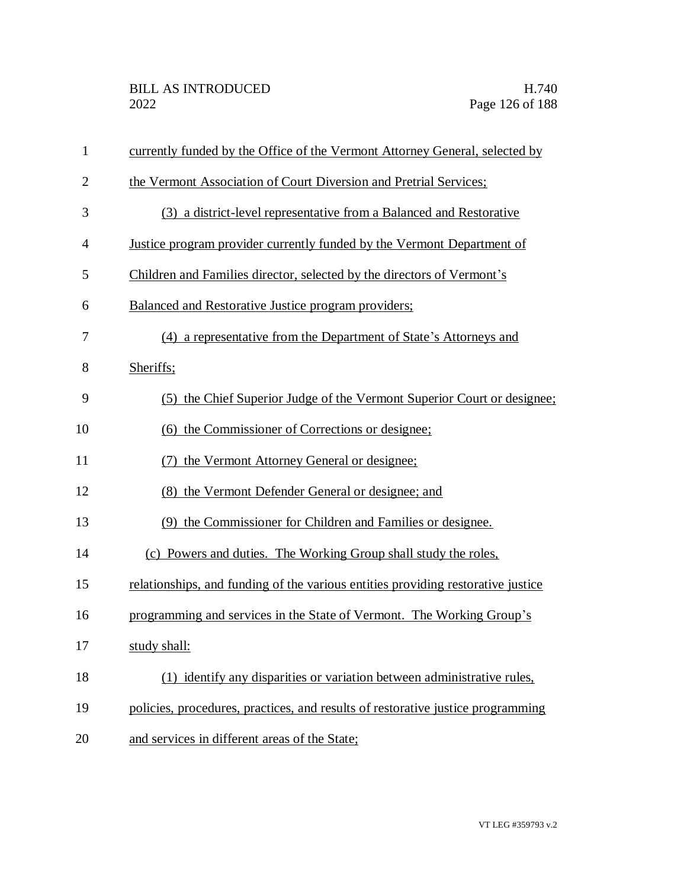currently funded by the Office of the Vermont Attorney General, selected by the Vermont Association of Court Diversion and Pretrial Services;

(3) a district-level representative from a Balanced and Restorative Justice program provider currently funded by the Vermont Department of Children and Families director, selected by the directors of Vermont's Balanced and Restorative Justice program providers;

(4) a representative from the Department of State's Attorneys and Sheriffs;

(5) the Chief Superior Judge of the Vermont Superior Court or designee;

(6) the Commissioner of Corrections or designee;

(7) the Vermont Attorney General or designee;

(8) the Vermont Defender General or designee; and

(9) the Commissioner for Children and Families or designee.

(c) Powers and duties. The Working Group shall study the roles, relationships, and funding of the various entities providing restorative justice programming and services in the State of Vermont. The Working Group's study shall:

(1) identify any disparities or variation between administrative rules, policies, procedures, practices, and results of restorative justice programming and services in different areas of the State;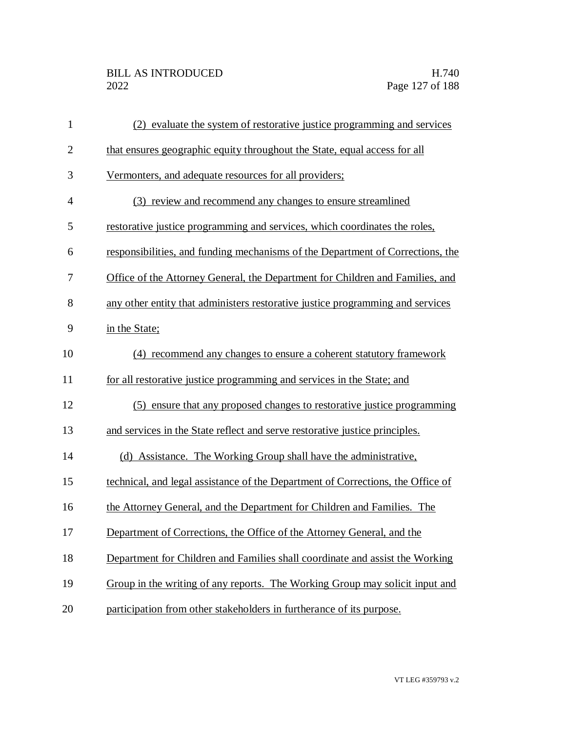(2) evaluate the system of restorative justice programming and services that ensures geographic equity throughout the State, equal access for all Vermonters, and adequate resources for all providers;

(3) review and recommend any changes to ensure streamlined restorative justice programming and services, which coordinates the roles, responsibilities, and funding mechanisms of the Department of Corrections, the Office of the Attorney General, the Department for Children and Families, and any other entity that administers restorative justice programming and services in the State;

(4) recommend any changes to ensure a coherent statutory framework for all restorative justice programming and services in the State; and

(5) ensure that any proposed changes to restorative justice programming and services in the State reflect and serve restorative justice principles.

(d) Assistance. The Working Group shall have the administrative, technical, and legal assistance of the Department of Corrections, the Office of the Attorney General, and the Department for Children and Families. The Department of Corrections, the Office of the Attorney General, and the Department for Children and Families shall coordinate and assist the Working Group in the writing of any reports. The Working Group may solicit input and participation from other stakeholders in furtherance of its purpose.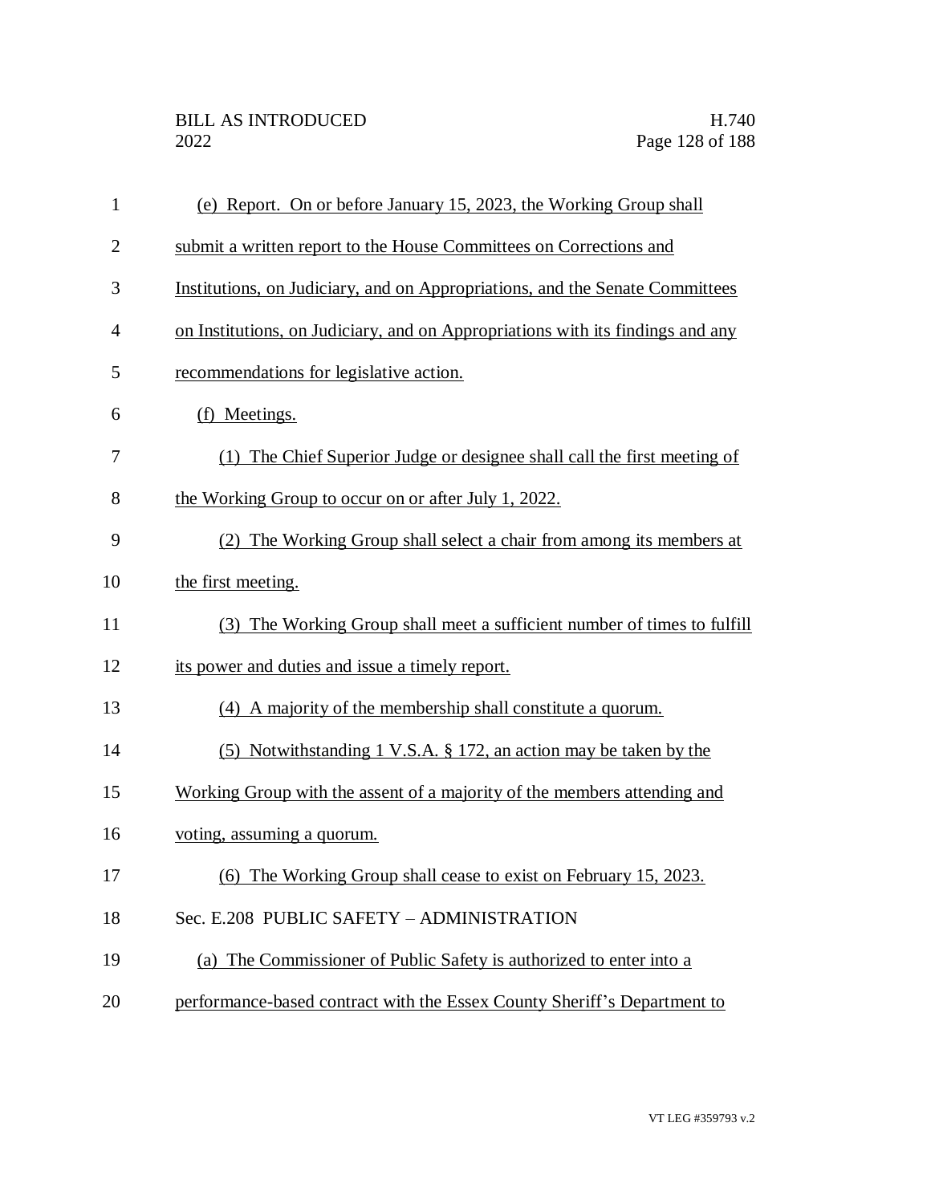(e) Report. On or before January 15, 2023, the Working Group shall submit a written report to the House Committees on Corrections and Institutions, on Judiciary, and on Appropriations, and the Senate Committees on Institutions, on Judiciary, and on Appropriations with its findings and any recommendations for legislative action.

(f) Meetings.

(1) The Chief Superior Judge or designee shall call the first meeting of the Working Group to occur on or after July 1, 2022.

(2) The Working Group shall select a chair from among its members at the first meeting.

(3) The Working Group shall meet a sufficient number of times to fulfill its power and duties and issue a timely report.

(4) A majority of the membership shall constitute a quorum.

(5) Notwithstanding 1 V.S.A. § 172, an action may be taken by the Working Group with the assent of a majority of the members attending and voting, assuming a quorum.

(6) The Working Group shall cease to exist on February 15, 2023.

Sec. E.208 PUBLIC SAFETY – ADMINISTRATION

(a) The Commissioner of Public Safety is authorized to enter into a performance-based contract with the Essex County Sheriff's Department to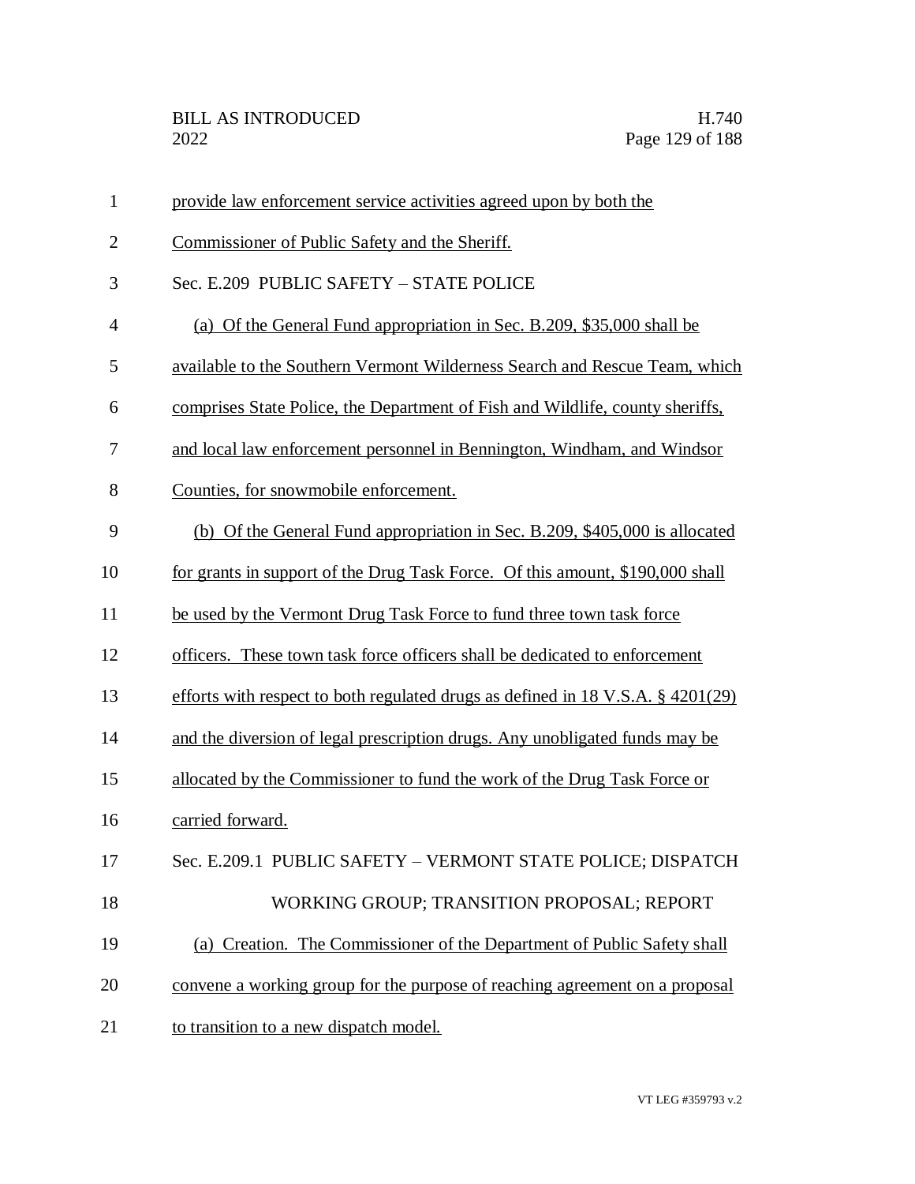provide law enforcement service activities agreed upon by both the Commissioner of Public Safety and the Sheriff.

Sec. E.209 PUBLIC SAFETY – STATE POLICE

(a) Of the General Fund appropriation in Sec. B.209, $35,000 shall be available to the Southern Vermont Wilderness Search and Rescue Team, which comprises State Police, the Department of Fish and Wildlife, county sheriffs, and local law enforcement personnel in Bennington, Windham, and Windsor Counties, for snowmobile enforcement.

(b) Of the General Fund appropriation in Sec. B.209, $405,000 is allocated for grants in support of the Drug Task Force. Of this amount, $190,000 shall be used by the Vermont Drug Task Force to fund three town task force officers. These town task force officers shall be dedicated to enforcement efforts with respect to both regulated drugs as defined in 18 V.S.A. § 4201(29) and the diversion of legal prescription drugs. Any unobligated funds may be allocated by the Commissioner to fund the work of the Drug Task Force or carried forward.

Sec. E.209.1 PUBLIC SAFETY – VERMONT STATE POLICE; DISPATCH WORKING GROUP; TRANSITION PROPOSAL; REPORT

(a) Creation. The Commissioner of the Department of Public Safety shall convene a working group for the purpose of reaching agreement on a proposal to transition to a new dispatch model.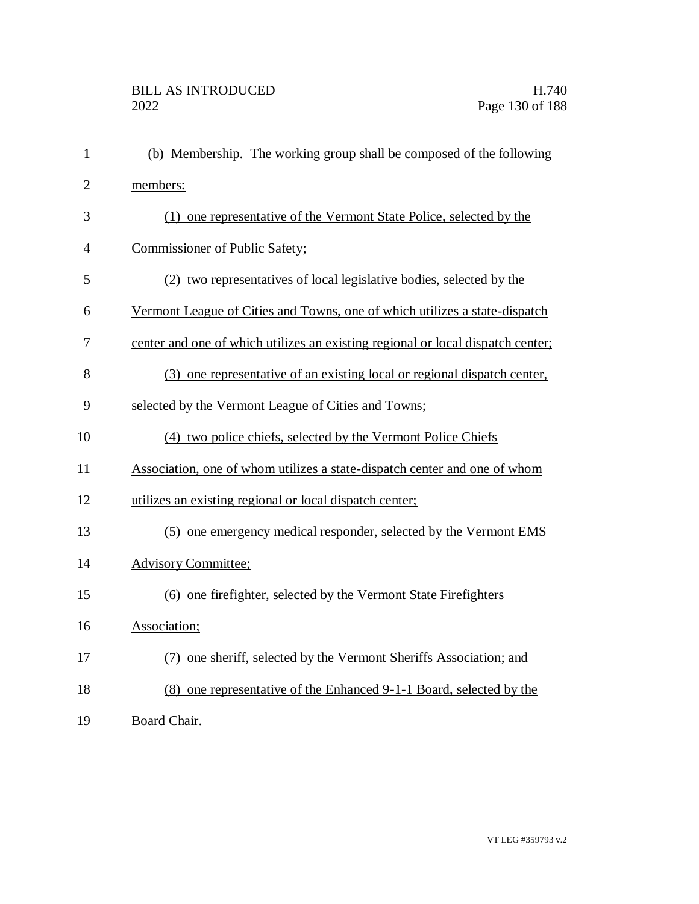(b) Membership. The working group shall be composed of the following members:

(1) one representative of the Vermont State Police, selected by the Commissioner of Public Safety;

(2) two representatives of local legislative bodies, selected by the Vermont League of Cities and Towns, one of which utilizes a state-dispatch center and one of which utilizes an existing regional or local dispatch center;

(3) one representative of an existing local or regional dispatch center, selected by the Vermont League of Cities and Towns;

(4) two police chiefs, selected by the Vermont Police Chiefs Association, one of whom utilizes a state-dispatch center and one of whom utilizes an existing regional or local dispatch center;

(5) one emergency medical responder, selected by the Vermont EMS Advisory Committee;

(6) one firefighter, selected by the Vermont State Firefighters Association;

(7) one sheriff, selected by the Vermont Sheriffs Association; and

(8) one representative of the Enhanced 9-1-1 Board, selected by the Board Chair.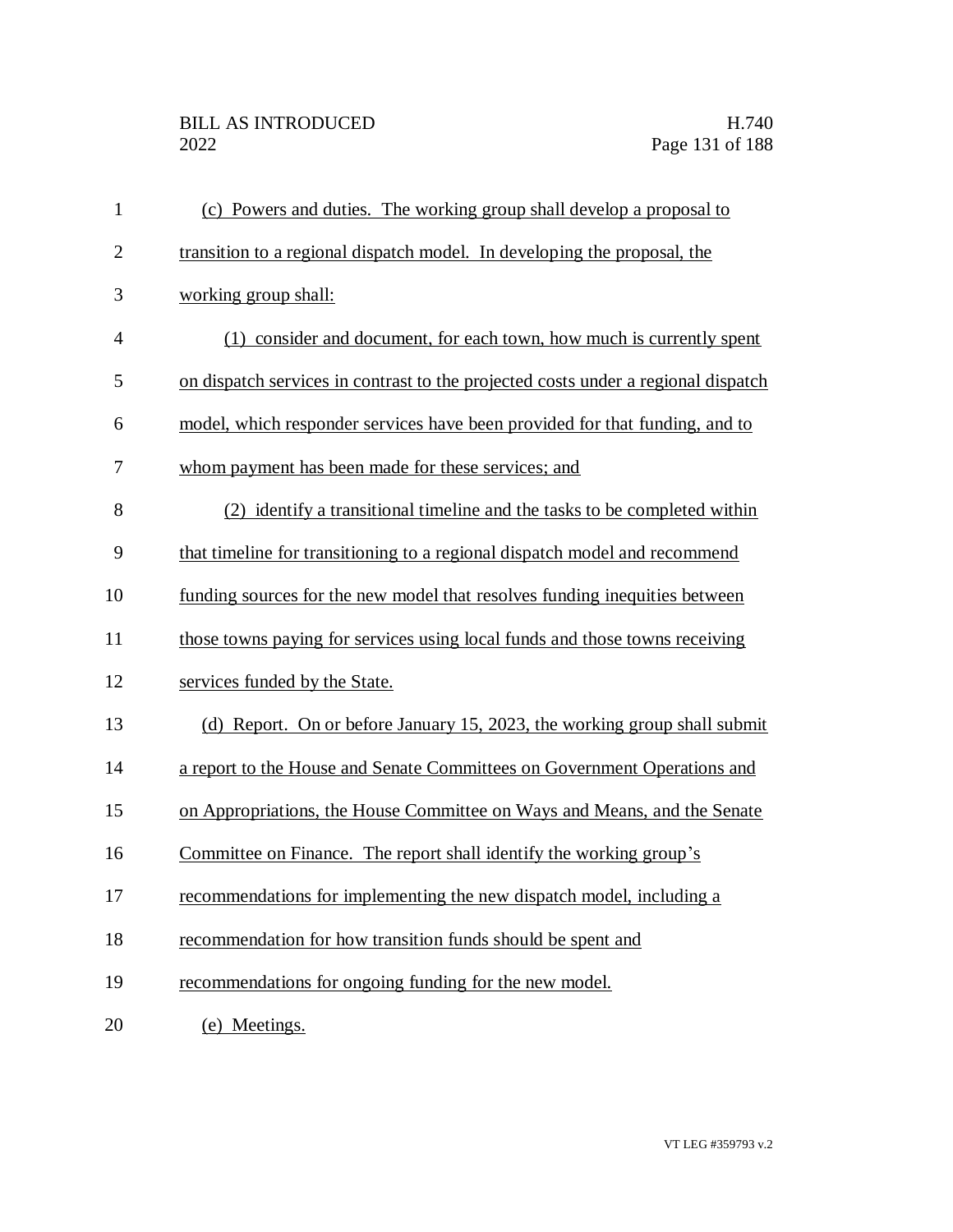(c) Powers and duties. The working group shall develop a proposal to transition to a regional dispatch model. In developing the proposal, the working group shall:

(1) consider and document, for each town, how much is currently spent on dispatch services in contrast to the projected costs under a regional dispatch model, which responder services have been provided for that funding, and to whom payment has been made for these services; and

(2) identify a transitional timeline and the tasks to be completed within that timeline for transitioning to a regional dispatch model and recommend funding sources for the new model that resolves funding inequities between those towns paying for services using local funds and those towns receiving services funded by the State.

(d) Report. On or before January 15, 2023, the working group shall submit a report to the House and Senate Committees on Government Operations and on Appropriations, the House Committee on Ways and Means, and the Senate Committee on Finance. The report shall identify the working group's recommendations for implementing the new dispatch model, including a recommendation for how transition funds should be spent and recommendations for ongoing funding for the new model.

(e) Meetings.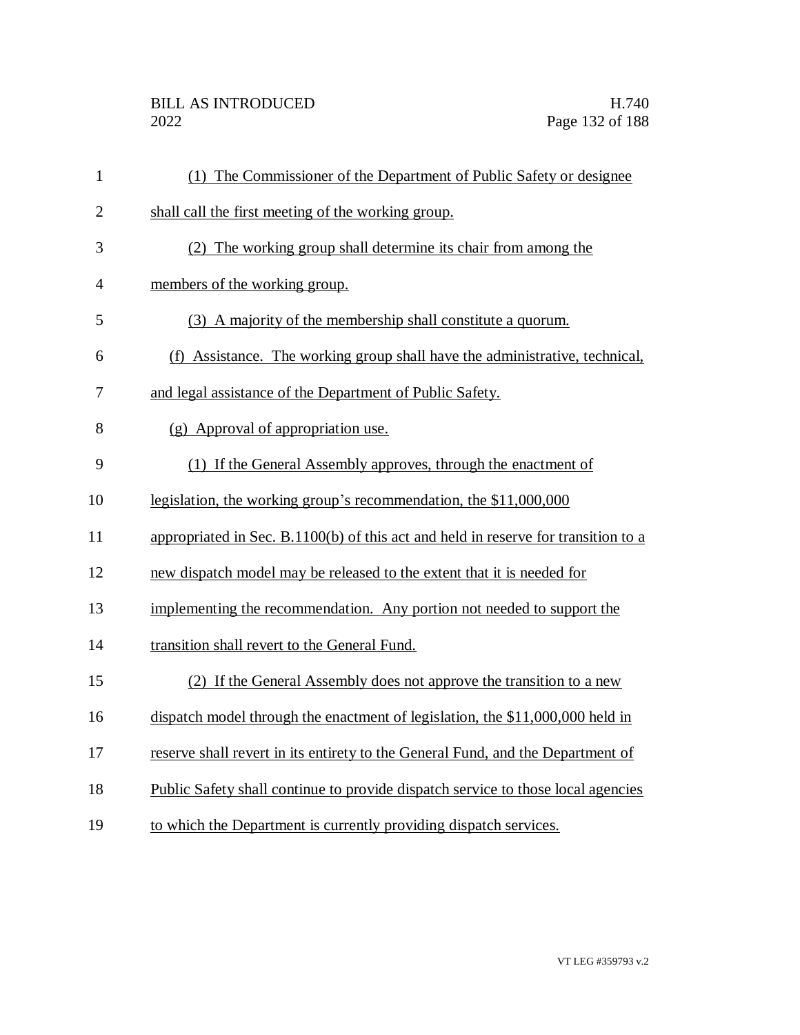(1) The Commissioner of the Department of Public Safety or designee shall call the first meeting of the working group.

(2) The working group shall determine its chair from among the members of the working group.

(3) A majority of the membership shall constitute a quorum.

(f) Assistance. The working group shall have the administrative, technical, and legal assistance of the Department of Public Safety.

(g) Approval of appropriation use.

(1) If the General Assembly approves, through the enactment of legislation, the working group's recommendation, the $11,000,000 appropriated in Sec. B.1100(b) of this act and held in reserve for transition to a new dispatch model may be released to the extent that it is needed for implementing the recommendation. Any portion not needed to support the transition shall revert to the General Fund.

(2) If the General Assembly does not approve the transition to a new dispatch model through the enactment of legislation, the $11,000,000 held in reserve shall revert in its entirety to the General Fund, and the Department of Public Safety shall continue to provide dispatch service to those local agencies to which the Department is currently providing dispatch services.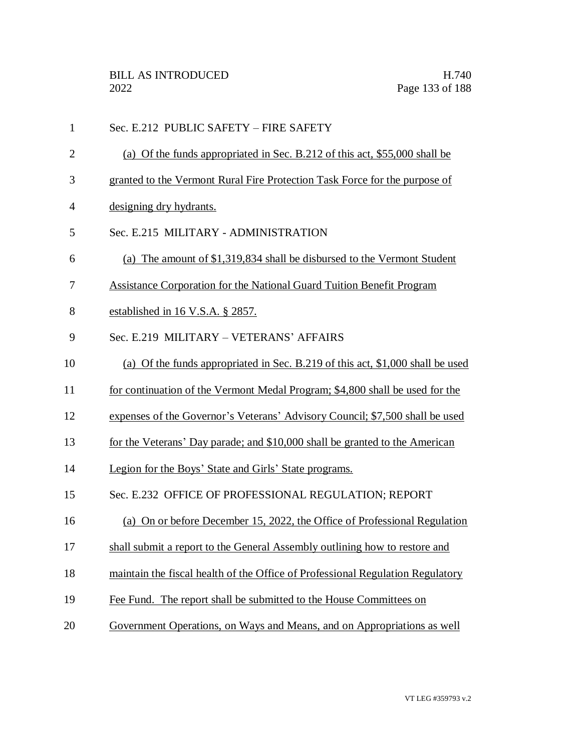Sec. E.212 PUBLIC SAFETY – FIRE SAFETY

(a) Of the funds appropriated in Sec. B.212 of this act, $55,000 shall be granted to the Vermont Rural Fire Protection Task Force for the purpose of designing dry hydrants.

Sec. E.215 MILITARY - ADMINISTRATION

(a) The amount of $1,319,834 shall be disbursed to the Vermont Student Assistance Corporation for the National Guard Tuition Benefit Program established in 16 V.S.A. § 2857.

Sec. E.219 MILITARY – VETERANS' AFFAIRS

(a) Of the funds appropriated in Sec. B.219 of this act, $1,000 shall be used for continuation of the Vermont Medal Program; $4,800 shall be used for the expenses of the Governor's Veterans' Advisory Council; $7,500 shall be used for the Veterans' Day parade; and $10,000 shall be granted to the American Legion for the Boys' State and Girls' State programs.

Sec. E.232 OFFICE OF PROFESSIONAL REGULATION; REPORT

(a) On or before December 15, 2022, the Office of Professional Regulation shall submit a report to the General Assembly outlining how to restore and maintain the fiscal health of the Office of Professional Regulation Regulatory Fee Fund. The report shall be submitted to the House Committees on Government Operations, on Ways and Means, and on Appropriations as well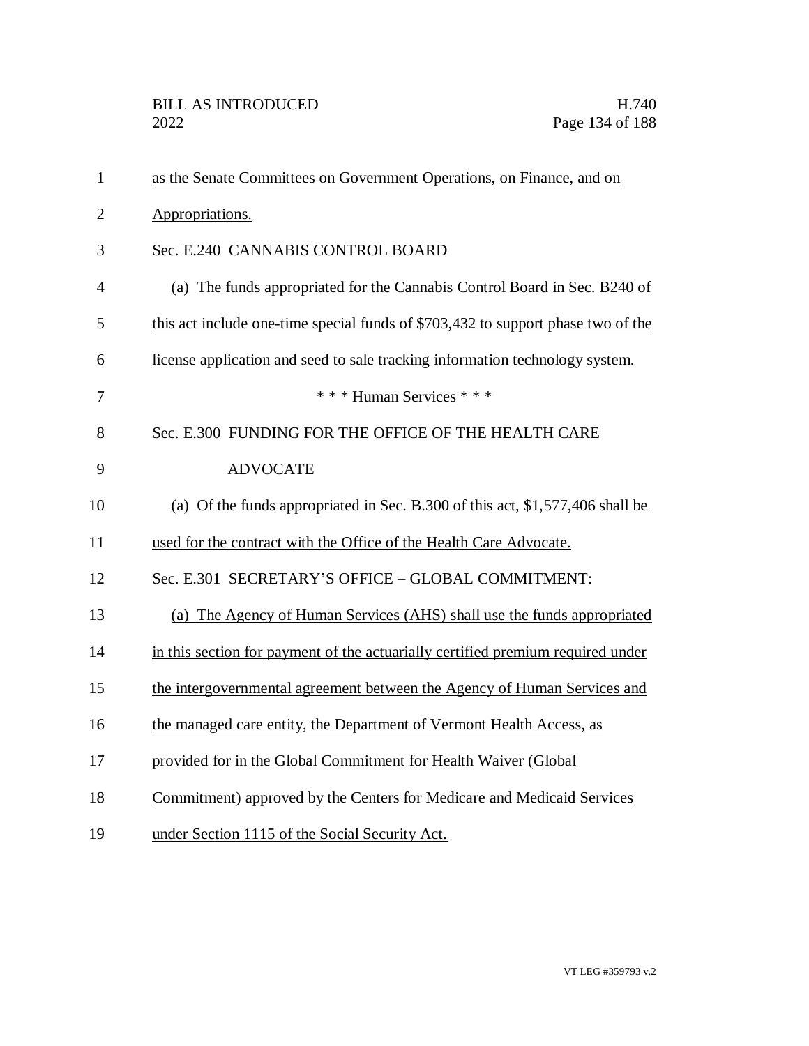as the Senate Committees on Government Operations, on Finance, and on Appropriations.

Sec. E.240 CANNABIS CONTROL BOARD

(a) The funds appropriated for the Cannabis Control Board in Sec. B240 of this act include one-time special funds of $703,432 to support phase two of the license application and seed to sale tracking information technology system.

*** Human Services ***

Sec. E.300 FUNDING FOR THE OFFICE OF THE HEALTH CARE ADVOCATE

(a) Of the funds appropriated in Sec. B.300 of this act, $1,577,406 shall be used for the contract with the Office of the Health Care Advocate.

Sec. E.301 SECRETARY'S OFFICE – GLOBAL COMMITMENT:

(a) The Agency of Human Services (AHS) shall use the funds appropriated in this section for payment of the actuarially certified premium required under the intergovernmental agreement between the Agency of Human Services and the managed care entity, the Department of Vermont Health Access, as provided for in the Global Commitment for Health Waiver (Global Commitment) approved by the Centers for Medicare and Medicaid Services under Section 1115 of the Social Security Act.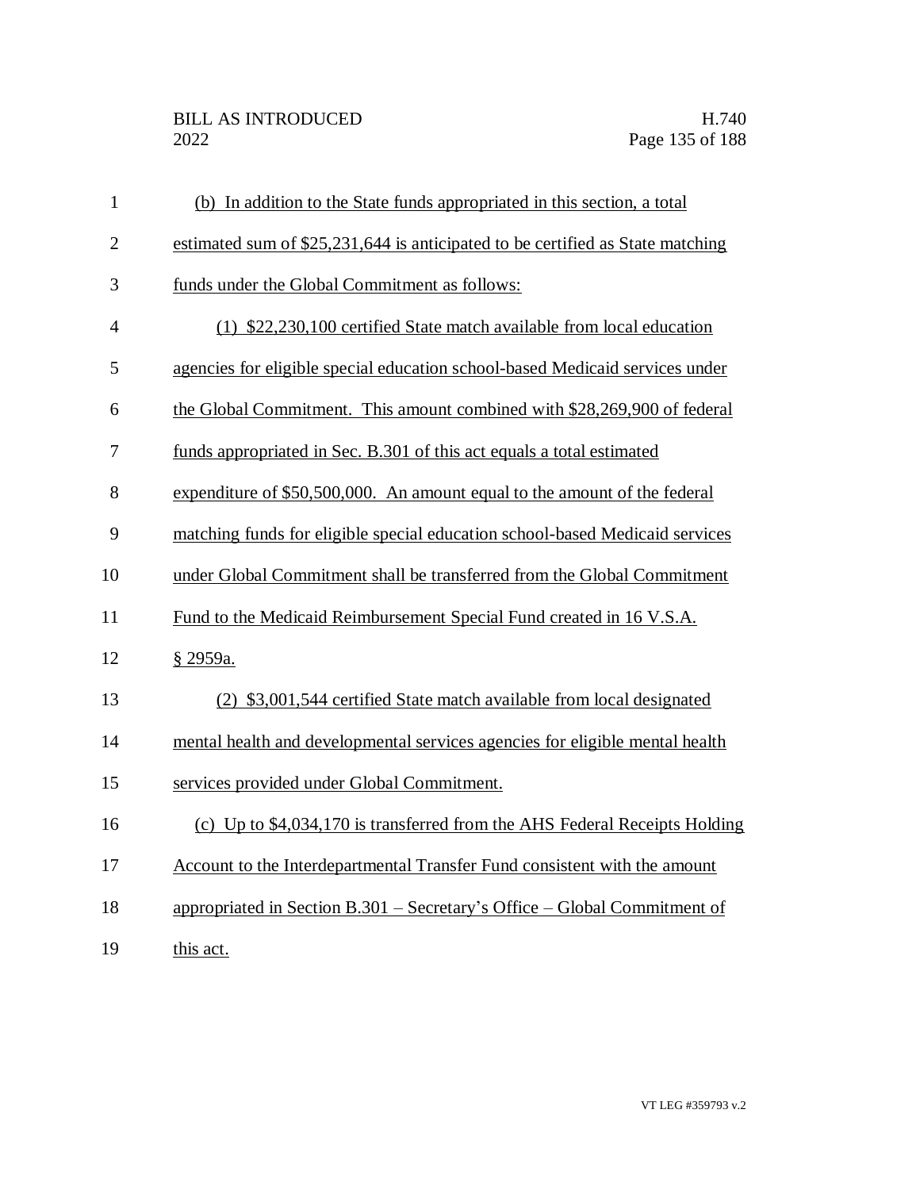(b) In addition to the State funds appropriated in this section, a total estimated sum of $25,231,644 is anticipated to be certified as State matching funds under the Global Commitment as follows:

(1) $22,230,100 certified State match available from local education agencies for eligible special education school-based Medicaid services under the Global Commitment. This amount combined with $28,269,900 of federal funds appropriated in Sec. B.301 of this act equals a total estimated expenditure of $50,500,000. An amount equal to the amount of the federal matching funds for eligible special education school-based Medicaid services under Global Commitment shall be transferred from the Global Commitment Fund to the Medicaid Reimbursement Special Fund created in 16 V.S.A. § 2959a.

(2) $3,001,544 certified State match available from local designated mental health and developmental services agencies for eligible mental health services provided under Global Commitment.

(c) Up to $4,034,170 is transferred from the AHS Federal Receipts Holding Account to the Interdepartmental Transfer Fund consistent with the amount appropriated in Section B.301 – Secretary's Office – Global Commitment of this act.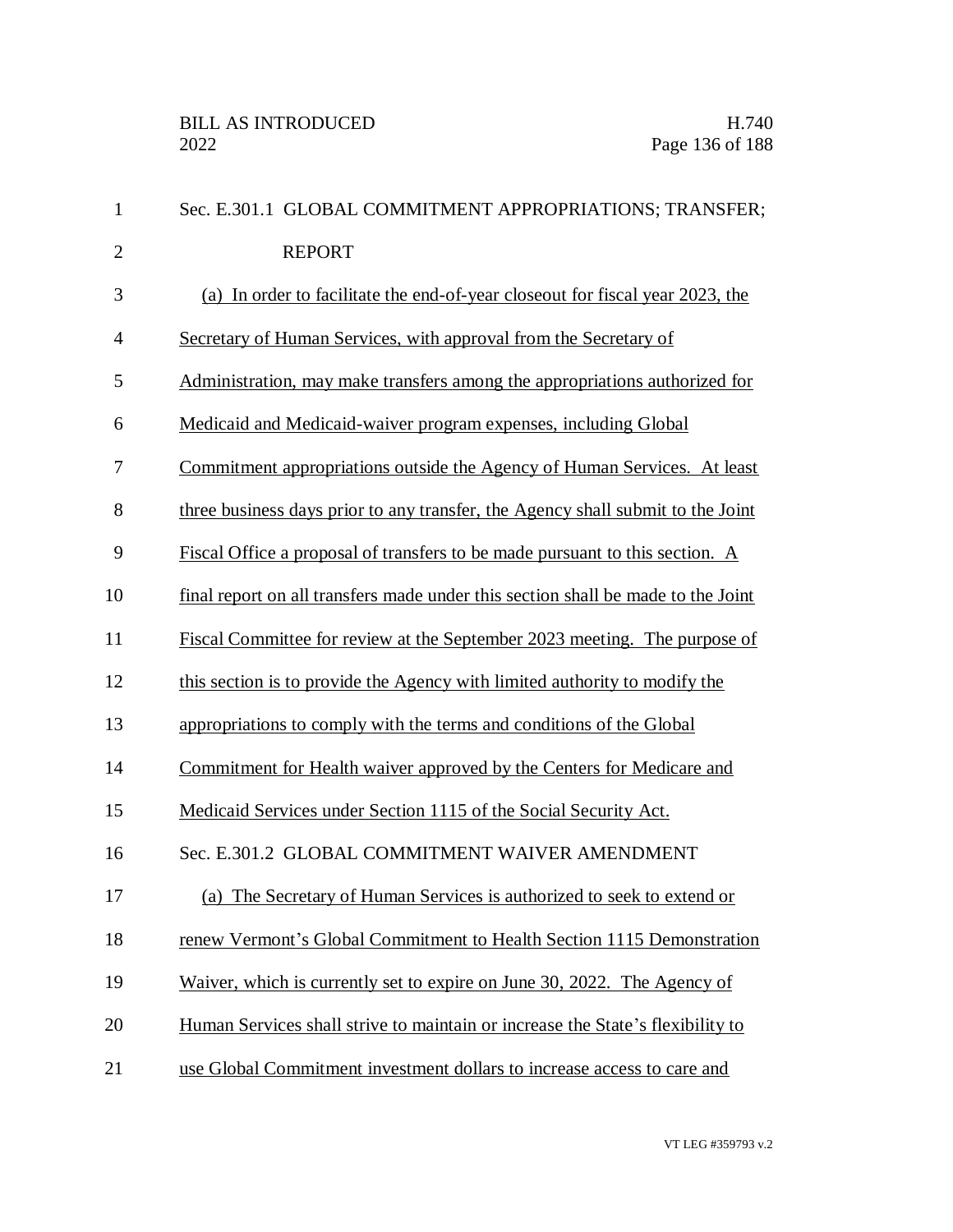Sec. E.301.1 GLOBAL COMMITMENT APPROPRIATIONS; TRANSFER; REPORT

(a) In order to facilitate the end-of-year closeout for fiscal year 2023, the Secretary of Human Services, with approval from the Secretary of Administration, may make transfers among the appropriations authorized for Medicaid and Medicaid-waiver program expenses, including Global Commitment appropriations outside the Agency of Human Services. At least three business days prior to any transfer, the Agency shall submit to the Joint Fiscal Office a proposal of transfers to be made pursuant to this section. A final report on all transfers made under this section shall be made to the Joint Fiscal Committee for review at the September 2023 meeting. The purpose of this section is to provide the Agency with limited authority to modify the appropriations to comply with the terms and conditions of the Global Commitment for Health waiver approved by the Centers for Medicare and Medicaid Services under Section 1115 of the Social Security Act.

Sec. E.301.2 GLOBAL COMMITMENT WAIVER AMENDMENT

(a) The Secretary of Human Services is authorized to seek to extend or renew Vermont's Global Commitment to Health Section 1115 Demonstration Waiver, which is currently set to expire on June 30, 2022. The Agency of Human Services shall strive to maintain or increase the State's flexibility to use Global Commitment investment dollars to increase access to care and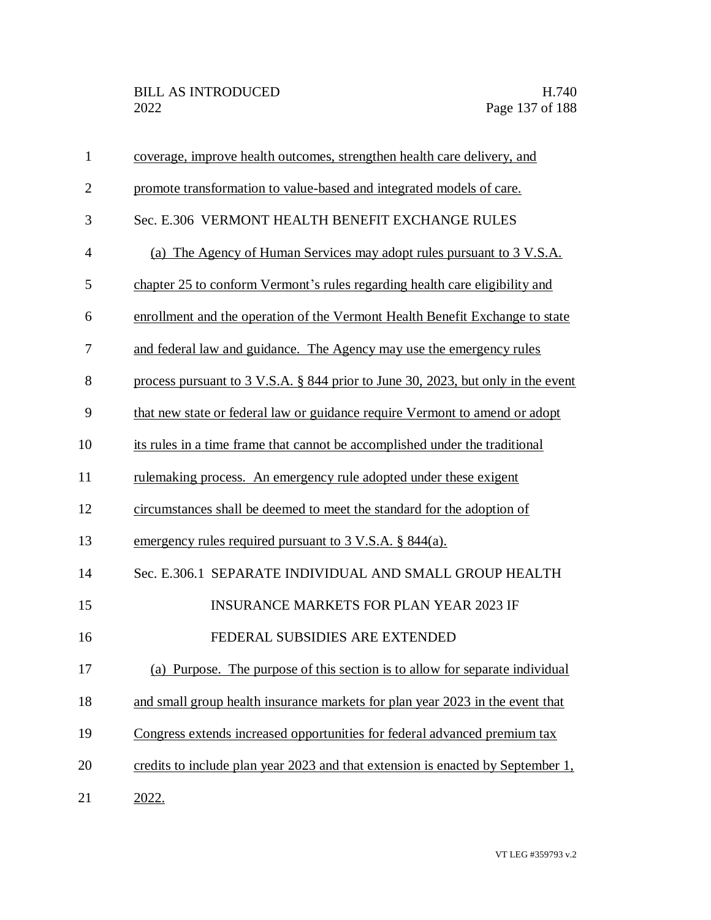coverage, improve health outcomes, strengthen health care delivery, and promote transformation to value-based and integrated models of care.

Sec. E.306 VERMONT HEALTH BENEFIT EXCHANGE RULES

(a) The Agency of Human Services may adopt rules pursuant to 3 V.S.A. chapter 25 to conform Vermont's rules regarding health care eligibility and enrollment and the operation of the Vermont Health Benefit Exchange to state and federal law and guidance. The Agency may use the emergency rules process pursuant to 3 V.S.A. § 844 prior to June 30, 2023, but only in the event that new state or federal law or guidance require Vermont to amend or adopt its rules in a time frame that cannot be accomplished under the traditional rulemaking process. An emergency rule adopted under these exigent circumstances shall be deemed to meet the standard for the adoption of emergency rules required pursuant to 3 V.S.A. § 844(a).

Sec. E.306.1 SEPARATE INDIVIDUAL AND SMALL GROUP HEALTH INSURANCE MARKETS FOR PLAN YEAR 2023 IF FEDERAL SUBSIDIES ARE EXTENDED

(a) Purpose. The purpose of this section is to allow for separate individual and small group health insurance markets for plan year 2023 in the event that Congress extends increased opportunities for federal advanced premium tax credits to include plan year 2023 and that extension is enacted by September 1, 2022.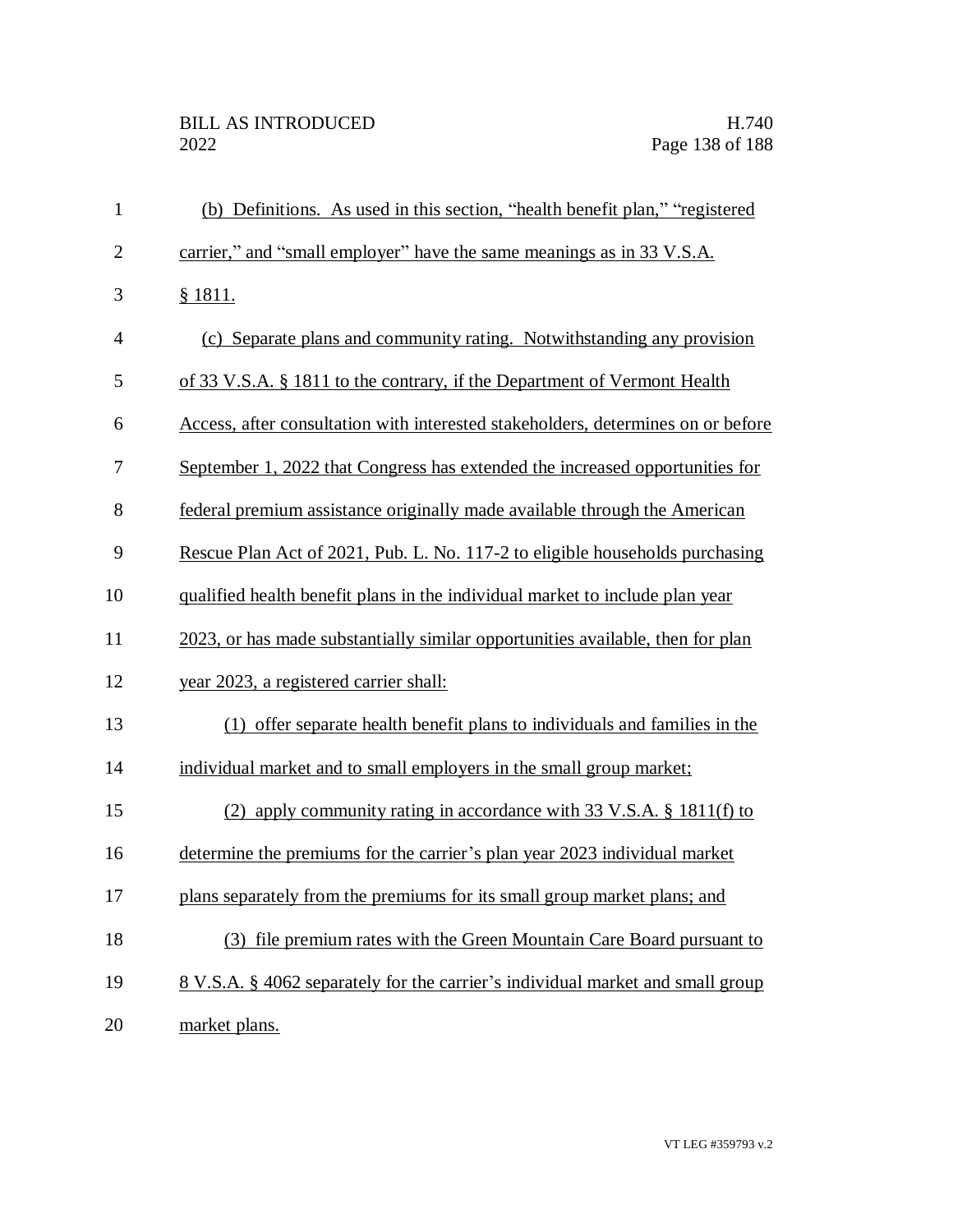(b) Definitions. As used in this section, "health benefit plan," "registered carrier," and "small employer" have the same meanings as in 33 V.S.A. § 1811.

(c) Separate plans and community rating. Notwithstanding any provision of 33 V.S.A. § 1811 to the contrary, if the Department of Vermont Health Access, after consultation with interested stakeholders, determines on or before September 1, 2022 that Congress has extended the increased opportunities for federal premium assistance originally made available through the American Rescue Plan Act of 2021, Pub. L. No. 117-2 to eligible households purchasing qualified health benefit plans in the individual market to include plan year 2023, or has made substantially similar opportunities available, then for plan year 2023, a registered carrier shall:

(1) offer separate health benefit plans to individuals and families in the individual market and to small employers in the small group market;

(2) apply community rating in accordance with 33 V.S.A. § 1811(f) to determine the premiums for the carrier's plan year 2023 individual market plans separately from the premiums for its small group market plans; and

(3) file premium rates with the Green Mountain Care Board pursuant to 8 V.S.A. § 4062 separately for the carrier's individual market and small group market plans.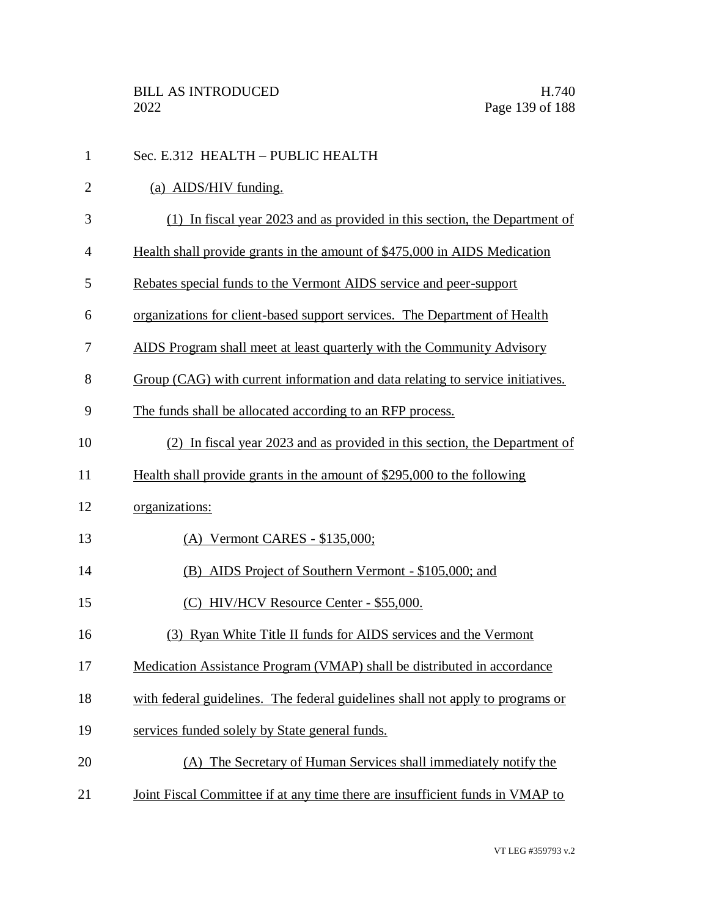Sec. E.312 HEALTH – PUBLIC HEALTH

(a) AIDS/HIV funding.

(1) In fiscal year 2023 and as provided in this section, the Department of Health shall provide grants in the amount of $475,000 in AIDS Medication Rebates special funds to the Vermont AIDS service and peer-support organizations for client-based support services. The Department of Health AIDS Program shall meet at least quarterly with the Community Advisory Group (CAG) with current information and data relating to service initiatives. The funds shall be allocated according to an RFP process.

(2) In fiscal year 2023 and as provided in this section, the Department of Health shall provide grants in the amount of $295,000 to the following organizations:

(A) Vermont CARES - $135,000;

(B) AIDS Project of Southern Vermont - $105,000; and

(C) HIV/HCV Resource Center - $55,000.

(3) Ryan White Title II funds for AIDS services and the Vermont Medication Assistance Program (VMAP) shall be distributed in accordance with federal guidelines. The federal guidelines shall not apply to programs or services funded solely by State general funds.

(A) The Secretary of Human Services shall immediately notify the Joint Fiscal Committee if at any time there are insufficient funds in VMAP to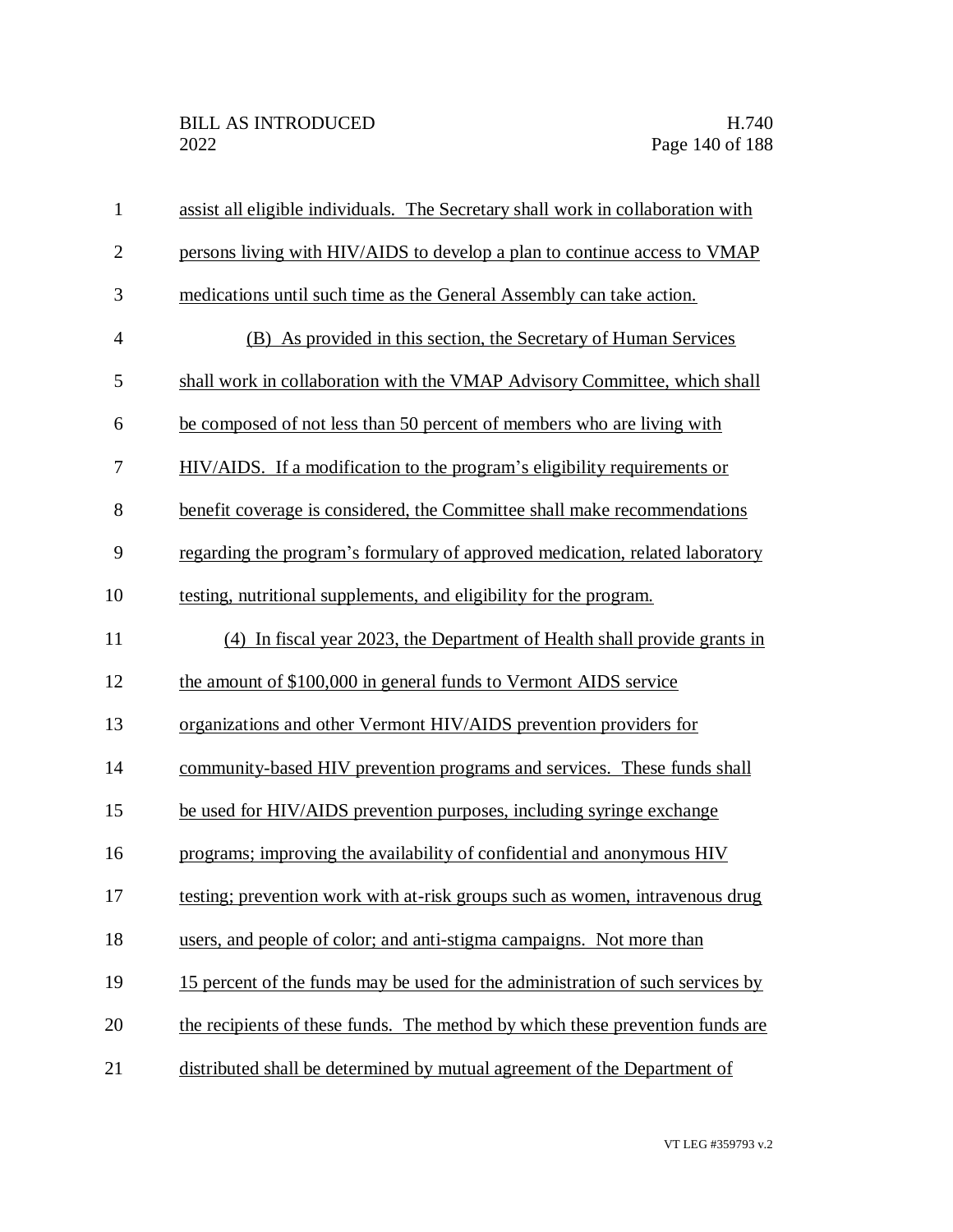assist all eligible individuals. The Secretary shall work in collaboration with persons living with HIV/AIDS to develop a plan to continue access to VMAP medications until such time as the General Assembly can take action.

(B) As provided in this section, the Secretary of Human Services shall work in collaboration with the VMAP Advisory Committee, which shall be composed of not less than 50 percent of members who are living with HIV/AIDS. If a modification to the program's eligibility requirements or benefit coverage is considered, the Committee shall make recommendations regarding the program's formulary of approved medication, related laboratory testing, nutritional supplements, and eligibility for the program.

(4) In fiscal year 2023, the Department of Health shall provide grants in the amount of $100,000 in general funds to Vermont AIDS service organizations and other Vermont HIV/AIDS prevention providers for community-based HIV prevention programs and services. These funds shall be used for HIV/AIDS prevention purposes, including syringe exchange programs; improving the availability of confidential and anonymous HIV testing; prevention work with at-risk groups such as women, intravenous drug users, and people of color; and anti-stigma campaigns. Not more than 15 percent of the funds may be used for the administration of such services by the recipients of these funds. The method by which these prevention funds are distributed shall be determined by mutual agreement of the Department of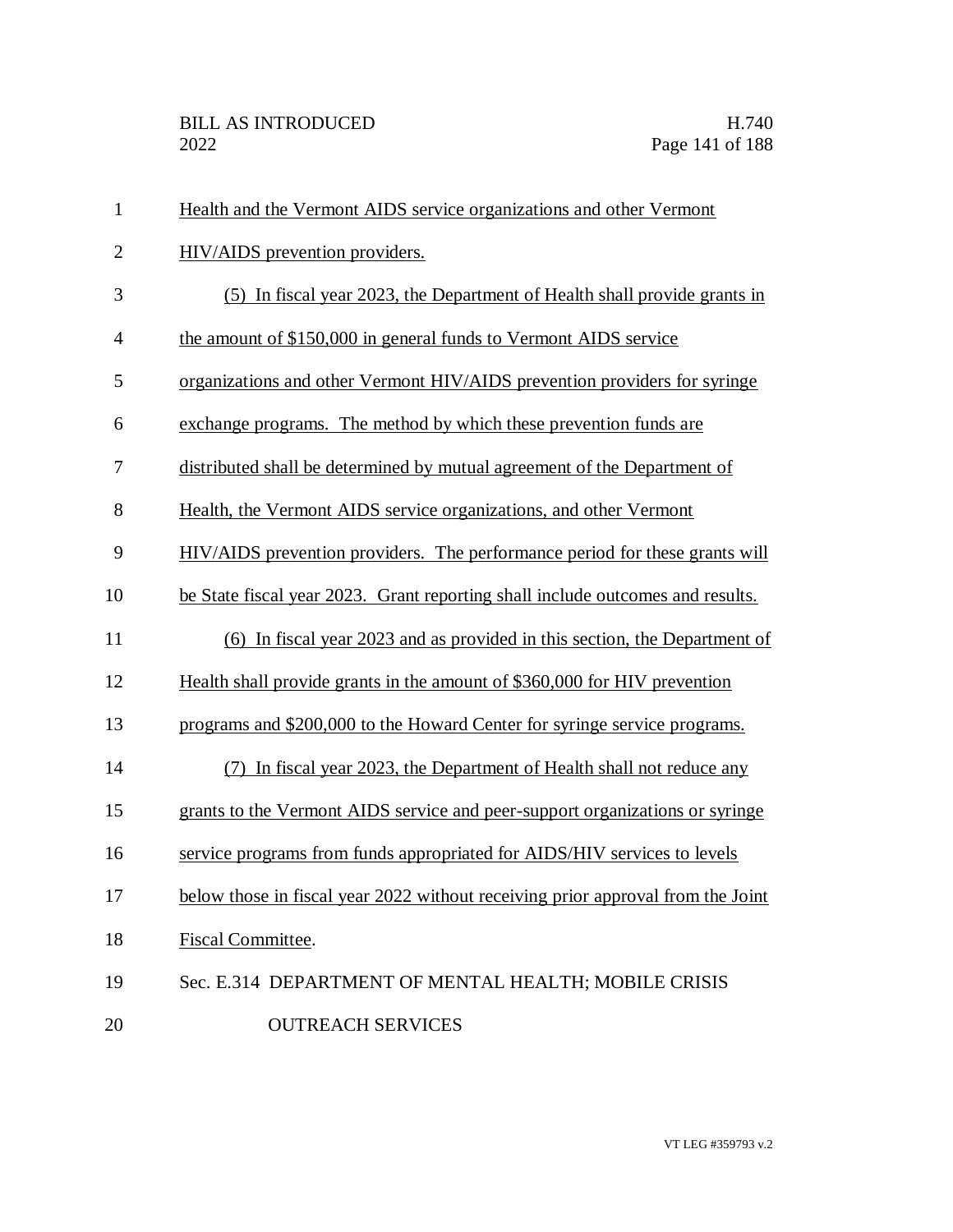Health and the Vermont AIDS service organizations and other Vermont HIV/AIDS prevention providers.

(5) In fiscal year 2023, the Department of Health shall provide grants in the amount of $150,000 in general funds to Vermont AIDS service organizations and other Vermont HIV/AIDS prevention providers for syringe exchange programs. The method by which these prevention funds are distributed shall be determined by mutual agreement of the Department of Health, the Vermont AIDS service organizations, and other Vermont HIV/AIDS prevention providers. The performance period for these grants will be State fiscal year 2023. Grant reporting shall include outcomes and results.

(6) In fiscal year 2023 and as provided in this section, the Department of Health shall provide grants in the amount of $360,000 for HIV prevention programs and $200,000 to the Howard Center for syringe service programs.

(7) In fiscal year 2023, the Department of Health shall not reduce any grants to the Vermont AIDS service and peer-support organizations or syringe service programs from funds appropriated for AIDS/HIV services to levels below those in fiscal year 2022 without receiving prior approval from the Joint Fiscal Committee.

Sec. E.314 DEPARTMENT OF MENTAL HEALTH; MOBILE CRISIS OUTREACH SERVICES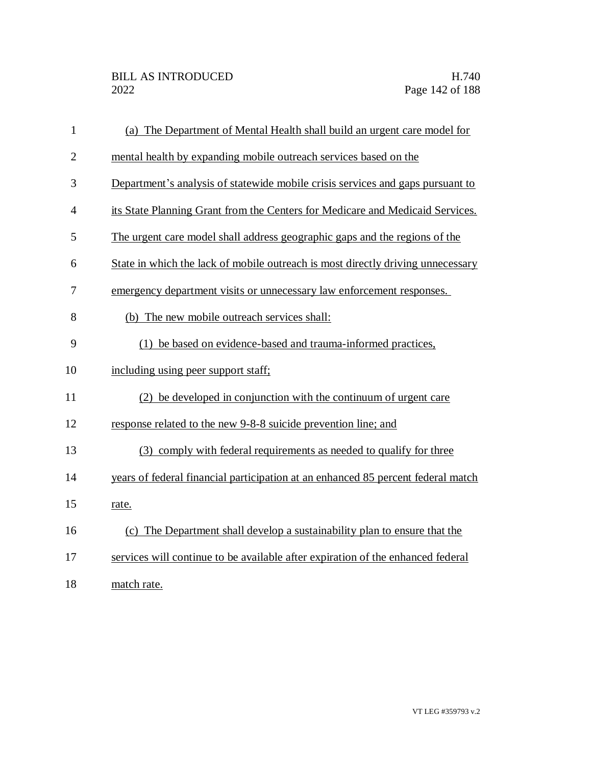(a) The Department of Mental Health shall build an urgent care model for mental health by expanding mobile outreach services based on the Department's analysis of statewide mobile crisis services and gaps pursuant to its State Planning Grant from the Centers for Medicare and Medicaid Services. The urgent care model shall address geographic gaps and the regions of the State in which the lack of mobile outreach is most directly driving unnecessary emergency department visits or unnecessary law enforcement responses.

(b) The new mobile outreach services shall:

(1) be based on evidence-based and trauma-informed practices, including using peer support staff;

(2) be developed in conjunction with the continuum of urgent care response related to the new 9-8-8 suicide prevention line; and

(3) comply with federal requirements as needed to qualify for three years of federal financial participation at an enhanced 85 percent federal match rate.

(c) The Department shall develop a sustainability plan to ensure that the services will continue to be available after expiration of the enhanced federal match rate.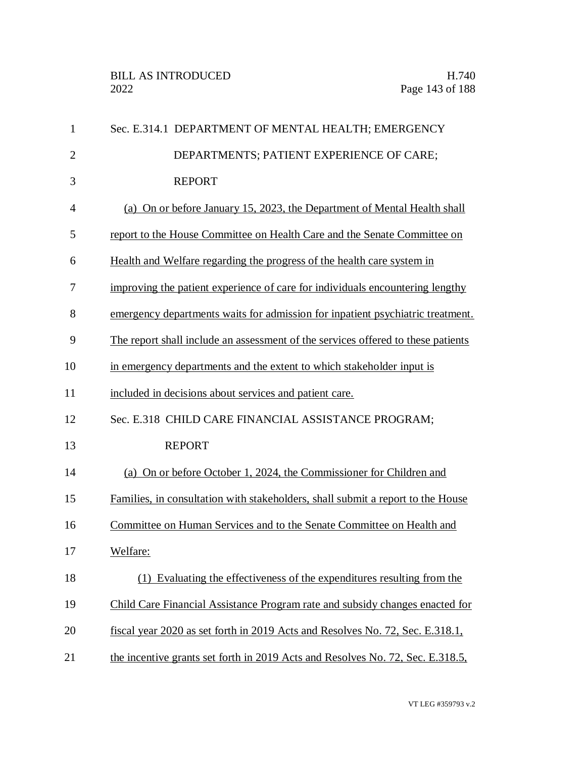Sec. E.314.1 DEPARTMENT OF MENTAL HEALTH; EMERGENCY DEPARTMENTS; PATIENT EXPERIENCE OF CARE; REPORT

(a) On or before January 15, 2023, the Department of Mental Health shall report to the House Committee on Health Care and the Senate Committee on Health and Welfare regarding the progress of the health care system in improving the patient experience of care for individuals encountering lengthy emergency departments waits for admission for inpatient psychiatric treatment. The report shall include an assessment of the services offered to these patients in emergency departments and the extent to which stakeholder input is included in decisions about services and patient care.

Sec. E.318 CHILD CARE FINANCIAL ASSISTANCE PROGRAM; REPORT

(a) On or before October 1, 2024, the Commissioner for Children and Families, in consultation with stakeholders, shall submit a report to the House Committee on Human Services and to the Senate Committee on Health and Welfare:

(1) Evaluating the effectiveness of the expenditures resulting from the Child Care Financial Assistance Program rate and subsidy changes enacted for fiscal year 2020 as set forth in 2019 Acts and Resolves No. 72, Sec. E.318.1, the incentive grants set forth in 2019 Acts and Resolves No. 72, Sec. E.318.5,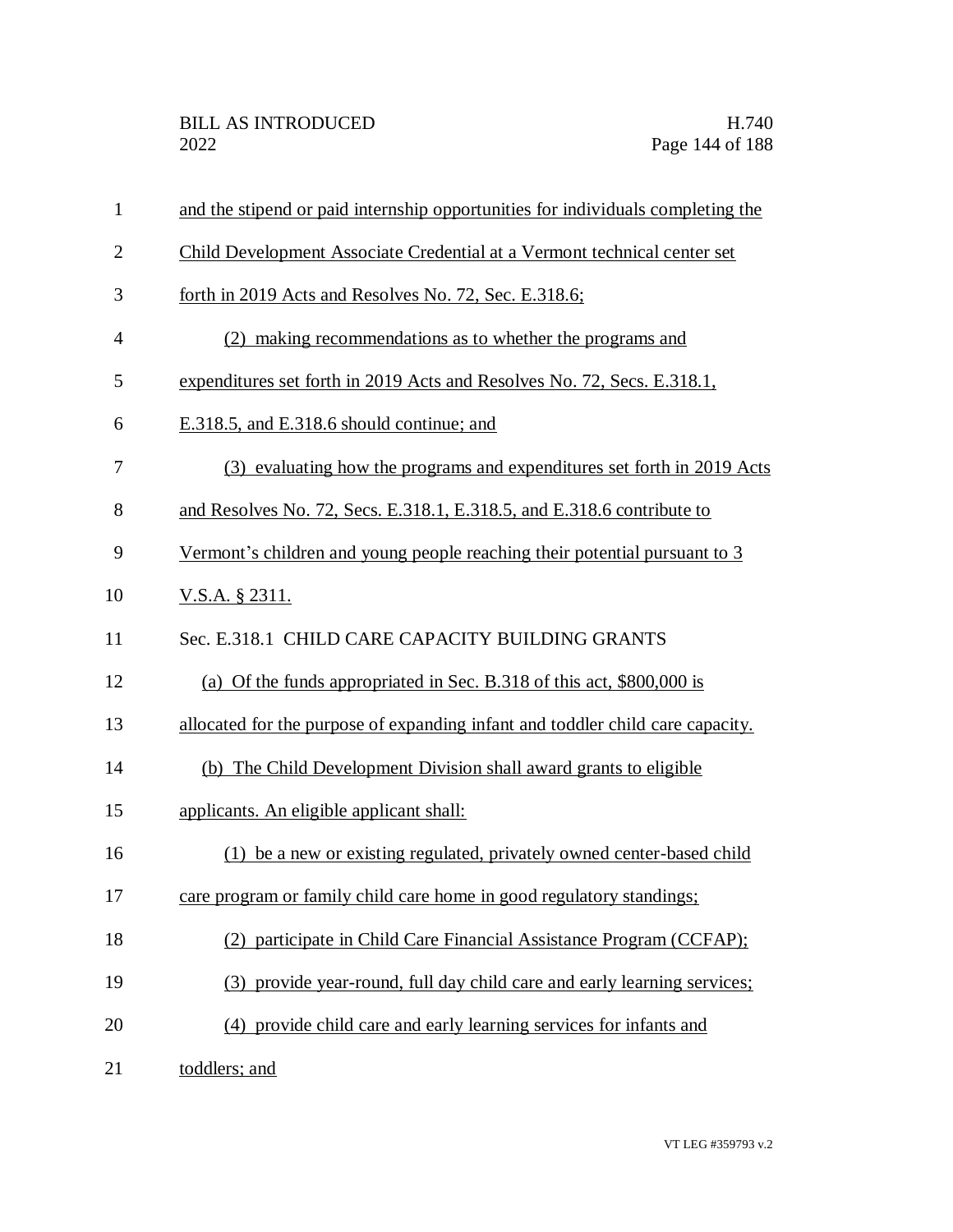and the stipend or paid internship opportunities for individuals completing the Child Development Associate Credential at a Vermont technical center set forth in 2019 Acts and Resolves No. 72, Sec. E.318.6;

(2) making recommendations as to whether the programs and expenditures set forth in 2019 Acts and Resolves No. 72, Secs. E.318.1, E.318.5, and E.318.6 should continue; and

(3) evaluating how the programs and expenditures set forth in 2019 Acts and Resolves No. 72, Secs. E.318.1, E.318.5, and E.318.6 contribute to Vermont's children and young people reaching their potential pursuant to 3 V.S.A. § 2311.

Sec. E.318.1 CHILD CARE CAPACITY BUILDING GRANTS

(a) Of the funds appropriated in Sec. B.318 of this act, $800,000 is allocated for the purpose of expanding infant and toddler child care capacity.

(b) The Child Development Division shall award grants to eligible applicants. An eligible applicant shall:

(1) be a new or existing regulated, privately owned center-based child care program or family child care home in good regulatory standings;

(2) participate in Child Care Financial Assistance Program (CCFAP);

(3) provide year-round, full day child care and early learning services;

(4) provide child care and early learning services for infants and toddlers; and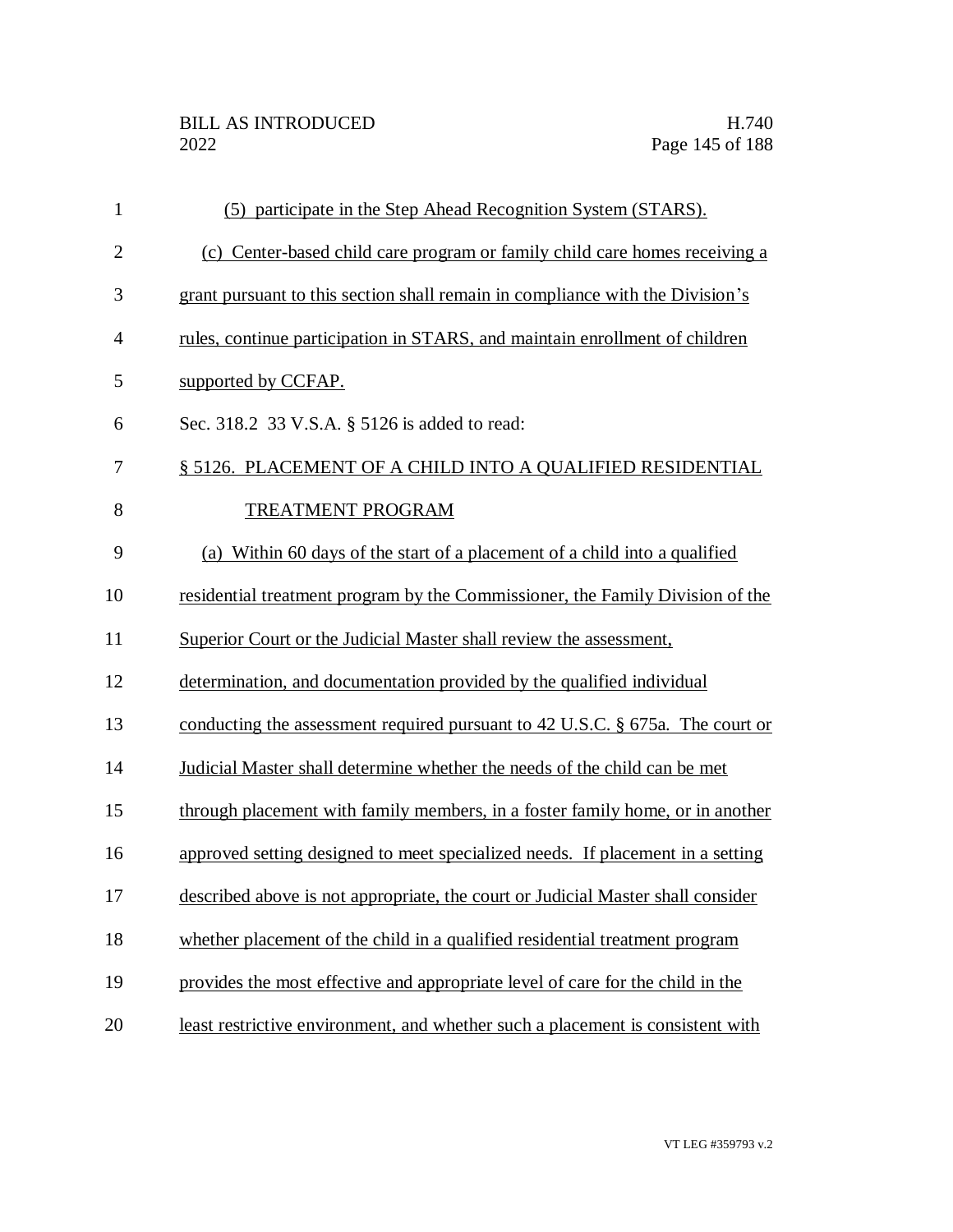(5) participate in the Step Ahead Recognition System (STARS).

(c) Center-based child care program or family child care homes receiving a grant pursuant to this section shall remain in compliance with the Division's rules, continue participation in STARS, and maintain enrollment of children supported by CCFAP.

Sec. 318.2 33 V.S.A. § 5126 is added to read:

§ 5126. PLACEMENT OF A CHILD INTO A QUALIFIED RESIDENTIAL TREATMENT PROGRAM

(a) Within 60 days of the start of a placement of a child into a qualified residential treatment program by the Commissioner, the Family Division of the Superior Court or the Judicial Master shall review the assessment, determination, and documentation provided by the qualified individual conducting the assessment required pursuant to 42 U.S.C. § 675a. The court or Judicial Master shall determine whether the needs of the child can be met through placement with family members, in a foster family home, or in another approved setting designed to meet specialized needs. If placement in a setting described above is not appropriate, the court or Judicial Master shall consider whether placement of the child in a qualified residential treatment program provides the most effective and appropriate level of care for the child in the least restrictive environment, and whether such a placement is consistent with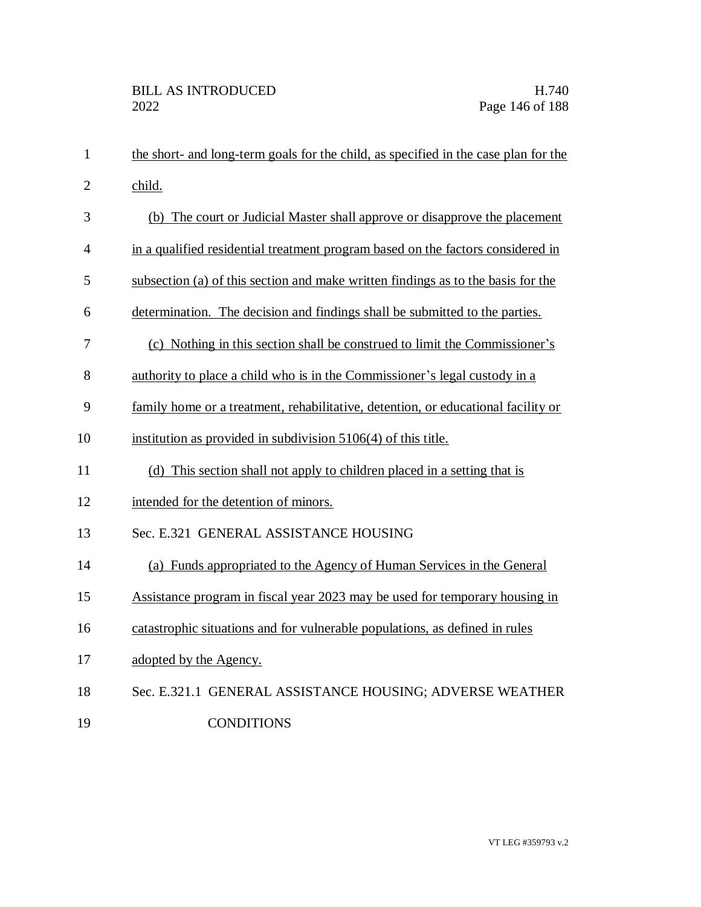the short- and long-term goals for the child, as specified in the case plan for the child.

(b) The court or Judicial Master shall approve or disapprove the placement in a qualified residential treatment program based on the factors considered in subsection (a) of this section and make written findings as to the basis for the determination. The decision and findings shall be submitted to the parties.

(c) Nothing in this section shall be construed to limit the Commissioner's authority to place a child who is in the Commissioner's legal custody in a family home or a treatment, rehabilitative, detention, or educational facility or institution as provided in subdivision 5106(4) of this title.

(d) This section shall not apply to children placed in a setting that is intended for the detention of minors.

Sec. E.321 GENERAL ASSISTANCE HOUSING

(a) Funds appropriated to the Agency of Human Services in the General Assistance program in fiscal year 2023 may be used for temporary housing in catastrophic situations and for vulnerable populations, as defined in rules adopted by the Agency.

Sec. E.321.1 GENERAL ASSISTANCE HOUSING; ADVERSE WEATHER CONDITIONS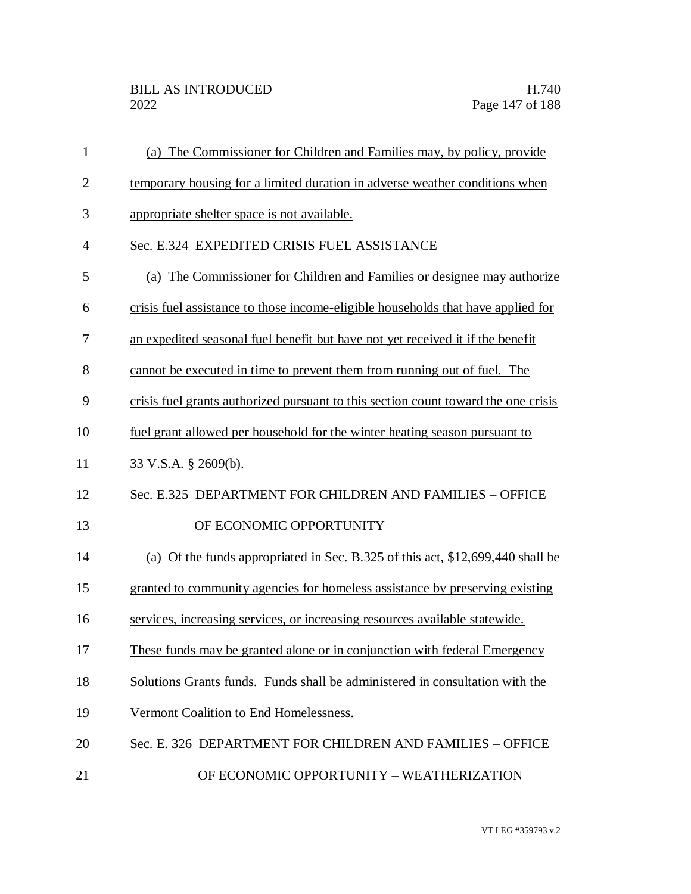(a) The Commissioner for Children and Families may, by policy, provide temporary housing for a limited duration in adverse weather conditions when appropriate shelter space is not available.

Sec. E.324 EXPEDITED CRISIS FUEL ASSISTANCE

(a) The Commissioner for Children and Families or designee may authorize crisis fuel assistance to those income-eligible households that have applied for an expedited seasonal fuel benefit but have not yet received it if the benefit cannot be executed in time to prevent them from running out of fuel. The crisis fuel grants authorized pursuant to this section count toward the one crisis fuel grant allowed per household for the winter heating season pursuant to 33 V.S.A. § 2609(b).

Sec. E.325 DEPARTMENT FOR CHILDREN AND FAMILIES – OFFICE OF ECONOMIC OPPORTUNITY

(a) Of the funds appropriated in Sec. B.325 of this act, $12,699,440 shall be granted to community agencies for homeless assistance by preserving existing services, increasing services, or increasing resources available statewide. These funds may be granted alone or in conjunction with federal Emergency Solutions Grants funds. Funds shall be administered in consultation with the Vermont Coalition to End Homelessness.

Sec. E. 326 DEPARTMENT FOR CHILDREN AND FAMILIES – OFFICE OF ECONOMIC OPPORTUNITY – WEATHERIZATION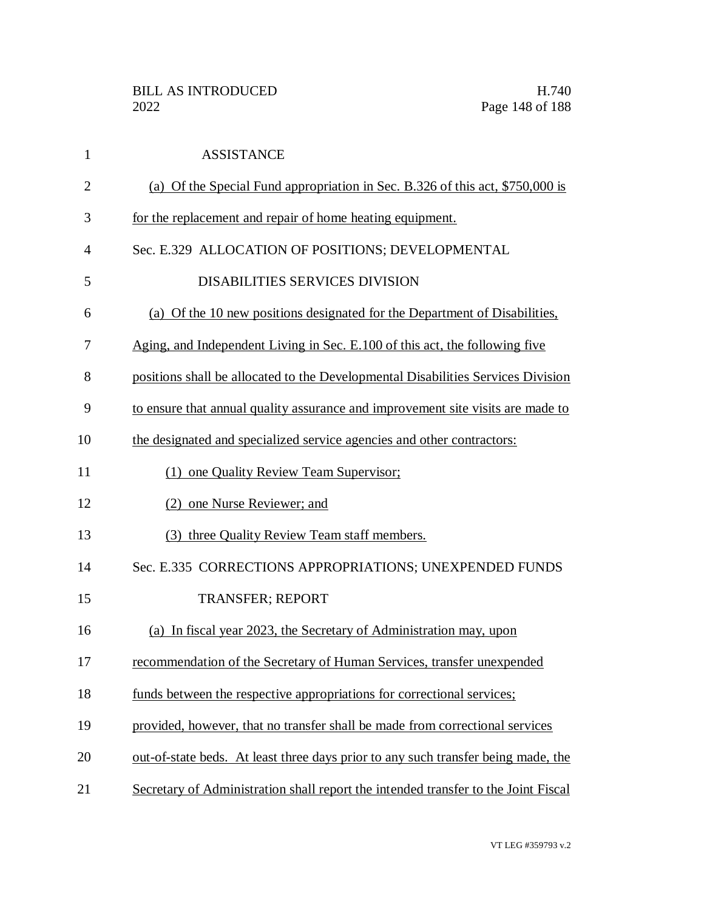ASSISTANCE

(a) Of the Special Fund appropriation in Sec. B.326 of this act, $750,000 is for the replacement and repair of home heating equipment.

Sec. E.329 ALLOCATION OF POSITIONS; DEVELOPMENTAL DISABILITIES SERVICES DIVISION

(a) Of the 10 new positions designated for the Department of Disabilities, Aging, and Independent Living in Sec. E.100 of this act, the following five positions shall be allocated to the Developmental Disabilities Services Division to ensure that annual quality assurance and improvement site visits are made to the designated and specialized service agencies and other contractors:

(1) one Quality Review Team Supervisor;

(2) one Nurse Reviewer; and

(3) three Quality Review Team staff members.

Sec. E.335 CORRECTIONS APPROPRIATIONS; UNEXPENDED FUNDS TRANSFER; REPORT

(a) In fiscal year 2023, the Secretary of Administration may, upon recommendation of the Secretary of Human Services, transfer unexpended funds between the respective appropriations for correctional services; provided, however, that no transfer shall be made from correctional services out-of-state beds. At least three days prior to any such transfer being made, the Secretary of Administration shall report the intended transfer to the Joint Fiscal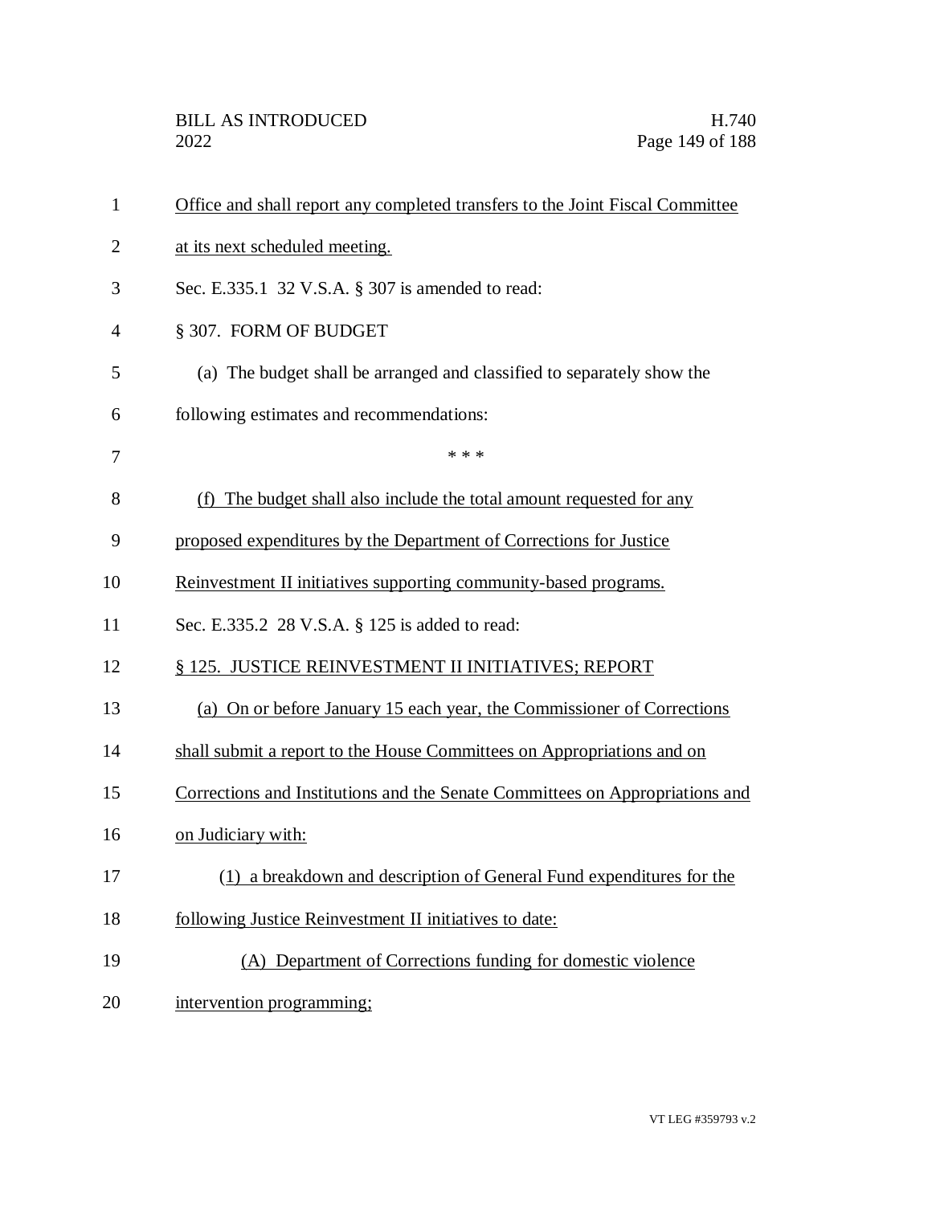Office and shall report any completed transfers to the Joint Fiscal Committee at its next scheduled meeting.

Sec. E.335.1 32 V.S.A. § 307 is amended to read:

§ 307. FORM OF BUDGET

(a) The budget shall be arranged and classified to separately show the following estimates and recommendations:

\* \* \*

(f) The budget shall also include the total amount requested for any proposed expenditures by the Department of Corrections for Justice Reinvestment II initiatives supporting community-based programs.

Sec. E.335.2 28 V.S.A. § 125 is added to read:

§ 125. JUSTICE REINVESTMENT II INITIATIVES; REPORT

(a) On or before January 15 each year, the Commissioner of Corrections shall submit a report to the House Committees on Appropriations and on Corrections and Institutions and the Senate Committees on Appropriations and on Judiciary with:

(1) a breakdown and description of General Fund expenditures for the following Justice Reinvestment II initiatives to date:

(A) Department of Corrections funding for domestic violence intervention programming;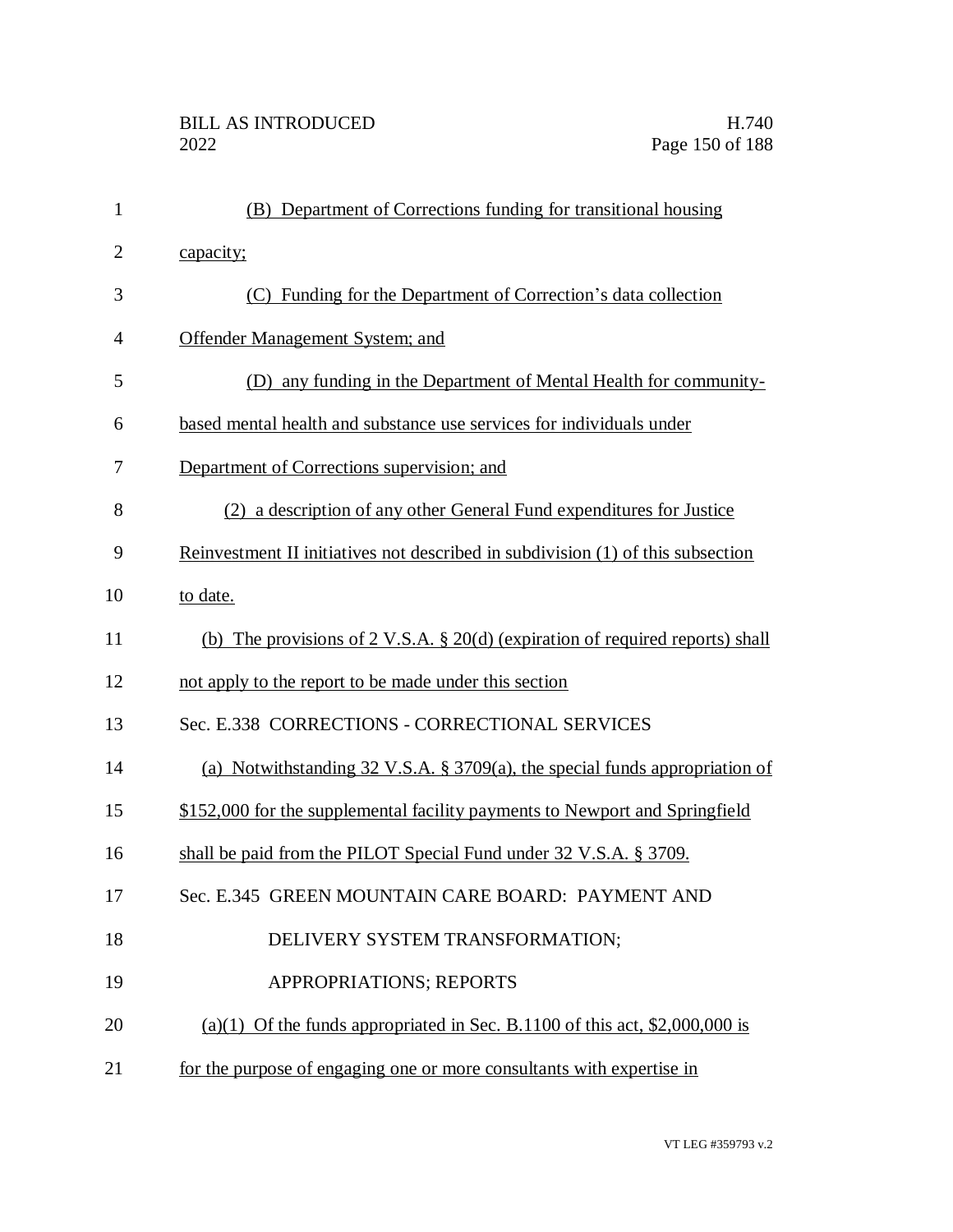(B) Department of Corrections funding for transitional housing capacity;

(C) Funding for the Department of Correction's data collection Offender Management System; and

(D) any funding in the Department of Mental Health for community-based mental health and substance use services for individuals under Department of Corrections supervision; and

(2) a description of any other General Fund expenditures for Justice Reinvestment II initiatives not described in subdivision (1) of this subsection to date.

(b) The provisions of 2 V.S.A. § 20(d) (expiration of required reports) shall not apply to the report to be made under this section

Sec. E.338 CORRECTIONS - CORRECTIONAL SERVICES

(a) Notwithstanding 32 V.S.A. § 3709(a), the special funds appropriation of \$152,000 for the supplemental facility payments to Newport and Springfield shall be paid from the PILOT Special Fund under 32 V.S.A. § 3709.

Sec. E.345 GREEN MOUNTAIN CARE BOARD: PAYMENT AND DELIVERY SYSTEM TRANSFORMATION; APPROPRIATIONS; REPORTS

(a)(1) Of the funds appropriated in Sec. B.1100 of this act, \$2,000,000 is for the purpose of engaging one or more consultants with expertise in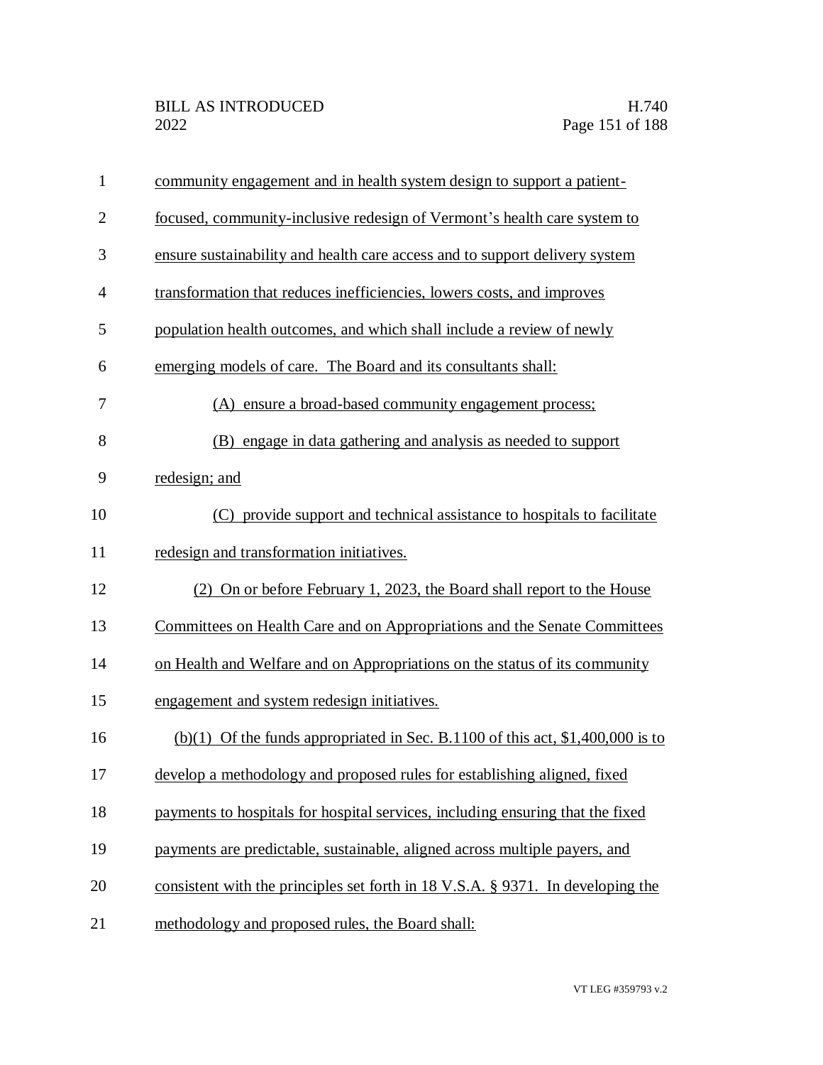community engagement and in health system design to support a patient-focused, community-inclusive redesign of Vermont's health care system to ensure sustainability and health care access and to support delivery system transformation that reduces inefficiencies, lowers costs, and improves population health outcomes, and which shall include a review of newly emerging models of care. The Board and its consultants shall:

(A) ensure a broad-based community engagement process;

(B) engage in data gathering and analysis as needed to support redesign; and

(C) provide support and technical assistance to hospitals to facilitate redesign and transformation initiatives.

(2) On or before February 1, 2023, the Board shall report to the House Committees on Health Care and on Appropriations and the Senate Committees on Health and Welfare and on Appropriations on the status of its community engagement and system redesign initiatives.

(b)(1) Of the funds appropriated in Sec. B.1100 of this act, $1,400,000 is to develop a methodology and proposed rules for establishing aligned, fixed payments to hospitals for hospital services, including ensuring that the fixed payments are predictable, sustainable, aligned across multiple payers, and consistent with the principles set forth in 18 V.S.A. § 9371. In developing the methodology and proposed rules, the Board shall: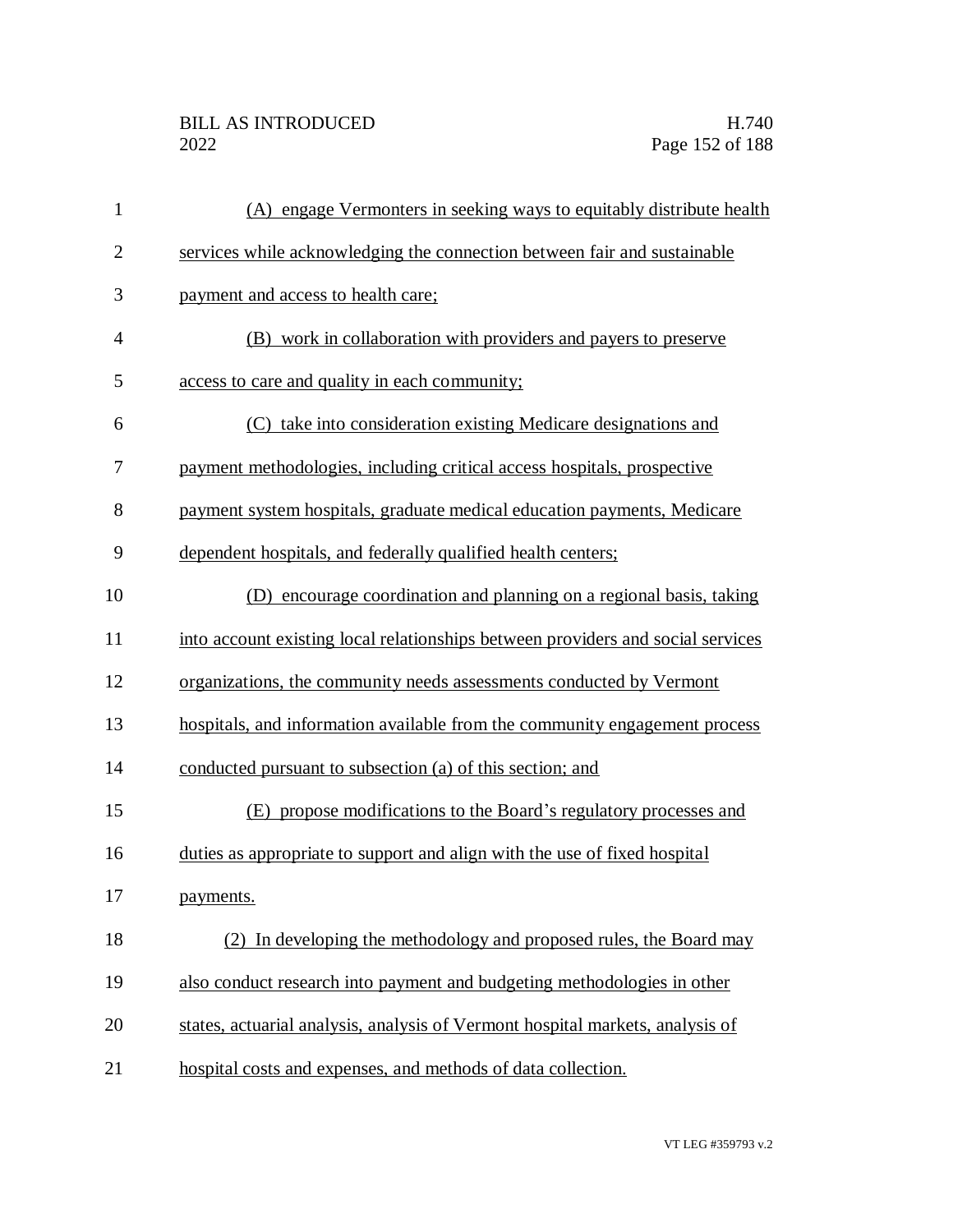(A) engage Vermonters in seeking ways to equitably distribute health services while acknowledging the connection between fair and sustainable payment and access to health care;

(B) work in collaboration with providers and payers to preserve access to care and quality in each community;

(C) take into consideration existing Medicare designations and payment methodologies, including critical access hospitals, prospective payment system hospitals, graduate medical education payments, Medicare dependent hospitals, and federally qualified health centers;

(D) encourage coordination and planning on a regional basis, taking into account existing local relationships between providers and social services organizations, the community needs assessments conducted by Vermont hospitals, and information available from the community engagement process conducted pursuant to subsection (a) of this section; and

(E) propose modifications to the Board's regulatory processes and duties as appropriate to support and align with the use of fixed hospital payments.

(2) In developing the methodology and proposed rules, the Board may also conduct research into payment and budgeting methodologies in other states, actuarial analysis, analysis of Vermont hospital markets, analysis of hospital costs and expenses, and methods of data collection.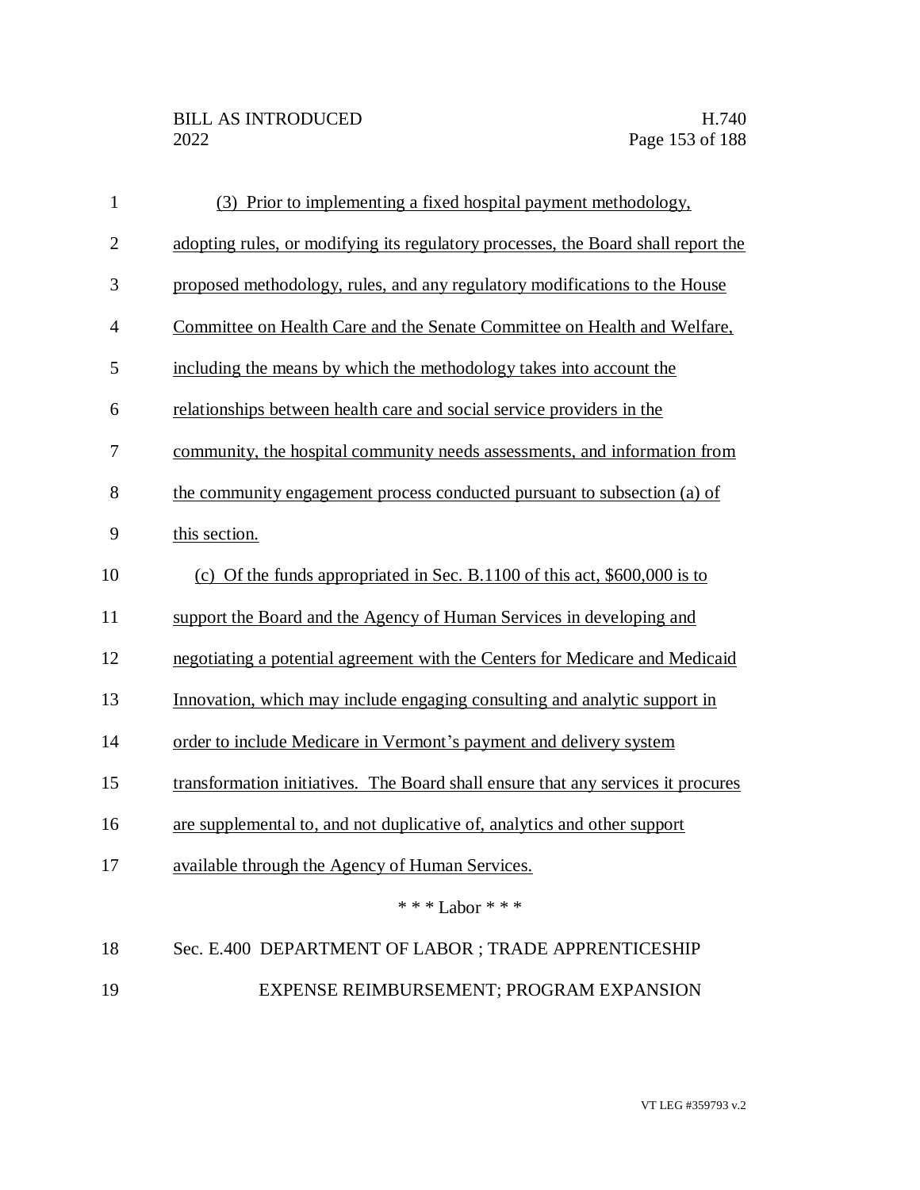(3) Prior to implementing a fixed hospital payment methodology, adopting rules, or modifying its regulatory processes, the Board shall report the proposed methodology, rules, and any regulatory modifications to the House Committee on Health Care and the Senate Committee on Health and Welfare, including the means by which the methodology takes into account the relationships between health care and social service providers in the community, the hospital community needs assessments, and information from the community engagement process conducted pursuant to subsection (a) of this section.

(c) Of the funds appropriated in Sec. B.1100 of this act, $600,000 is to support the Board and the Agency of Human Services in developing and negotiating a potential agreement with the Centers for Medicare and Medicaid Innovation, which may include engaging consulting and analytic support in order to include Medicare in Vermont's payment and delivery system transformation initiatives. The Board shall ensure that any services it procures are supplemental to, and not duplicative of, analytics and other support available through the Agency of Human Services.

\* \* \* Labor \* \* \*

Sec. E.400 DEPARTMENT OF LABOR ; TRADE APPRENTICESHIP EXPENSE REIMBURSEMENT; PROGRAM EXPANSION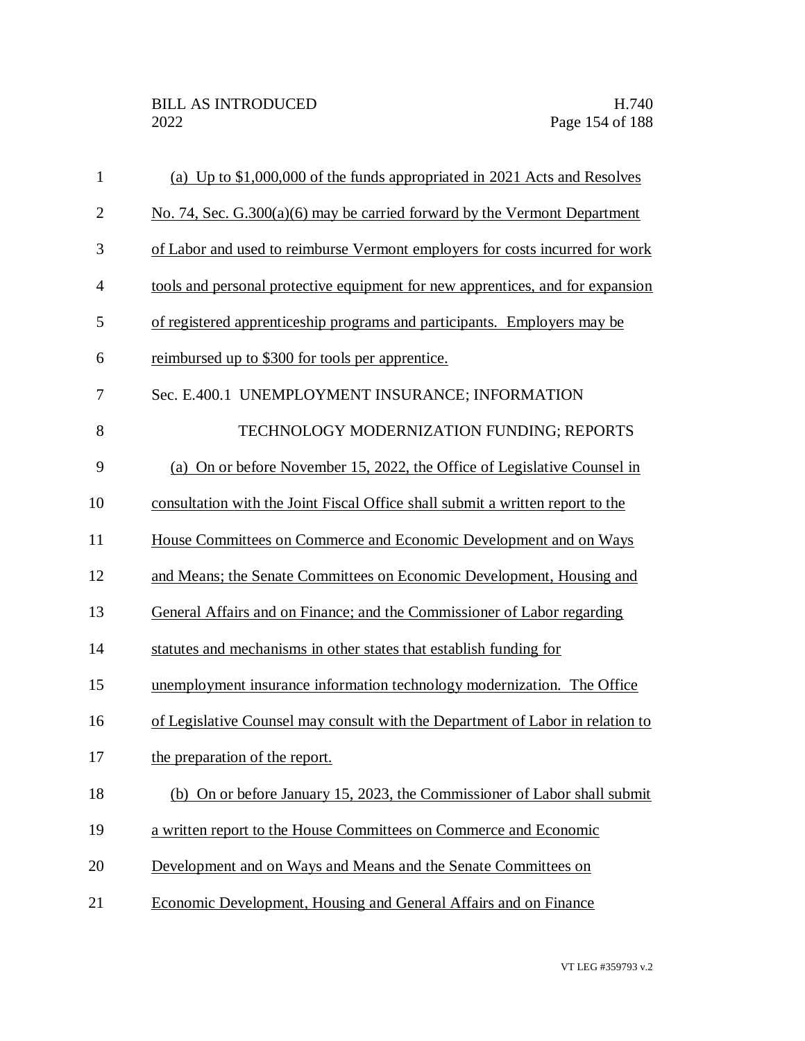(a) Up to $1,000,000 of the funds appropriated in 2021 Acts and Resolves No. 74, Sec. G.300(a)(6) may be carried forward by the Vermont Department of Labor and used to reimburse Vermont employers for costs incurred for work tools and personal protective equipment for new apprentices, and for expansion of registered apprenticeship programs and participants. Employers may be reimbursed up to $300 for tools per apprentice.

Sec. E.400.1 UNEMPLOYMENT INSURANCE; INFORMATION TECHNOLOGY MODERNIZATION FUNDING; REPORTS

(a) On or before November 15, 2022, the Office of Legislative Counsel in consultation with the Joint Fiscal Office shall submit a written report to the House Committees on Commerce and Economic Development and on Ways and Means; the Senate Committees on Economic Development, Housing and General Affairs and on Finance; and the Commissioner of Labor regarding statutes and mechanisms in other states that establish funding for unemployment insurance information technology modernization. The Office of Legislative Counsel may consult with the Department of Labor in relation to the preparation of the report.

(b) On or before January 15, 2023, the Commissioner of Labor shall submit a written report to the House Committees on Commerce and Economic Development and on Ways and Means and the Senate Committees on Economic Development, Housing and General Affairs and on Finance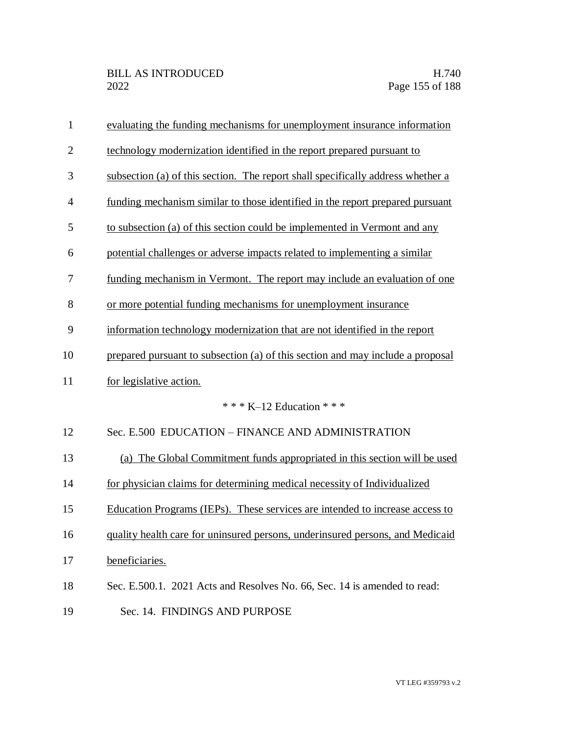evaluating the funding mechanisms for unemployment insurance information technology modernization identified in the report prepared pursuant to subsection (a) of this section. The report shall specifically address whether a funding mechanism similar to those identified in the report prepared pursuant to subsection (a) of this section could be implemented in Vermont and any potential challenges or adverse impacts related to implementing a similar funding mechanism in Vermont. The report may include an evaluation of one or more potential funding mechanisms for unemployment insurance information technology modernization that are not identified in the report prepared pursuant to subsection (a) of this section and may include a proposal for legislative action.

\* \* \* K–12 Education \* \* \*

Sec. E.500 EDUCATION – FINANCE AND ADMINISTRATION

(a) The Global Commitment funds appropriated in this section will be used for physician claims for determining medical necessity of Individualized Education Programs (IEPs). These services are intended to increase access to quality health care for uninsured persons, underinsured persons, and Medicaid beneficiaries.

Sec. E.500.1. 2021 Acts and Resolves No. 66, Sec. 14 is amended to read:

Sec. 14. FINDINGS AND PURPOSE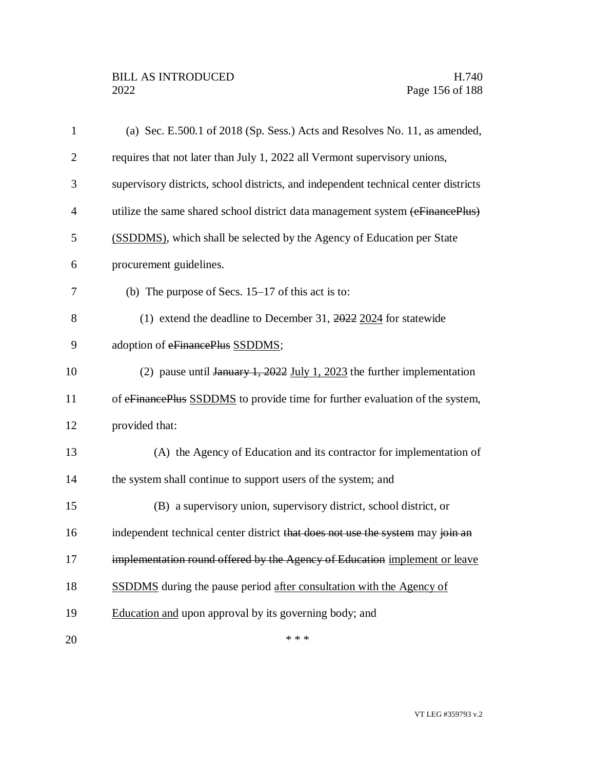(a) Sec. E.500.1 of 2018 (Sp. Sess.) Acts and Resolves No. 11, as amended, requires that not later than July 1, 2022 all Vermont supervisory unions, supervisory districts, school districts, and independent technical center districts utilize the same shared school district data management system ~~(eFinancePlus)~~ <u>(SSDDMS)</u>, which shall be selected by the Agency of Education per State procurement guidelines.

(b) The purpose of Secs. 15–17 of this act is to:

(1) extend the deadline to December 31, ~~2022~~ <u>2024</u> for statewide adoption of ~~eFinancePlus~~ <u>SSDDMS</u>;

(2) pause until ~~January 1, 2022~~ <u>July 1, 2023</u> the further implementation of ~~eFinancePlus~~ <u>SSDDMS</u> to provide time for further evaluation of the system, provided that:

(A) the Agency of Education and its contractor for implementation of the system shall continue to support users of the system; and

(B) a supervisory union, supervisory district, school district, or independent technical center district ~~that does not use the system~~ may ~~join an implementation round offered by the Agency of Education~~ <u>implement or leave SSDDMS</u> during the pause period <u>after consultation with the Agency of Education and</u> upon approval by its governing body; and

\* \* \*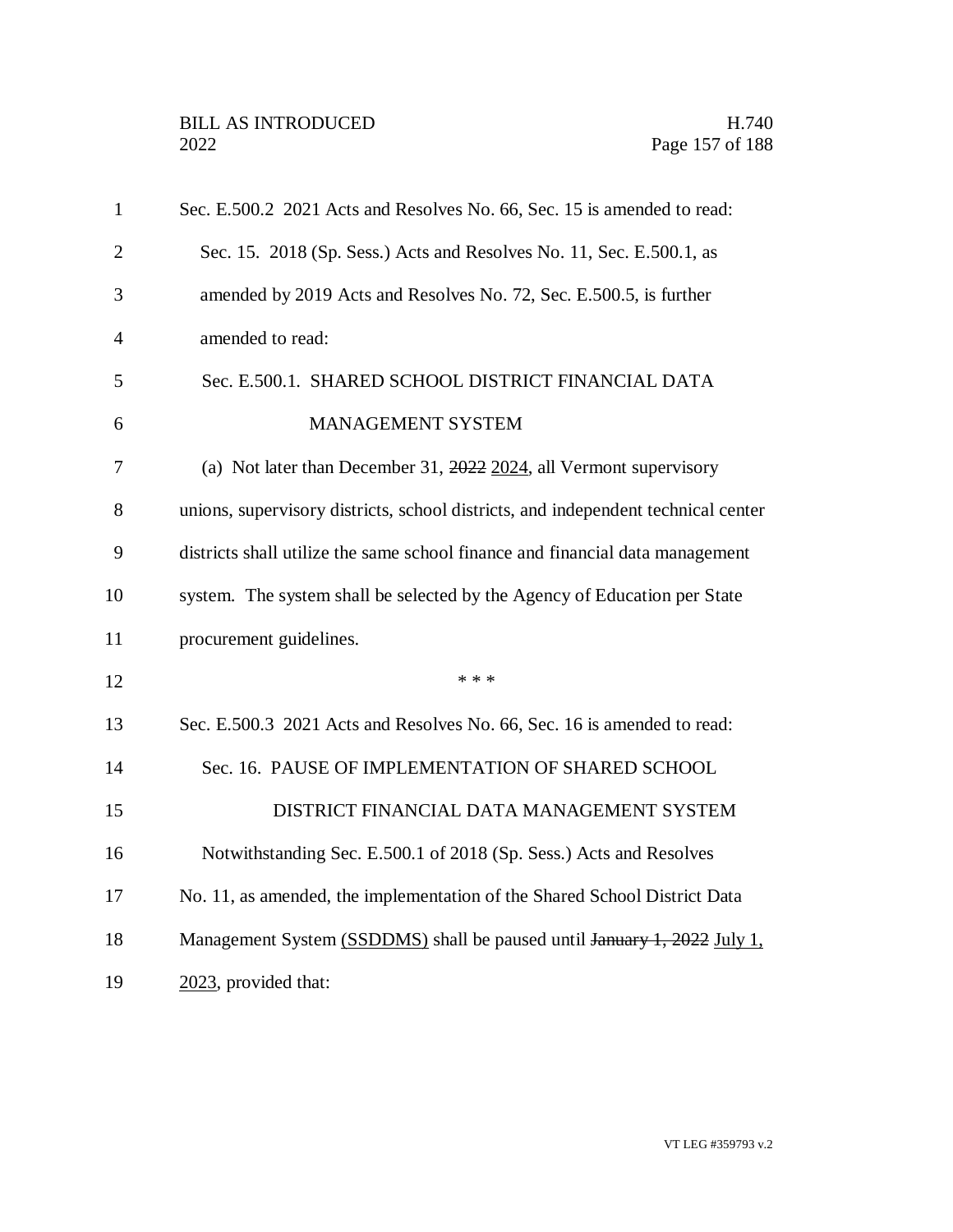Sec. E.500.2 2021 Acts and Resolves No. 66, Sec. 15 is amended to read:

Sec. 15. 2018 (Sp. Sess.) Acts and Resolves No. 11, Sec. E.500.1, as amended by 2019 Acts and Resolves No. 72, Sec. E.500.5, is further amended to read:

Sec. E.500.1. SHARED SCHOOL DISTRICT FINANCIAL DATA MANAGEMENT SYSTEM

(a) Not later than December 31, ~~2022~~ 2024, all Vermont supervisory unions, supervisory districts, school districts, and independent technical center districts shall utilize the same school finance and financial data management system. The system shall be selected by the Agency of Education per State procurement guidelines.

\* \* \*

Sec. E.500.3 2021 Acts and Resolves No. 66, Sec. 16 is amended to read:

Sec. 16. PAUSE OF IMPLEMENTATION OF SHARED SCHOOL DISTRICT FINANCIAL DATA MANAGEMENT SYSTEM

Notwithstanding Sec. E.500.1 of 2018 (Sp. Sess.) Acts and Resolves No. 11, as amended, the implementation of the Shared School District Data Management System (SSDDMS) shall be paused until ~~January 1, 2022~~ July 1, 2023, provided that: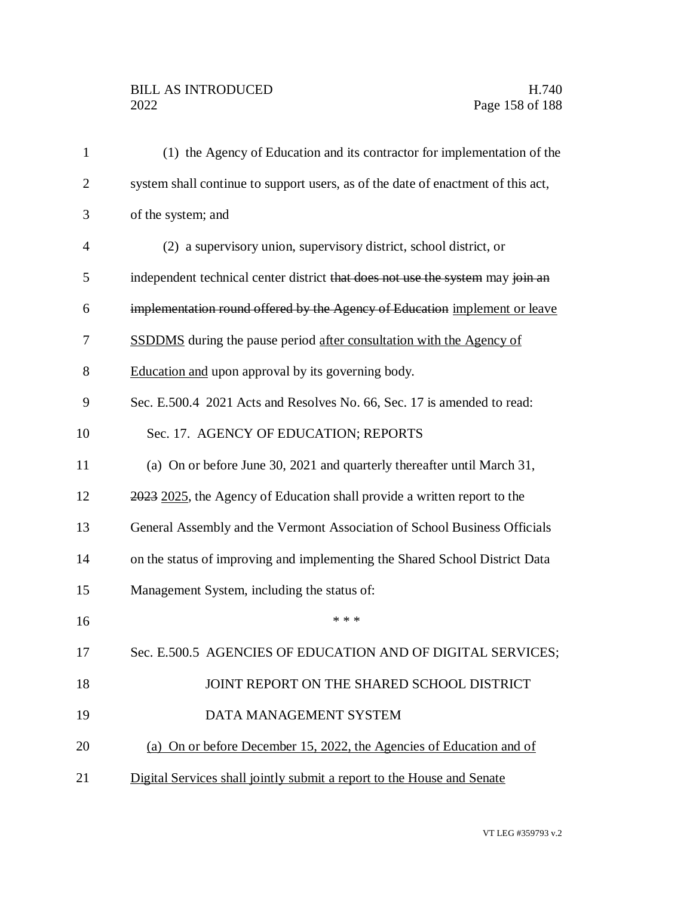(1) the Agency of Education and its contractor for implementation of the system shall continue to support users, as of the date of enactment of this act, of the system; and

(2) a supervisory union, supervisory district, school district, or independent technical center district ~~that does not use the system~~ may ~~join an implementation round offered by the Agency of Education~~ <u>implement or leave SSDDMS</u> during the pause period <u>after consultation with the Agency of Education and</u> upon approval by its governing body.

Sec. E.500.4 2021 Acts and Resolves No. 66, Sec. 17 is amended to read:

Sec. 17. AGENCY OF EDUCATION; REPORTS

(a) On or before June 30, 2021 and quarterly thereafter until March 31, ~~2023~~ <u>2025</u>, the Agency of Education shall provide a written report to the General Assembly and the Vermont Association of School Business Officials on the status of improving and implementing the Shared School District Data Management System, including the status of:

\* \* \*

Sec. E.500.5 AGENCIES OF EDUCATION AND OF DIGITAL SERVICES; JOINT REPORT ON THE SHARED SCHOOL DISTRICT DATA MANAGEMENT SYSTEM

<u>(a) On or before December 15, 2022, the Agencies of Education and of Digital Services shall jointly submit a report to the House and Senate</u>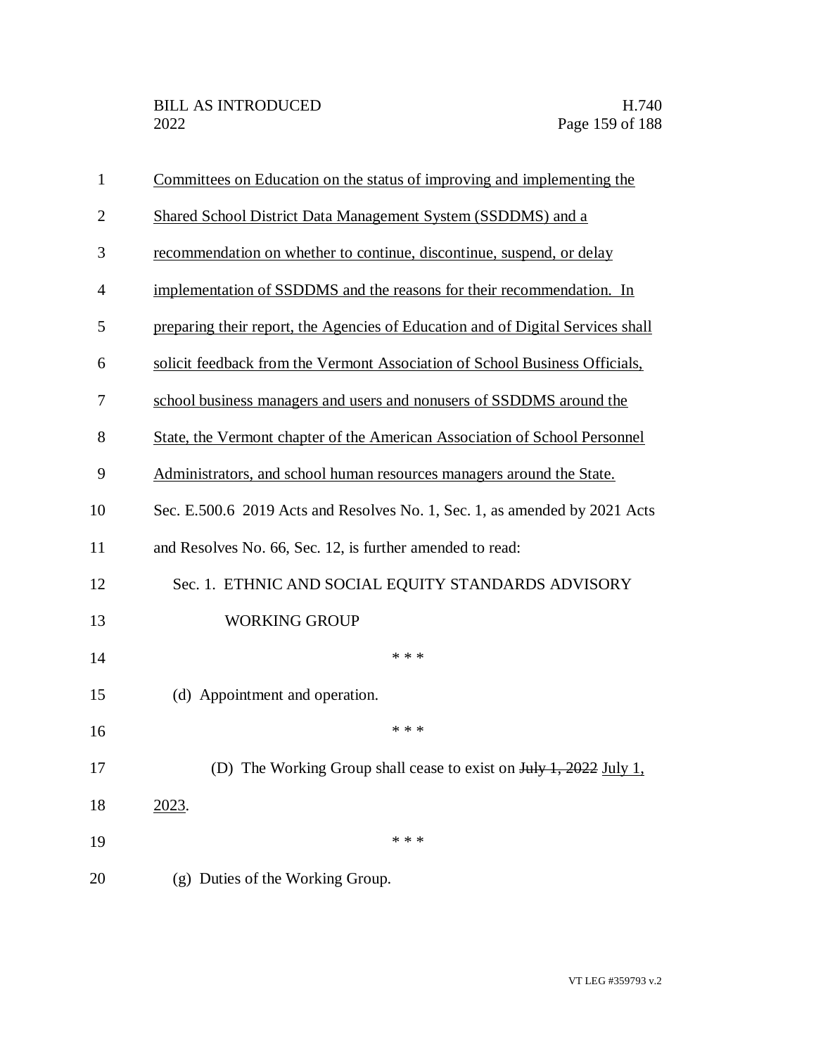Committees on Education on the status of improving and implementing the Shared School District Data Management System (SSDDMS) and a recommendation on whether to continue, discontinue, suspend, or delay implementation of SSDDMS and the reasons for their recommendation. In preparing their report, the Agencies of Education and of Digital Services shall solicit feedback from the Vermont Association of School Business Officials, school business managers and users and nonusers of SSDDMS around the State, the Vermont chapter of the American Association of School Personnel Administrators, and school human resources managers around the State.

Sec. E.500.6 2019 Acts and Resolves No. 1, Sec. 1, as amended by 2021 Acts and Resolves No. 66, Sec. 12, is further amended to read:

Sec. 1. ETHNIC AND SOCIAL EQUITY STANDARDS ADVISORY WORKING GROUP

* * *

(d) Appointment and operation.

* * *

(D) The Working Group shall cease to exist on ~~July 1, 2022~~ July 1, 2023.

* * *

(g) Duties of the Working Group.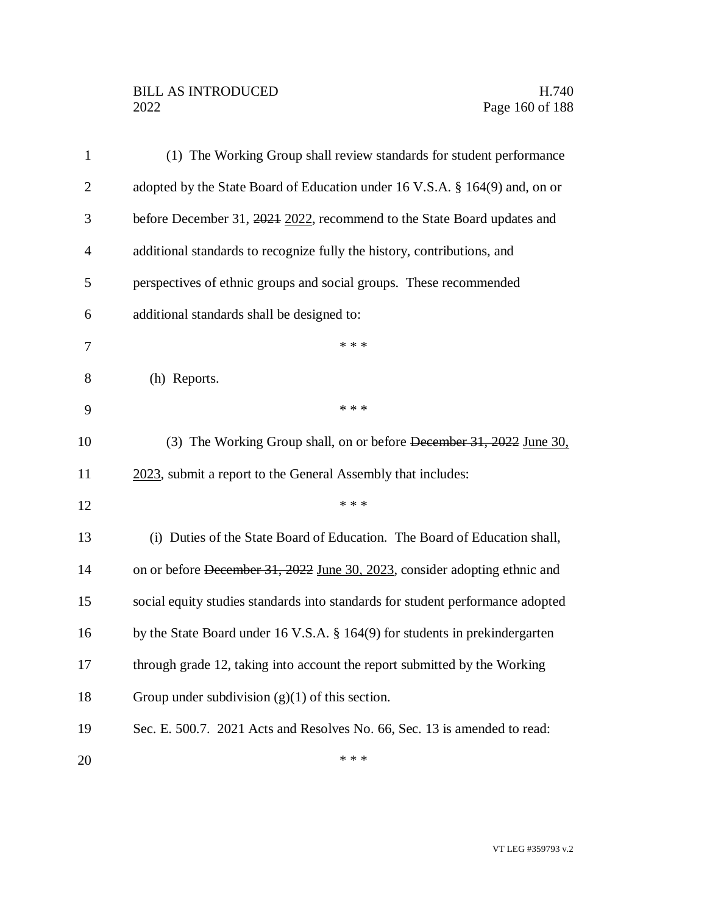(1) The Working Group shall review standards for student performance adopted by the State Board of Education under 16 V.S.A. § 164(9) and, on or before December 31, ~~2021~~ 2022, recommend to the State Board updates and additional standards to recognize fully the history, contributions, and perspectives of ethnic groups and social groups. These recommended additional standards shall be designed to:

\* \* \*

(h) Reports.

\* \* \*

(3) The Working Group shall, on or before ~~December 31, 2022~~ June 30, 2023, submit a report to the General Assembly that includes:

\* \* \*

(i) Duties of the State Board of Education. The Board of Education shall, on or before ~~December 31, 2022~~ June 30, 2023, consider adopting ethnic and social equity studies standards into standards for student performance adopted by the State Board under 16 V.S.A. § 164(9) for students in prekindergarten through grade 12, taking into account the report submitted by the Working Group under subdivision (g)(1) of this section.

Sec. E. 500.7. 2021 Acts and Resolves No. 66, Sec. 13 is amended to read:

\* \* \*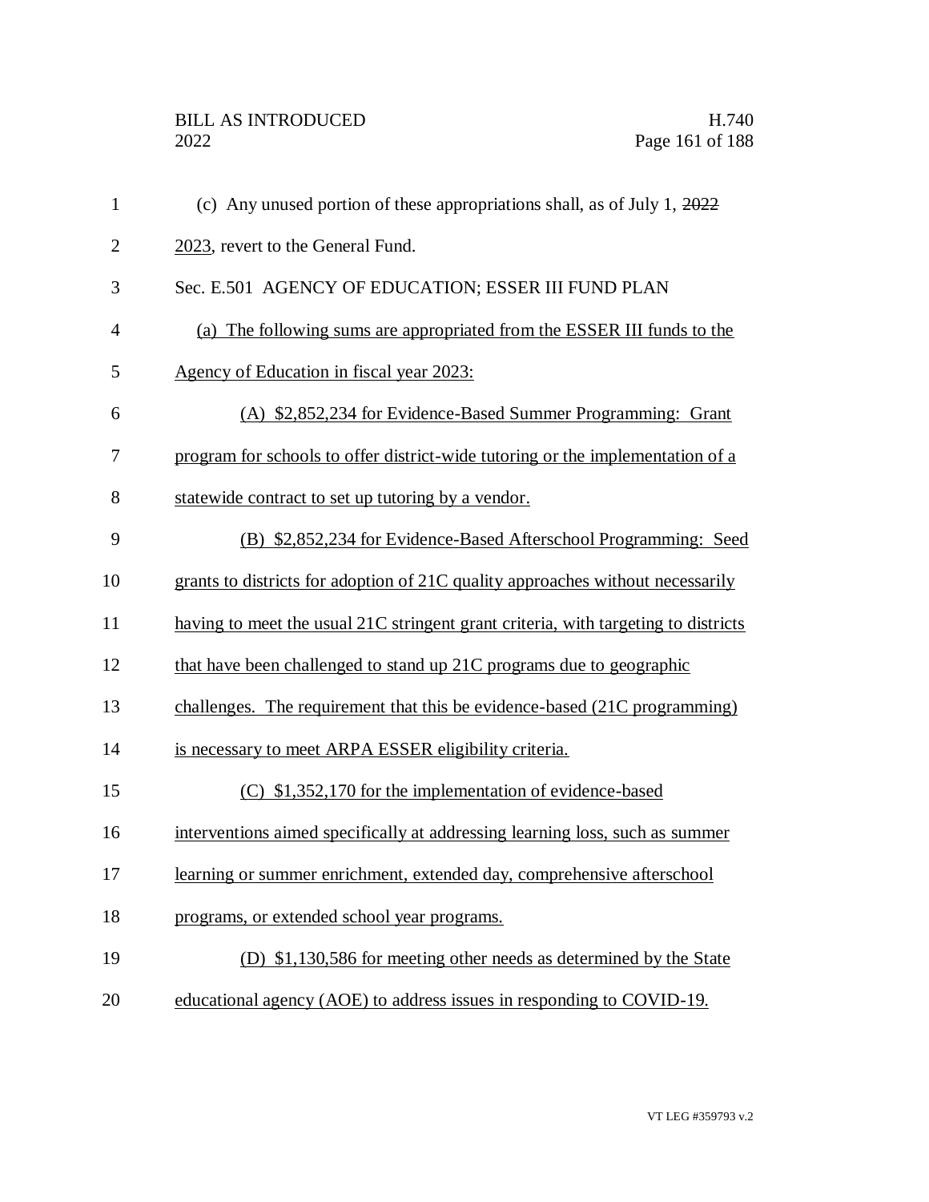(c) Any unused portion of these appropriations shall, as of July 1, ~~2022~~ 2023, revert to the General Fund.

Sec. E.501 AGENCY OF EDUCATION; ESSER III FUND PLAN

(a) The following sums are appropriated from the ESSER III funds to the Agency of Education in fiscal year 2023:

(A) $2,852,234 for Evidence-Based Summer Programming: Grant program for schools to offer district-wide tutoring or the implementation of a statewide contract to set up tutoring by a vendor.

(B) $2,852,234 for Evidence-Based Afterschool Programming: Seed grants to districts for adoption of 21C quality approaches without necessarily having to meet the usual 21C stringent grant criteria, with targeting to districts that have been challenged to stand up 21C programs due to geographic challenges. The requirement that this be evidence-based (21C programming) is necessary to meet ARPA ESSER eligibility criteria.

(C) $1,352,170 for the implementation of evidence-based interventions aimed specifically at addressing learning loss, such as summer learning or summer enrichment, extended day, comprehensive afterschool programs, or extended school year programs.

(D) $1,130,586 for meeting other needs as determined by the State educational agency (AOE) to address issues in responding to COVID-19.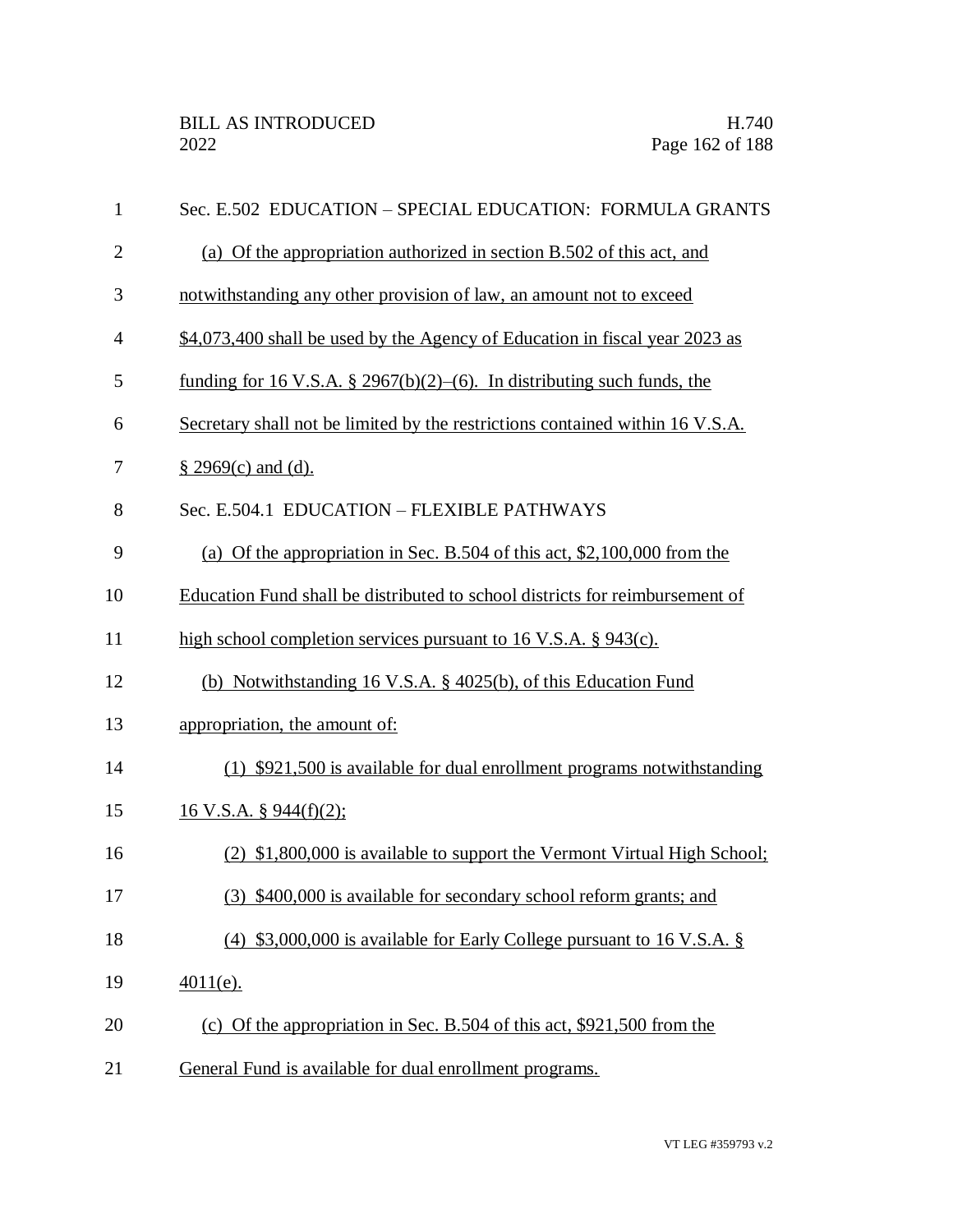Sec. E.502 EDUCATION – SPECIAL EDUCATION: FORMULA GRANTS

(a) Of the appropriation authorized in section B.502 of this act, and notwithstanding any other provision of law, an amount not to exceed $4,073,400 shall be used by the Agency of Education in fiscal year 2023 as funding for 16 V.S.A. § 2967(b)(2)–(6). In distributing such funds, the Secretary shall not be limited by the restrictions contained within 16 V.S.A. § 2969(c) and (d).

Sec. E.504.1 EDUCATION – FLEXIBLE PATHWAYS

(a) Of the appropriation in Sec. B.504 of this act, $2,100,000 from the Education Fund shall be distributed to school districts for reimbursement of high school completion services pursuant to 16 V.S.A. § 943(c).

(b) Notwithstanding 16 V.S.A. § 4025(b), of this Education Fund appropriation, the amount of:

(1) $921,500 is available for dual enrollment programs notwithstanding 16 V.S.A. § 944(f)(2);

(2) $1,800,000 is available to support the Vermont Virtual High School;

(3) $400,000 is available for secondary school reform grants; and

(4) $3,000,000 is available for Early College pursuant to 16 V.S.A. § 4011(e).

(c) Of the appropriation in Sec. B.504 of this act, $921,500 from the General Fund is available for dual enrollment programs.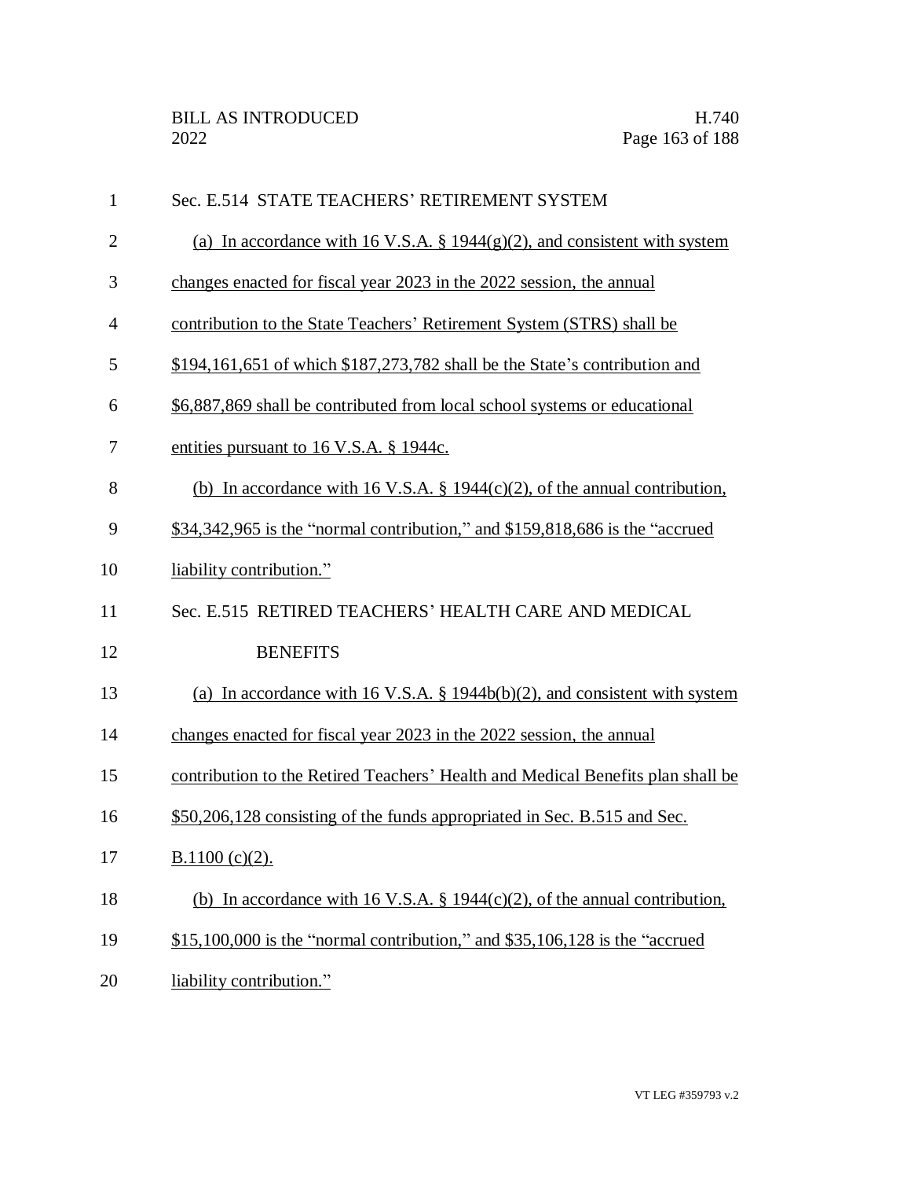Sec. E.514 STATE TEACHERS' RETIREMENT SYSTEM

(a) In accordance with 16 V.S.A. § 1944(g)(2), and consistent with system changes enacted for fiscal year 2023 in the 2022 session, the annual contribution to the State Teachers' Retirement System (STRS) shall be $194,161,651 of which $187,273,782 shall be the State's contribution and $6,887,869 shall be contributed from local school systems or educational entities pursuant to 16 V.S.A. § 1944c.

(b) In accordance with 16 V.S.A. § 1944(c)(2), of the annual contribution, $34,342,965 is the "normal contribution," and $159,818,686 is the "accrued liability contribution."

Sec. E.515 RETIRED TEACHERS' HEALTH CARE AND MEDICAL BENEFITS

(a) In accordance with 16 V.S.A. § 1944b(b)(2), and consistent with system changes enacted for fiscal year 2023 in the 2022 session, the annual contribution to the Retired Teachers' Health and Medical Benefits plan shall be $50,206,128 consisting of the funds appropriated in Sec. B.515 and Sec. B.1100 (c)(2).

(b) In accordance with 16 V.S.A. § 1944(c)(2), of the annual contribution, $15,100,000 is the "normal contribution," and $35,106,128 is the "accrued liability contribution."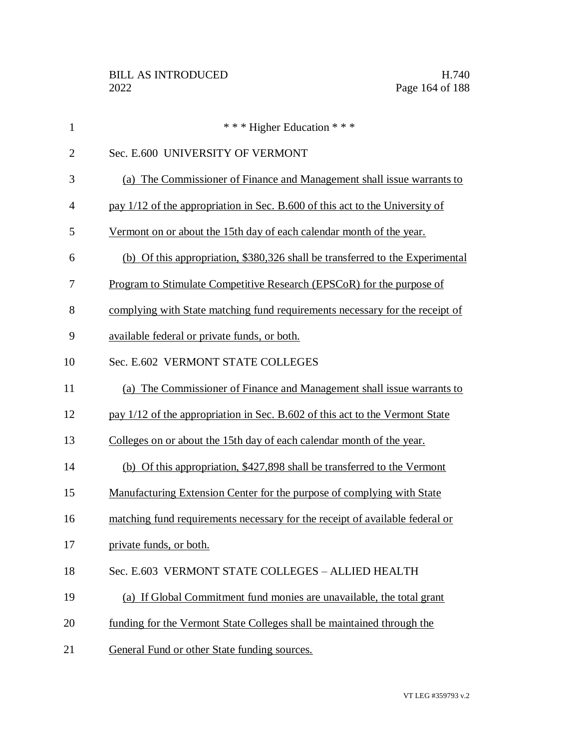\* \* \* Higher Education \* \* \*

Sec. E.600 UNIVERSITY OF VERMONT

(a) The Commissioner of Finance and Management shall issue warrants to pay 1/12 of the appropriation in Sec. B.600 of this act to the University of Vermont on or about the 15th day of each calendar month of the year.

(b) Of this appropriation, $380,326 shall be transferred to the Experimental Program to Stimulate Competitive Research (EPSCoR) for the purpose of complying with State matching fund requirements necessary for the receipt of available federal or private funds, or both.

Sec. E.602 VERMONT STATE COLLEGES

(a) The Commissioner of Finance and Management shall issue warrants to pay 1/12 of the appropriation in Sec. B.602 of this act to the Vermont State Colleges on or about the 15th day of each calendar month of the year.

(b) Of this appropriation, $427,898 shall be transferred to the Vermont Manufacturing Extension Center for the purpose of complying with State matching fund requirements necessary for the receipt of available federal or private funds, or both.

Sec. E.603 VERMONT STATE COLLEGES – ALLIED HEALTH

(a) If Global Commitment fund monies are unavailable, the total grant funding for the Vermont State Colleges shall be maintained through the General Fund or other State funding sources.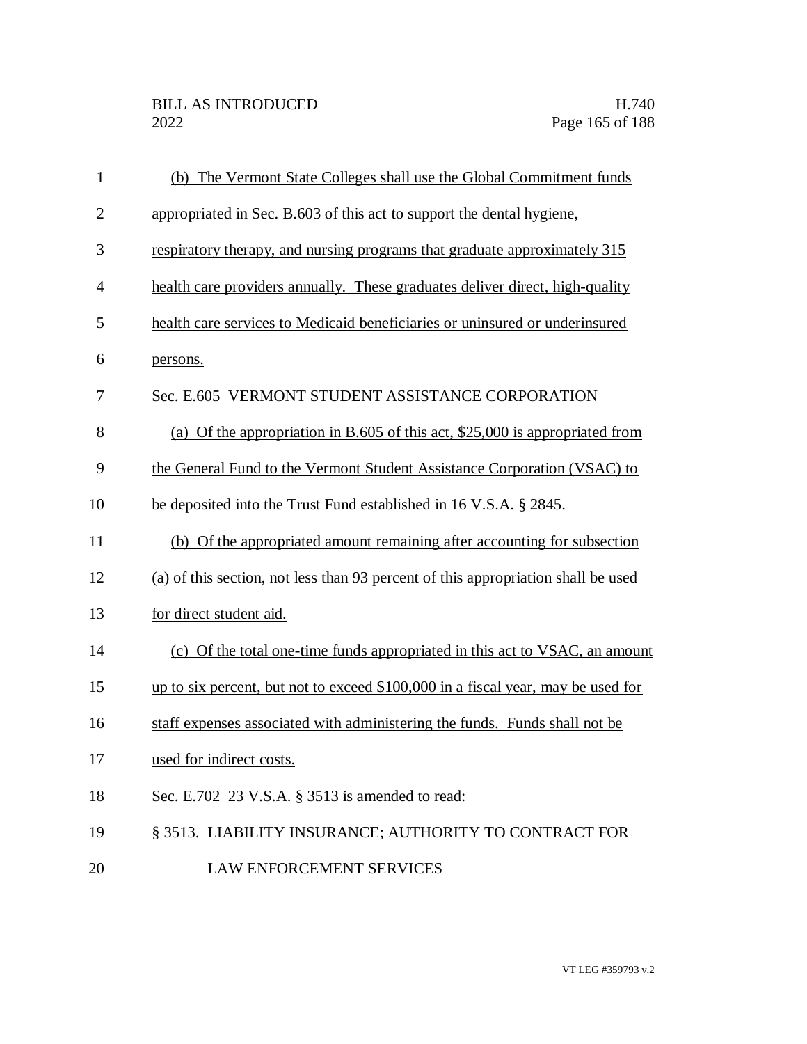(b) The Vermont State Colleges shall use the Global Commitment funds appropriated in Sec. B.603 of this act to support the dental hygiene, respiratory therapy, and nursing programs that graduate approximately 315 health care providers annually. These graduates deliver direct, high-quality health care services to Medicaid beneficiaries or uninsured or underinsured persons.

Sec. E.605 VERMONT STUDENT ASSISTANCE CORPORATION

(a) Of the appropriation in B.605 of this act, $25,000 is appropriated from the General Fund to the Vermont Student Assistance Corporation (VSAC) to be deposited into the Trust Fund established in 16 V.S.A. § 2845.

(b) Of the appropriated amount remaining after accounting for subsection (a) of this section, not less than 93 percent of this appropriation shall be used for direct student aid.

(c) Of the total one-time funds appropriated in this act to VSAC, an amount up to six percent, but not to exceed $100,000 in a fiscal year, may be used for staff expenses associated with administering the funds. Funds shall not be used for indirect costs.

Sec. E.702 23 V.S.A. § 3513 is amended to read:

§ 3513. LIABILITY INSURANCE; AUTHORITY TO CONTRACT FOR LAW ENFORCEMENT SERVICES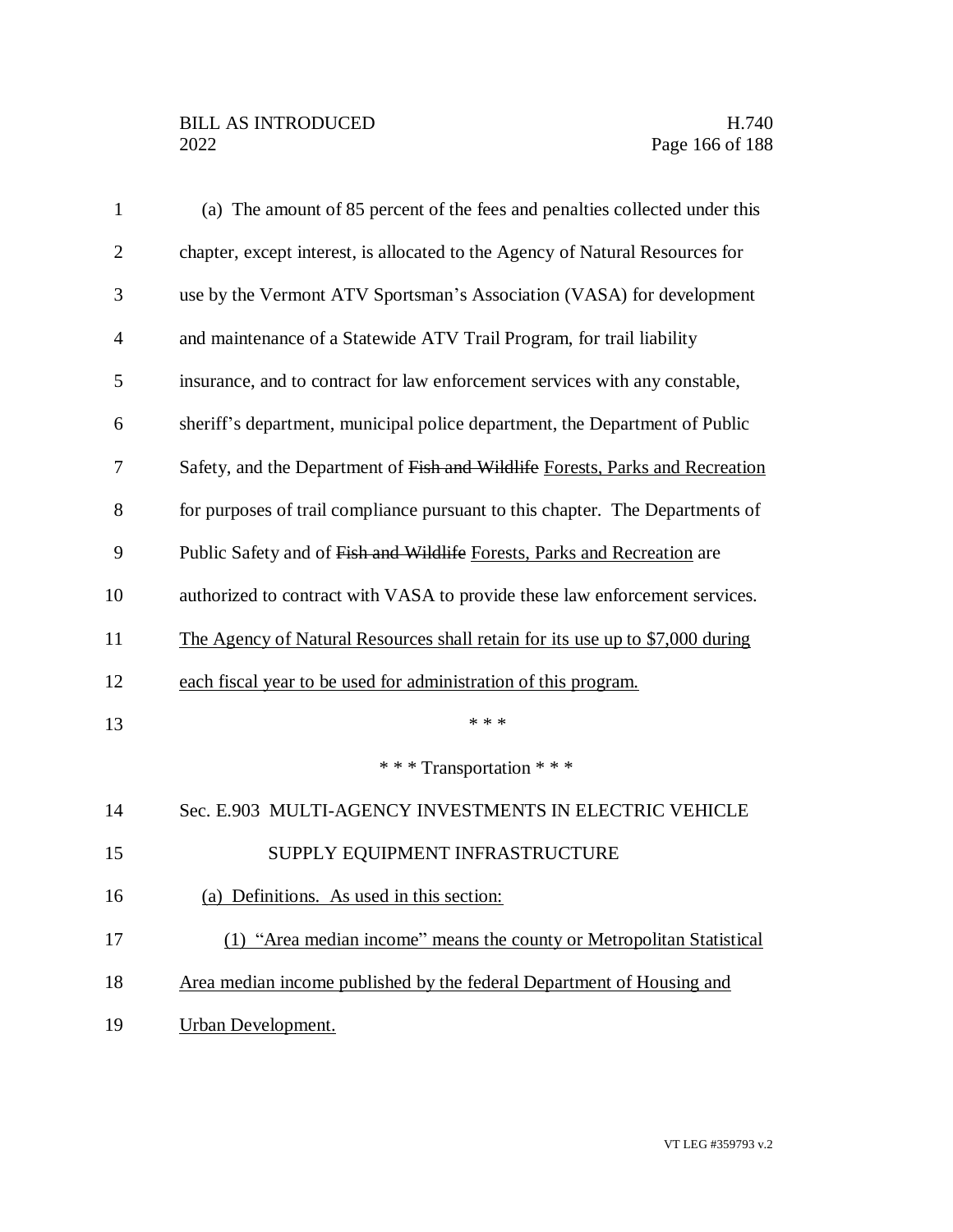(a) The amount of 85 percent of the fees and penalties collected under this chapter, except interest, is allocated to the Agency of Natural Resources for use by the Vermont ATV Sportsman's Association (VASA) for development and maintenance of a Statewide ATV Trail Program, for trail liability insurance, and to contract for law enforcement services with any constable, sheriff's department, municipal police department, the Department of Public Safety, and the Department of ~~Fish and Wildlife~~ Forests, Parks and Recreation for purposes of trail compliance pursuant to this chapter. The Departments of Public Safety and of ~~Fish and Wildlife~~ Forests, Parks and Recreation are authorized to contract with VASA to provide these law enforcement services. The Agency of Natural Resources shall retain for its use up to $7,000 during each fiscal year to be used for administration of this program.

* * *

* * * Transportation * * *

Sec. E.903 MULTI-AGENCY INVESTMENTS IN ELECTRIC VEHICLE SUPPLY EQUIPMENT INFRASTRUCTURE

(a) Definitions. As used in this section:

(1) "Area median income" means the county or Metropolitan Statistical Area median income published by the federal Department of Housing and Urban Development.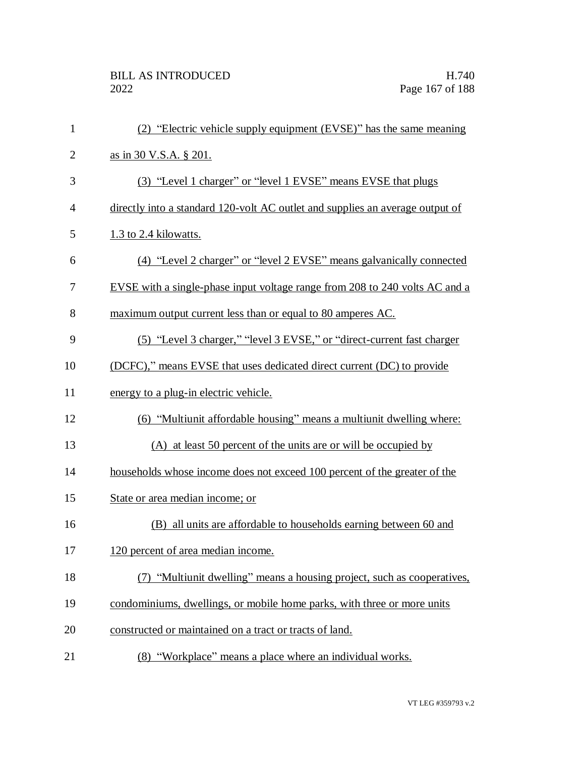(2) "Electric vehicle supply equipment (EVSE)" has the same meaning as in 30 V.S.A. § 201.

(3) "Level 1 charger" or "level 1 EVSE" means EVSE that plugs directly into a standard 120-volt AC outlet and supplies an average output of 1.3 to 2.4 kilowatts.

(4) "Level 2 charger" or "level 2 EVSE" means galvanically connected EVSE with a single-phase input voltage range from 208 to 240 volts AC and a maximum output current less than or equal to 80 amperes AC.

(5) "Level 3 charger," "level 3 EVSE," or "direct-current fast charger (DCFC)," means EVSE that uses dedicated direct current (DC) to provide energy to a plug-in electric vehicle.

(6) "Multiunit affordable housing" means a multiunit dwelling where:

(A) at least 50 percent of the units are or will be occupied by households whose income does not exceed 100 percent of the greater of the State or area median income; or

(B) all units are affordable to households earning between 60 and 120 percent of area median income.

(7) "Multiunit dwelling" means a housing project, such as cooperatives, condominiums, dwellings, or mobile home parks, with three or more units constructed or maintained on a tract or tracts of land.

(8) "Workplace" means a place where an individual works.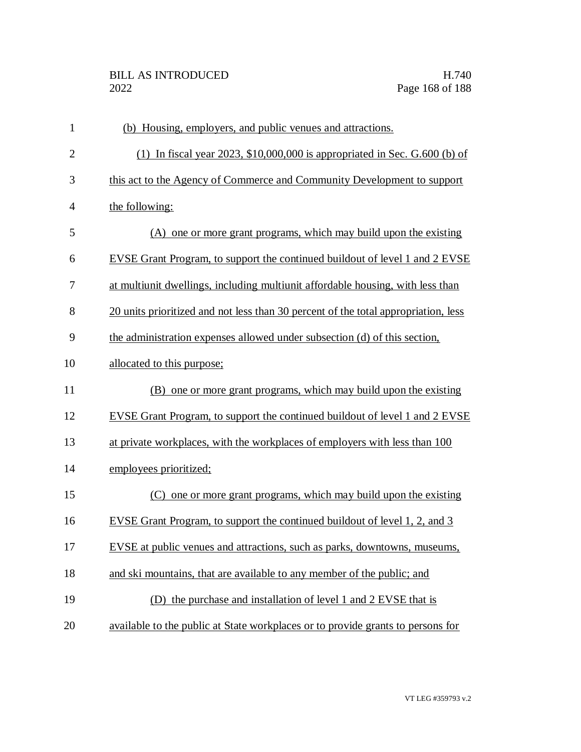(b) Housing, employers, and public venues and attractions.

(1) In fiscal year 2023, $10,000,000 is appropriated in Sec. G.600 (b) of this act to the Agency of Commerce and Community Development to support the following:

(A) one or more grant programs, which may build upon the existing EVSE Grant Program, to support the continued buildout of level 1 and 2 EVSE at multiunit dwellings, including multiunit affordable housing, with less than 20 units prioritized and not less than 30 percent of the total appropriation, less the administration expenses allowed under subsection (d) of this section, allocated to this purpose;

(B) one or more grant programs, which may build upon the existing EVSE Grant Program, to support the continued buildout of level 1 and 2 EVSE at private workplaces, with the workplaces of employers with less than 100 employees prioritized;

(C) one or more grant programs, which may build upon the existing EVSE Grant Program, to support the continued buildout of level 1, 2, and 3 EVSE at public venues and attractions, such as parks, downtowns, museums, and ski mountains, that are available to any member of the public; and

(D) the purchase and installation of level 1 and 2 EVSE that is available to the public at State workplaces or to provide grants to persons for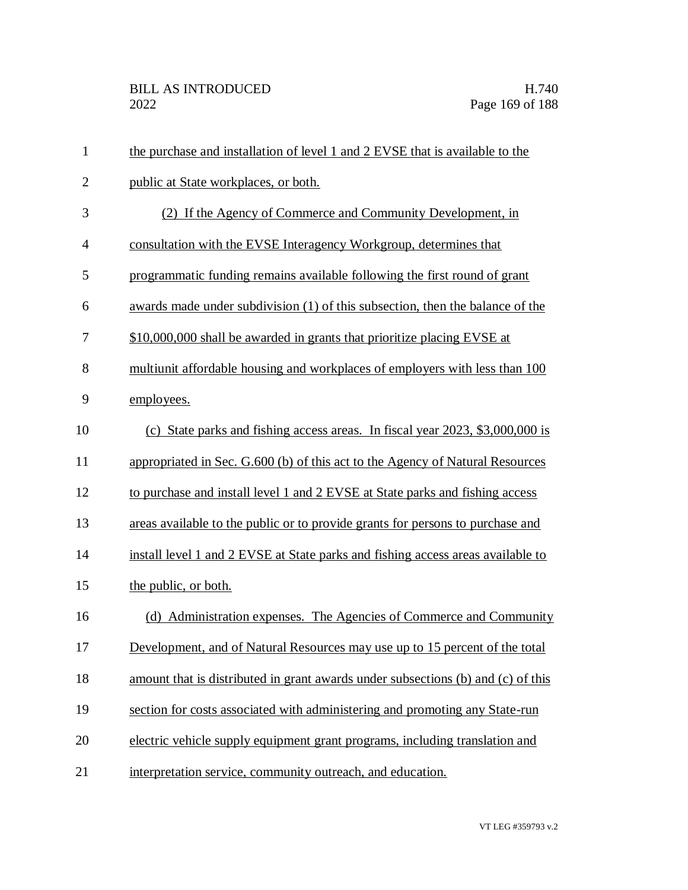the purchase and installation of level 1 and 2 EVSE that is available to the public at State workplaces, or both.

(2) If the Agency of Commerce and Community Development, in consultation with the EVSE Interagency Workgroup, determines that programmatic funding remains available following the first round of grant awards made under subdivision (1) of this subsection, then the balance of the $10,000,000 shall be awarded in grants that prioritize placing EVSE at multiunit affordable housing and workplaces of employers with less than 100 employees.

(c) State parks and fishing access areas. In fiscal year 2023, $3,000,000 is appropriated in Sec. G.600 (b) of this act to the Agency of Natural Resources to purchase and install level 1 and 2 EVSE at State parks and fishing access areas available to the public or to provide grants for persons to purchase and install level 1 and 2 EVSE at State parks and fishing access areas available to the public, or both.

(d) Administration expenses. The Agencies of Commerce and Community Development, and of Natural Resources may use up to 15 percent of the total amount that is distributed in grant awards under subsections (b) and (c) of this section for costs associated with administering and promoting any State-run electric vehicle supply equipment grant programs, including translation and interpretation service, community outreach, and education.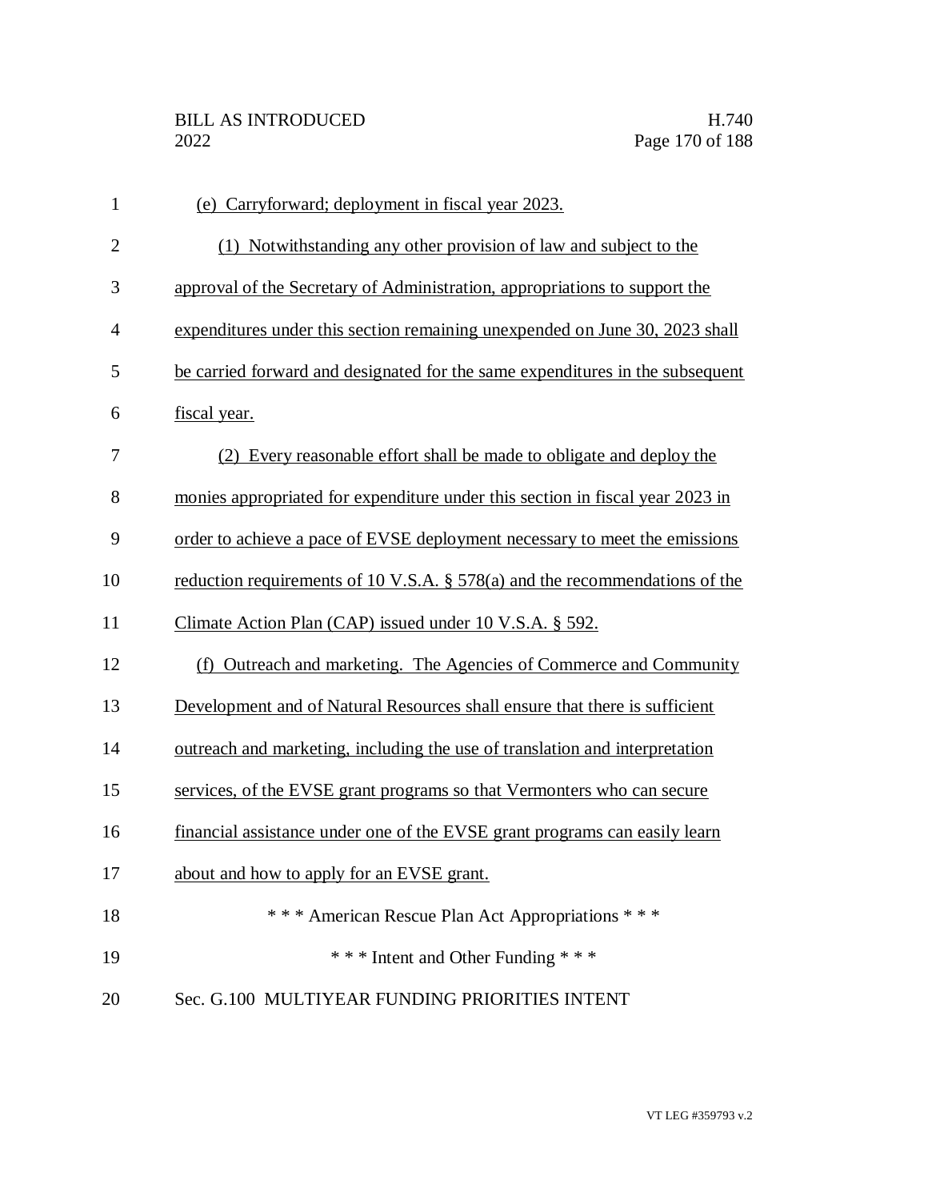(e) Carryforward; deployment in fiscal year 2023.

(1) Notwithstanding any other provision of law and subject to the approval of the Secretary of Administration, appropriations to support the expenditures under this section remaining unexpended on June 30, 2023 shall be carried forward and designated for the same expenditures in the subsequent fiscal year.

(2) Every reasonable effort shall be made to obligate and deploy the monies appropriated for expenditure under this section in fiscal year 2023 in order to achieve a pace of EVSE deployment necessary to meet the emissions reduction requirements of 10 V.S.A. § 578(a) and the recommendations of the Climate Action Plan (CAP) issued under 10 V.S.A. § 592.

(f) Outreach and marketing. The Agencies of Commerce and Community Development and of Natural Resources shall ensure that there is sufficient outreach and marketing, including the use of translation and interpretation services, of the EVSE grant programs so that Vermonters who can secure financial assistance under one of the EVSE grant programs can easily learn about and how to apply for an EVSE grant.

\* \* \* American Rescue Plan Act Appropriations \* \* \*

\* \* \* Intent and Other Funding \* \* \*

Sec. G.100 MULTIYEAR FUNDING PRIORITIES INTENT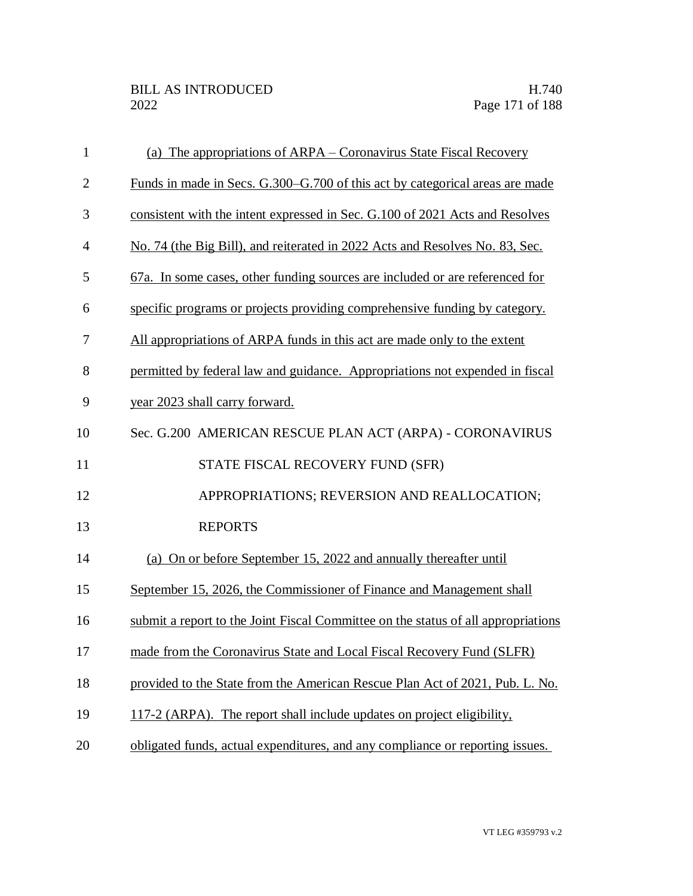(a) The appropriations of ARPA – Coronavirus State Fiscal Recovery Funds in made in Secs. G.300–G.700 of this act by categorical areas are made consistent with the intent expressed in Sec. G.100 of 2021 Acts and Resolves No. 74 (the Big Bill), and reiterated in 2022 Acts and Resolves No. 83, Sec. 67a. In some cases, other funding sources are included or are referenced for specific programs or projects providing comprehensive funding by category. All appropriations of ARPA funds in this act are made only to the extent permitted by federal law and guidance. Appropriations not expended in fiscal year 2023 shall carry forward.

Sec. G.200 AMERICAN RESCUE PLAN ACT (ARPA) - CORONAVIRUS STATE FISCAL RECOVERY FUND (SFR) APPROPRIATIONS; REVERSION AND REALLOCATION; REPORTS

(a) On or before September 15, 2022 and annually thereafter until September 15, 2026, the Commissioner of Finance and Management shall submit a report to the Joint Fiscal Committee on the status of all appropriations made from the Coronavirus State and Local Fiscal Recovery Fund (SLFR) provided to the State from the American Rescue Plan Act of 2021, Pub. L. No. 117-2 (ARPA). The report shall include updates on project eligibility, obligated funds, actual expenditures, and any compliance or reporting issues.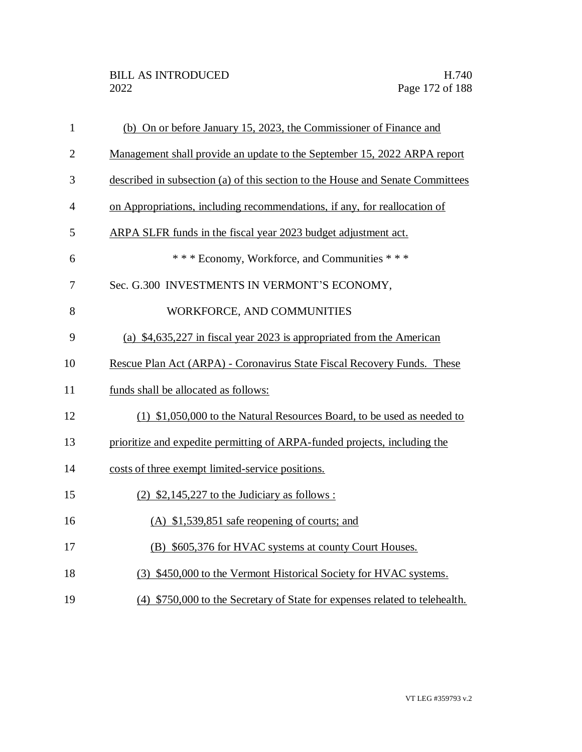(b) On or before January 15, 2023, the Commissioner of Finance and Management shall provide an update to the September 15, 2022 ARPA report described in subsection (a) of this section to the House and Senate Committees on Appropriations, including recommendations, if any, for reallocation of ARPA SLFR funds in the fiscal year 2023 budget adjustment act.

\* \* \* Economy, Workforce, and Communities \* \* \*

Sec. G.300 INVESTMENTS IN VERMONT'S ECONOMY, WORKFORCE, AND COMMUNITIES

(a) $4,635,227 in fiscal year 2023 is appropriated from the American Rescue Plan Act (ARPA) - Coronavirus State Fiscal Recovery Funds. These funds shall be allocated as follows:

(1) $1,050,000 to the Natural Resources Board, to be used as needed to prioritize and expedite permitting of ARPA-funded projects, including the costs of three exempt limited-service positions.

(2) $2,145,227 to the Judiciary as follows :

(A) $1,539,851 safe reopening of courts; and

(B) $605,376 for HVAC systems at county Court Houses.

(3) $450,000 to the Vermont Historical Society for HVAC systems.

(4) $750,000 to the Secretary of State for expenses related to telehealth.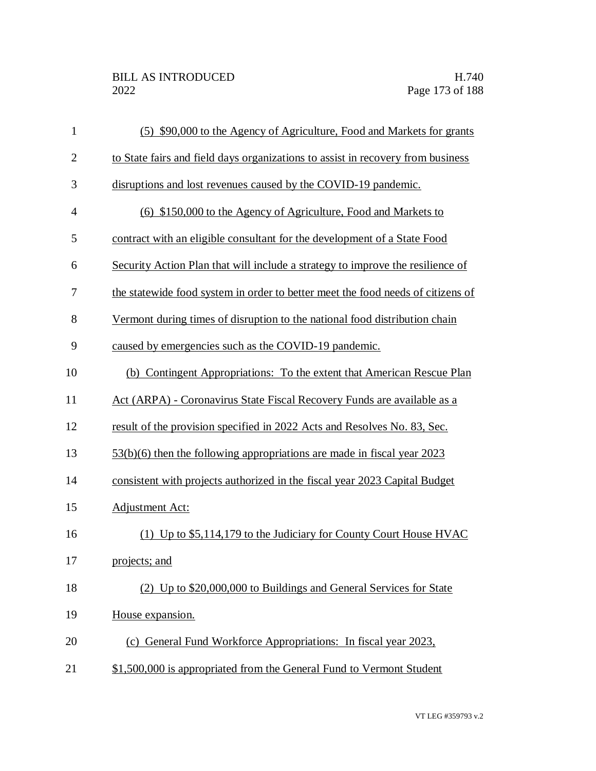(5) $90,000 to the Agency of Agriculture, Food and Markets for grants to State fairs and field days organizations to assist in recovery from business disruptions and lost revenues caused by the COVID-19 pandemic.

(6) $150,000 to the Agency of Agriculture, Food and Markets to contract with an eligible consultant for the development of a State Food Security Action Plan that will include a strategy to improve the resilience of the statewide food system in order to better meet the food needs of citizens of Vermont during times of disruption to the national food distribution chain caused by emergencies such as the COVID-19 pandemic.

(b) Contingent Appropriations: To the extent that American Rescue Plan Act (ARPA) - Coronavirus State Fiscal Recovery Funds are available as a result of the provision specified in 2022 Acts and Resolves No. 83, Sec. 53(b)(6) then the following appropriations are made in fiscal year 2023 consistent with projects authorized in the fiscal year 2023 Capital Budget Adjustment Act:

(1) Up to $5,114,179 to the Judiciary for County Court House HVAC projects; and

(2) Up to $20,000,000 to Buildings and General Services for State House expansion.

(c) General Fund Workforce Appropriations: In fiscal year 2023, $1,500,000 is appropriated from the General Fund to Vermont Student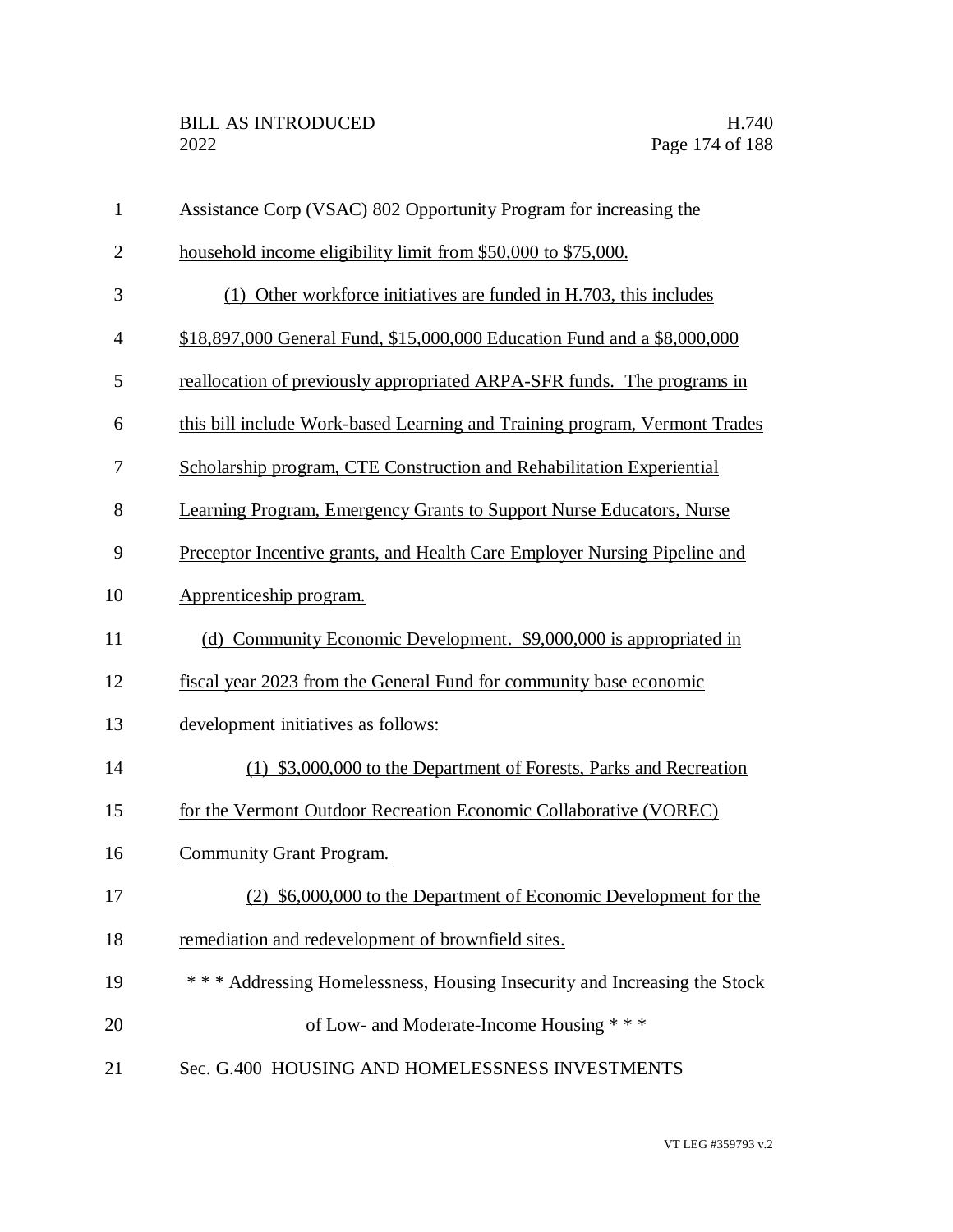Assistance Corp (VSAC) 802 Opportunity Program for increasing the household income eligibility limit from $50,000 to $75,000.

(1) Other workforce initiatives are funded in H.703, this includes $18,897,000 General Fund, $15,000,000 Education Fund and a $8,000,000 reallocation of previously appropriated ARPA-SFR funds. The programs in this bill include Work-based Learning and Training program, Vermont Trades Scholarship program, CTE Construction and Rehabilitation Experiential Learning Program, Emergency Grants to Support Nurse Educators, Nurse Preceptor Incentive grants, and Health Care Employer Nursing Pipeline and Apprenticeship program.

(d) Community Economic Development. $9,000,000 is appropriated in fiscal year 2023 from the General Fund for community base economic development initiatives as follows:

(1) $3,000,000 to the Department of Forests, Parks and Recreation for the Vermont Outdoor Recreation Economic Collaborative (VOREC) Community Grant Program.

(2) $6,000,000 to the Department of Economic Development for the remediation and redevelopment of brownfield sites.

\* \* \* Addressing Homelessness, Housing Insecurity and Increasing the Stock of Low- and Moderate-Income Housing \* \* \*

Sec. G.400 HOUSING AND HOMELESSNESS INVESTMENTS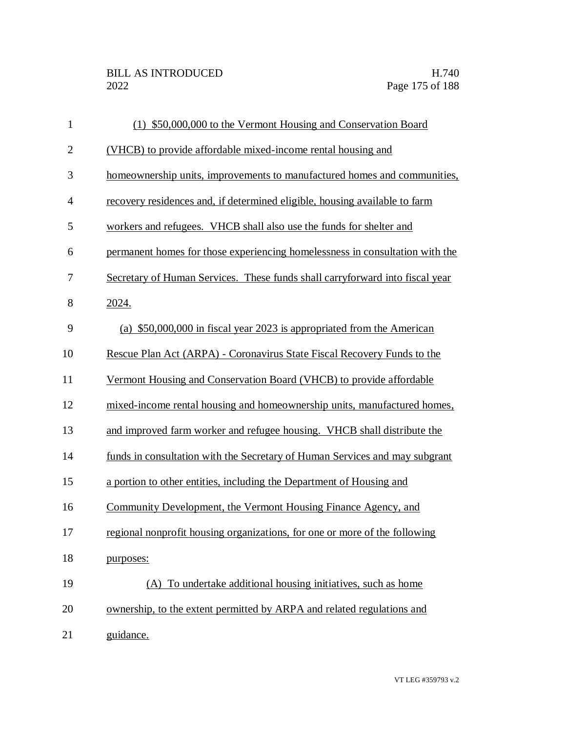(1) $50,000,000 to the Vermont Housing and Conservation Board (VHCB) to provide affordable mixed-income rental housing and homeownership units, improvements to manufactured homes and communities, recovery residences and, if determined eligible, housing available to farm workers and refugees. VHCB shall also use the funds for shelter and permanent homes for those experiencing homelessness in consultation with the Secretary of Human Services. These funds shall carryforward into fiscal year 2024.

(a) $50,000,000 in fiscal year 2023 is appropriated from the American Rescue Plan Act (ARPA) - Coronavirus State Fiscal Recovery Funds to the Vermont Housing and Conservation Board (VHCB) to provide affordable mixed-income rental housing and homeownership units, manufactured homes, and improved farm worker and refugee housing. VHCB shall distribute the funds in consultation with the Secretary of Human Services and may subgrant a portion to other entities, including the Department of Housing and Community Development, the Vermont Housing Finance Agency, and regional nonprofit housing organizations, for one or more of the following purposes:

(A) To undertake additional housing initiatives, such as home ownership, to the extent permitted by ARPA and related regulations and guidance.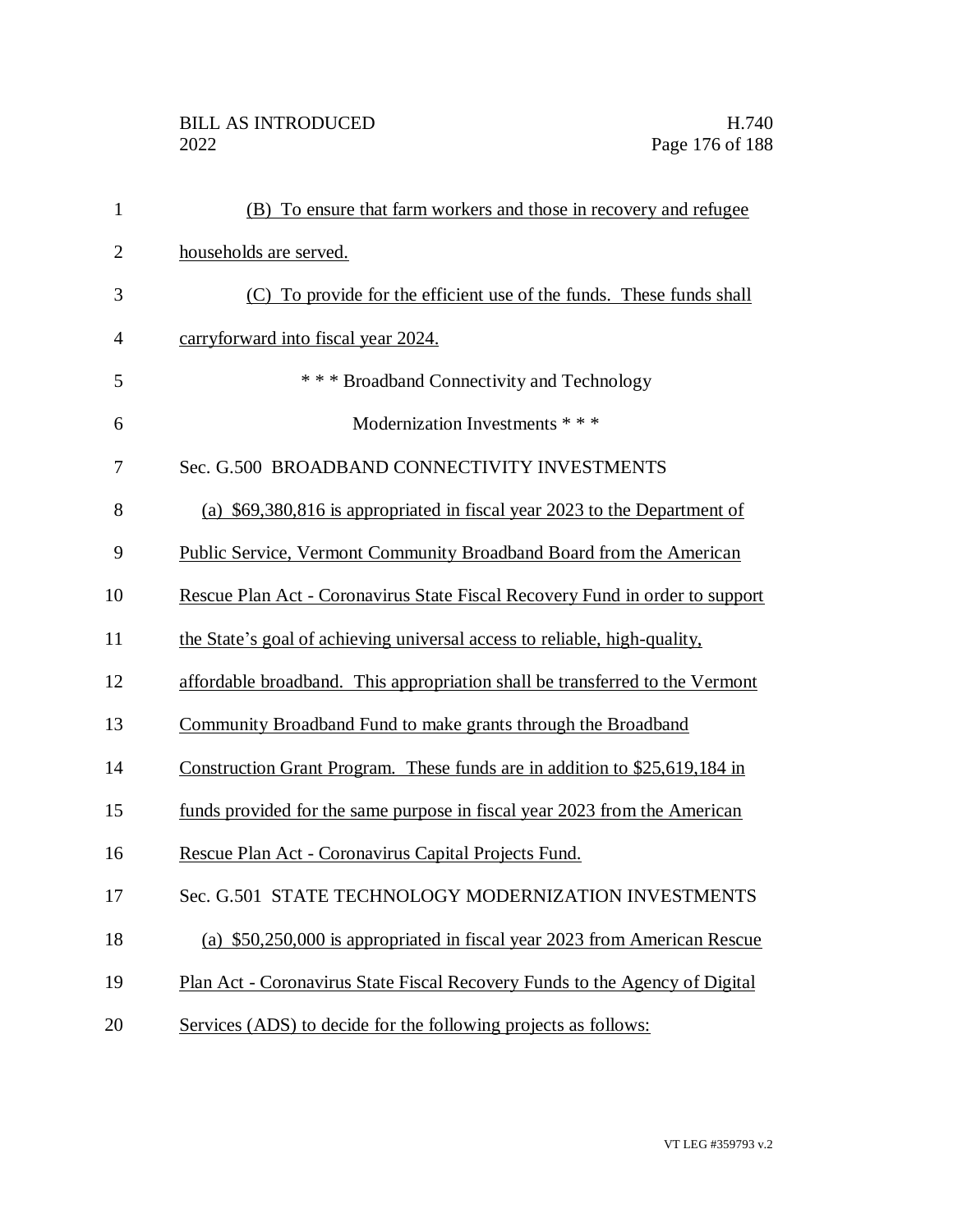(B) To ensure that farm workers and those in recovery and refugee households are served.

(C) To provide for the efficient use of the funds. These funds shall carryforward into fiscal year 2024.

*** Broadband Connectivity and Technology Modernization Investments ***

Sec. G.500 BROADBAND CONNECTIVITY INVESTMENTS

(a) $69,380,816 is appropriated in fiscal year 2023 to the Department of Public Service, Vermont Community Broadband Board from the American Rescue Plan Act - Coronavirus State Fiscal Recovery Fund in order to support the State's goal of achieving universal access to reliable, high-quality, affordable broadband. This appropriation shall be transferred to the Vermont Community Broadband Fund to make grants through the Broadband Construction Grant Program. These funds are in addition to $25,619,184 in funds provided for the same purpose in fiscal year 2023 from the American Rescue Plan Act - Coronavirus Capital Projects Fund.

Sec. G.501 STATE TECHNOLOGY MODERNIZATION INVESTMENTS

(a) $50,250,000 is appropriated in fiscal year 2023 from American Rescue Plan Act - Coronavirus State Fiscal Recovery Funds to the Agency of Digital Services (ADS) to decide for the following projects as follows: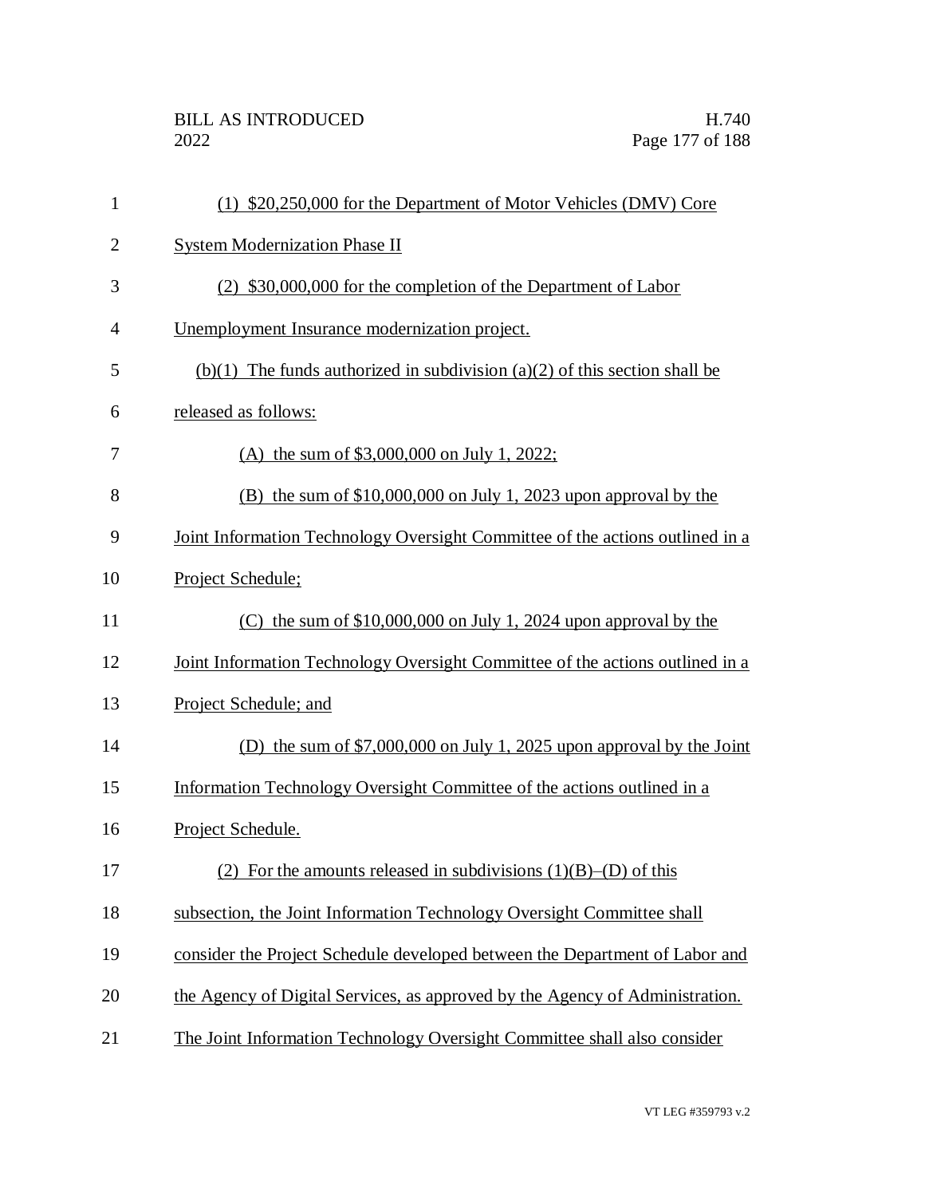(1) $20,250,000 for the Department of Motor Vehicles (DMV) Core System Modernization Phase II

(2) $30,000,000 for the completion of the Department of Labor Unemployment Insurance modernization project.

(b)(1) The funds authorized in subdivision (a)(2) of this section shall be released as follows:

(A) the sum of $3,000,000 on July 1, 2022;

(B) the sum of $10,000,000 on July 1, 2023 upon approval by the Joint Information Technology Oversight Committee of the actions outlined in a Project Schedule;

(C) the sum of $10,000,000 on July 1, 2024 upon approval by the Joint Information Technology Oversight Committee of the actions outlined in a Project Schedule; and

(D) the sum of $7,000,000 on July 1, 2025 upon approval by the Joint Information Technology Oversight Committee of the actions outlined in a Project Schedule.

(2) For the amounts released in subdivisions (1)(B)–(D) of this subsection, the Joint Information Technology Oversight Committee shall consider the Project Schedule developed between the Department of Labor and the Agency of Digital Services, as approved by the Agency of Administration. The Joint Information Technology Oversight Committee shall also consider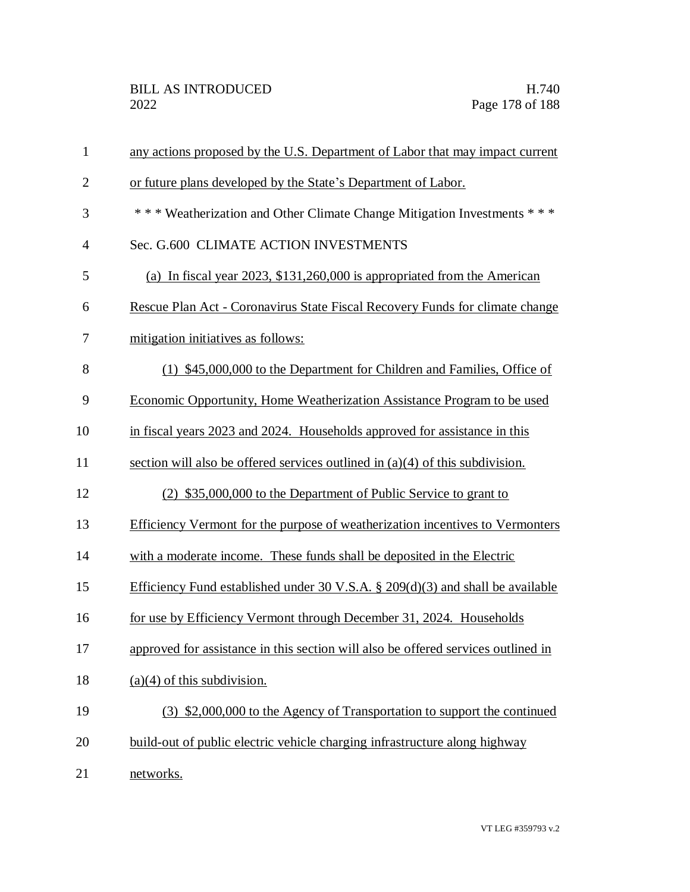any actions proposed by the U.S. Department of Labor that may impact current or future plans developed by the State's Department of Labor.

\* \* \* Weatherization and Other Climate Change Mitigation Investments \* \* \*

Sec. G.600 CLIMATE ACTION INVESTMENTS

(a) In fiscal year 2023, $131,260,000 is appropriated from the American Rescue Plan Act - Coronavirus State Fiscal Recovery Funds for climate change mitigation initiatives as follows:

(1) $45,000,000 to the Department for Children and Families, Office of Economic Opportunity, Home Weatherization Assistance Program to be used in fiscal years 2023 and 2024. Households approved for assistance in this section will also be offered services outlined in (a)(4) of this subdivision.

(2) $35,000,000 to the Department of Public Service to grant to Efficiency Vermont for the purpose of weatherization incentives to Vermonters with a moderate income. These funds shall be deposited in the Electric Efficiency Fund established under 30 V.S.A. § 209(d)(3) and shall be available for use by Efficiency Vermont through December 31, 2024. Households approved for assistance in this section will also be offered services outlined in (a)(4) of this subdivision.

(3) $2,000,000 to the Agency of Transportation to support the continued build-out of public electric vehicle charging infrastructure along highway networks.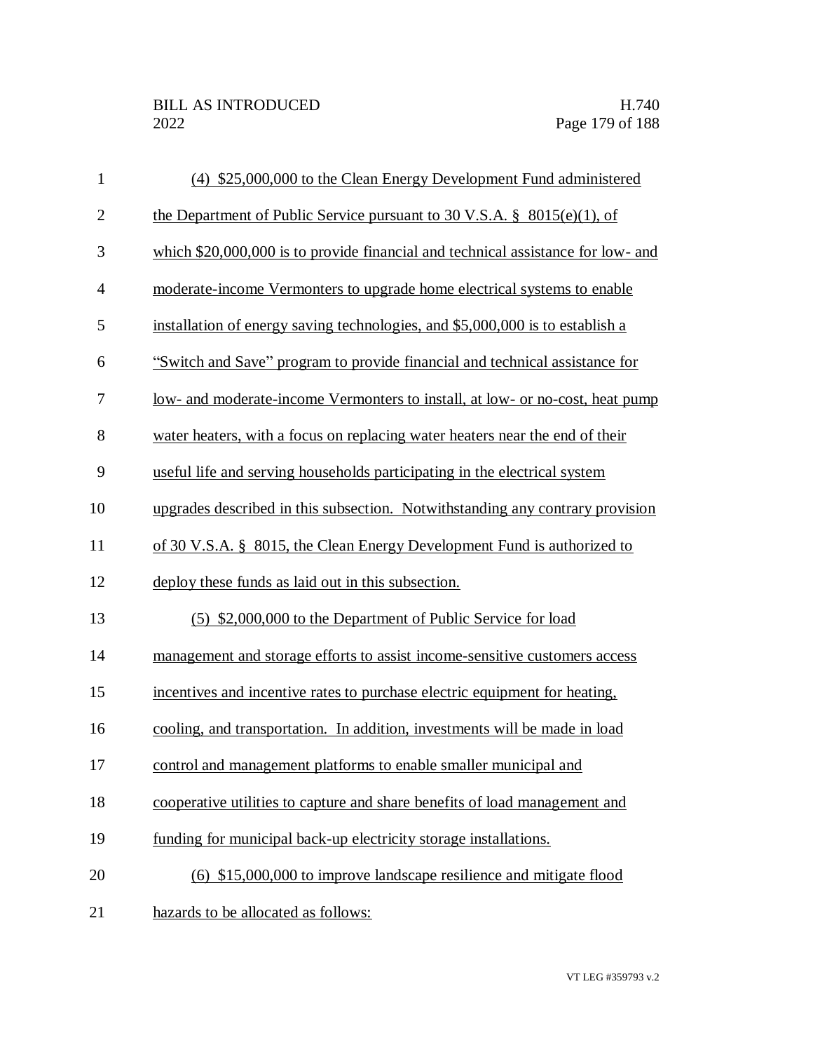(4) $25,000,000 to the Clean Energy Development Fund administered the Department of Public Service pursuant to 30 V.S.A. § 8015(e)(1), of which $20,000,000 is to provide financial and technical assistance for low- and moderate-income Vermonters to upgrade home electrical systems to enable installation of energy saving technologies, and $5,000,000 is to establish a "Switch and Save" program to provide financial and technical assistance for low- and moderate-income Vermonters to install, at low- or no-cost, heat pump water heaters, with a focus on replacing water heaters near the end of their useful life and serving households participating in the electrical system upgrades described in this subsection. Notwithstanding any contrary provision of 30 V.S.A. § 8015, the Clean Energy Development Fund is authorized to deploy these funds as laid out in this subsection.

(5) $2,000,000 to the Department of Public Service for load management and storage efforts to assist income-sensitive customers access incentives and incentive rates to purchase electric equipment for heating, cooling, and transportation. In addition, investments will be made in load control and management platforms to enable smaller municipal and cooperative utilities to capture and share benefits of load management and funding for municipal back-up electricity storage installations.

(6) $15,000,000 to improve landscape resilience and mitigate flood hazards to be allocated as follows: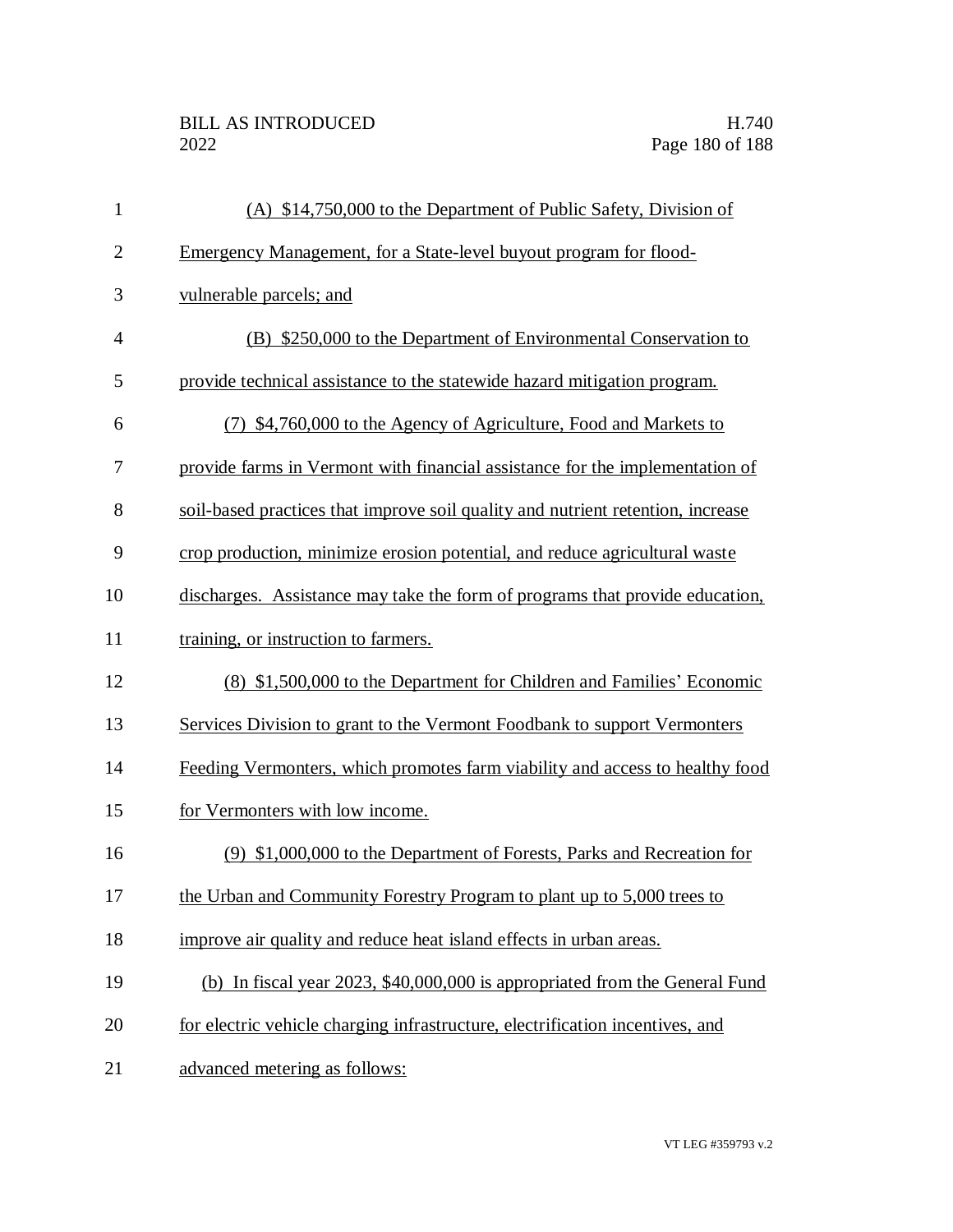(A) $14,750,000 to the Department of Public Safety, Division of Emergency Management, for a State-level buyout program for flood-vulnerable parcels; and

(B) $250,000 to the Department of Environmental Conservation to provide technical assistance to the statewide hazard mitigation program.

(7) $4,760,000 to the Agency of Agriculture, Food and Markets to provide farms in Vermont with financial assistance for the implementation of soil-based practices that improve soil quality and nutrient retention, increase crop production, minimize erosion potential, and reduce agricultural waste discharges. Assistance may take the form of programs that provide education, training, or instruction to farmers.

(8) $1,500,000 to the Department for Children and Families' Economic Services Division to grant to the Vermont Foodbank to support Vermonters Feeding Vermonters, which promotes farm viability and access to healthy food for Vermonters with low income.

(9) $1,000,000 to the Department of Forests, Parks and Recreation for the Urban and Community Forestry Program to plant up to 5,000 trees to improve air quality and reduce heat island effects in urban areas.

(b) In fiscal year 2023, $40,000,000 is appropriated from the General Fund for electric vehicle charging infrastructure, electrification incentives, and advanced metering as follows: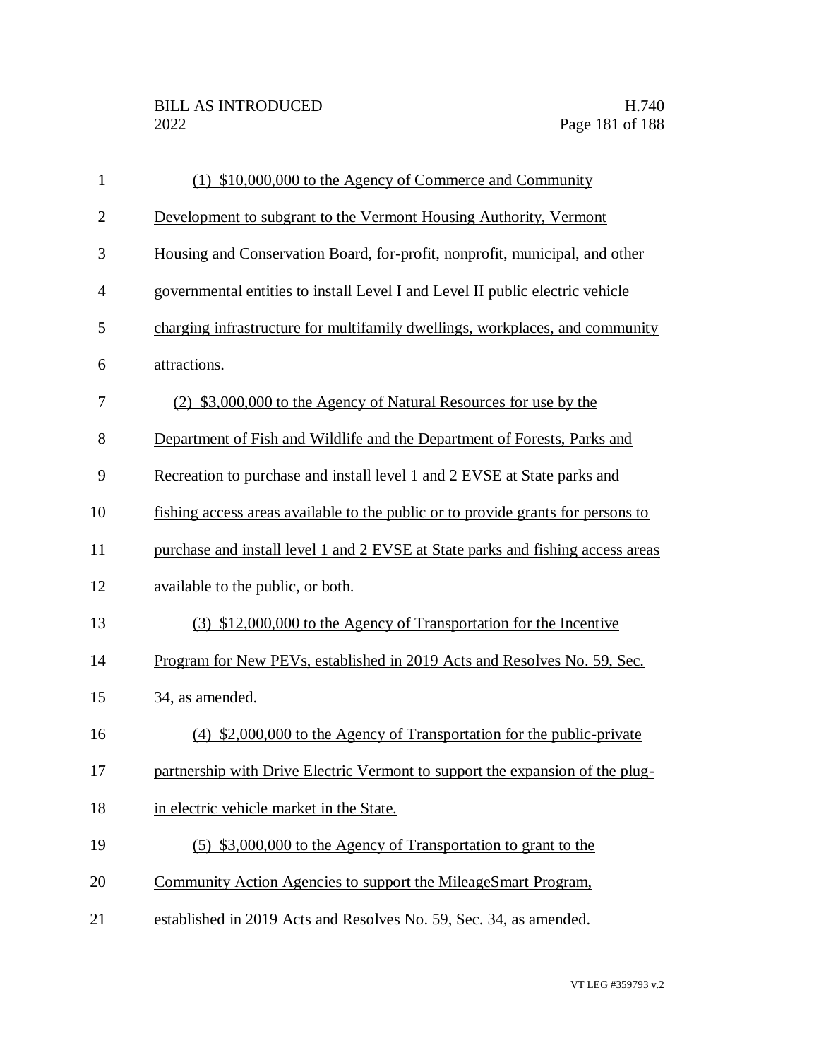(1) $10,000,000 to the Agency of Commerce and Community Development to subgrant to the Vermont Housing Authority, Vermont Housing and Conservation Board, for-profit, nonprofit, municipal, and other governmental entities to install Level I and Level II public electric vehicle charging infrastructure for multifamily dwellings, workplaces, and community attractions.

(2) $3,000,000 to the Agency of Natural Resources for use by the Department of Fish and Wildlife and the Department of Forests, Parks and Recreation to purchase and install level 1 and 2 EVSE at State parks and fishing access areas available to the public or to provide grants for persons to purchase and install level 1 and 2 EVSE at State parks and fishing access areas available to the public, or both.

(3) $12,000,000 to the Agency of Transportation for the Incentive Program for New PEVs, established in 2019 Acts and Resolves No. 59, Sec. 34, as amended.

(4) $2,000,000 to the Agency of Transportation for the public-private partnership with Drive Electric Vermont to support the expansion of the plug-in electric vehicle market in the State.

(5) $3,000,000 to the Agency of Transportation to grant to the Community Action Agencies to support the MileageSmart Program, established in 2019 Acts and Resolves No. 59, Sec. 34, as amended.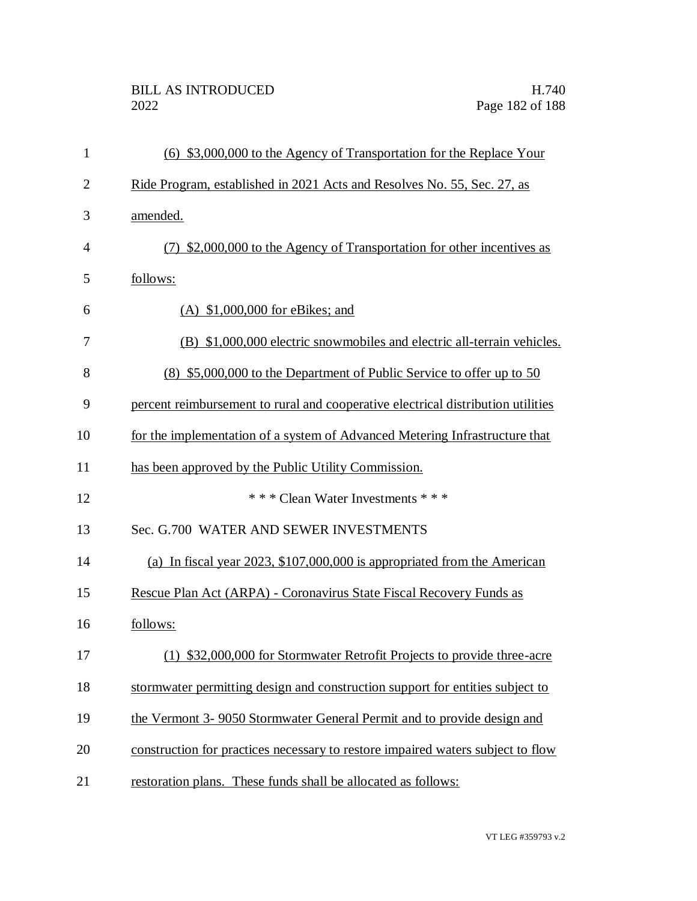(6) $3,000,000 to the Agency of Transportation for the Replace Your Ride Program, established in 2021 Acts and Resolves No. 55, Sec. 27, as amended.

(7) $2,000,000 to the Agency of Transportation for other incentives as follows:

(A) $1,000,000 for eBikes; and

(B) $1,000,000 electric snowmobiles and electric all-terrain vehicles.

(8) $5,000,000 to the Department of Public Service to offer up to 50 percent reimbursement to rural and cooperative electrical distribution utilities for the implementation of a system of Advanced Metering Infrastructure that has been approved by the Public Utility Commission.

\* \* \* Clean Water Investments \* \* \*

Sec. G.700 WATER AND SEWER INVESTMENTS

(a) In fiscal year 2023, $107,000,000 is appropriated from the American Rescue Plan Act (ARPA) - Coronavirus State Fiscal Recovery Funds as follows:

(1) $32,000,000 for Stormwater Retrofit Projects to provide three-acre stormwater permitting design and construction support for entities subject to the Vermont 3- 9050 Stormwater General Permit and to provide design and construction for practices necessary to restore impaired waters subject to flow restoration plans. These funds shall be allocated as follows: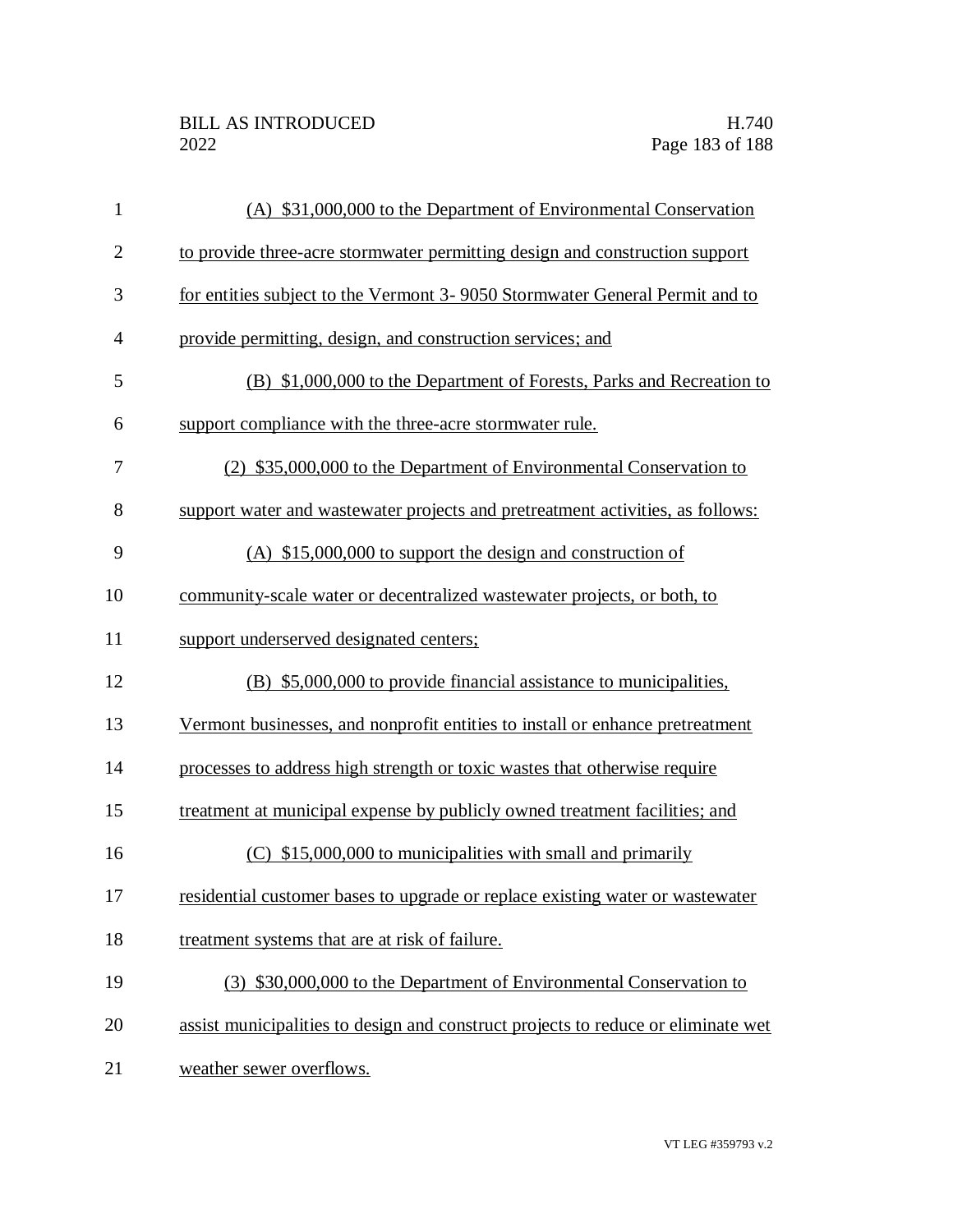(A) $31,000,000 to the Department of Environmental Conservation to provide three-acre stormwater permitting design and construction support for entities subject to the Vermont 3- 9050 Stormwater General Permit and to provide permitting, design, and construction services; and

(B) $1,000,000 to the Department of Forests, Parks and Recreation to support compliance with the three-acre stormwater rule.

(2) $35,000,000 to the Department of Environmental Conservation to support water and wastewater projects and pretreatment activities, as follows:

(A) $15,000,000 to support the design and construction of community-scale water or decentralized wastewater projects, or both, to support underserved designated centers;

(B) $5,000,000 to provide financial assistance to municipalities, Vermont businesses, and nonprofit entities to install or enhance pretreatment processes to address high strength or toxic wastes that otherwise require treatment at municipal expense by publicly owned treatment facilities; and

(C) $15,000,000 to municipalities with small and primarily residential customer bases to upgrade or replace existing water or wastewater treatment systems that are at risk of failure.

(3) $30,000,000 to the Department of Environmental Conservation to assist municipalities to design and construct projects to reduce or eliminate wet weather sewer overflows.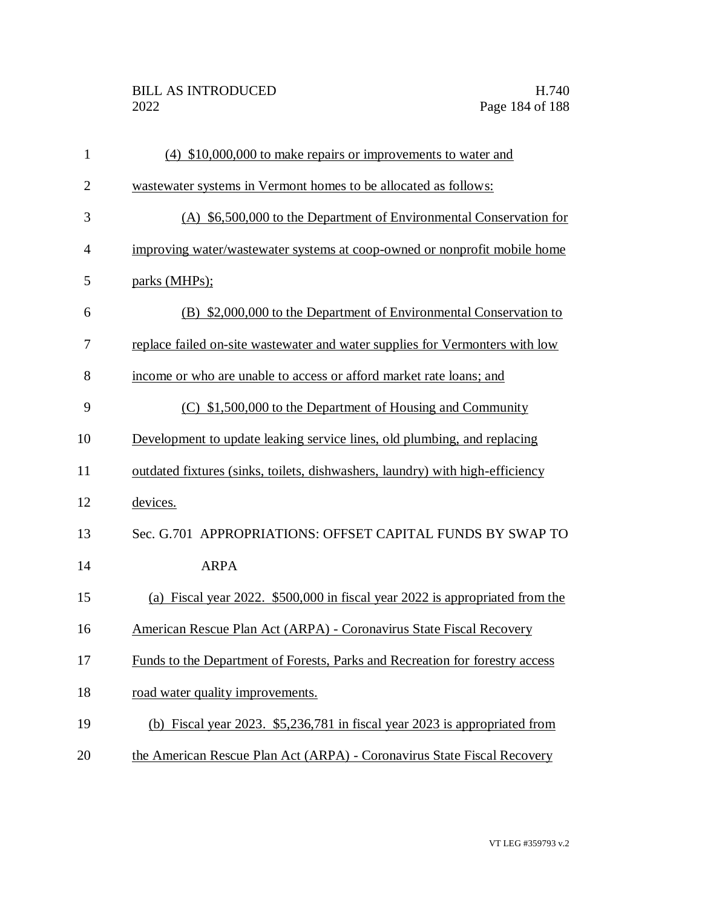(4) $10,000,000 to make repairs or improvements to water and wastewater systems in Vermont homes to be allocated as follows:

(A) $6,500,000 to the Department of Environmental Conservation for improving water/wastewater systems at coop-owned or nonprofit mobile home parks (MHPs);

(B) $2,000,000 to the Department of Environmental Conservation to replace failed on-site wastewater and water supplies for Vermonters with low income or who are unable to access or afford market rate loans; and

(C) $1,500,000 to the Department of Housing and Community Development to update leaking service lines, old plumbing, and replacing outdated fixtures (sinks, toilets, dishwashers, laundry) with high-efficiency devices.

Sec. G.701 APPROPRIATIONS: OFFSET CAPITAL FUNDS BY SWAP TO ARPA

(a) Fiscal year 2022. $500,000 in fiscal year 2022 is appropriated from the American Rescue Plan Act (ARPA) - Coronavirus State Fiscal Recovery Funds to the Department of Forests, Parks and Recreation for forestry access road water quality improvements.

(b) Fiscal year 2023. $5,236,781 in fiscal year 2023 is appropriated from the American Rescue Plan Act (ARPA) - Coronavirus State Fiscal Recovery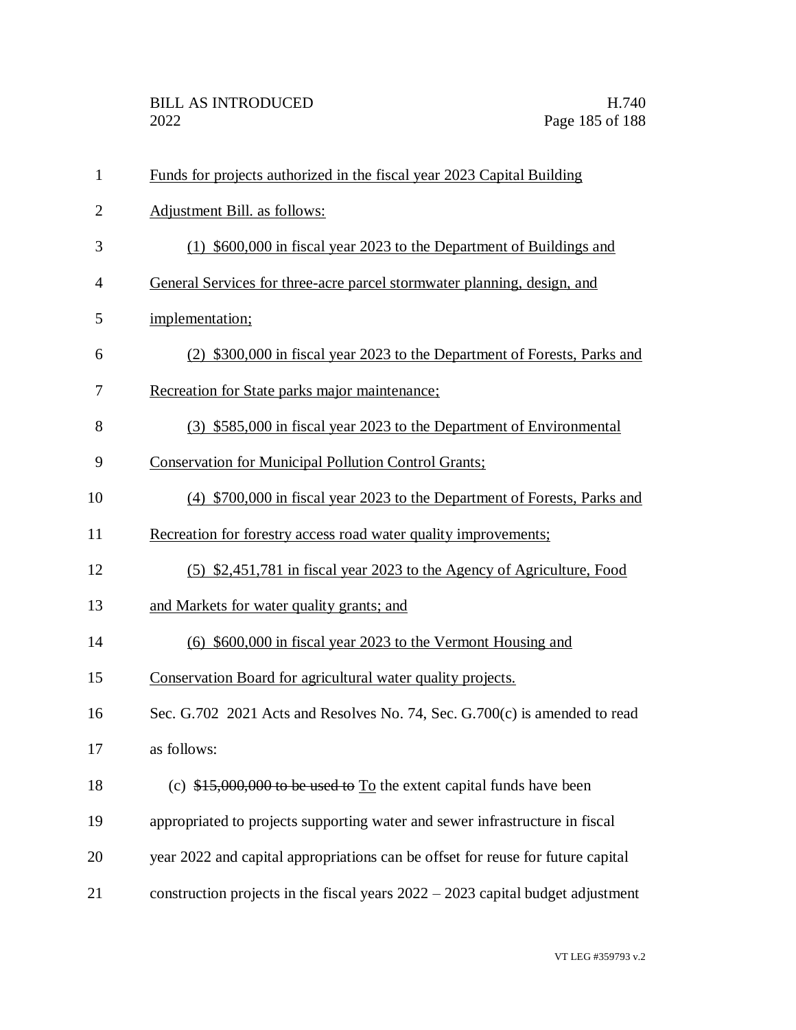Funds for projects authorized in the fiscal year 2023 Capital Building Adjustment Bill. as follows:

(1) $600,000 in fiscal year 2023 to the Department of Buildings and General Services for three-acre parcel stormwater planning, design, and implementation;

(2) $300,000 in fiscal year 2023 to the Department of Forests, Parks and Recreation for State parks major maintenance;

(3) $585,000 in fiscal year 2023 to the Department of Environmental Conservation for Municipal Pollution Control Grants;

(4) $700,000 in fiscal year 2023 to the Department of Forests, Parks and Recreation for forestry access road water quality improvements;

(5) $2,451,781 in fiscal year 2023 to the Agency of Agriculture, Food and Markets for water quality grants; and

(6) $600,000 in fiscal year 2023 to the Vermont Housing and Conservation Board for agricultural water quality projects.

Sec. G.702 2021 Acts and Resolves No. 74, Sec. G.700(c) is amended to read as follows:

(c) ~~$15,000,000 to be used to~~ To the extent capital funds have been appropriated to projects supporting water and sewer infrastructure in fiscal year 2022 and capital appropriations can be offset for reuse for future capital construction projects in the fiscal years 2022 – 2023 capital budget adjustment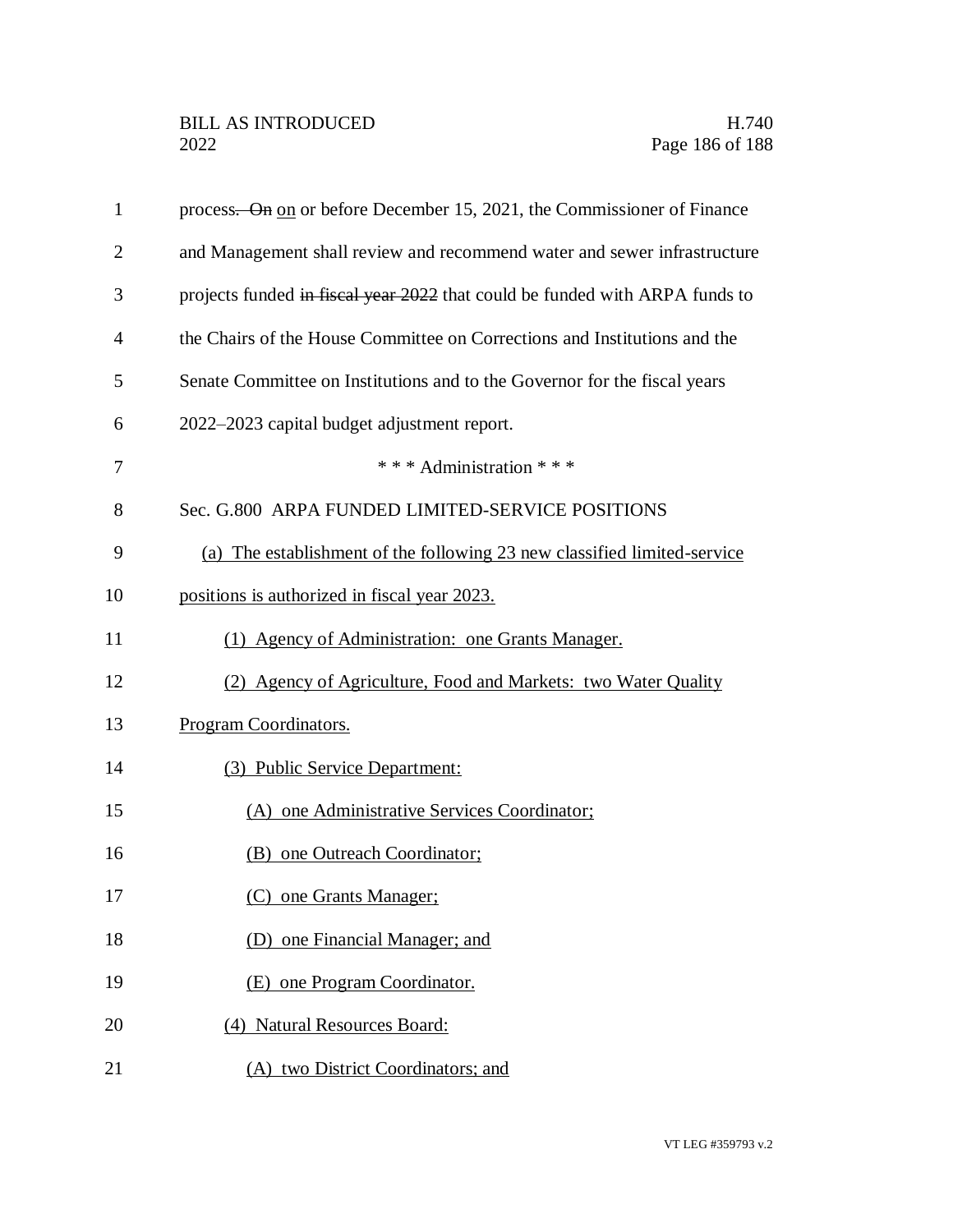process. ~~On~~ on or before December 15, 2021, the Commissioner of Finance and Management shall review and recommend water and sewer infrastructure projects funded ~~in fiscal year 2022~~ that could be funded with ARPA funds to the Chairs of the House Committee on Corrections and Institutions and the Senate Committee on Institutions and to the Governor for the fiscal years 2022–2023 capital budget adjustment report.

\* \* \* Administration \* \* \*

Sec. G.800 ARPA FUNDED LIMITED-SERVICE POSITIONS

(a) The establishment of the following 23 new classified limited-service positions is authorized in fiscal year 2023.

(1) Agency of Administration: one Grants Manager.

(2) Agency of Agriculture, Food and Markets: two Water Quality Program Coordinators.

(3) Public Service Department:

(A) one Administrative Services Coordinator;

(B) one Outreach Coordinator;

(C) one Grants Manager;

(D) one Financial Manager; and

(E) one Program Coordinator.

(4) Natural Resources Board:

(A) two District Coordinators; and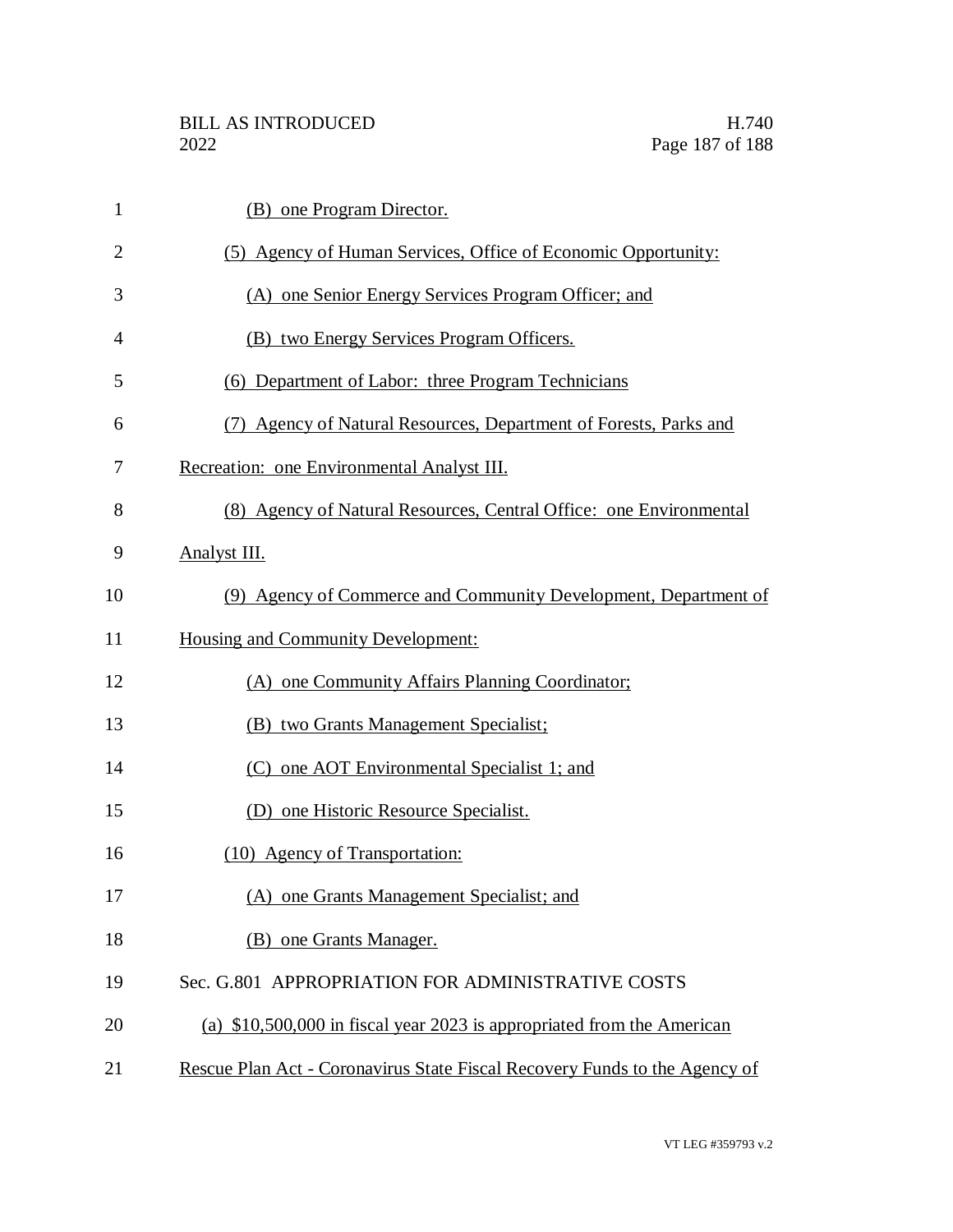(B) one Program Director.

(5) Agency of Human Services, Office of Economic Opportunity:

(A) one Senior Energy Services Program Officer; and

(B) two Energy Services Program Officers.

(6) Department of Labor: three Program Technicians

(7) Agency of Natural Resources, Department of Forests, Parks and Recreation: one Environmental Analyst III.

(8) Agency of Natural Resources, Central Office: one Environmental Analyst III.

(9) Agency of Commerce and Community Development, Department of Housing and Community Development:

(A) one Community Affairs Planning Coordinator;

(B) two Grants Management Specialist;

(C) one AOT Environmental Specialist 1; and

(D) one Historic Resource Specialist.

(10) Agency of Transportation:

(A) one Grants Management Specialist; and

(B) one Grants Manager.

Sec. G.801 APPROPRIATION FOR ADMINISTRATIVE COSTS

(a) $10,500,000 in fiscal year 2023 is appropriated from the American Rescue Plan Act - Coronavirus State Fiscal Recovery Funds to the Agency of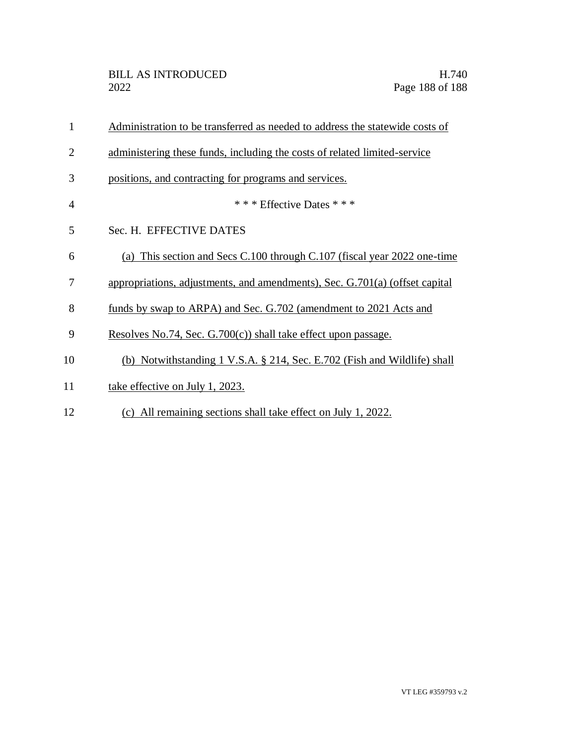Administration to be transferred as needed to address the statewide costs of administering these funds, including the costs of related limited-service positions, and contracting for programs and services.

*** Effective Dates ***

Sec. H. EFFECTIVE DATES

(a) This section and Secs C.100 through C.107 (fiscal year 2022 one-time appropriations, adjustments, and amendments), Sec. G.701(a) (offset capital funds by swap to ARPA) and Sec. G.702 (amendment to 2021 Acts and Resolves No.74, Sec. G.700(c)) shall take effect upon passage.

(b) Notwithstanding 1 V.S.A. § 214, Sec. E.702 (Fish and Wildlife) shall take effective on July 1, 2023.

(c) All remaining sections shall take effect on July 1, 2022.